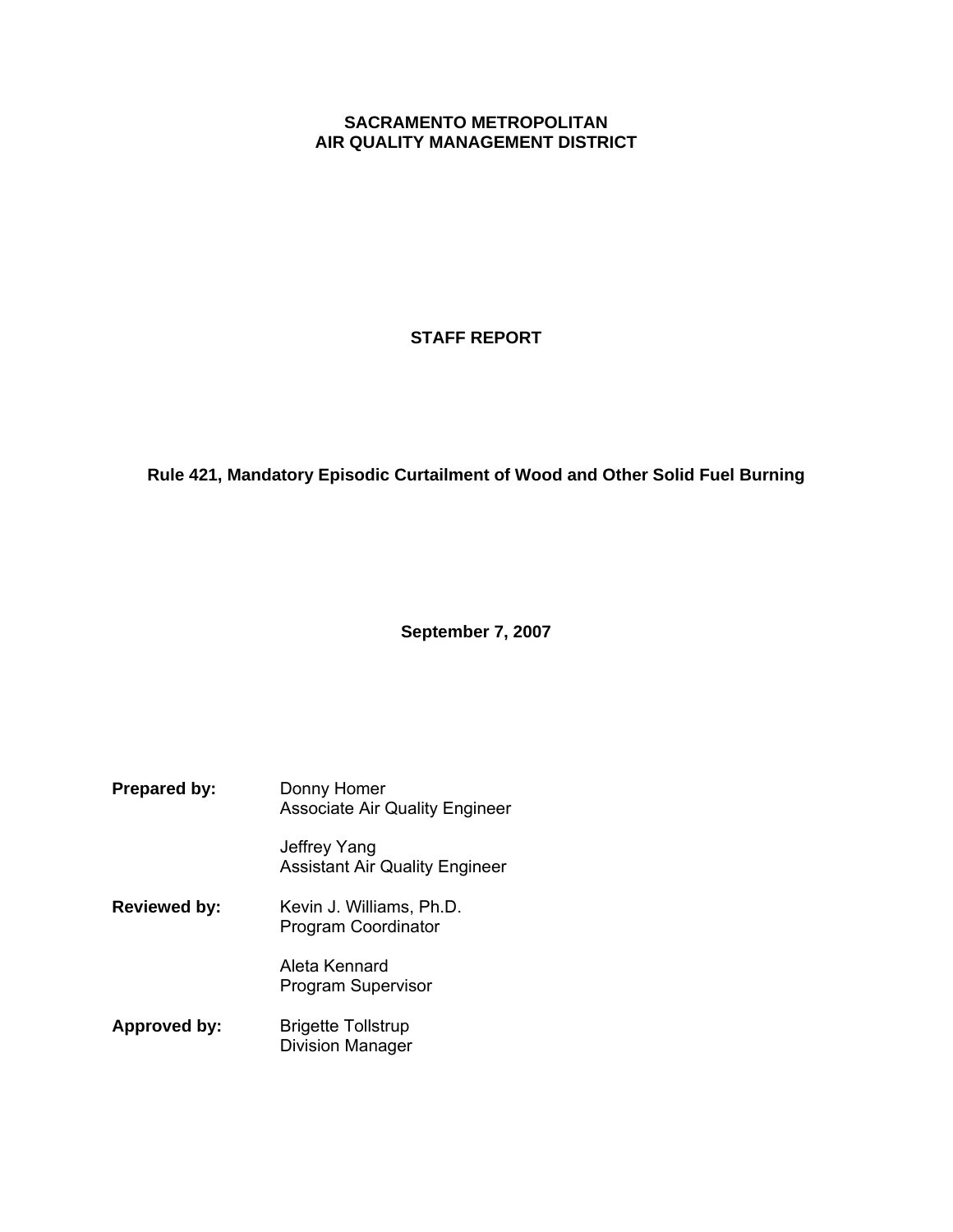# SACRAMENTO METROPOLITAN AIR QUALITY MANAGEMENT DISTRICT

## STAFF REPORT

## Rule 421, Mandatory Episodic Curtailment of Wood and Other Solid Fuel Burning

**September 7, 2007**

**Prepared by:** Donny Homer
Associate Air Quality Engineer

Jeffrey Yang
Assistant Air Quality Engineer

**Reviewed by:** Kevin J. Williams, Ph.D.
Program Coordinator

Aleta Kennard
Program Supervisor

**Approved by:** Brigette Tollstrup
Division Manager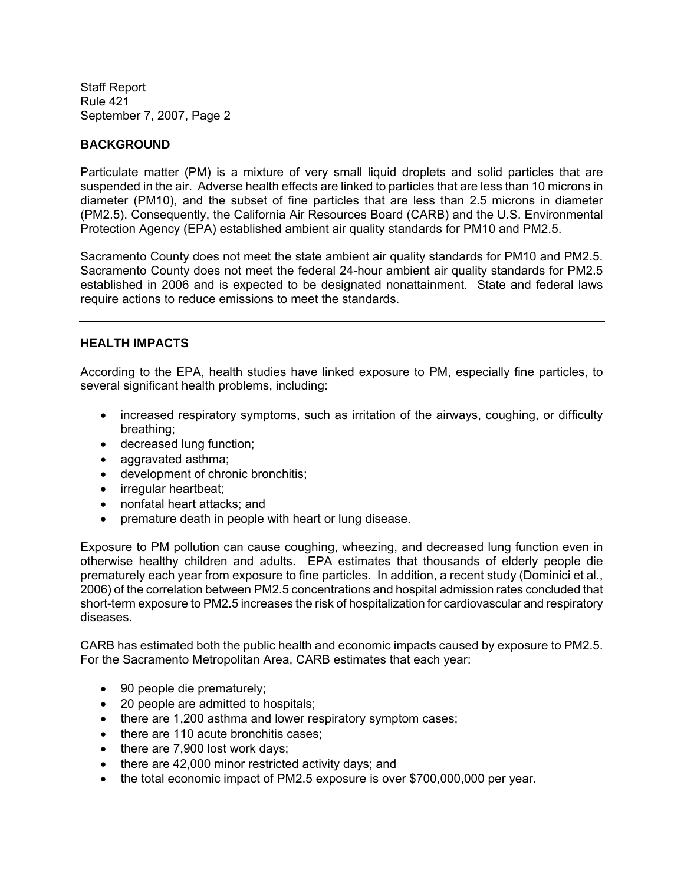## BACKGROUND

Particulate matter (PM) is a mixture of very small liquid droplets and solid particles that are suspended in the air. Adverse health effects are linked to particles that are less than 10 microns in diameter (PM10), and the subset of fine particles that are less than 2.5 microns in diameter (PM2.5). Consequently, the California Air Resources Board (CARB) and the U.S. Environmental Protection Agency (EPA) established ambient air quality standards for PM10 and PM2.5.

Sacramento County does not meet the state ambient air quality standards for PM10 and PM2.5. Sacramento County does not meet the federal 24-hour ambient air quality standards for PM2.5 established in 2006 and is expected to be designated nonattainment. State and federal laws require actions to reduce emissions to meet the standards.

---

## HEALTH IMPACTS

According to the EPA, health studies have linked exposure to PM, especially fine particles, to several significant health problems, including:

- increased respiratory symptoms, such as irritation of the airways, coughing, or difficulty breathing;
- decreased lung function;
- aggravated asthma;
- development of chronic bronchitis;
- irregular heartbeat;
- nonfatal heart attacks; and
- premature death in people with heart or lung disease.

Exposure to PM pollution can cause coughing, wheezing, and decreased lung function even in otherwise healthy children and adults. EPA estimates that thousands of elderly people die prematurely each year from exposure to fine particles. In addition, a recent study (Dominici et al., 2006) of the correlation between PM2.5 concentrations and hospital admission rates concluded that short-term exposure to PM2.5 increases the risk of hospitalization for cardiovascular and respiratory diseases.

CARB has estimated both the public health and economic impacts caused by exposure to PM2.5. For the Sacramento Metropolitan Area, CARB estimates that each year:

- 90 people die prematurely;
- 20 people are admitted to hospitals;
- there are 1,200 asthma and lower respiratory symptom cases;
- there are 110 acute bronchitis cases;
- there are 7,900 lost work days;
- there are 42,000 minor restricted activity days; and
- the total economic impact of PM2.5 exposure is over $700,000,000 per year.

---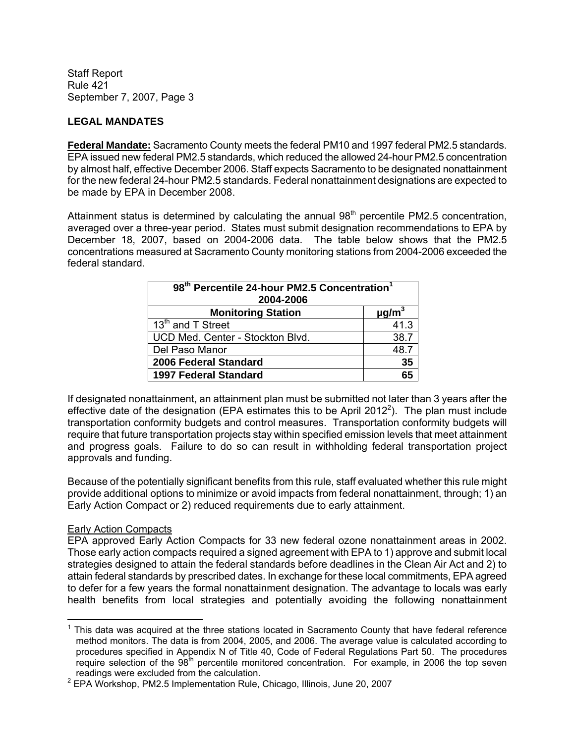## LEGAL MANDATES

**Federal Mandate:** Sacramento County meets the federal PM10 and 1997 federal PM2.5 standards. EPA issued new federal PM2.5 standards, which reduced the allowed 24-hour PM2.5 concentration by almost half, effective December 2006. Staff expects Sacramento to be designated nonattainment for the new federal 24-hour PM2.5 standards. Federal nonattainment designations are expected to be made by EPA in December 2008.

Attainment status is determined by calculating the annual 98th percentile PM2.5 concentration, averaged over a three-year period. States must submit designation recommendations to EPA by December 18, 2007, based on 2004-2006 data. The table below shows that the PM2.5 concentrations measured at Sacramento County monitoring stations from 2004-2006 exceeded the federal standard.

| 98th Percentile 24-hour PM2.5 Concentration[1] 2004-2006 | |
|---|---|
| **Monitoring Station** | **$\mu g/m^3$** |
| 13th and T Street | 41.3 |
| UCD Med. Center - Stockton Blvd. | 38.7 |
| Del Paso Manor | 48.7 |
| **2006 Federal Standard** | **35** |
| **1997 Federal Standard** | **65** |

If designated nonattainment, an attainment plan must be submitted not later than 3 years after the effective date of the designation (EPA estimates this to be April 2012[2]). The plan must include transportation conformity budgets and control measures. Transportation conformity budgets will require that future transportation projects stay within specified emission levels that meet attainment and progress goals. Failure to do so can result in withholding federal transportation project approvals and funding.

Because of the potentially significant benefits from this rule, staff evaluated whether this rule might provide additional options to minimize or avoid impacts from federal nonattainment, through; 1) an Early Action Compact or 2) reduced requirements due to early attainment.

Early Action Compacts

EPA approved Early Action Compacts for 33 new federal ozone nonattainment areas in 2002. Those early action compacts required a signed agreement with EPA to 1) approve and submit local strategies designed to attain the federal standards before deadlines in the Clean Air Act and 2) to attain federal standards by prescribed dates. In exchange for these local commitments, EPA agreed to defer for a few years the formal nonattainment designation. The advantage to locals was early health benefits from local strategies and potentially avoiding the following nonattainment

---

[1] This data was acquired at the three stations located in Sacramento County that have federal reference method monitors. The data is from 2004, 2005, and 2006. The average value is calculated according to procedures specified in Appendix N of Title 40, Code of Federal Regulations Part 50. The procedures require selection of the 98th percentile monitored concentration. For example, in 2006 the top seven readings were excluded from the calculation.

[2] EPA Workshop, PM2.5 Implementation Rule, Chicago, Illinois, June 20, 2007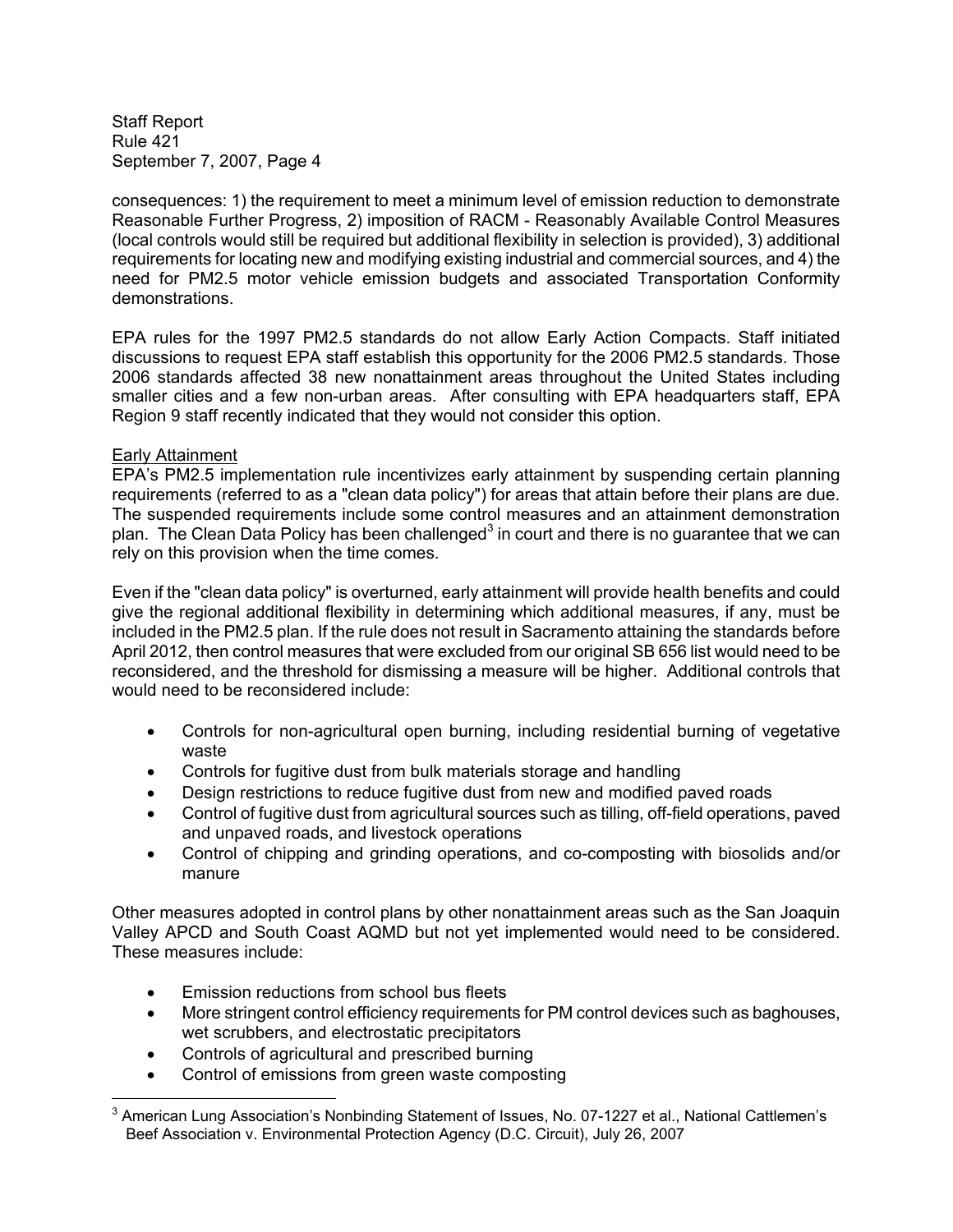consequences: 1) the requirement to meet a minimum level of emission reduction to demonstrate Reasonable Further Progress, 2) imposition of RACM - Reasonably Available Control Measures (local controls would still be required but additional flexibility in selection is provided), 3) additional requirements for locating new and modifying existing industrial and commercial sources, and 4) the need for PM2.5 motor vehicle emission budgets and associated Transportation Conformity demonstrations.

EPA rules for the 1997 PM2.5 standards do not allow Early Action Compacts. Staff initiated discussions to request EPA staff establish this opportunity for the 2006 PM2.5 standards. Those 2006 standards affected 38 new nonattainment areas throughout the United States including smaller cities and a few non-urban areas. After consulting with EPA headquarters staff, EPA Region 9 staff recently indicated that they would not consider this option.

Early Attainment

EPA's PM2.5 implementation rule incentivizes early attainment by suspending certain planning requirements (referred to as a "clean data policy") for areas that attain before their plans are due. The suspended requirements include some control measures and an attainment demonstration plan. The Clean Data Policy has been challenged[3] in court and there is no guarantee that we can rely on this provision when the time comes.

Even if the "clean data policy" is overturned, early attainment will provide health benefits and could give the regional additional flexibility in determining which additional measures, if any, must be included in the PM2.5 plan. If the rule does not result in Sacramento attaining the standards before April 2012, then control measures that were excluded from our original SB 656 list would need to be reconsidered, and the threshold for dismissing a measure will be higher. Additional controls that would need to be reconsidered include:

- Controls for non-agricultural open burning, including residential burning of vegetative waste
- Controls for fugitive dust from bulk materials storage and handling
- Design restrictions to reduce fugitive dust from new and modified paved roads
- Control of fugitive dust from agricultural sources such as tilling, off-field operations, paved and unpaved roads, and livestock operations
- Control of chipping and grinding operations, and co-composting with biosolids and/or manure

Other measures adopted in control plans by other nonattainment areas such as the San Joaquin Valley APCD and South Coast AQMD but not yet implemented would need to be considered. These measures include:

- Emission reductions from school bus fleets
- More stringent control efficiency requirements for PM control devices such as baghouses, wet scrubbers, and electrostatic precipitators
- Controls of agricultural and prescribed burning
- Control of emissions from green waste composting

[3] American Lung Association's Nonbinding Statement of Issues, No. 07-1227 et al., National Cattlemen's Beef Association v. Environmental Protection Agency (D.C. Circuit), July 26, 2007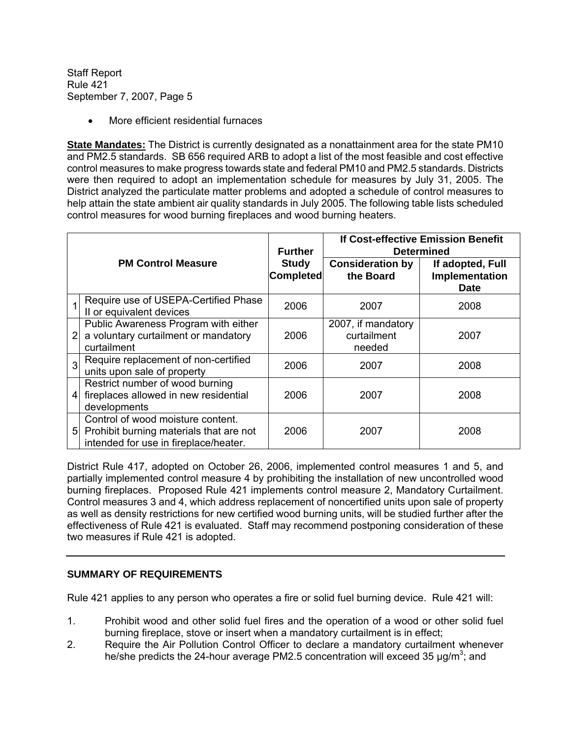- More efficient residential furnaces

**State Mandates:** The District is currently designated as a nonattainment area for the state PM10 and PM2.5 standards. SB 656 required ARB to adopt a list of the most feasible and cost effective control measures to make progress towards state and federal PM10 and PM2.5 standards. Districts were then required to adopt an implementation schedule for measures by July 31, 2005. The District analyzed the particulate matter problems and adopted a schedule of control measures to help attain the state ambient air quality standards in July 2005. The following table lists scheduled control measures for wood burning fireplaces and wood burning heaters.

| | PM Control Measure | Further Study Completed | If Cost-effective Emission Benefit Determined | |
|---|---|---|---|---|
| | | | **Consideration by the Board** | **If adopted, Full Implementation Date** |
| 1 | Require use of USEPA-Certified Phase II or equivalent devices | 2006 | 2007 | 2008 |
| 2 | Public Awareness Program with either a voluntary curtailment or mandatory curtailment | 2006 | 2007, if mandatory curtailment needed | 2007 |
| 3 | Require replacement of non-certified units upon sale of property | 2006 | 2007 | 2008 |
| 4 | Restrict number of wood burning fireplaces allowed in new residential developments | 2006 | 2007 | 2008 |
| 5 | Control of wood moisture content. Prohibit burning materials that are not intended for use in fireplace/heater. | 2006 | 2007 | 2008 |

District Rule 417, adopted on October 26, 2006, implemented control measures 1 and 5, and partially implemented control measure 4 by prohibiting the installation of new uncontrolled wood burning fireplaces. Proposed Rule 421 implements control measure 2, Mandatory Curtailment. Control measures 3 and 4, which address replacement of noncertified units upon sale of property as well as density restrictions for new certified wood burning units, will be studied further after the effectiveness of Rule 421 is evaluated. Staff may recommend postponing consideration of these two measures if Rule 421 is adopted.

---

## SUMMARY OF REQUIREMENTS

Rule 421 applies to any person who operates a fire or solid fuel burning device. Rule 421 will:

1. Prohibit wood and other solid fuel fires and the operation of a wood or other solid fuel burning fireplace, stove or insert when a mandatory curtailment is in effect;
2. Require the Air Pollution Control Officer to declare a mandatory curtailment whenever he/she predicts the 24-hour average PM2.5 concentration will exceed 35 $\mu g/m^3$; and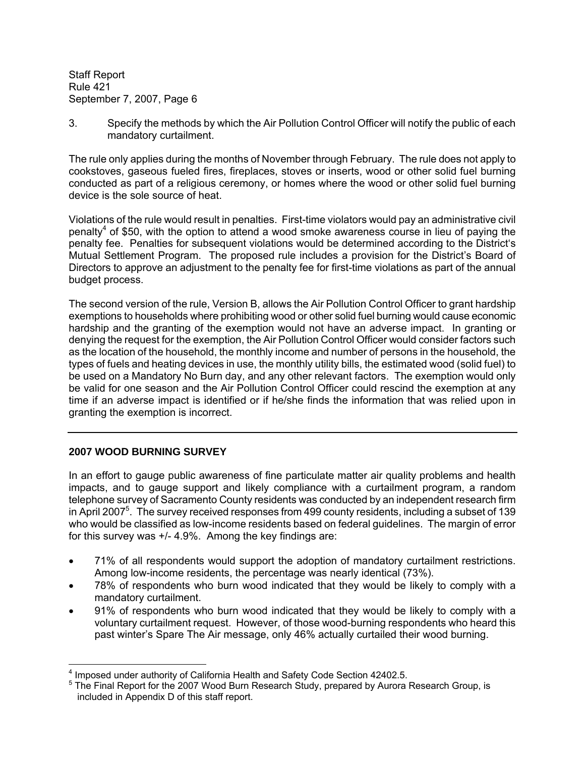3. Specify the methods by which the Air Pollution Control Officer will notify the public of each mandatory curtailment.

The rule only applies during the months of November through February. The rule does not apply to cookstoves, gaseous fueled fires, fireplaces, stoves or inserts, wood or other solid fuel burning conducted as part of a religious ceremony, or homes where the wood or other solid fuel burning device is the sole source of heat.

Violations of the rule would result in penalties. First-time violators would pay an administrative civil penalty[4] of $50, with the option to attend a wood smoke awareness course in lieu of paying the penalty fee. Penalties for subsequent violations would be determined according to the District's Mutual Settlement Program. The proposed rule includes a provision for the District's Board of Directors to approve an adjustment to the penalty fee for first-time violations as part of the annual budget process.

The second version of the rule, Version B, allows the Air Pollution Control Officer to grant hardship exemptions to households where prohibiting wood or other solid fuel burning would cause economic hardship and the granting of the exemption would not have an adverse impact. In granting or denying the request for the exemption, the Air Pollution Control Officer would consider factors such as the location of the household, the monthly income and number of persons in the household, the types of fuels and heating devices in use, the monthly utility bills, the estimated wood (solid fuel) to be used on a Mandatory No Burn day, and any other relevant factors. The exemption would only be valid for one season and the Air Pollution Control Officer could rescind the exemption at any time if an adverse impact is identified or if he/she finds the information that was relied upon in granting the exemption is incorrect.

---

## 2007 WOOD BURNING SURVEY

In an effort to gauge public awareness of fine particulate matter air quality problems and health impacts, and to gauge support and likely compliance with a curtailment program, a random telephone survey of Sacramento County residents was conducted by an independent research firm in April 2007[5]. The survey received responses from 499 county residents, including a subset of 139 who would be classified as low-income residents based on federal guidelines. The margin of error for this survey was +/- 4.9%. Among the key findings are:

- 71% of all respondents would support the adoption of mandatory curtailment restrictions. Among low-income residents, the percentage was nearly identical (73%).
- 78% of respondents who burn wood indicated that they would be likely to comply with a mandatory curtailment.
- 91% of respondents who burn wood indicated that they would be likely to comply with a voluntary curtailment request. However, of those wood-burning respondents who heard this past winter's Spare The Air message, only 46% actually curtailed their wood burning.

---

[4] Imposed under authority of California Health and Safety Code Section 42402.5.

[5] The Final Report for the 2007 Wood Burn Research Study, prepared by Aurora Research Group, is included in Appendix D of this staff report.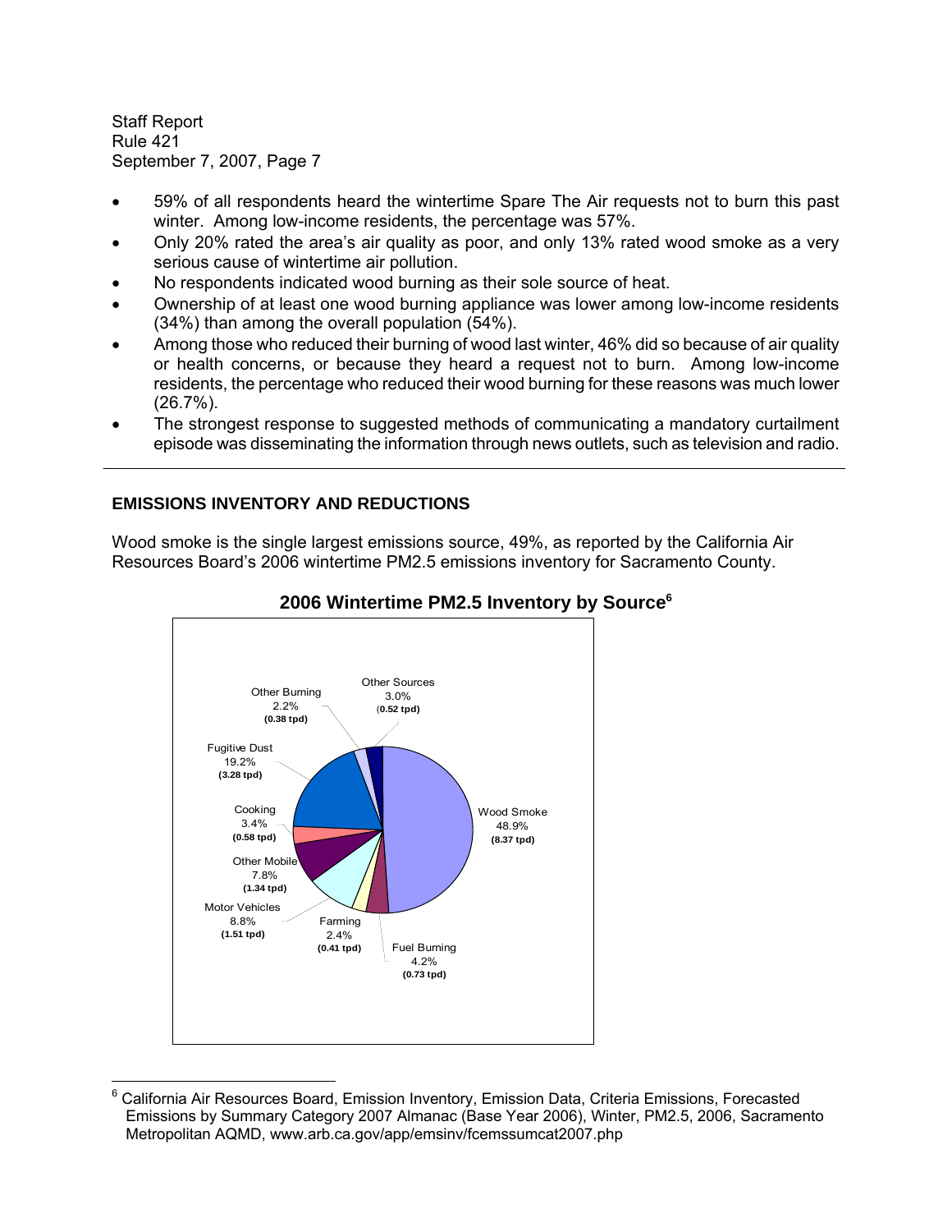- 59% of all respondents heard the wintertime Spare The Air requests not to burn this past winter. Among low-income residents, the percentage was 57%.
- Only 20% rated the area's air quality as poor, and only 13% rated wood smoke as a very serious cause of wintertime air pollution.
- No respondents indicated wood burning as their sole source of heat.
- Ownership of at least one wood burning appliance was lower among low-income residents (34%) than among the overall population (54%).
- Among those who reduced their burning of wood last winter, 46% did so because of air quality or health concerns, or because they heard a request not to burn. Among low-income residents, the percentage who reduced their wood burning for these reasons was much lower (26.7%).
- The strongest response to suggested methods of communicating a mandatory curtailment episode was disseminating the information through news outlets, such as television and radio.

---

## EMISSIONS INVENTORY AND REDUCTIONS

Wood smoke is the single largest emissions source, 49%, as reported by the California Air Resources Board's 2006 wintertime PM2.5 emissions inventory for Sacramento County.

**2006 Wintertime PM2.5 Inventory by Source[6]**

| Source | Percent | Emissions |
|---|---|---|
| Wood Smoke | 48.9% | (8.37 tpd) |
| Fuel Burning | 4.2% | (0.73 tpd) |
| Farming | 2.4% | (0.41 tpd) |
| Motor Vehicles | 8.8% | (1.51 tpd) |
| Other Mobile | 7.8% | (1.34 tpd) |
| Cooking | 3.4% | (0.58 tpd) |
| Fugitive Dust | 19.2% | (3.28 tpd) |
| Other Burning | 2.2% | (0.38 tpd) |
| Other Sources | 3.0% | (0.52 tpd) |

[6] California Air Resources Board, Emission Inventory, Emission Data, Criteria Emissions, Forecasted Emissions by Summary Category 2007 Almanac (Base Year 2006), Winter, PM2.5, 2006, Sacramento Metropolitan AQMD, www.arb.ca.gov/app/emsinv/fcemssumcat2007.php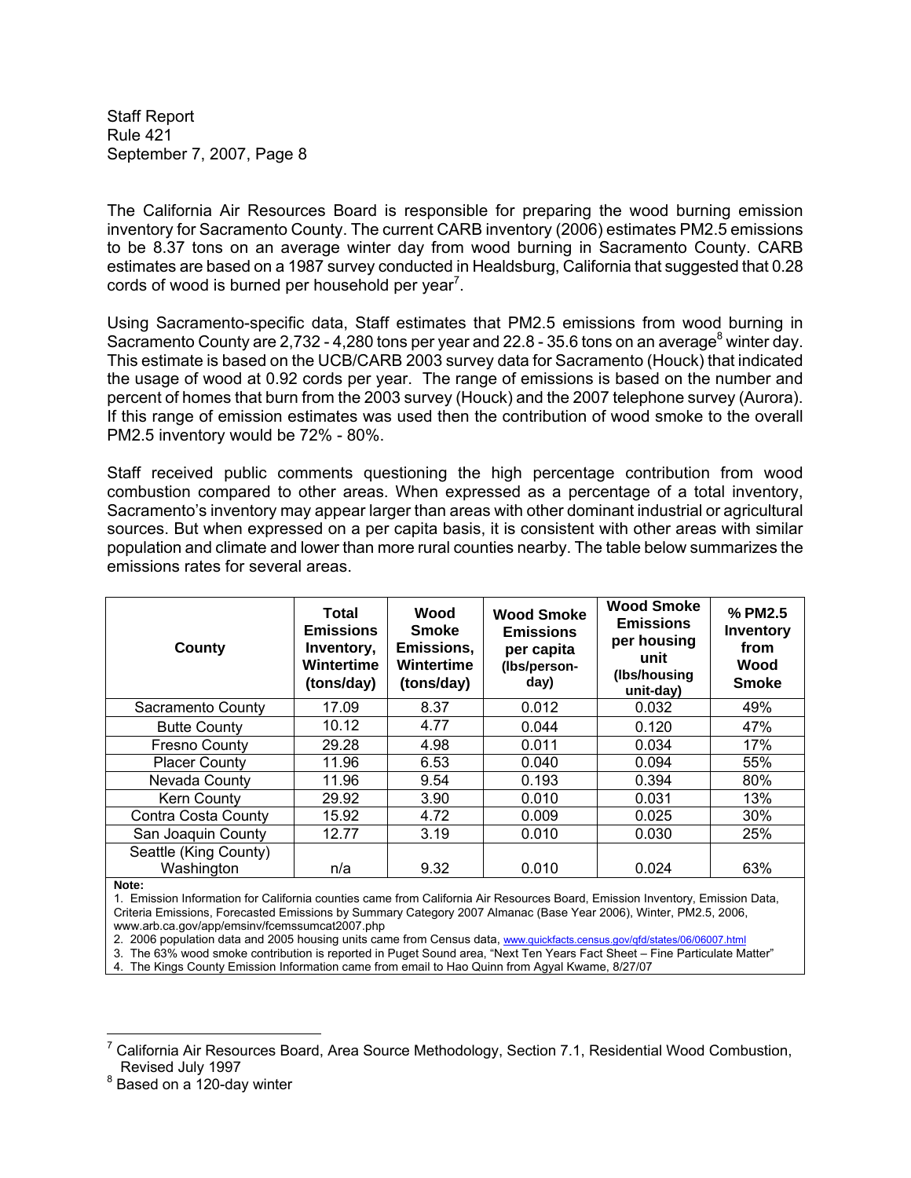The California Air Resources Board is responsible for preparing the wood burning emission inventory for Sacramento County. The current CARB inventory (2006) estimates PM2.5 emissions to be 8.37 tons on an average winter day from wood burning in Sacramento County. CARB estimates are based on a 1987 survey conducted in Healdsburg, California that suggested that 0.28 cords of wood is burned per household per year[7].

Using Sacramento-specific data, Staff estimates that PM2.5 emissions from wood burning in Sacramento County are 2,732 - 4,280 tons per year and 22.8 - 35.6 tons on an average[8] winter day. This estimate is based on the UCB/CARB 2003 survey data for Sacramento (Houck) that indicated the usage of wood at 0.92 cords per year. The range of emissions is based on the number and percent of homes that burn from the 2003 survey (Houck) and the 2007 telephone survey (Aurora). If this range of emission estimates was used then the contribution of wood smoke to the overall PM2.5 inventory would be 72% - 80%.

Staff received public comments questioning the high percentage contribution from wood combustion compared to other areas. When expressed as a percentage of a total inventory, Sacramento's inventory may appear larger than areas with other dominant industrial or agricultural sources. But when expressed on a per capita basis, it is consistent with other areas with similar population and climate and lower than more rural counties nearby. The table below summarizes the emissions rates for several areas.

| County | Total Emissions Inventory, Wintertime (tons/day) | Wood Smoke Emissions, Wintertime (tons/day) | Wood Smoke Emissions per capita (lbs/person-day) | Wood Smoke Emissions per housing unit (lbs/housing unit-day) | % PM2.5 Inventory from Wood Smoke |
|---|---|---|---|---|---|
| Sacramento County | 17.09 | 8.37 | 0.012 | 0.032 | 49% |
| Butte County | 10.12 | 4.77 | 0.044 | 0.120 | 47% |
| Fresno County | 29.28 | 4.98 | 0.011 | 0.034 | 17% |
| Placer County | 11.96 | 6.53 | 0.040 | 0.094 | 55% |
| Nevada County | 11.96 | 9.54 | 0.193 | 0.394 | 80% |
| Kern County | 29.92 | 3.90 | 0.010 | 0.031 | 13% |
| Contra Costa County | 15.92 | 4.72 | 0.009 | 0.025 | 30% |
| San Joaquin County | 12.77 | 3.19 | 0.010 | 0.030 | 25% |
| Seattle (King County) Washington | n/a | 9.32 | 0.010 | 0.024 | 63% |

**Note:**

1. Emission Information for California counties came from California Air Resources Board, Emission Inventory, Emission Data, Criteria Emissions, Forecasted Emissions by Summary Category 2007 Almanac (Base Year 2006), Winter, PM2.5, 2006, www.arb.ca.gov/app/emsinv/fcemssumcat2007.php
2. 2006 population data and 2005 housing units came from Census data, www.quickfacts.census.gov/qfd/states/06/06007.html
3. The 63% wood smoke contribution is reported in Puget Sound area, "Next Ten Years Fact Sheet – Fine Particulate Matter"
4. The Kings County Emission Information came from email to Hao Quinn from Agyal Kwame, 8/27/07

[7] California Air Resources Board, Area Source Methodology, Section 7.1, Residential Wood Combustion, Revised July 1997

[8] Based on a 120-day winter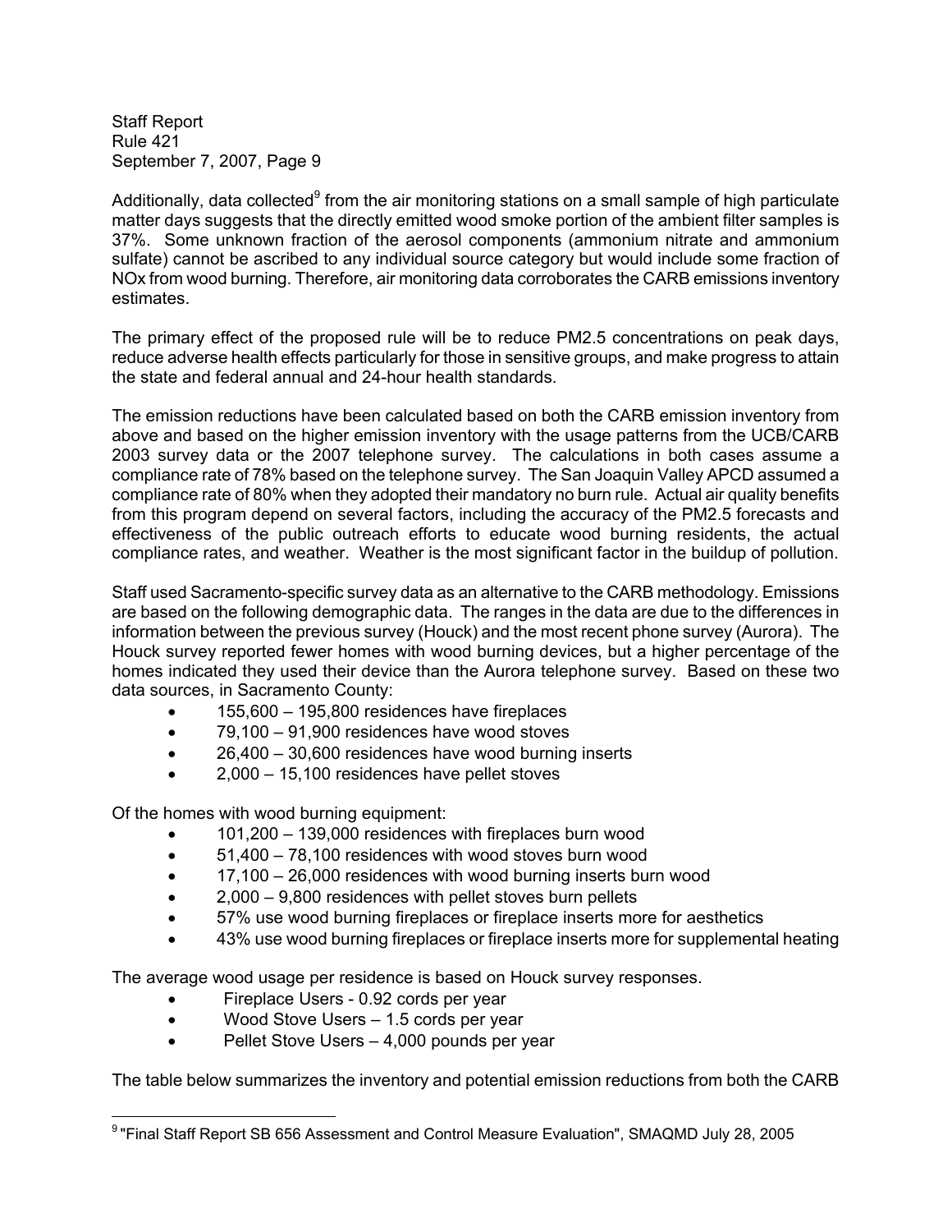Additionally, data collected[9] from the air monitoring stations on a small sample of high particulate matter days suggests that the directly emitted wood smoke portion of the ambient filter samples is 37%. Some unknown fraction of the aerosol components (ammonium nitrate and ammonium sulfate) cannot be ascribed to any individual source category but would include some fraction of NOx from wood burning. Therefore, air monitoring data corroborates the CARB emissions inventory estimates.

The primary effect of the proposed rule will be to reduce PM2.5 concentrations on peak days, reduce adverse health effects particularly for those in sensitive groups, and make progress to attain the state and federal annual and 24-hour health standards.

The emission reductions have been calculated based on both the CARB emission inventory from above and based on the higher emission inventory with the usage patterns from the UCB/CARB 2003 survey data or the 2007 telephone survey. The calculations in both cases assume a compliance rate of 78% based on the telephone survey. The San Joaquin Valley APCD assumed a compliance rate of 80% when they adopted their mandatory no burn rule. Actual air quality benefits from this program depend on several factors, including the accuracy of the PM2.5 forecasts and effectiveness of the public outreach efforts to educate wood burning residents, the actual compliance rates, and weather. Weather is the most significant factor in the buildup of pollution.

Staff used Sacramento-specific survey data as an alternative to the CARB methodology. Emissions are based on the following demographic data. The ranges in the data are due to the differences in information between the previous survey (Houck) and the most recent phone survey (Aurora). The Houck survey reported fewer homes with wood burning devices, but a higher percentage of the homes indicated they used their device than the Aurora telephone survey. Based on these two data sources, in Sacramento County:

- 155,600 – 195,800 residences have fireplaces
- 79,100 – 91,900 residences have wood stoves
- 26,400 – 30,600 residences have wood burning inserts
- 2,000 – 15,100 residences have pellet stoves

Of the homes with wood burning equipment:

- 101,200 – 139,000 residences with fireplaces burn wood
- 51,400 – 78,100 residences with wood stoves burn wood
- 17,100 – 26,000 residences with wood burning inserts burn wood
- 2,000 – 9,800 residences with pellet stoves burn pellets
- 57% use wood burning fireplaces or fireplace inserts more for aesthetics
- 43% use wood burning fireplaces or fireplace inserts more for supplemental heating

The average wood usage per residence is based on Houck survey responses.

- Fireplace Users - 0.92 cords per year
- Wood Stove Users – 1.5 cords per year
- Pellet Stove Users – 4,000 pounds per year

The table below summarizes the inventory and potential emission reductions from both the CARB

[9] "Final Staff Report SB 656 Assessment and Control Measure Evaluation", SMAQMD July 28, 2005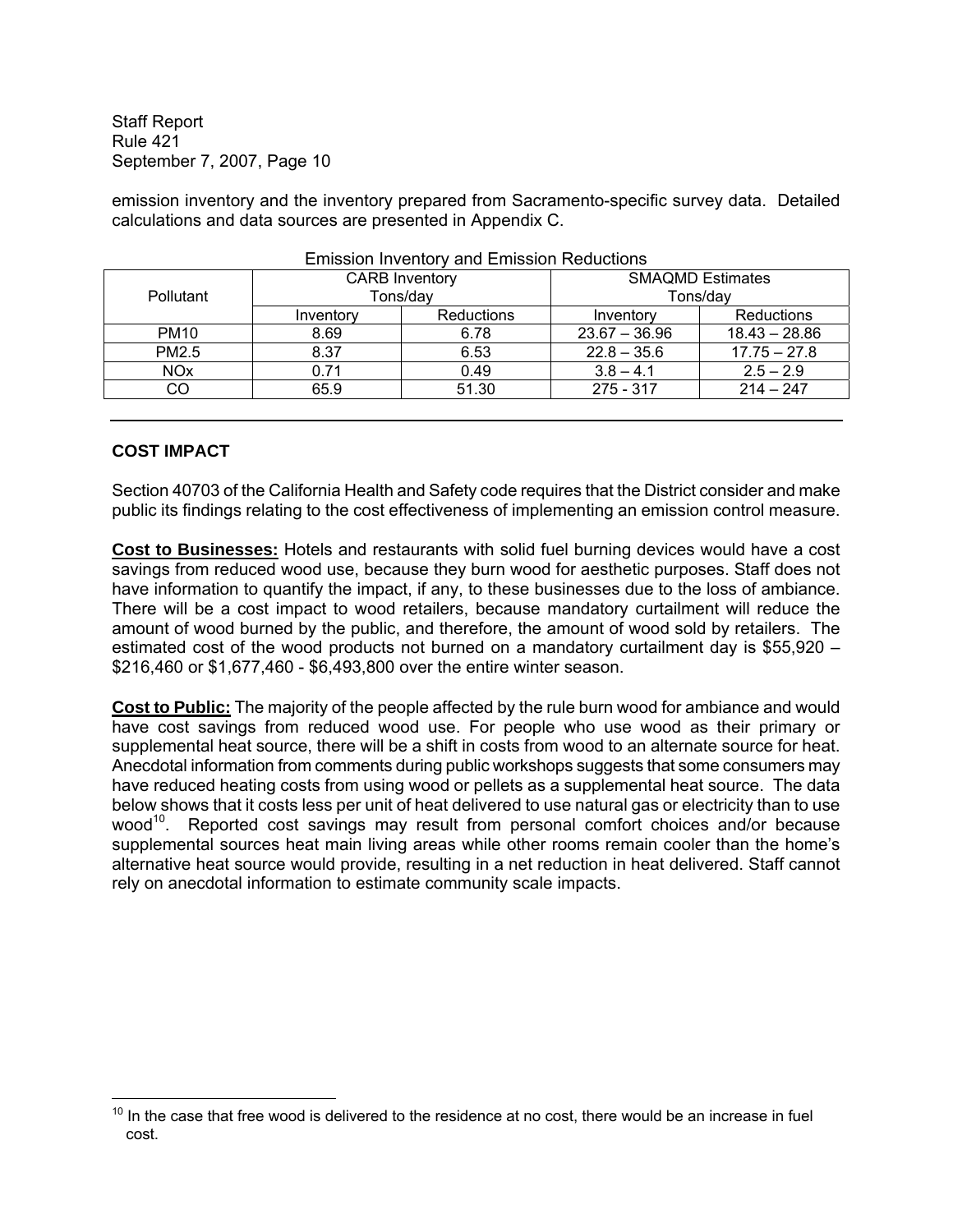emission inventory and the inventory prepared from Sacramento-specific survey data. Detailed calculations and data sources are presented in Appendix C.

Emission Inventory and Emission Reductions

| Pollutant | CARB Inventory Tons/day | | SMAQMD Estimates Tons/day | |
|---|---|---|---|---|
| | Inventory | Reductions | Inventory | Reductions |
| PM10 | 8.69 | 6.78 | 23.67 – 36.96 | 18.43 – 28.86 |
| PM2.5 | 8.37 | 6.53 | 22.8 – 35.6 | 17.75 – 27.8 |
| NOx | 0.71 | 0.49 | 3.8 – 4.1 | 2.5 – 2.9 |
| CO | 65.9 | 51.30 | 275 - 317 | 214 – 247 |

---

**COST IMPACT**

Section 40703 of the California Health and Safety code requires that the District consider and make public its findings relating to the cost effectiveness of implementing an emission control measure.

**Cost to Businesses:** Hotels and restaurants with solid fuel burning devices would have a cost savings from reduced wood use, because they burn wood for aesthetic purposes. Staff does not have information to quantify the impact, if any, to these businesses due to the loss of ambiance. There will be a cost impact to wood retailers, because mandatory curtailment will reduce the amount of wood burned by the public, and therefore, the amount of wood sold by retailers. The estimated cost of the wood products not burned on a mandatory curtailment day is $55,920 – $216,460 or $1,677,460 - $6,493,800 over the entire winter season.

**Cost to Public:** The majority of the people affected by the rule burn wood for ambiance and would have cost savings from reduced wood use. For people who use wood as their primary or supplemental heat source, there will be a shift in costs from wood to an alternate source for heat. Anecdotal information from comments during public workshops suggests that some consumers may have reduced heating costs from using wood or pellets as a supplemental heat source. The data below shows that it costs less per unit of heat delivered to use natural gas or electricity than to use wood[10]. Reported cost savings may result from personal comfort choices and/or because supplemental sources heat main living areas while other rooms remain cooler than the home's alternative heat source would provide, resulting in a net reduction in heat delivered. Staff cannot rely on anecdotal information to estimate community scale impacts.

---

[10] In the case that free wood is delivered to the residence at no cost, there would be an increase in fuel cost.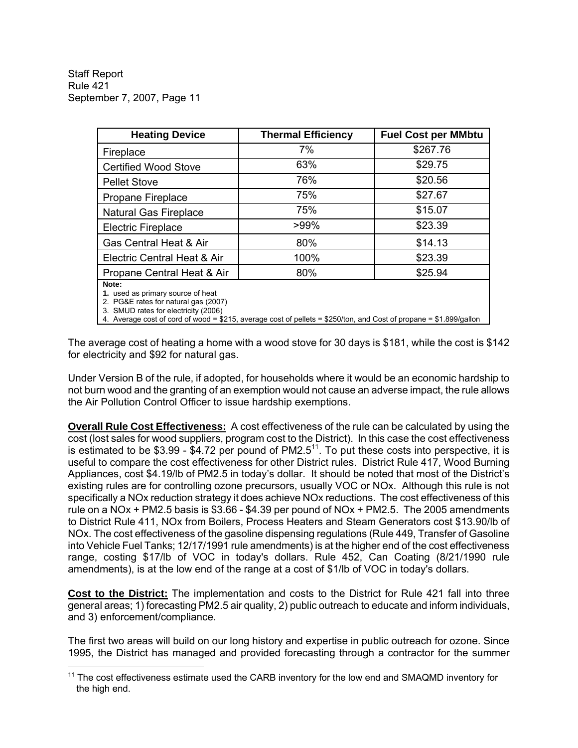| Heating Device | Thermal Efficiency | Fuel Cost per MMbtu |
|---|---|---|
| Fireplace | 7% | \$267.76 |
| Certified Wood Stove | 63% | \$29.75 |
| Pellet Stove | 76% | \$20.56 |
| Propane Fireplace | 75% | \$27.67 |
| Natural Gas Fireplace | 75% | \$15.07 |
| Electric Fireplace | >99% | \$23.39 |
| Gas Central Heat & Air | 80% | \$14.13 |
| Electric Central Heat & Air | 100% | \$23.39 |
| Propane Central Heat & Air | 80% | \$25.94 |

**Note:**
1. used as primary source of heat
2. PG&E rates for natural gas (2007)
3. SMUD rates for electricity (2006)
4. Average cost of cord of wood = \$215, average cost of pellets = \$250/ton, and Cost of propane = \$1.899/gallon

The average cost of heating a home with a wood stove for 30 days is \$181, while the cost is \$142 for electricity and \$92 for natural gas.

Under Version B of the rule, if adopted, for households where it would be an economic hardship to not burn wood and the granting of an exemption would not cause an adverse impact, the rule allows the Air Pollution Control Officer to issue hardship exemptions.

**Overall Rule Cost Effectiveness:** A cost effectiveness of the rule can be calculated by using the cost (lost sales for wood suppliers, program cost to the District). In this case the cost effectiveness is estimated to be \$3.99 - \$4.72 per pound of PM2.5[11]. To put these costs into perspective, it is useful to compare the cost effectiveness for other District rules. District Rule 417, Wood Burning Appliances, cost \$4.19/lb of PM2.5 in today's dollar. It should be noted that most of the District's existing rules are for controlling ozone precursors, usually VOC or NOx. Although this rule is not specifically a NOx reduction strategy it does achieve NOx reductions. The cost effectiveness of this rule on a NOx + PM2.5 basis is \$3.66 - \$4.39 per pound of NOx + PM2.5. The 2005 amendments to District Rule 411, NOx from Boilers, Process Heaters and Steam Generators cost \$13.90/lb of NOx. The cost effectiveness of the gasoline dispensing regulations (Rule 449, Transfer of Gasoline into Vehicle Fuel Tanks; 12/17/1991 rule amendments) is at the higher end of the cost effectiveness range, costing \$17/lb of VOC in today's dollars. Rule 452, Can Coating (8/21/1990 rule amendments), is at the low end of the range at a cost of \$1/lb of VOC in today's dollars.

**Cost to the District:** The implementation and costs to the District for Rule 421 fall into three general areas; 1) forecasting PM2.5 air quality, 2) public outreach to educate and inform individuals, and 3) enforcement/compliance.

The first two areas will build on our long history and expertise in public outreach for ozone. Since 1995, the District has managed and provided forecasting through a contractor for the summer

[11] The cost effectiveness estimate used the CARB inventory for the low end and SMAQMD inventory for the high end.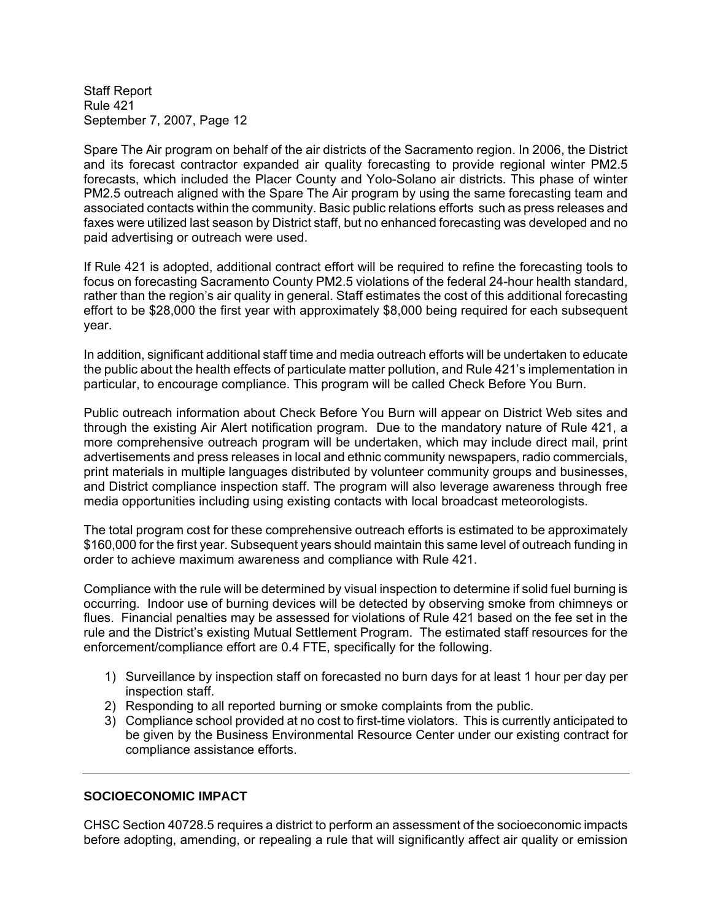Spare The Air program on behalf of the air districts of the Sacramento region. In 2006, the District and its forecast contractor expanded air quality forecasting to provide regional winter PM2.5 forecasts, which included the Placer County and Yolo-Solano air districts. This phase of winter PM2.5 outreach aligned with the Spare The Air program by using the same forecasting team and associated contacts within the community. Basic public relations efforts such as press releases and faxes were utilized last season by District staff, but no enhanced forecasting was developed and no paid advertising or outreach were used.

If Rule 421 is adopted, additional contract effort will be required to refine the forecasting tools to focus on forecasting Sacramento County PM2.5 violations of the federal 24-hour health standard, rather than the region's air quality in general. Staff estimates the cost of this additional forecasting effort to be $28,000 the first year with approximately $8,000 being required for each subsequent year.

In addition, significant additional staff time and media outreach efforts will be undertaken to educate the public about the health effects of particulate matter pollution, and Rule 421's implementation in particular, to encourage compliance. This program will be called Check Before You Burn.

Public outreach information about Check Before You Burn will appear on District Web sites and through the existing Air Alert notification program. Due to the mandatory nature of Rule 421, a more comprehensive outreach program will be undertaken, which may include direct mail, print advertisements and press releases in local and ethnic community newspapers, radio commercials, print materials in multiple languages distributed by volunteer community groups and businesses, and District compliance inspection staff. The program will also leverage awareness through free media opportunities including using existing contacts with local broadcast meteorologists.

The total program cost for these comprehensive outreach efforts is estimated to be approximately $160,000 for the first year. Subsequent years should maintain this same level of outreach funding in order to achieve maximum awareness and compliance with Rule 421.

Compliance with the rule will be determined by visual inspection to determine if solid fuel burning is occurring. Indoor use of burning devices will be detected by observing smoke from chimneys or flues. Financial penalties may be assessed for violations of Rule 421 based on the fee set in the rule and the District's existing Mutual Settlement Program. The estimated staff resources for the enforcement/compliance effort are 0.4 FTE, specifically for the following.

1) Surveillance by inspection staff on forecasted no burn days for at least 1 hour per day per inspection staff.
2) Responding to all reported burning or smoke complaints from the public.
3) Compliance school provided at no cost to first-time violators. This is currently anticipated to be given by the Business Environmental Resource Center under our existing contract for compliance assistance efforts.

---

**SOCIOECONOMIC IMPACT**

CHSC Section 40728.5 requires a district to perform an assessment of the socioeconomic impacts before adopting, amending, or repealing a rule that will significantly affect air quality or emission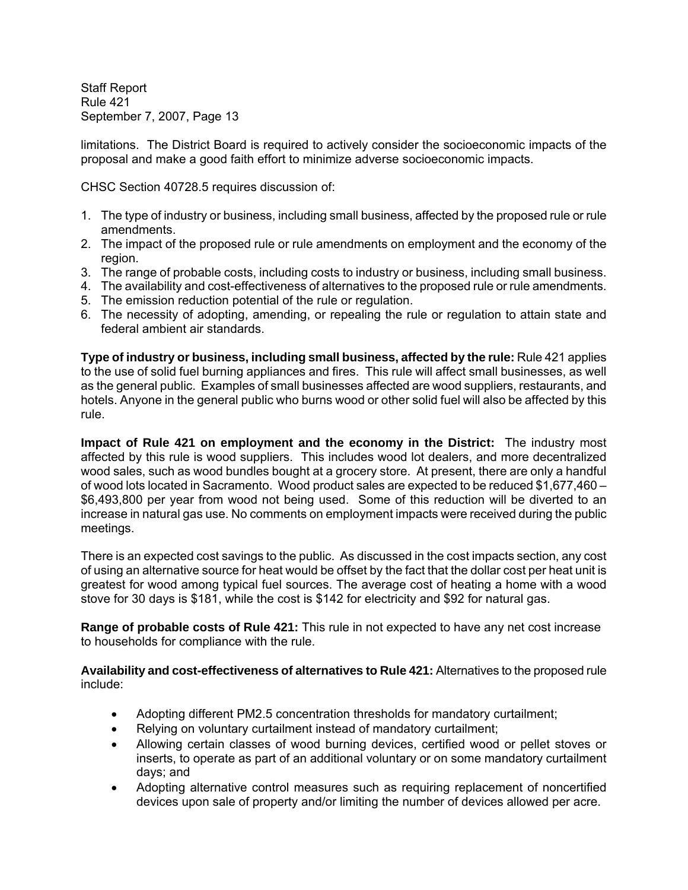limitations. The District Board is required to actively consider the socioeconomic impacts of the proposal and make a good faith effort to minimize adverse socioeconomic impacts.

CHSC Section 40728.5 requires discussion of:

1. The type of industry or business, including small business, affected by the proposed rule or rule amendments.
2. The impact of the proposed rule or rule amendments on employment and the economy of the region.
3. The range of probable costs, including costs to industry or business, including small business.
4. The availability and cost-effectiveness of alternatives to the proposed rule or rule amendments.
5. The emission reduction potential of the rule or regulation.
6. The necessity of adopting, amending, or repealing the rule or regulation to attain state and federal ambient air standards.

**Type of industry or business, including small business, affected by the rule:** Rule 421 applies to the use of solid fuel burning appliances and fires. This rule will affect small businesses, as well as the general public. Examples of small businesses affected are wood suppliers, restaurants, and hotels. Anyone in the general public who burns wood or other solid fuel will also be affected by this rule.

**Impact of Rule 421 on employment and the economy in the District:** The industry most affected by this rule is wood suppliers. This includes wood lot dealers, and more decentralized wood sales, such as wood bundles bought at a grocery store. At present, there are only a handful of wood lots located in Sacramento. Wood product sales are expected to be reduced $1,677,460 – $6,493,800 per year from wood not being used. Some of this reduction will be diverted to an increase in natural gas use. No comments on employment impacts were received during the public meetings.

There is an expected cost savings to the public. As discussed in the cost impacts section, any cost of using an alternative source for heat would be offset by the fact that the dollar cost per heat unit is greatest for wood among typical fuel sources. The average cost of heating a home with a wood stove for 30 days is $181, while the cost is $142 for electricity and $92 for natural gas.

**Range of probable costs of Rule 421:** This rule in not expected to have any net cost increase to households for compliance with the rule.

**Availability and cost-effectiveness of alternatives to Rule 421:** Alternatives to the proposed rule include:

- Adopting different PM2.5 concentration thresholds for mandatory curtailment;
- Relying on voluntary curtailment instead of mandatory curtailment;
- Allowing certain classes of wood burning devices, certified wood or pellet stoves or inserts, to operate as part of an additional voluntary or on some mandatory curtailment days; and
- Adopting alternative control measures such as requiring replacement of noncertified devices upon sale of property and/or limiting the number of devices allowed per acre.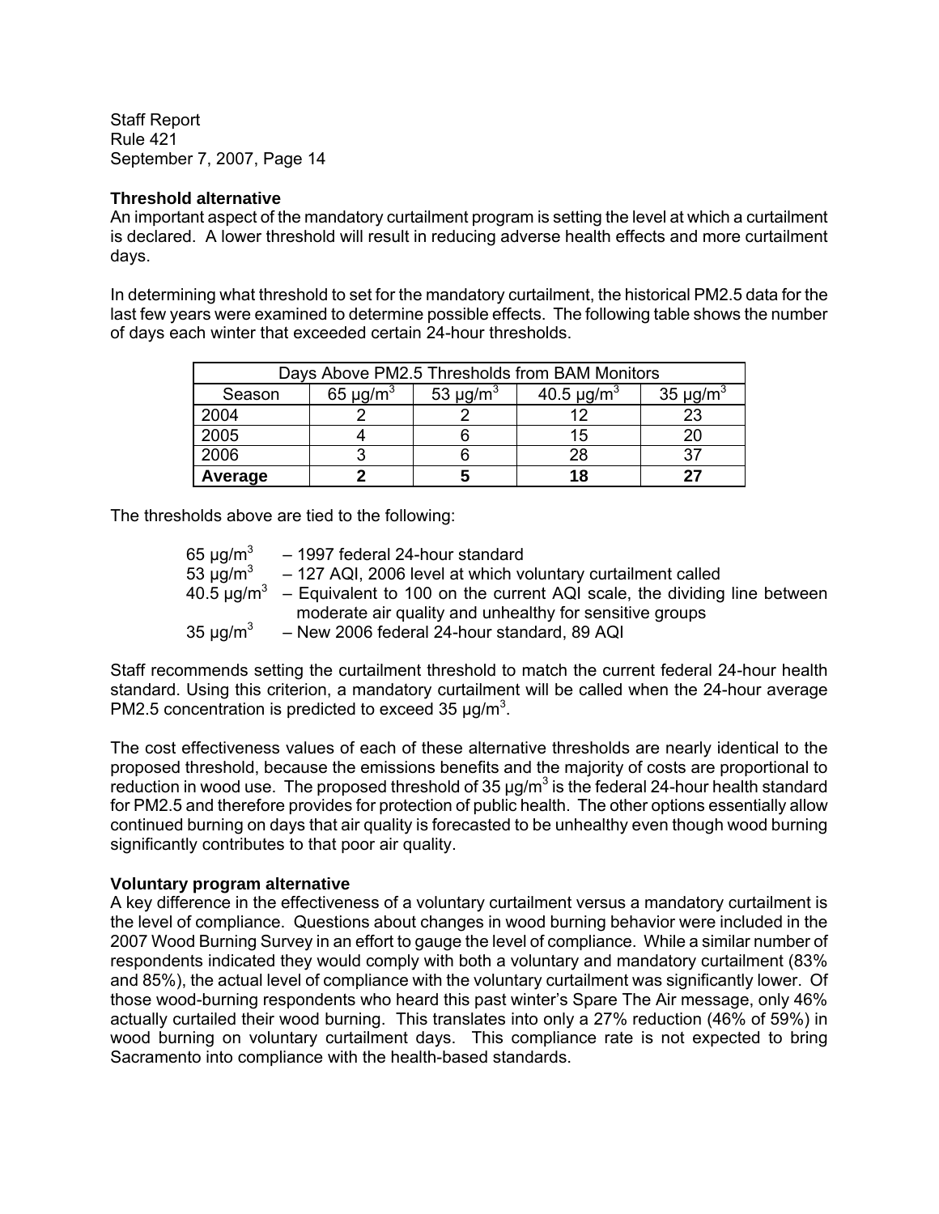**Threshold alternative**
An important aspect of the mandatory curtailment program is setting the level at which a curtailment is declared. A lower threshold will result in reducing adverse health effects and more curtailment days.

In determining what threshold to set for the mandatory curtailment, the historical PM2.5 data for the last few years were examined to determine possible effects. The following table shows the number of days each winter that exceeded certain 24-hour thresholds.

| Days Above PM2.5 Thresholds from BAM Monitors | | | | |
|---|---|---|---|---|
| Season | 65 μg/m$^3$ | 53 μg/m$^3$ | 40.5 μg/m$^3$ | 35 μg/m$^3$ |
| 2004 | 2 | 2 | 12 | 23 |
| 2005 | 4 | 6 | 15 | 20 |
| 2006 | 3 | 6 | 28 | 37 |
| **Average** | **2** | **5** | **18** | **27** |

The thresholds above are tied to the following:

- 65 μg/m$^3$ – 1997 federal 24-hour standard
- 53 μg/m$^3$ – 127 AQI, 2006 level at which voluntary curtailment called
- 40.5 μg/m$^3$ – Equivalent to 100 on the current AQI scale, the dividing line between moderate air quality and unhealthy for sensitive groups
- 35 μg/m$^3$ – New 2006 federal 24-hour standard, 89 AQI

Staff recommends setting the curtailment threshold to match the current federal 24-hour health standard. Using this criterion, a mandatory curtailment will be called when the 24-hour average PM2.5 concentration is predicted to exceed 35 μg/m$^3$.

The cost effectiveness values of each of these alternative thresholds are nearly identical to the proposed threshold, because the emissions benefits and the majority of costs are proportional to reduction in wood use. The proposed threshold of 35 μg/m$^3$ is the federal 24-hour health standard for PM2.5 and therefore provides for protection of public health. The other options essentially allow continued burning on days that air quality is forecasted to be unhealthy even though wood burning significantly contributes to that poor air quality.

**Voluntary program alternative**
A key difference in the effectiveness of a voluntary curtailment versus a mandatory curtailment is the level of compliance. Questions about changes in wood burning behavior were included in the 2007 Wood Burning Survey in an effort to gauge the level of compliance. While a similar number of respondents indicated they would comply with both a voluntary and mandatory curtailment (83% and 85%), the actual level of compliance with the voluntary curtailment was significantly lower. Of those wood-burning respondents who heard this past winter's Spare The Air message, only 46% actually curtailed their wood burning. This translates into only a 27% reduction (46% of 59%) in wood burning on voluntary curtailment days. This compliance rate is not expected to bring Sacramento into compliance with the health-based standards.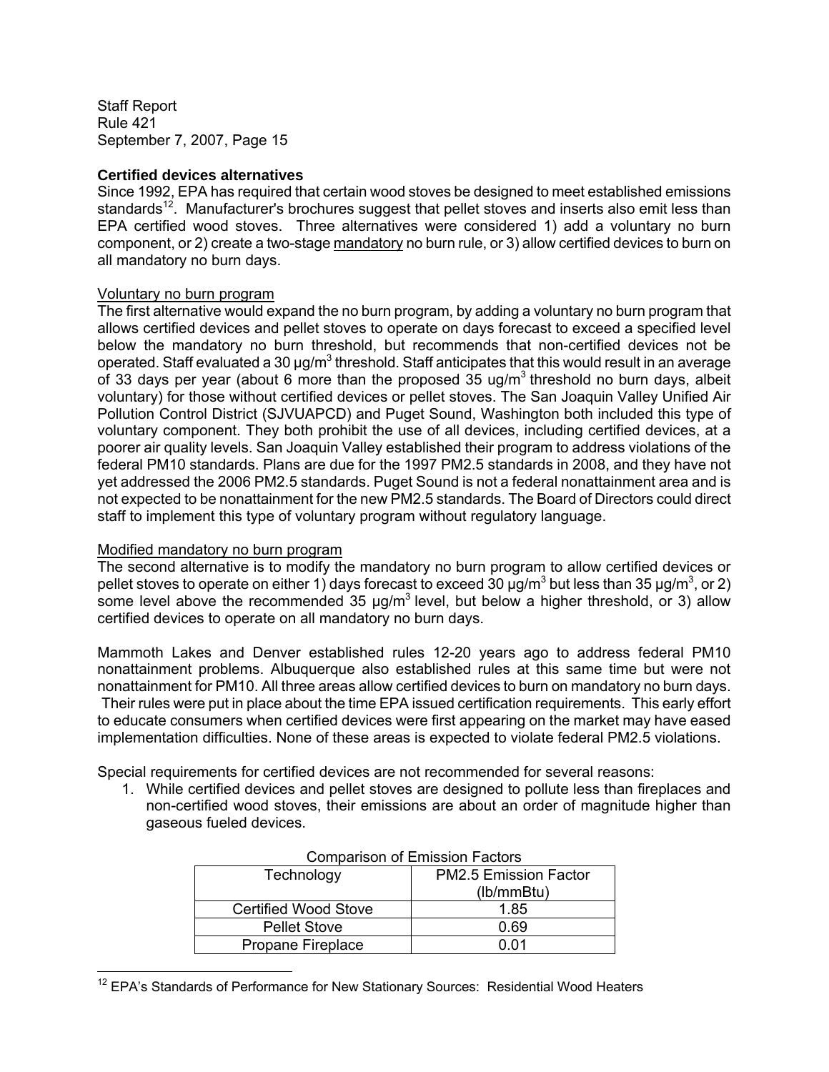**Certified devices alternatives**

Since 1992, EPA has required that certain wood stoves be designed to meet established emissions standards[12]. Manufacturer's brochures suggest that pellet stoves and inserts also emit less than EPA certified wood stoves. Three alternatives were considered 1) add a voluntary no burn component, or 2) create a two-stage mandatory no burn rule, or 3) allow certified devices to burn on all mandatory no burn days.

Voluntary no burn program

The first alternative would expand the no burn program, by adding a voluntary no burn program that allows certified devices and pellet stoves to operate on days forecast to exceed a specified level below the mandatory no burn threshold, but recommends that non-certified devices not be operated. Staff evaluated a 30 $\mu g/m^3$ threshold. Staff anticipates that this would result in an average of 33 days per year (about 6 more than the proposed 35 $ug/m^3$ threshold no burn days, albeit voluntary) for those without certified devices or pellet stoves. The San Joaquin Valley Unified Air Pollution Control District (SJVUAPCD) and Puget Sound, Washington both included this type of voluntary component. They both prohibit the use of all devices, including certified devices, at a poorer air quality levels. San Joaquin Valley established their program to address violations of the federal PM10 standards. Plans are due for the 1997 PM2.5 standards in 2008, and they have not yet addressed the 2006 PM2.5 standards. Puget Sound is not a federal nonattainment area and is not expected to be nonattainment for the new PM2.5 standards. The Board of Directors could direct staff to implement this type of voluntary program without regulatory language.

Modified mandatory no burn program

The second alternative is to modify the mandatory no burn program to allow certified devices or pellet stoves to operate on either 1) days forecast to exceed 30 $\mu g/m^3$ but less than 35 $\mu g/m^3$, or 2) some level above the recommended 35 $\mu g/m^3$ level, but below a higher threshold, or 3) allow certified devices to operate on all mandatory no burn days.

Mammoth Lakes and Denver established rules 12-20 years ago to address federal PM10 nonattainment problems. Albuquerque also established rules at this same time but were not nonattainment for PM10. All three areas allow certified devices to burn on mandatory no burn days. Their rules were put in place about the time EPA issued certification requirements. This early effort to educate consumers when certified devices were first appearing on the market may have eased implementation difficulties. None of these areas is expected to violate federal PM2.5 violations.

Special requirements for certified devices are not recommended for several reasons:

1. While certified devices and pellet stoves are designed to pollute less than fireplaces and non-certified wood stoves, their emissions are about an order of magnitude higher than gaseous fueled devices.

Comparison of Emission Factors

| Technology | PM2.5 Emission Factor (lb/mmBtu) |
| --- | --- |
| Certified Wood Stove | 1.85 |
| Pellet Stove | 0.69 |
| Propane Fireplace | 0.01 |

[12] EPA's Standards of Performance for New Stationary Sources: Residential Wood Heaters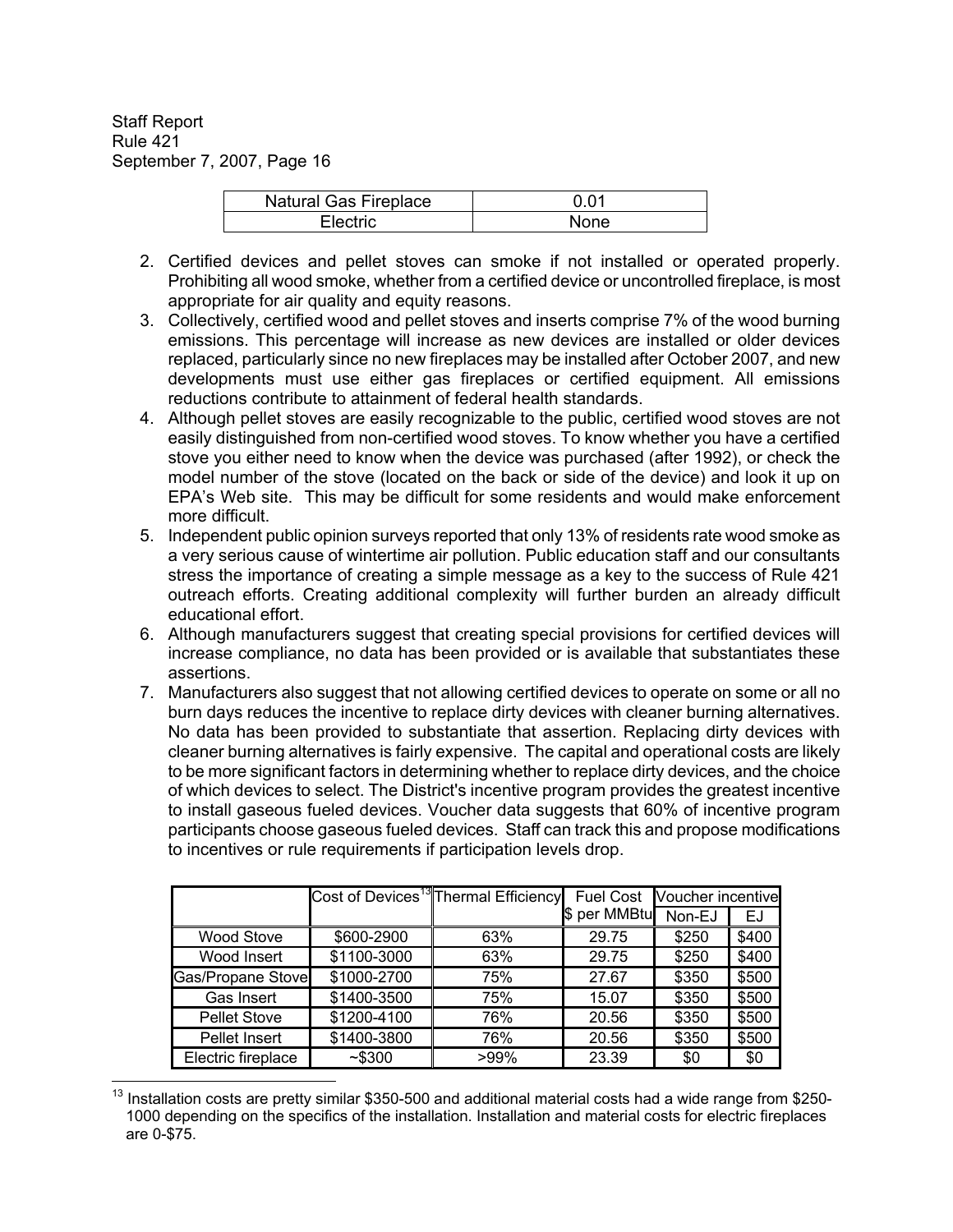| Natural Gas Fireplace | 0.01 |
|---|---|
| Electric | None |

2. Certified devices and pellet stoves can smoke if not installed or operated properly. Prohibiting all wood smoke, whether from a certified device or uncontrolled fireplace, is most appropriate for air quality and equity reasons.
3. Collectively, certified wood and pellet stoves and inserts comprise 7% of the wood burning emissions. This percentage will increase as new devices are installed or older devices replaced, particularly since no new fireplaces may be installed after October 2007, and new developments must use either gas fireplaces or certified equipment. All emissions reductions contribute to attainment of federal health standards.
4. Although pellet stoves are easily recognizable to the public, certified wood stoves are not easily distinguished from non-certified wood stoves. To know whether you have a certified stove you either need to know when the device was purchased (after 1992), or check the model number of the stove (located on the back or side of the device) and look it up on EPA's Web site. This may be difficult for some residents and would make enforcement more difficult.
5. Independent public opinion surveys reported that only 13% of residents rate wood smoke as a very serious cause of wintertime air pollution. Public education staff and our consultants stress the importance of creating a simple message as a key to the success of Rule 421 outreach efforts. Creating additional complexity will further burden an already difficult educational effort.
6. Although manufacturers suggest that creating special provisions for certified devices will increase compliance, no data has been provided or is available that substantiates these assertions.
7. Manufacturers also suggest that not allowing certified devices to operate on some or all no burn days reduces the incentive to replace dirty devices with cleaner burning alternatives. No data has been provided to substantiate that assertion. Replacing dirty devices with cleaner burning alternatives is fairly expensive. The capital and operational costs are likely to be more significant factors in determining whether to replace dirty devices, and the choice of which devices to select. The District's incentive program provides the greatest incentive to install gaseous fueled devices. Voucher data suggests that 60% of incentive program participants choose gaseous fueled devices. Staff can track this and propose modifications to incentives or rule requirements if participation levels drop.

| | Cost of Devices[13] | Thermal Efficiency | Fuel Cost $ per MMBtu | Voucher incentive | |
|---|---|---|---|---|---|
| | | | | Non-EJ | EJ |
| Wood Stove | $600-2900 | 63% | 29.75 | $250 | $400 |
| Wood Insert | $1100-3000 | 63% | 29.75 | $250 | $400 |
| Gas/Propane Stove | $1000-2700 | 75% | 27.67 | $350 | $500 |
| Gas Insert | $1400-3500 | 75% | 15.07 | $350 | $500 |
| Pellet Stove | $1200-4100 | 76% | 20.56 | $350 | $500 |
| Pellet Insert | $1400-3800 | 76% | 20.56 | $350 | $500 |
| Electric fireplace | ~$300 | >99% | 23.39 | $0 | $0 |

[13] Installation costs are pretty similar $350-500 and additional material costs had a wide range from $250-1000 depending on the specifics of the installation. Installation and material costs for electric fireplaces are 0-$75.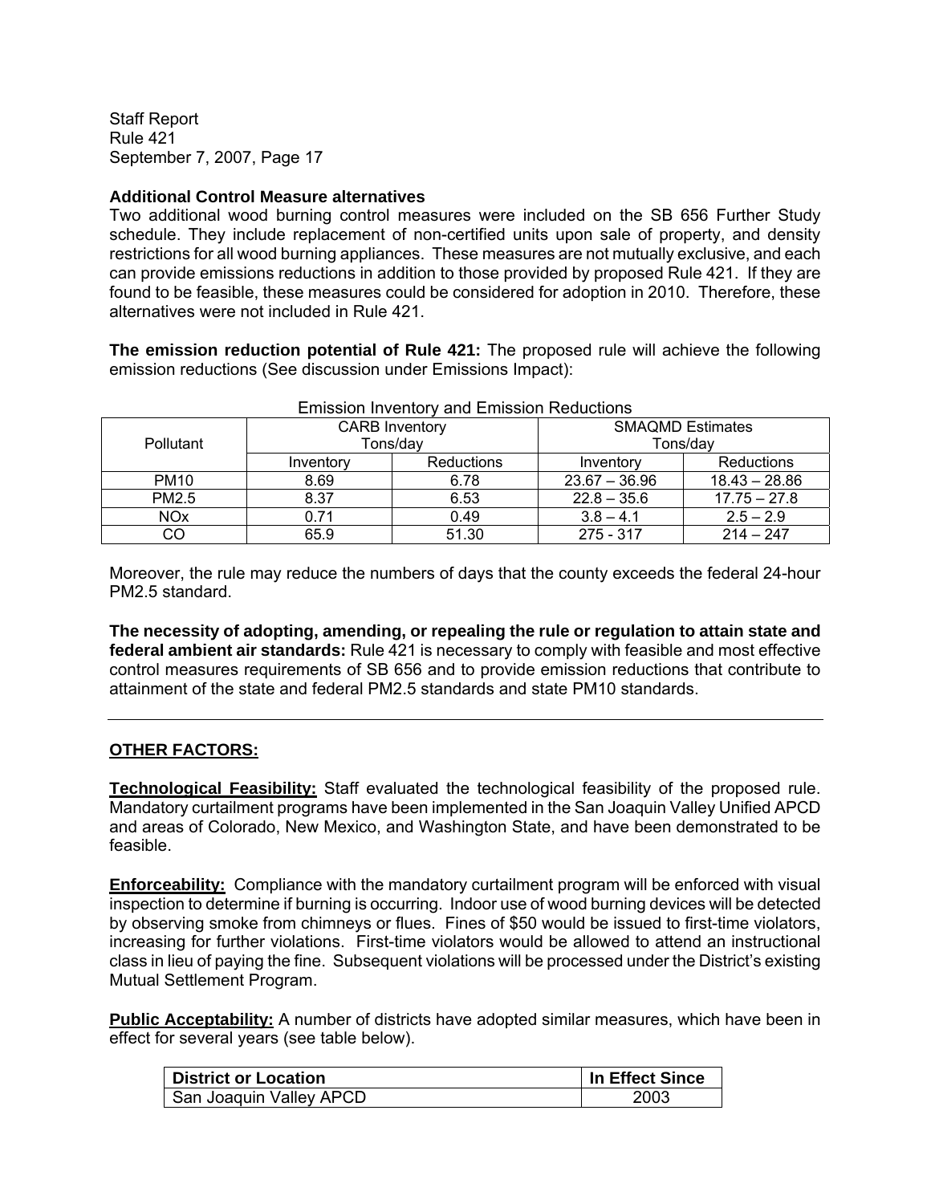**Additional Control Measure alternatives**

Two additional wood burning control measures were included on the SB 656 Further Study schedule. They include replacement of non-certified units upon sale of property, and density restrictions for all wood burning appliances. These measures are not mutually exclusive, and each can provide emissions reductions in addition to those provided by proposed Rule 421. If they are found to be feasible, these measures could be considered for adoption in 2010. Therefore, these alternatives were not included in Rule 421.

**The emission reduction potential of Rule 421:** The proposed rule will achieve the following emission reductions (See discussion under Emissions Impact):

Emission Inventory and Emission Reductions

| Pollutant | CARB Inventory Tons/day | | SMAQMD Estimates Tons/day | |
|---|---|---|---|---|
| | Inventory | Reductions | Inventory | Reductions |
| PM10 | 8.69 | 6.78 | 23.67 – 36.96 | 18.43 – 28.86 |
| PM2.5 | 8.37 | 6.53 | 22.8 – 35.6 | 17.75 – 27.8 |
| NOx | 0.71 | 0.49 | 3.8 – 4.1 | 2.5 – 2.9 |
| CO | 65.9 | 51.30 | 275 - 317 | 214 – 247 |

Moreover, the rule may reduce the numbers of days that the county exceeds the federal 24-hour PM2.5 standard.

**The necessity of adopting, amending, or repealing the rule or regulation to attain state and federal ambient air standards:** Rule 421 is necessary to comply with feasible and most effective control measures requirements of SB 656 and to provide emission reductions that contribute to attainment of the state and federal PM2.5 standards and state PM10 standards.

---

## OTHER FACTORS:

**Technological Feasibility:** Staff evaluated the technological feasibility of the proposed rule. Mandatory curtailment programs have been implemented in the San Joaquin Valley Unified APCD and areas of Colorado, New Mexico, and Washington State, and have been demonstrated to be feasible.

**Enforceability:** Compliance with the mandatory curtailment program will be enforced with visual inspection to determine if burning is occurring. Indoor use of wood burning devices will be detected by observing smoke from chimneys or flues. Fines of $50 would be issued to first-time violators, increasing for further violations. First-time violators would be allowed to attend an instructional class in lieu of paying the fine. Subsequent violations will be processed under the District's existing Mutual Settlement Program.

**Public Acceptability:** A number of districts have adopted similar measures, which have been in effect for several years (see table below).

| District or Location | In Effect Since |
|---|---|
| San Joaquin Valley APCD | 2003 |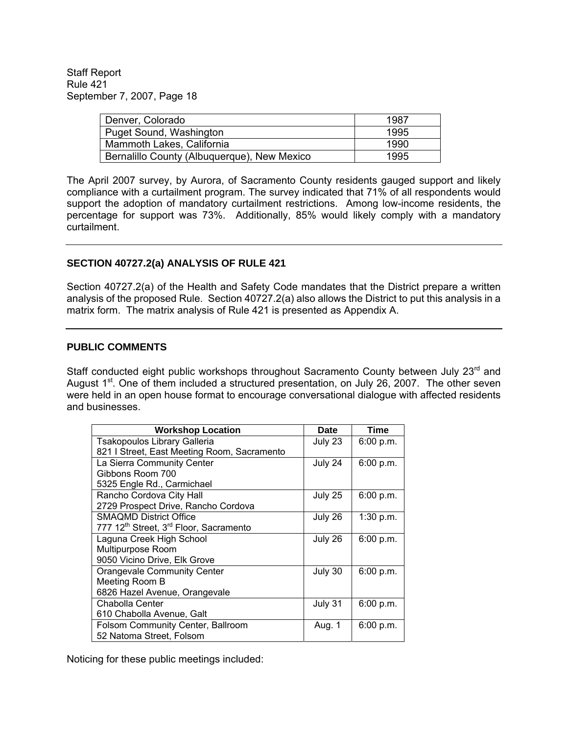| Denver, Colorado | 1987 |
|---|---|
| Puget Sound, Washington | 1995 |
| Mammoth Lakes, California | 1990 |
| Bernalillo County (Albuquerque), New Mexico | 1995 |

The April 2007 survey, by Aurora, of Sacramento County residents gauged support and likely compliance with a curtailment program. The survey indicated that 71% of all respondents would support the adoption of mandatory curtailment restrictions. Among low-income residents, the percentage for support was 73%. Additionally, 85% would likely comply with a mandatory curtailment.

---

## SECTION 40727.2(a) ANALYSIS OF RULE 421

Section 40727.2(a) of the Health and Safety Code mandates that the District prepare a written analysis of the proposed Rule. Section 40727.2(a) also allows the District to put this analysis in a matrix form. The matrix analysis of Rule 421 is presented as Appendix A.

---

## PUBLIC COMMENTS

Staff conducted eight public workshops throughout Sacramento County between July 23rd and August 1st. One of them included a structured presentation, on July 26, 2007. The other seven were held in an open house format to encourage conversational dialogue with affected residents and businesses.

| Workshop Location | Date | Time |
|---|---|---|
| Tsakopoulos Library Galleria<br>821 I Street, East Meeting Room, Sacramento | July 23 | 6:00 p.m. |
| La Sierra Community Center<br>Gibbons Room 700<br>5325 Engle Rd., Carmichael | July 24 | 6:00 p.m. |
| Rancho Cordova City Hall<br>2729 Prospect Drive, Rancho Cordova | July 25 | 6:00 p.m. |
| SMAQMD District Office<br>777 12th Street, 3rd Floor, Sacramento | July 26 | 1:30 p.m. |
| Laguna Creek High School<br>Multipurpose Room<br>9050 Vicino Drive, Elk Grove | July 26 | 6:00 p.m. |
| Orangevale Community Center<br>Meeting Room B<br>6826 Hazel Avenue, Orangevale | July 30 | 6:00 p.m. |
| Chabolla Center<br>610 Chabolla Avenue, Galt | July 31 | 6:00 p.m. |
| Folsom Community Center, Ballroom<br>52 Natoma Street, Folsom | Aug. 1 | 6:00 p.m. |

Noticing for these public meetings included: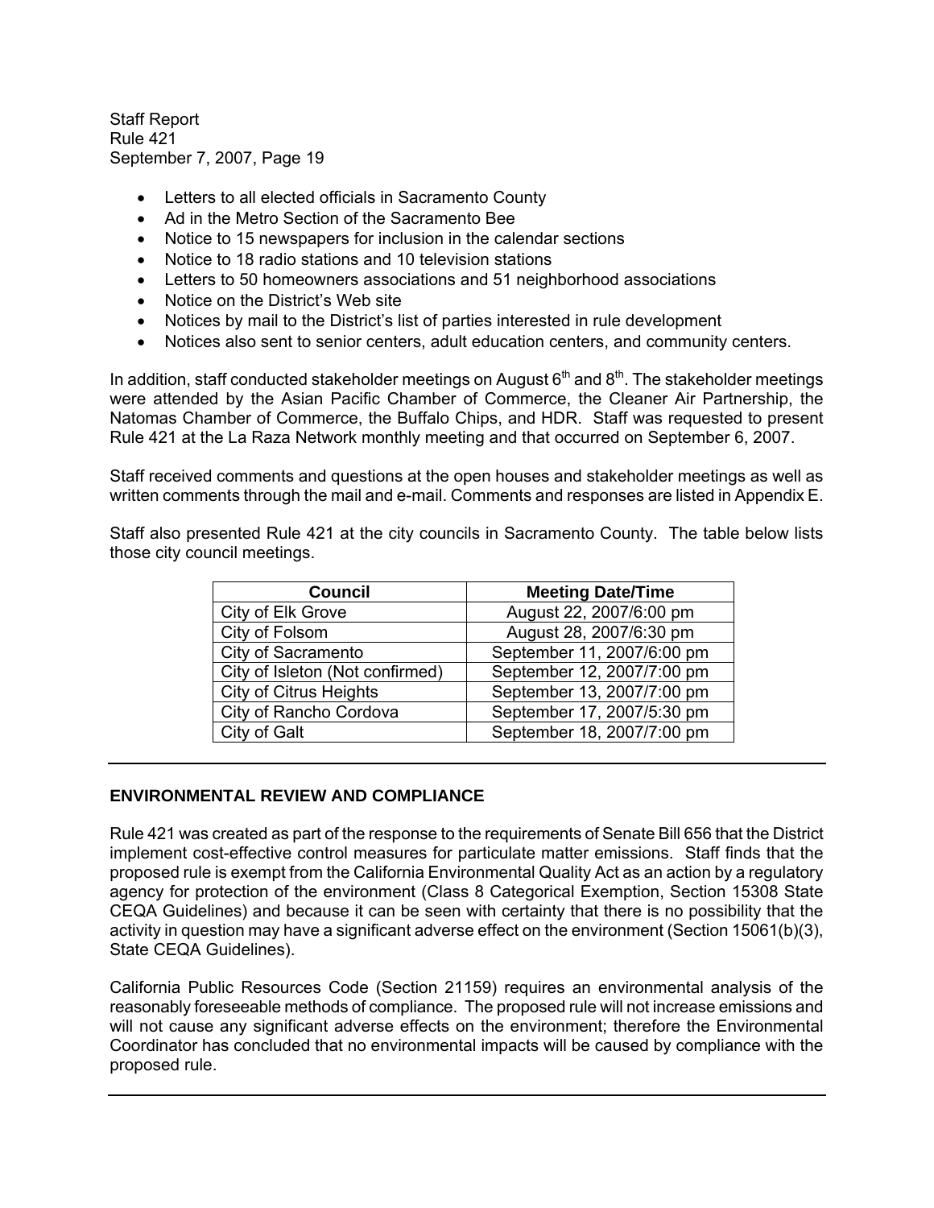- Letters to all elected officials in Sacramento County
- Ad in the Metro Section of the Sacramento Bee
- Notice to 15 newspapers for inclusion in the calendar sections
- Notice to 18 radio stations and 10 television stations
- Letters to 50 homeowners associations and 51 neighborhood associations
- Notice on the District's Web site
- Notices by mail to the District's list of parties interested in rule development
- Notices also sent to senior centers, adult education centers, and community centers.

In addition, staff conducted stakeholder meetings on August 6th and 8th. The stakeholder meetings were attended by the Asian Pacific Chamber of Commerce, the Cleaner Air Partnership, the Natomas Chamber of Commerce, the Buffalo Chips, and HDR. Staff was requested to present Rule 421 at the La Raza Network monthly meeting and that occurred on September 6, 2007.

Staff received comments and questions at the open houses and stakeholder meetings as well as written comments through the mail and e-mail. Comments and responses are listed in Appendix E.

Staff also presented Rule 421 at the city councils in Sacramento County. The table below lists those city council meetings.

| Council | Meeting Date/Time |
|---|---|
| City of Elk Grove | August 22, 2007/6:00 pm |
| City of Folsom | August 28, 2007/6:30 pm |
| City of Sacramento | September 11, 2007/6:00 pm |
| City of Isleton (Not confirmed) | September 12, 2007/7:00 pm |
| City of Citrus Heights | September 13, 2007/7:00 pm |
| City of Rancho Cordova | September 17, 2007/5:30 pm |
| City of Galt | September 18, 2007/7:00 pm |

## ENVIRONMENTAL REVIEW AND COMPLIANCE

Rule 421 was created as part of the response to the requirements of Senate Bill 656 that the District implement cost-effective control measures for particulate matter emissions. Staff finds that the proposed rule is exempt from the California Environmental Quality Act as an action by a regulatory agency for protection of the environment (Class 8 Categorical Exemption, Section 15308 State CEQA Guidelines) and because it can be seen with certainty that there is no possibility that the activity in question may have a significant adverse effect on the environment (Section 15061(b)(3), State CEQA Guidelines).

California Public Resources Code (Section 21159) requires an environmental analysis of the reasonably foreseeable methods of compliance. The proposed rule will not increase emissions and will not cause any significant adverse effects on the environment; therefore the Environmental Coordinator has concluded that no environmental impacts will be caused by compliance with the proposed rule.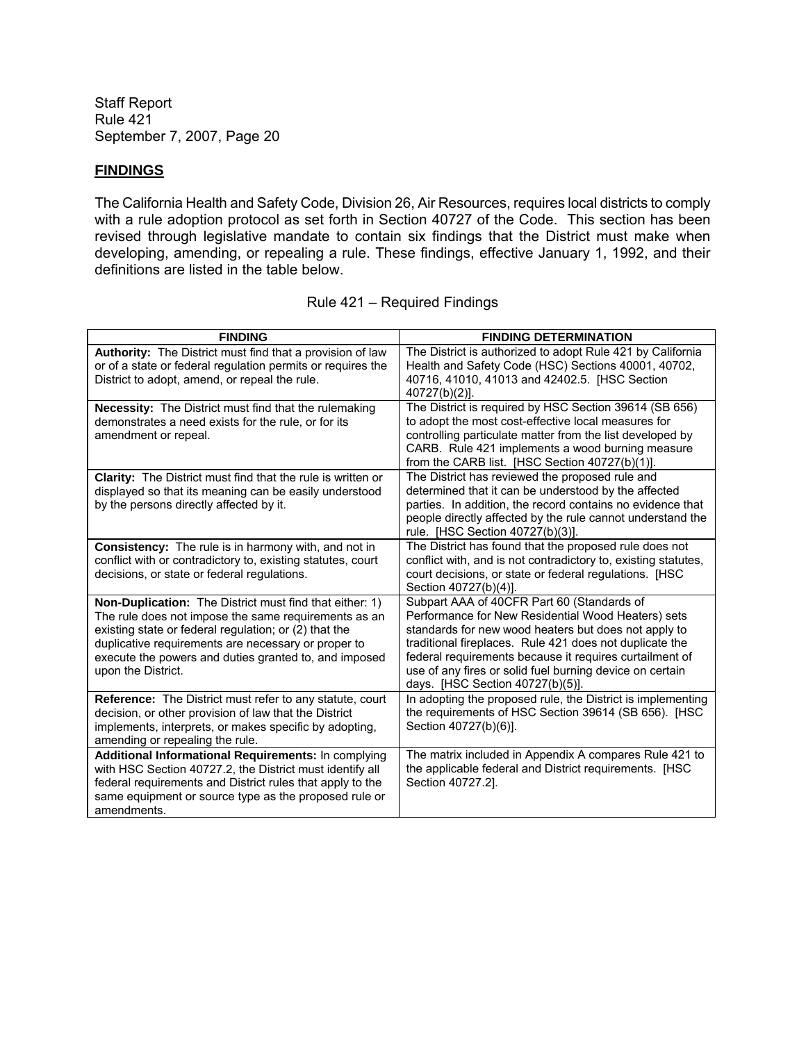## FINDINGS

The California Health and Safety Code, Division 26, Air Resources, requires local districts to comply with a rule adoption protocol as set forth in Section 40727 of the Code. This section has been revised through legislative mandate to contain six findings that the District must make when developing, amending, or repealing a rule. These findings, effective January 1, 1992, and their definitions are listed in the table below.

Rule 421 – Required Findings

| FINDING | FINDING DETERMINATION |
|---|---|
| **Authority:** The District must find that a provision of law or of a state or federal regulation permits or requires the District to adopt, amend, or repeal the rule. | The District is authorized to adopt Rule 421 by California Health and Safety Code (HSC) Sections 40001, 40702, 40716, 41010, 41013 and 42402.5. [HSC Section 40727(b)(2)]. |
| **Necessity:** The District must find that the rulemaking demonstrates a need exists for the rule, or for its amendment or repeal. | The District is required by HSC Section 39614 (SB 656) to adopt the most cost-effective local measures for controlling particulate matter from the list developed by CARB. Rule 421 implements a wood burning measure from the CARB list. [HSC Section 40727(b)(1)]. |
| **Clarity:** The District must find that the rule is written or displayed so that its meaning can be easily understood by the persons directly affected by it. | The District has reviewed the proposed rule and determined that it can be understood by the affected parties. In addition, the record contains no evidence that people directly affected by the rule cannot understand the rule. [HSC Section 40727(b)(3)]. |
| **Consistency:** The rule is in harmony with, and not in conflict with or contradictory to, existing statutes, court decisions, or state or federal regulations. | The District has found that the proposed rule does not conflict with, and is not contradictory to, existing statutes, court decisions, or state or federal regulations. [HSC Section 40727(b)(4)]. |
| **Non-Duplication:** The District must find that either: 1) The rule does not impose the same requirements as an existing state or federal regulation; or (2) that the duplicative requirements are necessary or proper to execute the powers and duties granted to, and imposed upon the District. | Subpart AAA of 40CFR Part 60 (Standards of Performance for New Residential Wood Heaters) sets standards for new wood heaters but does not apply to traditional fireplaces. Rule 421 does not duplicate the federal requirements because it requires curtailment of use of any fires or solid fuel burning device on certain days. [HSC Section 40727(b)(5)]. |
| **Reference:** The District must refer to any statute, court decision, or other provision of law that the District implements, interprets, or makes specific by adopting, amending or repealing the rule. | In adopting the proposed rule, the District is implementing the requirements of HSC Section 39614 (SB 656). [HSC Section 40727(b)(6)]. |
| **Additional Informational Requirements:** In complying with HSC Section 40727.2, the District must identify all federal requirements and District rules that apply to the same equipment or source type as the proposed rule or amendments. | The matrix included in Appendix A compares Rule 421 to the applicable federal and District requirements. [HSC Section 40727.2]. |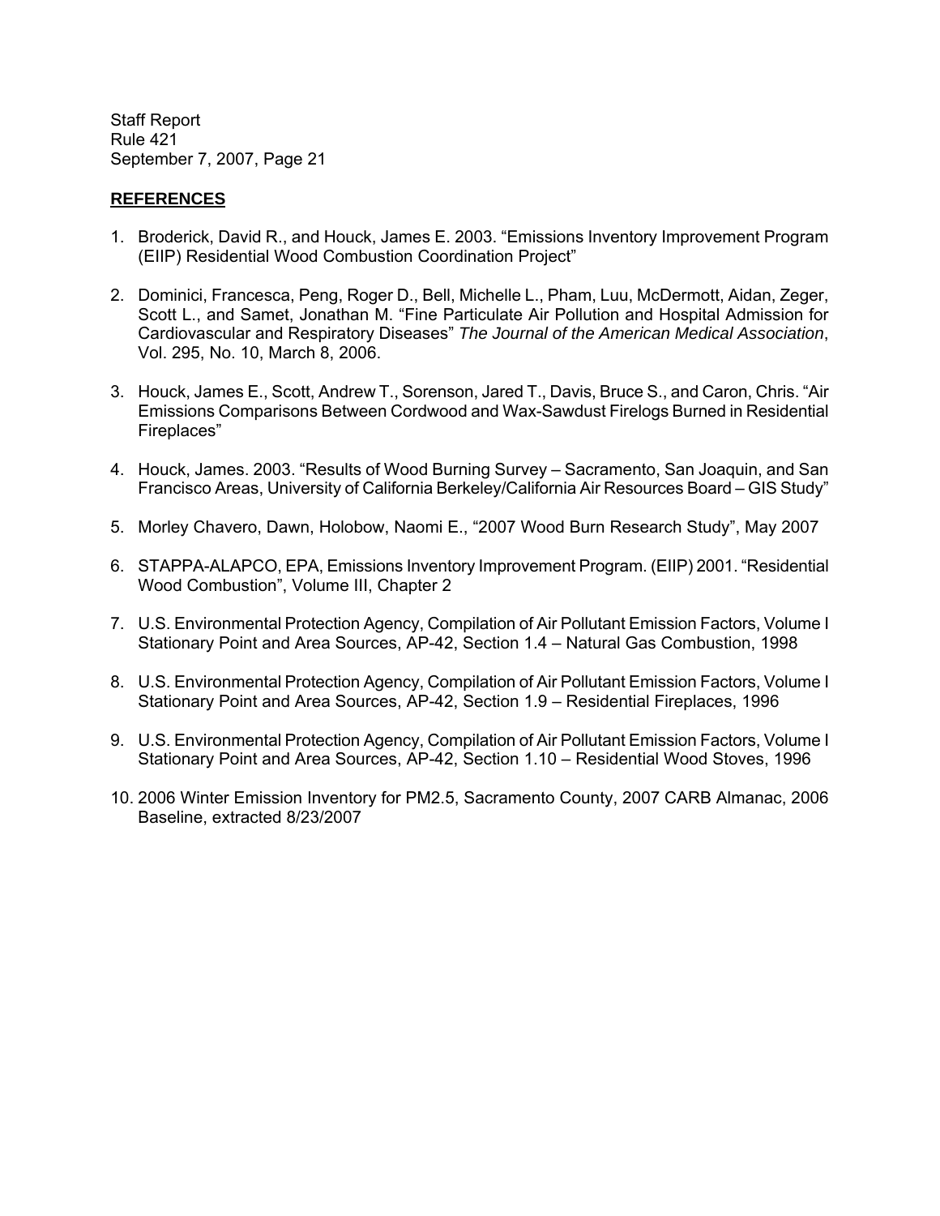## REFERENCES

1. Broderick, David R., and Houck, James E. 2003. "Emissions Inventory Improvement Program (EIIP) Residential Wood Combustion Coordination Project"

2. Dominici, Francesca, Peng, Roger D., Bell, Michelle L., Pham, Luu, McDermott, Aidan, Zeger, Scott L., and Samet, Jonathan M. "Fine Particulate Air Pollution and Hospital Admission for Cardiovascular and Respiratory Diseases" *The Journal of the American Medical Association*, Vol. 295, No. 10, March 8, 2006.

3. Houck, James E., Scott, Andrew T., Sorenson, Jared T., Davis, Bruce S., and Caron, Chris. "Air Emissions Comparisons Between Cordwood and Wax-Sawdust Firelogs Burned in Residential Fireplaces"

4. Houck, James. 2003. "Results of Wood Burning Survey – Sacramento, San Joaquin, and San Francisco Areas, University of California Berkeley/California Air Resources Board – GIS Study"

5. Morley Chavero, Dawn, Holobow, Naomi E., "2007 Wood Burn Research Study", May 2007

6. STAPPA-ALAPCO, EPA, Emissions Inventory Improvement Program. (EIIP) 2001. "Residential Wood Combustion", Volume III, Chapter 2

7. U.S. Environmental Protection Agency, Compilation of Air Pollutant Emission Factors, Volume I Stationary Point and Area Sources, AP-42, Section 1.4 – Natural Gas Combustion, 1998

8. U.S. Environmental Protection Agency, Compilation of Air Pollutant Emission Factors, Volume I Stationary Point and Area Sources, AP-42, Section 1.9 – Residential Fireplaces, 1996

9. U.S. Environmental Protection Agency, Compilation of Air Pollutant Emission Factors, Volume I Stationary Point and Area Sources, AP-42, Section 1.10 – Residential Wood Stoves, 1996

10. 2006 Winter Emission Inventory for PM2.5, Sacramento County, 2007 CARB Almanac, 2006 Baseline, extracted 8/23/2007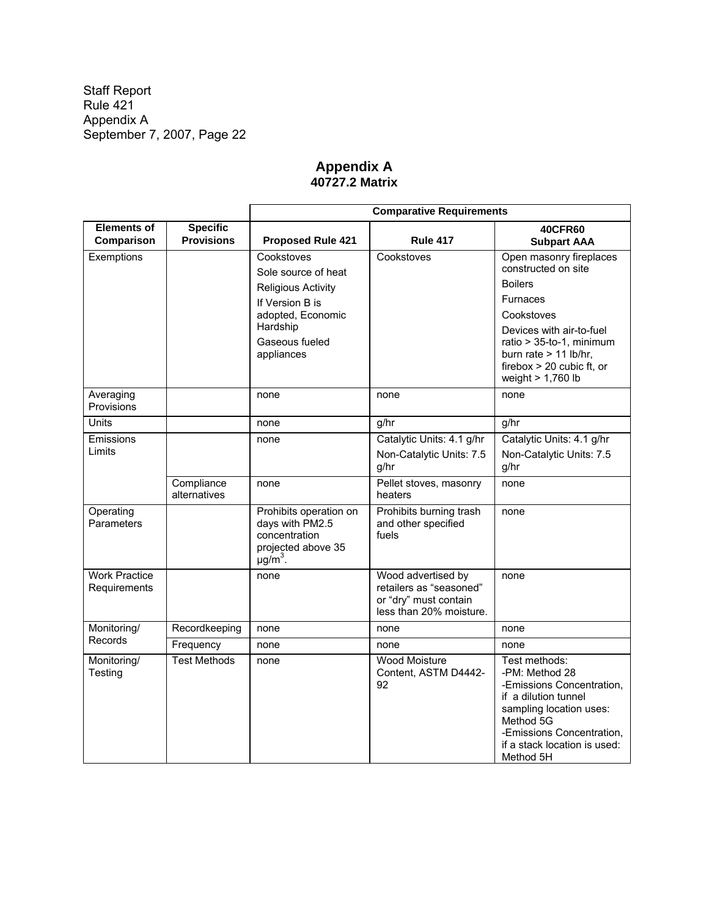Staff Report
Rule 421
Appendix A
September 7, 2007, Page 22

# Appendix A
## 40727.2 Matrix

| | | Comparative Requirements | | |
|---|---|---|---|---|
| **Elements of Comparison** | **Specific Provisions** | **Proposed Rule 421** | **Rule 417** | **40CFR60 Subpart AAA** |
| Exemptions | | Cookstoves<br>Sole source of heat<br>Religious Activity<br>If Version B is adopted, Economic Hardship<br>Gaseous fueled appliances | Cookstoves | Open masonry fireplaces constructed on site<br>Boilers<br>Furnaces<br>Cookstoves<br>Devices with air-to-fuel ratio > 35-to-1, minimum burn rate > 11 lb/hr, firebox > 20 cubic ft, or weight > 1,760 lb |
| Averaging Provisions | | none | none | none |
| Units | | none | g/hr | g/hr |
| Emissions Limits | | none | Catalytic Units: 4.1 g/hr<br>Non-Catalytic Units: 7.5 g/hr | Catalytic Units: 4.1 g/hr<br>Non-Catalytic Units: 7.5 g/hr |
| | Compliance alternatives | none | Pellet stoves, masonry heaters | none |
| Operating Parameters | | Prohibits operation on days with PM2.5 concentration projected above 35 $\mu g/m^3$. | Prohibits burning trash and other specified fuels | none |
| Work Practice Requirements | | none | Wood advertised by retailers as "seasoned" or "dry" must contain less than 20% moisture. | none |
| Monitoring/ Records | Recordkeeping | none | none | none |
| | Frequency | none | none | none |
| Monitoring/ Testing | Test Methods | none | Wood Moisture Content, ASTM D4442-92 | Test methods:<br>-PM: Method 28<br>-Emissions Concentration, if a dilution tunnel sampling location uses: Method 5G<br>-Emissions Concentration, if a stack location is used: Method 5H |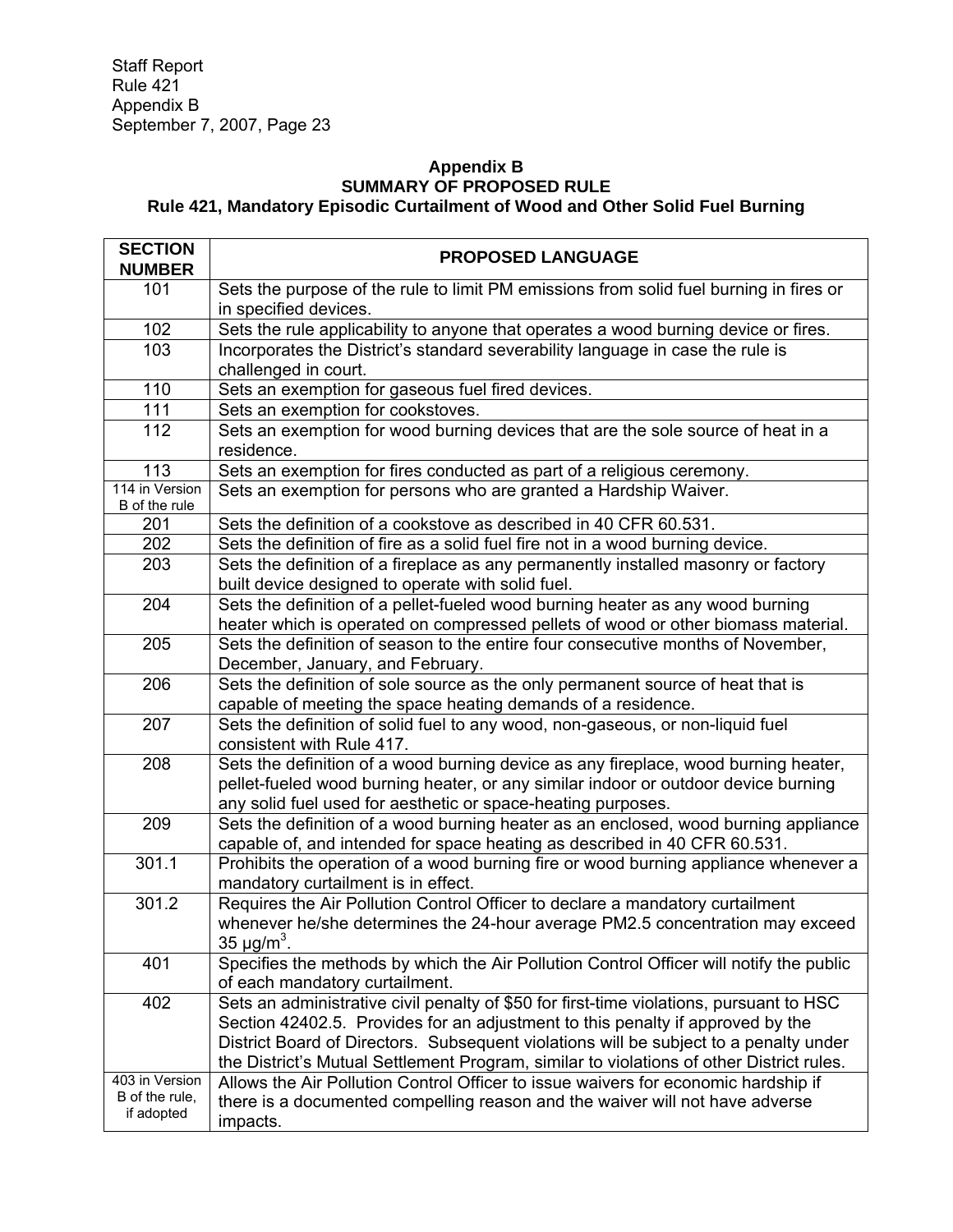# Appendix B
## SUMMARY OF PROPOSED RULE
### Rule 421, Mandatory Episodic Curtailment of Wood and Other Solid Fuel Burning

| SECTION NUMBER | PROPOSED LANGUAGE |
|---|---|
| 101 | Sets the purpose of the rule to limit PM emissions from solid fuel burning in fires or in specified devices. |
| 102 | Sets the rule applicability to anyone that operates a wood burning device or fires. |
| 103 | Incorporates the District's standard severability language in case the rule is challenged in court. |
| 110 | Sets an exemption for gaseous fuel fired devices. |
| 111 | Sets an exemption for cookstoves. |
| 112 | Sets an exemption for wood burning devices that are the sole source of heat in a residence. |
| 113 | Sets an exemption for fires conducted as part of a religious ceremony. |
| 114 in Version B of the rule | Sets an exemption for persons who are granted a Hardship Waiver. |
| 201 | Sets the definition of a cookstove as described in 40 CFR 60.531. |
| 202 | Sets the definition of fire as a solid fuel fire not in a wood burning device. |
| 203 | Sets the definition of a fireplace as any permanently installed masonry or factory built device designed to operate with solid fuel. |
| 204 | Sets the definition of a pellet-fueled wood burning heater as any wood burning heater which is operated on compressed pellets of wood or other biomass material. |
| 205 | Sets the definition of season to the entire four consecutive months of November, December, January, and February. |
| 206 | Sets the definition of sole source as the only permanent source of heat that is capable of meeting the space heating demands of a residence. |
| 207 | Sets the definition of solid fuel to any wood, non-gaseous, or non-liquid fuel consistent with Rule 417. |
| 208 | Sets the definition of a wood burning device as any fireplace, wood burning heater, pellet-fueled wood burning heater, or any similar indoor or outdoor device burning any solid fuel used for aesthetic or space-heating purposes. |
| 209 | Sets the definition of a wood burning heater as an enclosed, wood burning appliance capable of, and intended for space heating as described in 40 CFR 60.531. |
| 301.1 | Prohibits the operation of a wood burning fire or wood burning appliance whenever a mandatory curtailment is in effect. |
| 301.2 | Requires the Air Pollution Control Officer to declare a mandatory curtailment whenever he/she determines the 24-hour average PM2.5 concentration may exceed 35 µg/m$^3$. |
| 401 | Specifies the methods by which the Air Pollution Control Officer will notify the public of each mandatory curtailment. |
| 402 | Sets an administrative civil penalty of $50 for first-time violations, pursuant to HSC Section 42402.5. Provides for an adjustment to this penalty if approved by the District Board of Directors. Subsequent violations will be subject to a penalty under the District's Mutual Settlement Program, similar to violations of other District rules. |
| 403 in Version B of the rule, if adopted | Allows the Air Pollution Control Officer to issue waivers for economic hardship if there is a documented compelling reason and the waiver will not have adverse impacts. |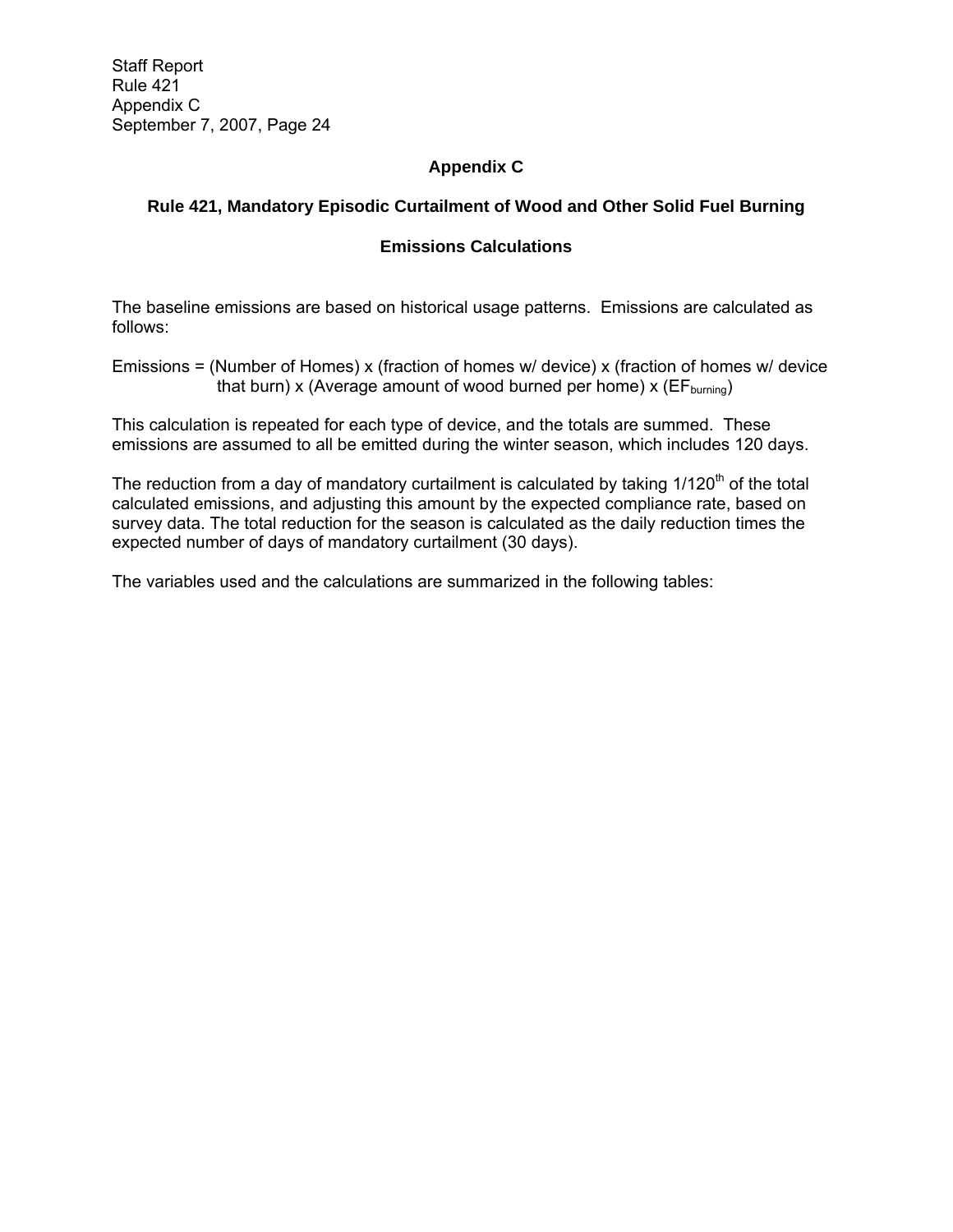# Appendix C

## Rule 421, Mandatory Episodic Curtailment of Wood and Other Solid Fuel Burning

## Emissions Calculations

The baseline emissions are based on historical usage patterns. Emissions are calculated as follows:

Emissions = (Number of Homes) x (fraction of homes w/ device) x (fraction of homes w/ device that burn) x (Average amount of wood burned per home) x ($EF_{burning}$)

This calculation is repeated for each type of device, and the totals are summed. These emissions are assumed to all be emitted during the winter season, which includes 120 days.

The reduction from a day of mandatory curtailment is calculated by taking 1/120$^{th}$ of the total calculated emissions, and adjusting this amount by the expected compliance rate, based on survey data. The total reduction for the season is calculated as the daily reduction times the expected number of days of mandatory curtailment (30 days).

The variables used and the calculations are summarized in the following tables: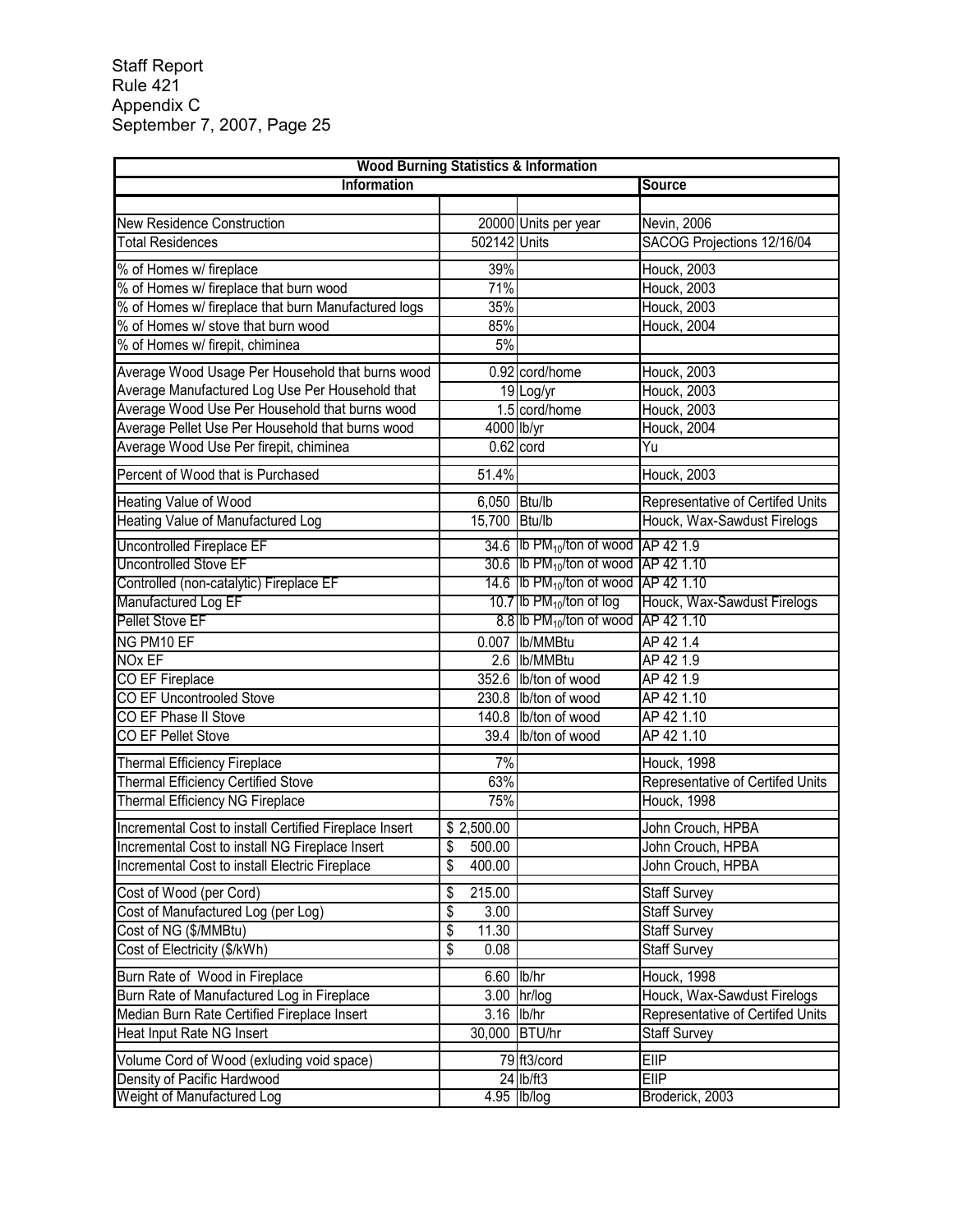Staff Report
Rule 421
Appendix C
September 7, 2007, Page 25

| Wood Burning Statistics & Information | | | |
|---|---|---|---|
| **Information** | | | **Source** |
| | | | |
| New Residence Construction | 20000 | Units per year | Nevin, 2006 |
| Total Residences | 502142 | Units | SACOG Projections 12/16/04 |
| % of Homes w/ fireplace | 39% | | Houck, 2003 |
| % of Homes w/ fireplace that burn wood | 71% | | Houck, 2003 |
| % of Homes w/ fireplace that burn Manufactured logs | 35% | | Houck, 2003 |
| % of Homes w/ stove that burn wood | 85% | | Houck, 2004 |
| % of Homes w/ firepit, chiminea | 5% | | |
| Average Wood Usage Per Household that burns wood | 0.92 | cord/home | Houck, 2003 |
| Average Manufactured Log Use Per Household that | 19 | Log/yr | Houck, 2003 |
| Average Wood Use Per Household that burns wood | 1.5 | cord/home | Houck, 2003 |
| Average Pellet Use Per Household that burns wood | 4000 | lb/yr | Houck, 2004 |
| Average Wood Use Per firepit, chiminea | 0.62 | cord | Yu |
| Percent of Wood that is Purchased | 51.4% | | Houck, 2003 |
| Heating Value of Wood | 6,050 | Btu/lb | Representative of Certifed Units |
| Heating Value of Manufactured Log | 15,700 | Btu/lb | Houck, Wax-Sawdust Firelogs |
| Uncontrolled Fireplace EF | 34.6 | lb $PM_{10}$/ton of wood | AP 42 1.9 |
| Uncontrolled Stove EF | 30.6 | lb $PM_{10}$/ton of wood | AP 42 1.10 |
| Controlled (non-catalytic) Fireplace EF | 14.6 | lb $PM_{10}$/ton of wood | AP 42 1.10 |
| Manufactured Log EF | 10.7 | lb $PM_{10}$/ton of log | Houck, Wax-Sawdust Firelogs |
| Pellet Stove EF | 8.8 | lb $PM_{10}$/ton of wood | AP 42 1.10 |
| NG PM10 EF | 0.007 | lb/MMBtu | AP 42 1.4 |
| NOx EF | 2.6 | lb/MMBtu | AP 42 1.9 |
| CO EF Fireplace | 352.6 | lb/ton of wood | AP 42 1.9 |
| CO EF Uncontrooled Stove | 230.8 | lb/ton of wood | AP 42 1.10 |
| CO EF Phase II Stove | 140.8 | lb/ton of wood | AP 42 1.10 |
| CO EF Pellet Stove | 39.4 | lb/ton of wood | AP 42 1.10 |
| Thermal Efficiency Fireplace | 7% | | Houck, 1998 |
| Thermal Efficiency Certified Stove | 63% | | Representative of Certifed Units |
| Thermal Efficiency NG Fireplace | 75% | | Houck, 1998 |
| Incremental Cost to install Certified Fireplace Insert | $ 2,500.00 | | John Crouch, HPBA |
| Incremental Cost to install NG Fireplace Insert | $ 500.00 | | John Crouch, HPBA |
| Incremental Cost to install Electric Fireplace | $ 400.00 | | John Crouch, HPBA |
| Cost of Wood (per Cord) | $ 215.00 | | Staff Survey |
| Cost of Manufactured Log (per Log) | $ 3.00 | | Staff Survey |
| Cost of NG ($/MMBtu) | $ 11.30 | | Staff Survey |
| Cost of Electricity ($/kWh) | $ 0.08 | | Staff Survey |
| Burn Rate of Wood in Fireplace | 6.60 | lb/hr | Houck, 1998 |
| Burn Rate of Manufactured Log in Fireplace | 3.00 | hr/log | Houck, Wax-Sawdust Firelogs |
| Median Burn Rate Certified Fireplace Insert | 3.16 | lb/hr | Representative of Certifed Units |
| Heat Input Rate NG Insert | 30,000 | BTU/hr | Staff Survey |
| Volume Cord of Wood (exluding void space) | 79 | ft3/cord | EIIP |
| Density of Pacific Hardwood | 24 | lb/ft3 | EIIP |
| Weight of Manufactured Log | 4.95 | lb/log | Broderick, 2003 |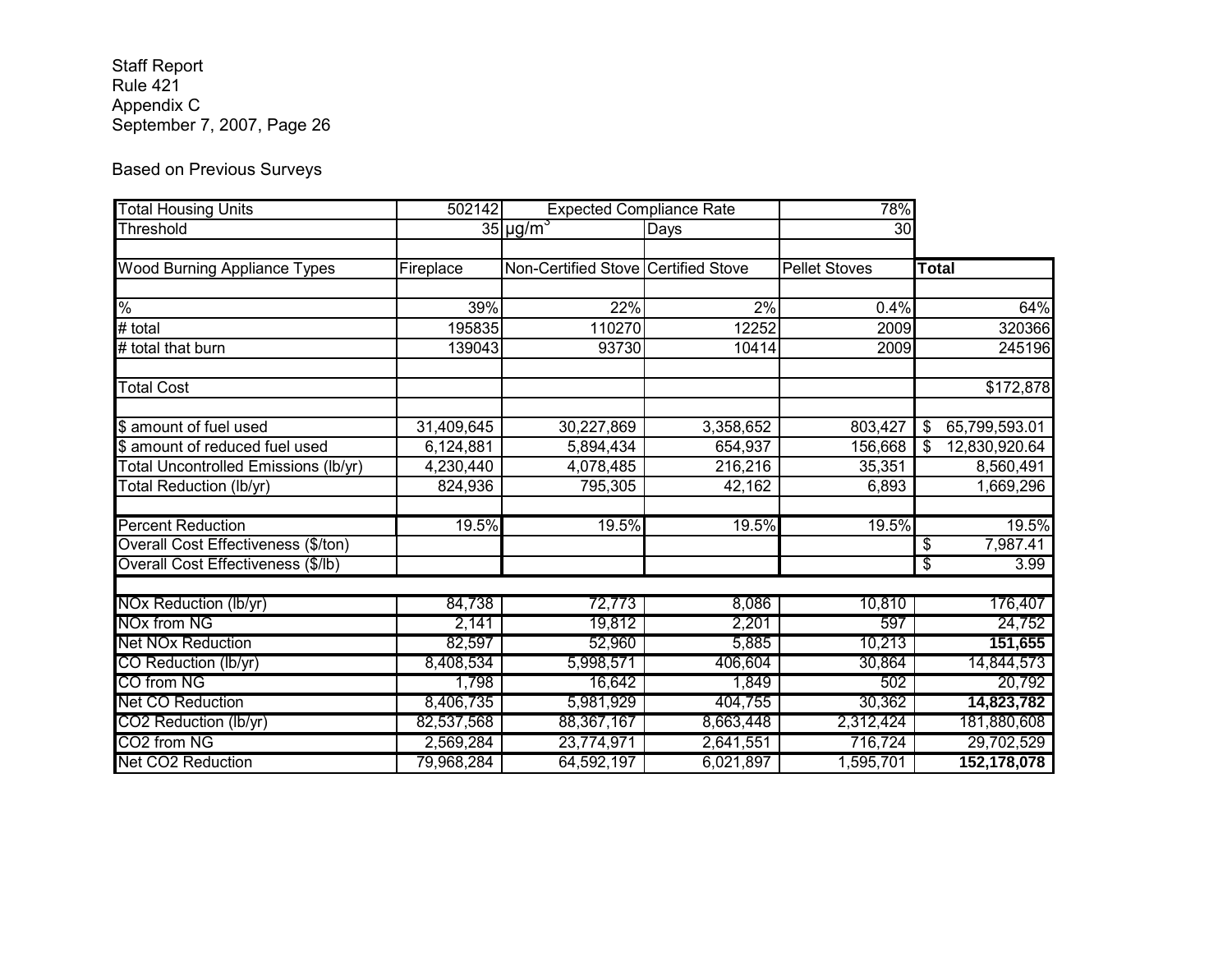Staff Report
Rule 421
Appendix C
September 7, 2007, Page 26

Based on Previous Surveys

| Total Housing Units | 502142 | Expected Compliance Rate | | 78% | |
|---|---|---|---|---|---|
| Threshold | 35 | $\mu g/m^3$ | Days | 30 | |
| | | | | | |
| Wood Burning Appliance Types | Fireplace | Non-Certified Stove | Certified Stove | Pellet Stoves | **Total** |
| | | | | | |
| % | 39% | 22% | 2% | 0.4% | 64% |
| # total | 195835 | 110270 | 12252 | 2009 | 320366 |
| # total that burn | 139043 | 93730 | 10414 | 2009 | 245196 |
| | | | | | |
| Total Cost | | | | | $172,878 |
| | | | | | |
| $ amount of fuel used | 31,409,645 | 30,227,869 | 3,358,652 | 803,427 | $ 65,799,593.01 |
| $ amount of reduced fuel used | 6,124,881 | 5,894,434 | 654,937 | 156,668 | $ 12,830,920.64 |
| Total Uncontrolled Emissions (lb/yr) | 4,230,440 | 4,078,485 | 216,216 | 35,351 | 8,560,491 |
| Total Reduction (lb/yr) | 824,936 | 795,305 | 42,162 | 6,893 | 1,669,296 |
| | | | | | |
| Percent Reduction | 19.5% | 19.5% | 19.5% | 19.5% | 19.5% |
| Overall Cost Effectiveness ($/ton) | | | | | $ 7,987.41 |
| Overall Cost Effectiveness ($/lb) | | | | | $ 3.99 |
| | | | | | |
| NOx Reduction (lb/yr) | 84,738 | 72,773 | 8,086 | 10,810 | 176,407 |
| NOx from NG | 2,141 | 19,812 | 2,201 | 597 | 24,752 |
| Net NOx Reduction | 82,597 | 52,960 | 5,885 | 10,213 | **151,655** |
| CO Reduction (lb/yr) | 8,408,534 | 5,998,571 | 406,604 | 30,864 | 14,844,573 |
| CO from NG | 1,798 | 16,642 | 1,849 | 502 | 20,792 |
| Net CO Reduction | 8,406,735 | 5,981,929 | 404,755 | 30,362 | **14,823,782** |
| CO2 Reduction (lb/yr) | 82,537,568 | 88,367,167 | 8,663,448 | 2,312,424 | 181,880,608 |
| CO2 from NG | 2,569,284 | 23,774,971 | 2,641,551 | 716,724 | 29,702,529 |
| Net CO2 Reduction | 79,968,284 | 64,592,197 | 6,021,897 | 1,595,701 | **152,178,078** |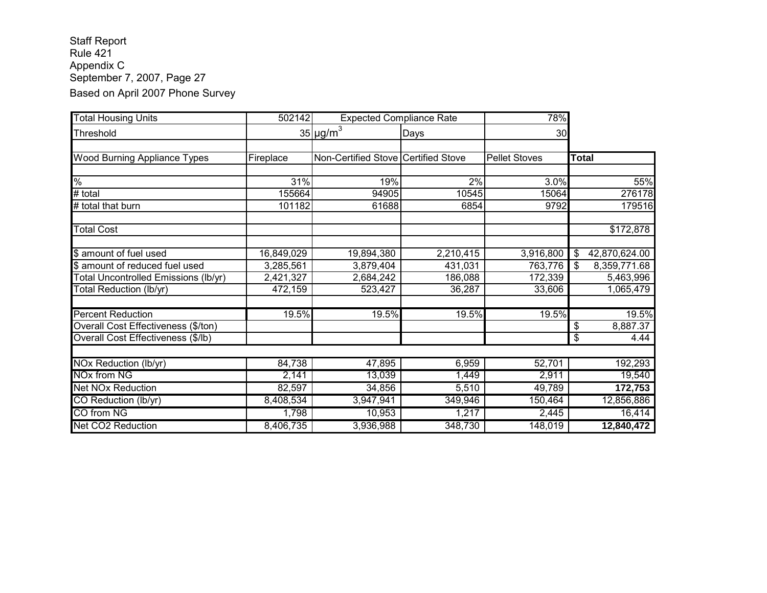Staff Report
Rule 421
Appendix C
September 7, 2007, Page 27
Based on April 2007 Phone Survey

| Total Housing Units | 502142 | Expected Compliance Rate | | 78% | |
|---|---|---|---|---|---|
| Threshold | 35 | μg/m$^3$ | Days | 30 | |
| | | | | | |
| Wood Burning Appliance Types | Fireplace | Non-Certified Stove | Certified Stove | Pellet Stoves | **Total** |
| | | | | | |
| % | 31% | 19% | 2% | 3.0% | 55% |
| # total | 155664 | 94905 | 10545 | 15064 | 276178 |
| # total that burn | 101182 | 61688 | 6854 | 9792 | 179516 |
| | | | | | |
| Total Cost | | | | | $172,878 |
| | | | | | |
| $ amount of fuel used | 16,849,029 | 19,894,380 | 2,210,415 | 3,916,800 | $ 42,870,624.00 |
| $ amount of reduced fuel used | 3,285,561 | 3,879,404 | 431,031 | 763,776 | $ 8,359,771.68 |
| Total Uncontrolled Emissions (lb/yr) | 2,421,327 | 2,684,242 | 186,088 | 172,339 | 5,463,996 |
| Total Reduction (lb/yr) | 472,159 | 523,427 | 36,287 | 33,606 | 1,065,479 |
| | | | | | |
| Percent Reduction | 19.5% | 19.5% | 19.5% | 19.5% | 19.5% |
| Overall Cost Effectiveness ($/ton) | | | | | $ 8,887.37 |
| Overall Cost Effectiveness ($/lb) | | | | | $ 4.44 |
| | | | | | |
| NOx Reduction (lb/yr) | 84,738 | 47,895 | 6,959 | 52,701 | 192,293 |
| NOx from NG | 2,141 | 13,039 | 1,449 | 2,911 | 19,540 |
| Net NOx Reduction | 82,597 | 34,856 | 5,510 | 49,789 | **172,753** |
| CO Reduction (lb/yr) | 8,408,534 | 3,947,941 | 349,946 | 150,464 | 12,856,886 |
| CO from NG | 1,798 | 10,953 | 1,217 | 2,445 | 16,414 |
| Net CO2 Reduction | 8,406,735 | 3,936,988 | 348,730 | 148,019 | **12,840,472** |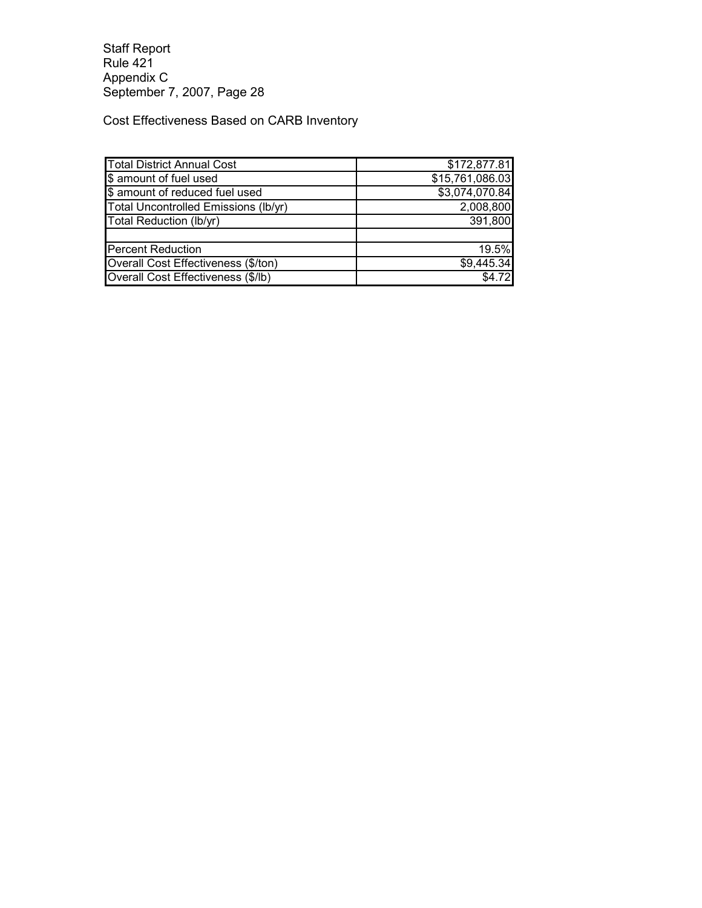Staff Report
Rule 421
Appendix C
September 7, 2007, Page 28

Cost Effectiveness Based on CARB Inventory

| | |
|---|---|
| Total District Annual Cost | $172,877.81 |
| $ amount of fuel used | $15,761,086.03 |
| $ amount of reduced fuel used | $3,074,070.84 |
| Total Uncontrolled Emissions (lb/yr) | 2,008,800 |
| Total Reduction (lb/yr) | 391,800 |
| | |
| Percent Reduction | 19.5% |
| Overall Cost Effectiveness ($/ton) | $9,445.34 |
| Overall Cost Effectiveness ($/lb) | $4.72 |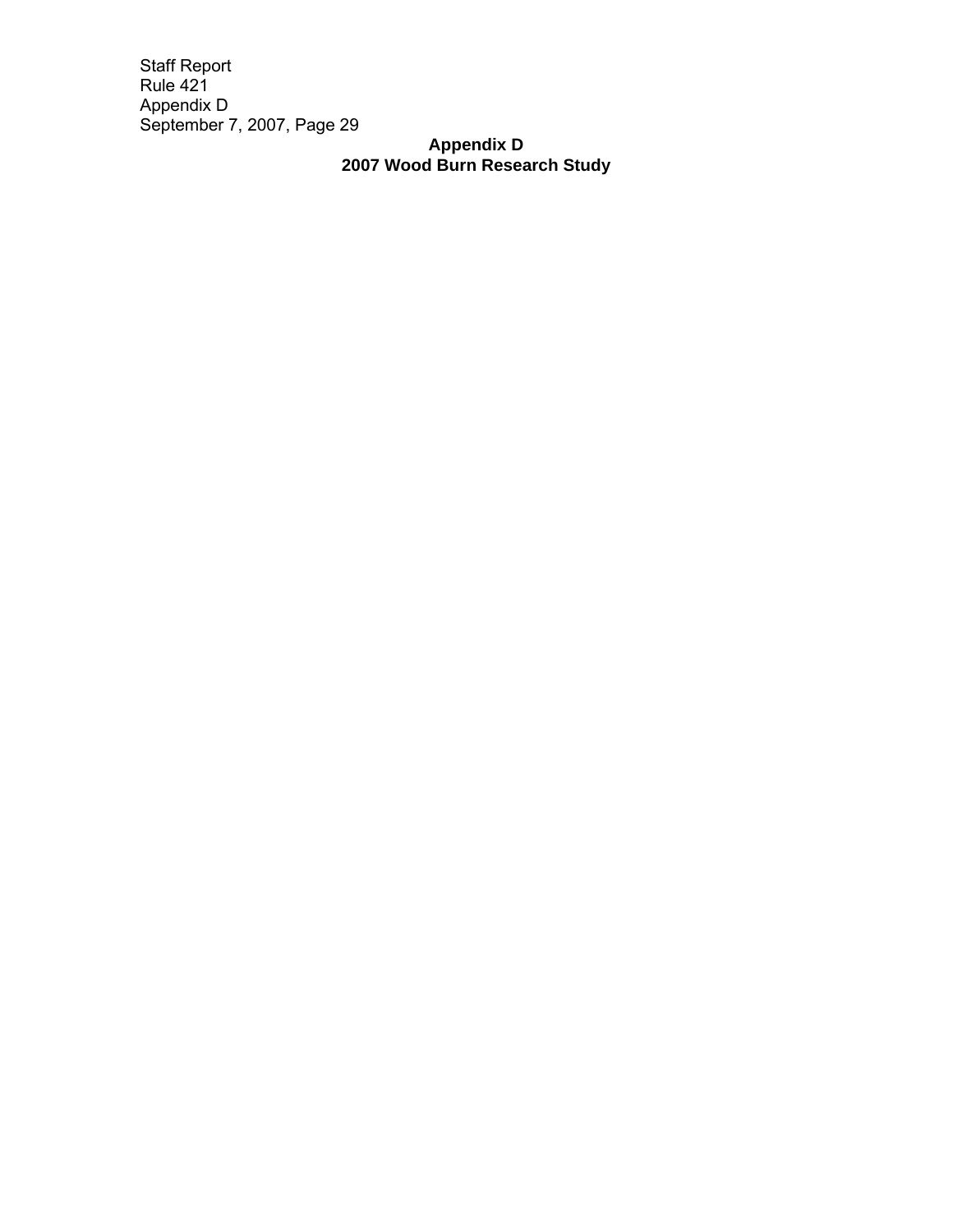# Appendix D
## 2007 Wood Burn Research Study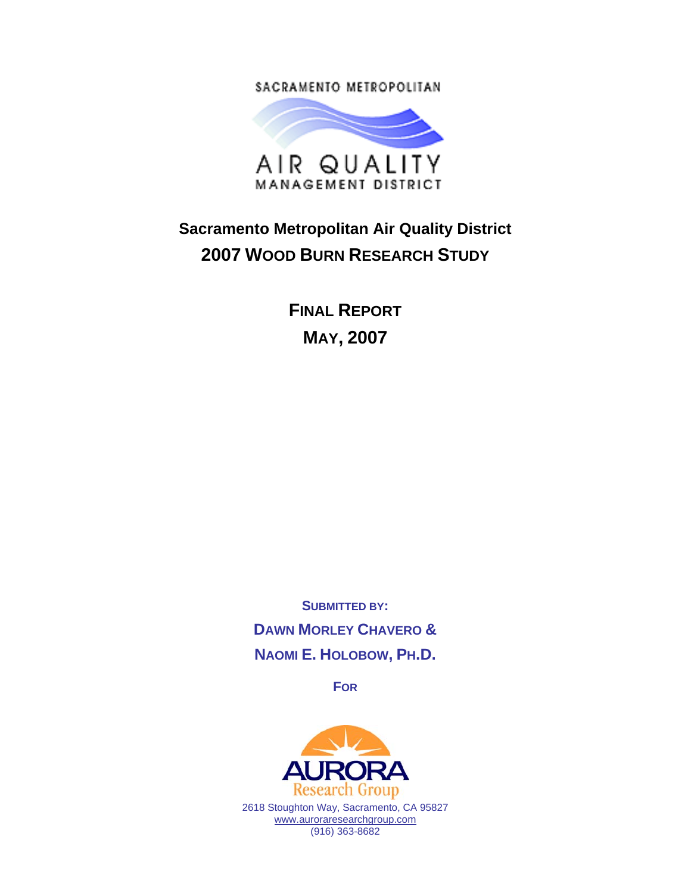SACRAMENTO METROPOLITAN

AIR QUALITY

MANAGEMENT DISTRICT

# Sacramento Metropolitan Air Quality District

# 2007 Wood Burn Research Study

## Final Report

## May, 2007

**Submitted by:**

**Dawn Morley Chavero &**

**Naomi E. Holobow, Ph.D.**

**For**

AURORA

Research Group

2618 Stoughton Way, Sacramento, CA 95827

www.auroraresearchgroup.com

(916) 363-8682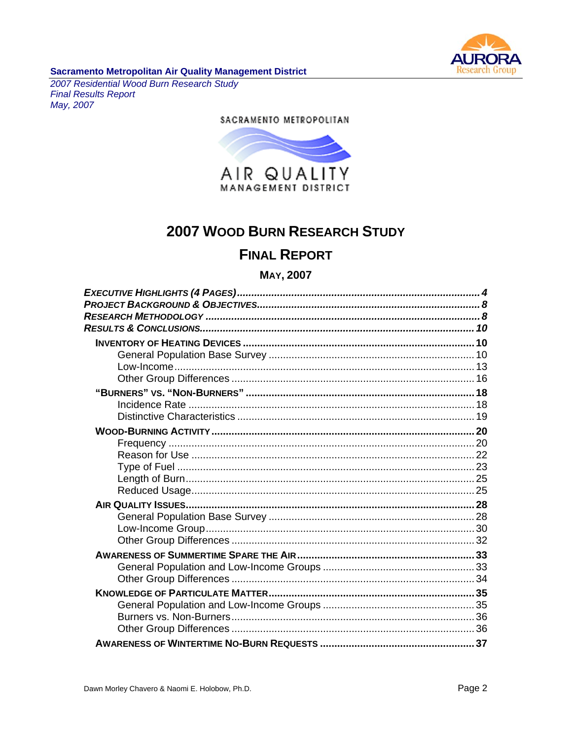# 2007 WOOD BURN RESEARCH STUDY

## FINAL REPORT

### MAY, 2007

| | |
|---|---|
| ***EXECUTIVE HIGHLIGHTS (4 PAGES)*** | ***4*** |
| ***PROJECT BACKGROUND & OBJECTIVES*** | ***8*** |
| ***RESEARCH METHODOLOGY*** | ***8*** |
| ***RESULTS & CONCLUSIONS*** | ***10*** |
| **INVENTORY OF HEATING DEVICES** | **10** |
| General Population Base Survey | 10 |
| Low-Income | 13 |
| Other Group Differences | 16 |
| **"BURNERS" VS. "NON-BURNERS"** | **18** |
| Incidence Rate | 18 |
| Distinctive Characteristics | 19 |
| **WOOD-BURNING ACTIVITY** | **20** |
| Frequency | 20 |
| Reason for Use | 22 |
| Type of Fuel | 23 |
| Length of Burn | 25 |
| Reduced Usage | 25 |
| **AIR QUALITY ISSUES** | **28** |
| General Population Base Survey | 28 |
| Low-Income Group | 30 |
| Other Group Differences | 32 |
| **AWARENESS OF SUMMERTIME SPARE THE AIR** | **33** |
| General Population and Low-Income Groups | 33 |
| Other Group Differences | 34 |
| **KNOWLEDGE OF PARTICULATE MATTER** | **35** |
| General Population and Low-Income Groups | 35 |
| Burners vs. Non-Burners | 36 |
| Other Group Differences | 36 |
| **AWARENESS OF WINTERTIME NO-BURN REQUESTS** | **37** |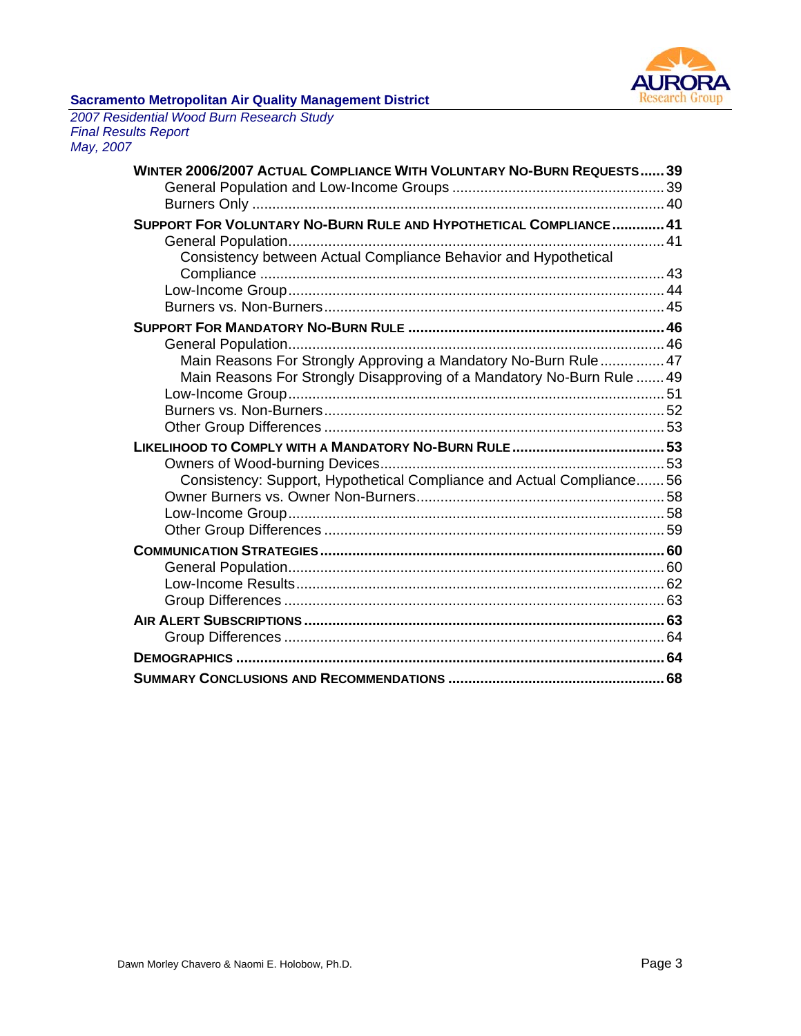**WINTER 2006/2007 ACTUAL COMPLIANCE WITH VOLUNTARY NO-BURN REQUESTS** ...... 39
- General Population and Low-Income Groups ..... 39
- Burners Only ..... 40

**SUPPORT FOR VOLUNTARY NO-BURN RULE AND HYPOTHETICAL COMPLIANCE** ..... 41
- General Population ..... 41
  - Consistency between Actual Compliance Behavior and Hypothetical Compliance ..... 43
- Low-Income Group ..... 44
- Burners vs. Non-Burners ..... 45

**SUPPORT FOR MANDATORY NO-BURN RULE** ..... 46
- General Population ..... 46
  - Main Reasons For Strongly Approving a Mandatory No-Burn Rule ..... 47
  - Main Reasons For Strongly Disapproving of a Mandatory No-Burn Rule ..... 49
- Low-Income Group ..... 51
- Burners vs. Non-Burners ..... 52
- Other Group Differences ..... 53

**LIKELIHOOD TO COMPLY WITH A MANDATORY NO-BURN RULE** ..... 53
- Owners of Wood-burning Devices ..... 53
  - Consistency: Support, Hypothetical Compliance and Actual Compliance ..... 56
- Owner Burners vs. Owner Non-Burners ..... 58
- Low-Income Group ..... 58
- Other Group Differences ..... 59

**COMMUNICATION STRATEGIES** ..... 60
- General Population ..... 60
- Low-Income Results ..... 62
- Group Differences ..... 63

**AIR ALERT SUBSCRIPTIONS** ..... 63
- Group Differences ..... 64

**DEMOGRAPHICS** ..... 64

**SUMMARY CONCLUSIONS AND RECOMMENDATIONS** ..... 68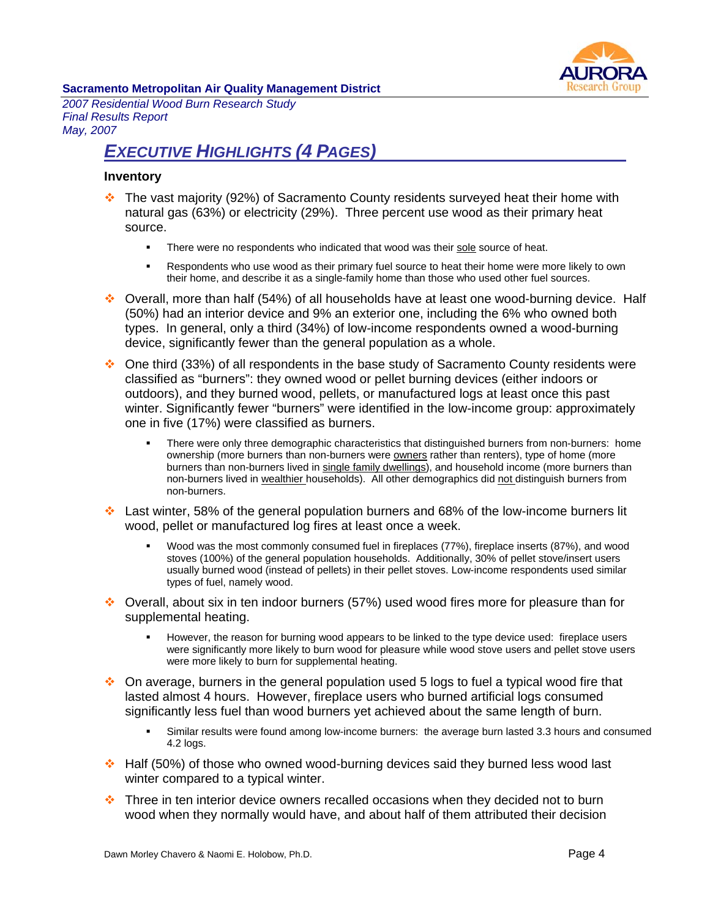## EXECUTIVE HIGHLIGHTS (4 PAGES)

**Inventory**

- The vast majority (92%) of Sacramento County residents surveyed heat their home with natural gas (63%) or electricity (29%). Three percent use wood as their primary heat source.
  - There were no respondents who indicated that wood was their sole source of heat.
  - Respondents who use wood as their primary fuel source to heat their home were more likely to own their home, and describe it as a single-family home than those who used other fuel sources.
- Overall, more than half (54%) of all households have at least one wood-burning device. Half (50%) had an interior device and 9% an exterior one, including the 6% who owned both types. In general, only a third (34%) of low-income respondents owned a wood-burning device, significantly fewer than the general population as a whole.
- One third (33%) of all respondents in the base study of Sacramento County residents were classified as "burners": they owned wood or pellet burning devices (either indoors or outdoors), and they burned wood, pellets, or manufactured logs at least once this past winter. Significantly fewer "burners" were identified in the low-income group: approximately one in five (17%) were classified as burners.
  - There were only three demographic characteristics that distinguished burners from non-burners: home ownership (more burners than non-burners were owners rather than renters), type of home (more burners than non-burners lived in single family dwellings), and household income (more burners than non-burners lived in wealthier households). All other demographics did not distinguish burners from non-burners.
- Last winter, 58% of the general population burners and 68% of the low-income burners lit wood, pellet or manufactured log fires at least once a week.
  - Wood was the most commonly consumed fuel in fireplaces (77%), fireplace inserts (87%), and wood stoves (100%) of the general population households. Additionally, 30% of pellet stove/insert users usually burned wood (instead of pellets) in their pellet stoves. Low-income respondents used similar types of fuel, namely wood.
- Overall, about six in ten indoor burners (57%) used wood fires more for pleasure than for supplemental heating.
  - However, the reason for burning wood appears to be linked to the type device used: fireplace users were significantly more likely to burn wood for pleasure while wood stove users and pellet stove users were more likely to burn for supplemental heating.
- On average, burners in the general population used 5 logs to fuel a typical wood fire that lasted almost 4 hours. However, fireplace users who burned artificial logs consumed significantly less fuel than wood burners yet achieved about the same length of burn.
  - Similar results were found among low-income burners: the average burn lasted 3.3 hours and consumed 4.2 logs.
- Half (50%) of those who owned wood-burning devices said they burned less wood last winter compared to a typical winter.
- Three in ten interior device owners recalled occasions when they decided not to burn wood when they normally would have, and about half of them attributed their decision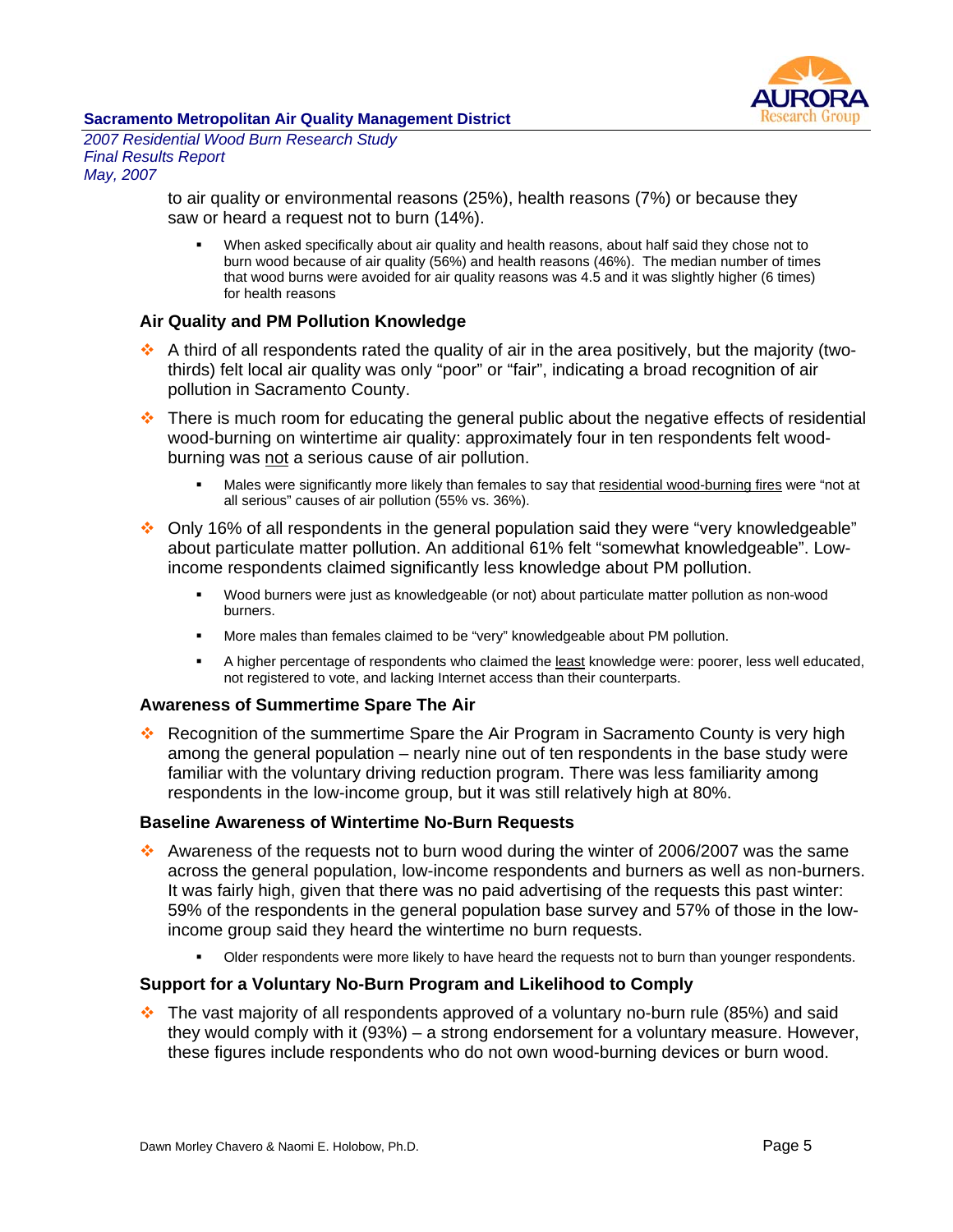to air quality or environmental reasons (25%), health reasons (7%) or because they saw or heard a request not to burn (14%).

- When asked specifically about air quality and health reasons, about half said they chose not to burn wood because of air quality (56%) and health reasons (46%). The median number of times that wood burns were avoided for air quality reasons was 4.5 and it was slightly higher (6 times) for health reasons

### Air Quality and PM Pollution Knowledge

- A third of all respondents rated the quality of air in the area positively, but the majority (two-thirds) felt local air quality was only "poor" or "fair", indicating a broad recognition of air pollution in Sacramento County.
- There is much room for educating the general public about the negative effects of residential wood-burning on wintertime air quality: approximately four in ten respondents felt wood-burning was not a serious cause of air pollution.
  - Males were significantly more likely than females to say that residential wood-burning fires were "not at all serious" causes of air pollution (55% vs. 36%).
- Only 16% of all respondents in the general population said they were "very knowledgeable" about particulate matter pollution. An additional 61% felt "somewhat knowledgeable". Low-income respondents claimed significantly less knowledge about PM pollution.
  - Wood burners were just as knowledgeable (or not) about particulate matter pollution as non-wood burners.
  - More males than females claimed to be "very" knowledgeable about PM pollution.
  - A higher percentage of respondents who claimed the least knowledge were: poorer, less well educated, not registered to vote, and lacking Internet access than their counterparts.

### Awareness of Summertime Spare The Air

- Recognition of the summertime Spare the Air Program in Sacramento County is very high among the general population – nearly nine out of ten respondents in the base study were familiar with the voluntary driving reduction program. There was less familiarity among respondents in the low-income group, but it was still relatively high at 80%.

### Baseline Awareness of Wintertime No-Burn Requests

- Awareness of the requests not to burn wood during the winter of 2006/2007 was the same across the general population, low-income respondents and burners as well as non-burners. It was fairly high, given that there was no paid advertising of the requests this past winter: 59% of the respondents in the general population base survey and 57% of those in the low-income group said they heard the wintertime no burn requests.
  - Older respondents were more likely to have heard the requests not to burn than younger respondents.

### Support for a Voluntary No-Burn Program and Likelihood to Comply

- The vast majority of all respondents approved of a voluntary no-burn rule (85%) and said they would comply with it (93%) – a strong endorsement for a voluntary measure. However, these figures include respondents who do not own wood-burning devices or burn wood.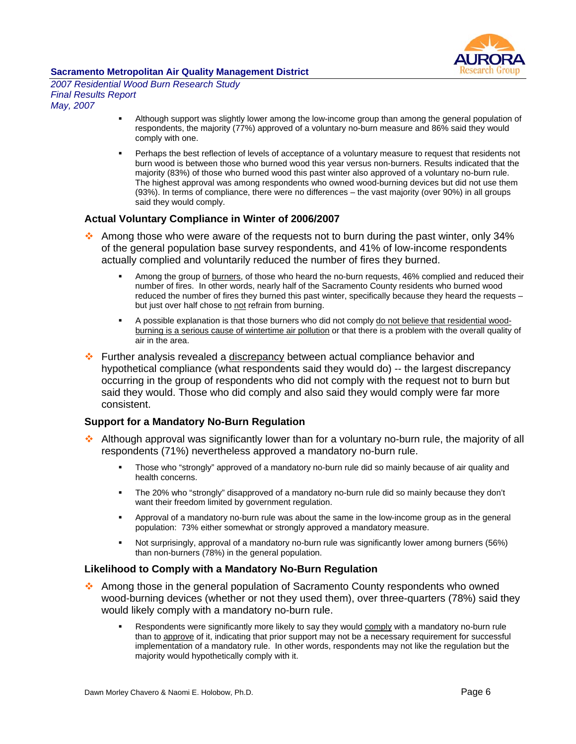- Although support was slightly lower among the low-income group than among the general population of respondents, the majority (77%) approved of a voluntary no-burn measure and 86% said they would comply with one.
- Perhaps the best reflection of levels of acceptance of a voluntary measure to request that residents not burn wood is between those who burned wood this year versus non-burners. Results indicated that the majority (83%) of those who burned wood this past winter also approved of a voluntary no-burn rule. The highest approval was among respondents who owned wood-burning devices but did not use them (93%). In terms of compliance, there were no differences – the vast majority (over 90%) in all groups said they would comply.

### Actual Voluntary Compliance in Winter of 2006/2007

- Among those who were aware of the requests not to burn during the past winter, only 34% of the general population base survey respondents, and 41% of low-income respondents actually complied and voluntarily reduced the number of fires they burned.
  - Among the group of burners, of those who heard the no-burn requests, 46% complied and reduced their number of fires. In other words, nearly half of the Sacramento County residents who burned wood reduced the number of fires they burned this past winter, specifically because they heard the requests – but just over half chose to not refrain from burning.
  - A possible explanation is that those burners who did not comply do not believe that residential wood-burning is a serious cause of wintertime air pollution or that there is a problem with the overall quality of air in the area.
- Further analysis revealed a discrepancy between actual compliance behavior and hypothetical compliance (what respondents said they would do) -- the largest discrepancy occurring in the group of respondents who did not comply with the request not to burn but said they would. Those who did comply and also said they would comply were far more consistent.

### Support for a Mandatory No-Burn Regulation

- Although approval was significantly lower than for a voluntary no-burn rule, the majority of all respondents (71%) nevertheless approved a mandatory no-burn rule.
  - Those who "strongly" approved of a mandatory no-burn rule did so mainly because of air quality and health concerns.
  - The 20% who "strongly" disapproved of a mandatory no-burn rule did so mainly because they don't want their freedom limited by government regulation.
  - Approval of a mandatory no-burn rule was about the same in the low-income group as in the general population: 73% either somewhat or strongly approved a mandatory measure.
  - Not surprisingly, approval of a mandatory no-burn rule was significantly lower among burners (56%) than non-burners (78%) in the general population.

### Likelihood to Comply with a Mandatory No-Burn Regulation

- Among those in the general population of Sacramento County respondents who owned wood-burning devices (whether or not they used them), over three-quarters (78%) said they would likely comply with a mandatory no-burn rule.
  - Respondents were significantly more likely to say they would comply with a mandatory no-burn rule than to approve of it, indicating that prior support may not be a necessary requirement for successful implementation of a mandatory rule. In other words, respondents may not like the regulation but the majority would hypothetically comply with it.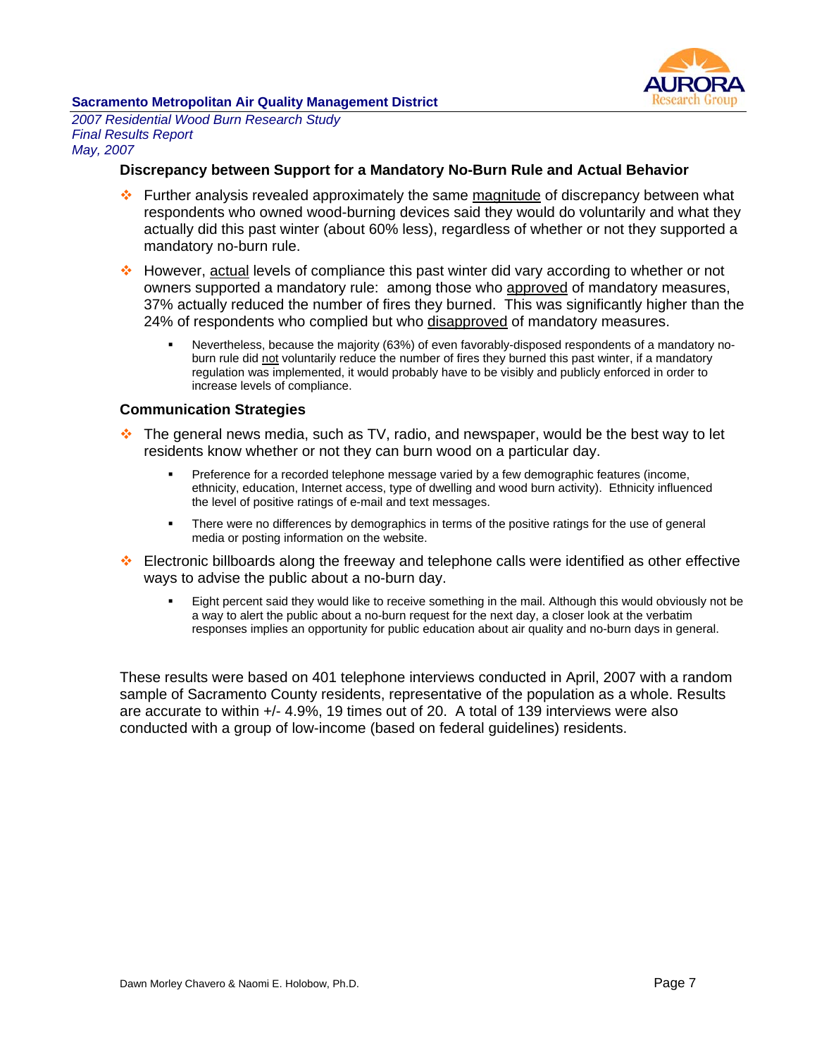### Discrepancy between Support for a Mandatory No-Burn Rule and Actual Behavior

- Further analysis revealed approximately the same magnitude of discrepancy between what respondents who owned wood-burning devices said they would do voluntarily and what they actually did this past winter (about 60% less), regardless of whether or not they supported a mandatory no-burn rule.
- However, actual levels of compliance this past winter did vary according to whether or not owners supported a mandatory rule: among those who approved of mandatory measures, 37% actually reduced the number of fires they burned. This was significantly higher than the 24% of respondents who complied but who disapproved of mandatory measures.
  - Nevertheless, because the majority (63%) of even favorably-disposed respondents of a mandatory no-burn rule did not voluntarily reduce the number of fires they burned this past winter, if a mandatory regulation was implemented, it would probably have to be visibly and publicly enforced in order to increase levels of compliance.

### Communication Strategies

- The general news media, such as TV, radio, and newspaper, would be the best way to let residents know whether or not they can burn wood on a particular day.
  - Preference for a recorded telephone message varied by a few demographic features (income, ethnicity, education, Internet access, type of dwelling and wood burn activity). Ethnicity influenced the level of positive ratings of e-mail and text messages.
  - There were no differences by demographics in terms of the positive ratings for the use of general media or posting information on the website.
- Electronic billboards along the freeway and telephone calls were identified as other effective ways to advise the public about a no-burn day.
  - Eight percent said they would like to receive something in the mail. Although this would obviously not be a way to alert the public about a no-burn request for the next day, a closer look at the verbatim responses implies an opportunity for public education about air quality and no-burn days in general.

These results were based on 401 telephone interviews conducted in April, 2007 with a random sample of Sacramento County residents, representative of the population as a whole. Results are accurate to within +/- 4.9%, 19 times out of 20. A total of 139 interviews were also conducted with a group of low-income (based on federal guidelines) residents.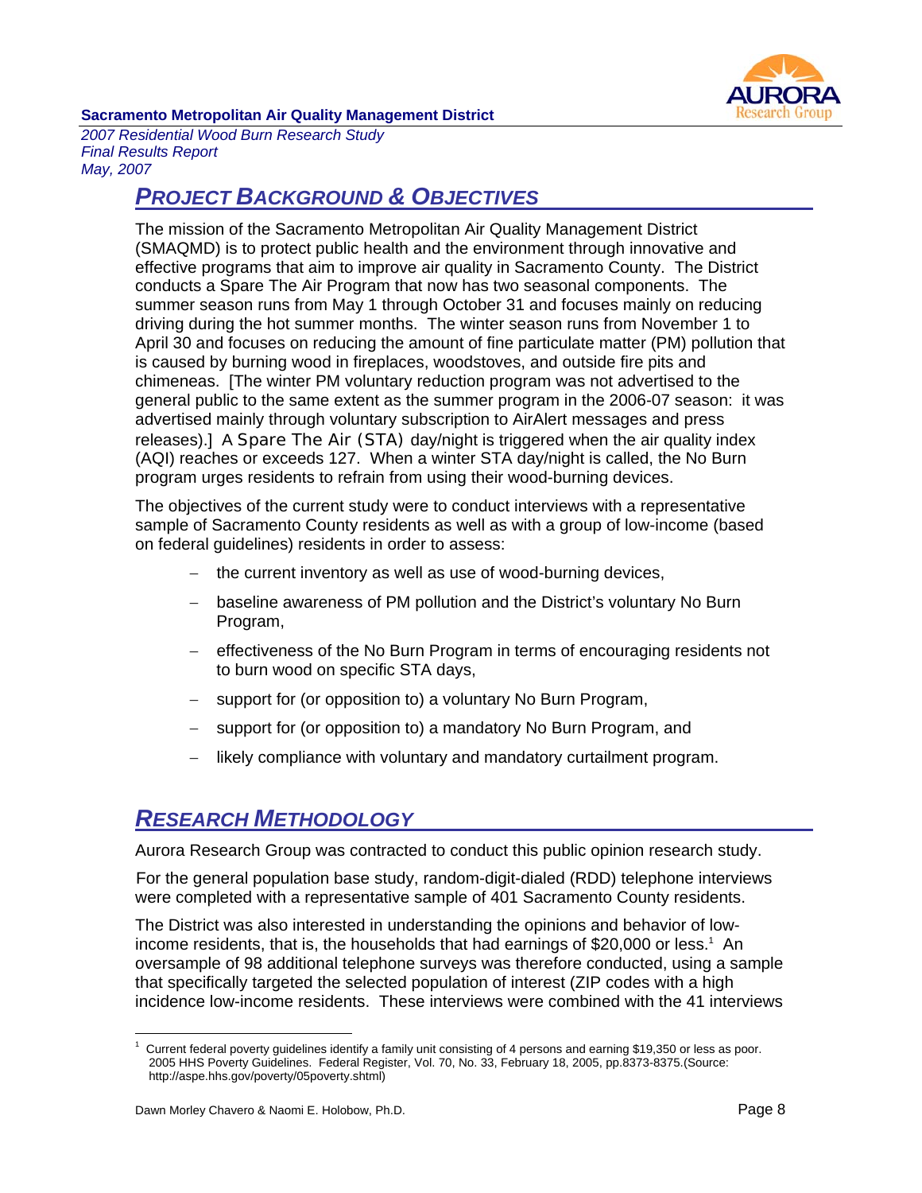## *PROJECT BACKGROUND & OBJECTIVES*

The mission of the Sacramento Metropolitan Air Quality Management District (SMAQMD) is to protect public health and the environment through innovative and effective programs that aim to improve air quality in Sacramento County. The District conducts a Spare The Air Program that now has two seasonal components. The summer season runs from May 1 through October 31 and focuses mainly on reducing driving during the hot summer months. The winter season runs from November 1 to April 30 and focuses on reducing the amount of fine particulate matter (PM) pollution that is caused by burning wood in fireplaces, woodstoves, and outside fire pits and chimeneas. [The winter PM voluntary reduction program was not advertised to the general public to the same extent as the summer program in the 2006-07 season: it was advertised mainly through voluntary subscription to AirAlert messages and press releases).] A Spare The Air (STA) day/night is triggered when the air quality index (AQI) reaches or exceeds 127. When a winter STA day/night is called, the No Burn program urges residents to refrain from using their wood-burning devices.

The objectives of the current study were to conduct interviews with a representative sample of Sacramento County residents as well as with a group of low-income (based on federal guidelines) residents in order to assess:

- the current inventory as well as use of wood-burning devices,
- baseline awareness of PM pollution and the District's voluntary No Burn Program,
- effectiveness of the No Burn Program in terms of encouraging residents not to burn wood on specific STA days,
- support for (or opposition to) a voluntary No Burn Program,
- support for (or opposition to) a mandatory No Burn Program, and
- likely compliance with voluntary and mandatory curtailment program.

## *RESEARCH METHODOLOGY*

Aurora Research Group was contracted to conduct this public opinion research study.

For the general population base study, random-digit-dialed (RDD) telephone interviews were completed with a representative sample of 401 Sacramento County residents.

The District was also interested in understanding the opinions and behavior of low-income residents, that is, the households that had earnings of $20,000 or less.[1] An oversample of 98 additional telephone surveys was therefore conducted, using a sample that specifically targeted the selected population of interest (ZIP codes with a high incidence low-income residents. These interviews were combined with the 41 interviews

---

[1] Current federal poverty guidelines identify a family unit consisting of 4 persons and earning $19,350 or less as poor. 2005 HHS Poverty Guidelines. Federal Register, Vol. 70, No. 33, February 18, 2005, pp.8373-8375.(Source: http://aspe.hhs.gov/poverty/05poverty.shtml)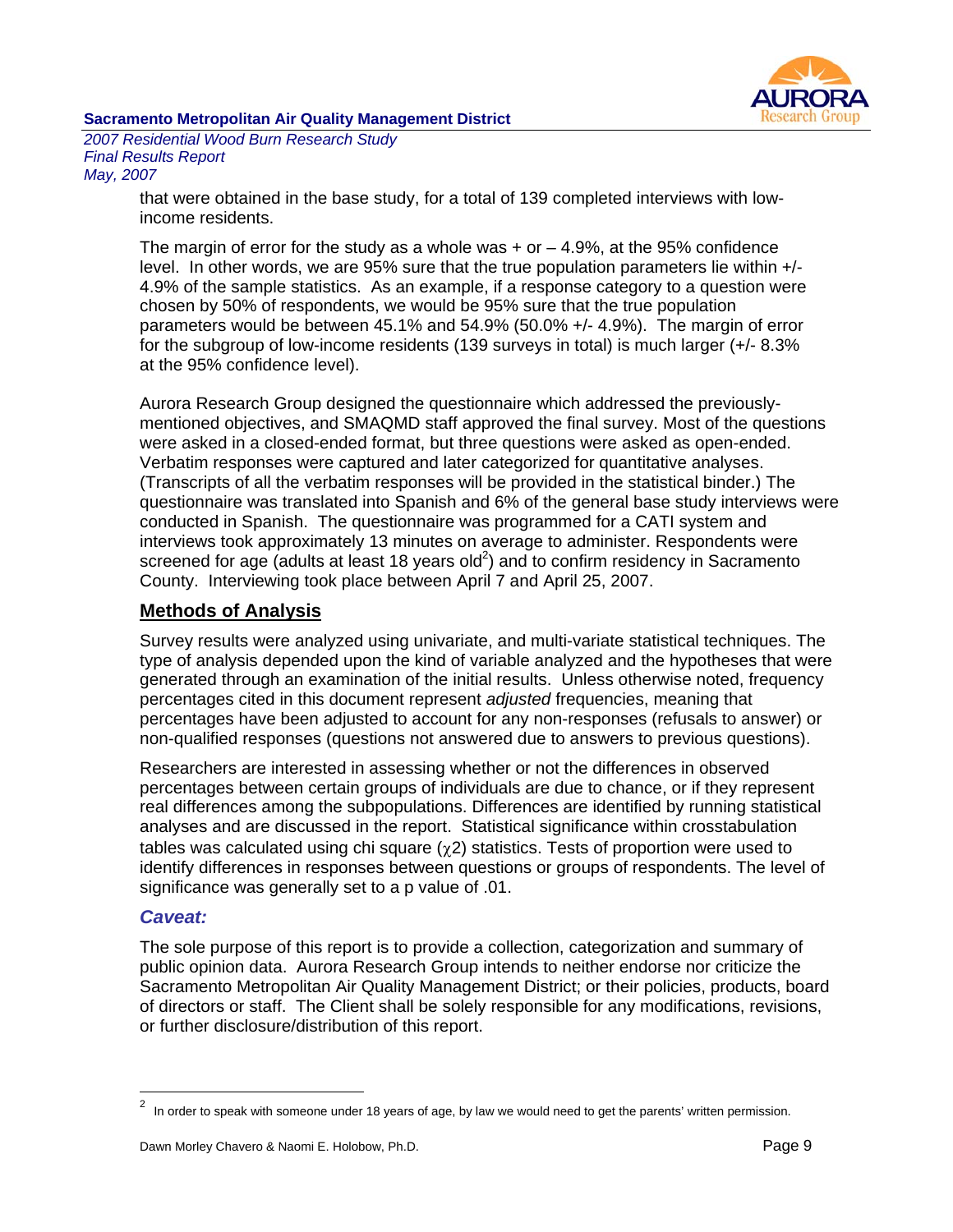that were obtained in the base study, for a total of 139 completed interviews with low-income residents.

The margin of error for the study as a whole was + or – 4.9%, at the 95% confidence level. In other words, we are 95% sure that the true population parameters lie within +/- 4.9% of the sample statistics. As an example, if a response category to a question were chosen by 50% of respondents, we would be 95% sure that the true population parameters would be between 45.1% and 54.9% (50.0% +/- 4.9%). The margin of error for the subgroup of low-income residents (139 surveys in total) is much larger (+/- 8.3% at the 95% confidence level).

Aurora Research Group designed the questionnaire which addressed the previously-mentioned objectives, and SMAQMD staff approved the final survey. Most of the questions were asked in a closed-ended format, but three questions were asked as open-ended. Verbatim responses were captured and later categorized for quantitative analyses. (Transcripts of all the verbatim responses will be provided in the statistical binder.) The questionnaire was translated into Spanish and 6% of the general base study interviews were conducted in Spanish. The questionnaire was programmed for a CATI system and interviews took approximately 13 minutes on average to administer. Respondents were screened for age (adults at least 18 years old[2]) and to confirm residency in Sacramento County. Interviewing took place between April 7 and April 25, 2007.

## Methods of Analysis

Survey results were analyzed using univariate, and multi-variate statistical techniques. The type of analysis depended upon the kind of variable analyzed and the hypotheses that were generated through an examination of the initial results. Unless otherwise noted, frequency percentages cited in this document represent *adjusted* frequencies, meaning that percentages have been adjusted to account for any non-responses (refusals to answer) or non-qualified responses (questions not answered due to answers to previous questions).

Researchers are interested in assessing whether or not the differences in observed percentages between certain groups of individuals are due to chance, or if they represent real differences among the subpopulations. Differences are identified by running statistical analyses and are discussed in the report. Statistical significance within crosstabulation tables was calculated using chi square ($\chi 2$) statistics. Tests of proportion were used to identify differences in responses between questions or groups of respondents. The level of significance was generally set to a p value of .01.

### *Caveat:*

The sole purpose of this report is to provide a collection, categorization and summary of public opinion data. Aurora Research Group intends to neither endorse nor criticize the Sacramento Metropolitan Air Quality Management District; or their policies, products, board of directors or staff. The Client shall be solely responsible for any modifications, revisions, or further disclosure/distribution of this report.

---

[2] In order to speak with someone under 18 years of age, by law we would need to get the parents' written permission.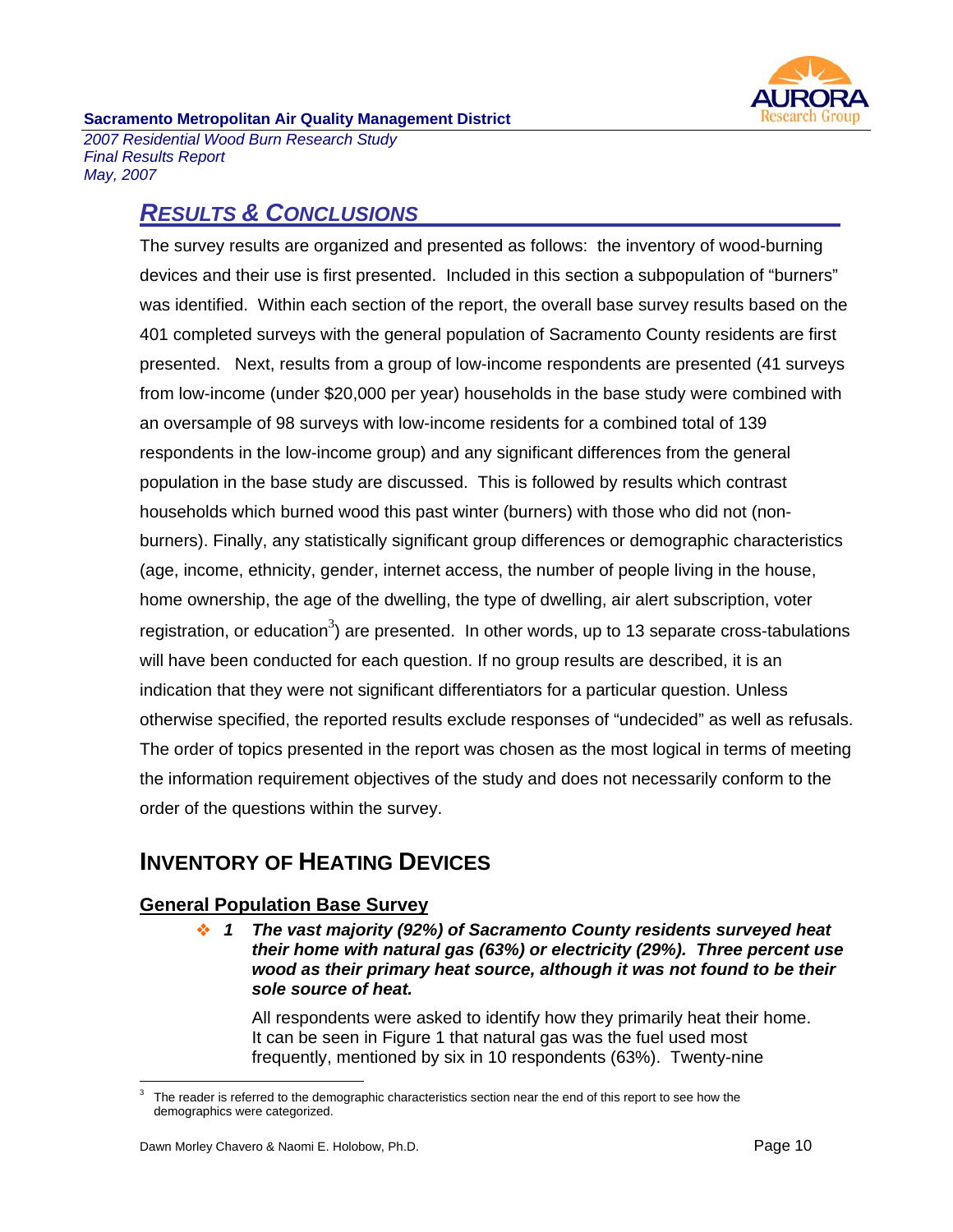## *RESULTS & CONCLUSIONS*

The survey results are organized and presented as follows: the inventory of wood-burning devices and their use is first presented. Included in this section a subpopulation of "burners" was identified. Within each section of the report, the overall base survey results based on the 401 completed surveys with the general population of Sacramento County residents are first presented. Next, results from a group of low-income respondents are presented (41 surveys from low-income (under $20,000 per year) households in the base study were combined with an oversample of 98 surveys with low-income residents for a combined total of 139 respondents in the low-income group) and any significant differences from the general population in the base study are discussed. This is followed by results which contrast households which burned wood this past winter (burners) with those who did not (non-burners). Finally, any statistically significant group differences or demographic characteristics (age, income, ethnicity, gender, internet access, the number of people living in the house, home ownership, the age of the dwelling, the type of dwelling, air alert subscription, voter registration, or education[3]) are presented. In other words, up to 13 separate cross-tabulations will have been conducted for each question. If no group results are described, it is an indication that they were not significant differentiators for a particular question. Unless otherwise specified, the reported results exclude responses of "undecided" as well as refusals. The order of topics presented in the report was chosen as the most logical in terms of meeting the information requirement objectives of the study and does not necessarily conform to the order of the questions within the survey.

## INVENTORY OF HEATING DEVICES

### General Population Base Survey

- ***1 The vast majority (92%) of Sacramento County residents surveyed heat their home with natural gas (63%) or electricity (29%). Three percent use wood as their primary heat source, although it was not found to be their sole source of heat.***

  All respondents were asked to identify how they primarily heat their home. It can be seen in Figure 1 that natural gas was the fuel used most frequently, mentioned by six in 10 respondents (63%). Twenty-nine

---

[3] The reader is referred to the demographic characteristics section near the end of this report to see how the demographics were categorized.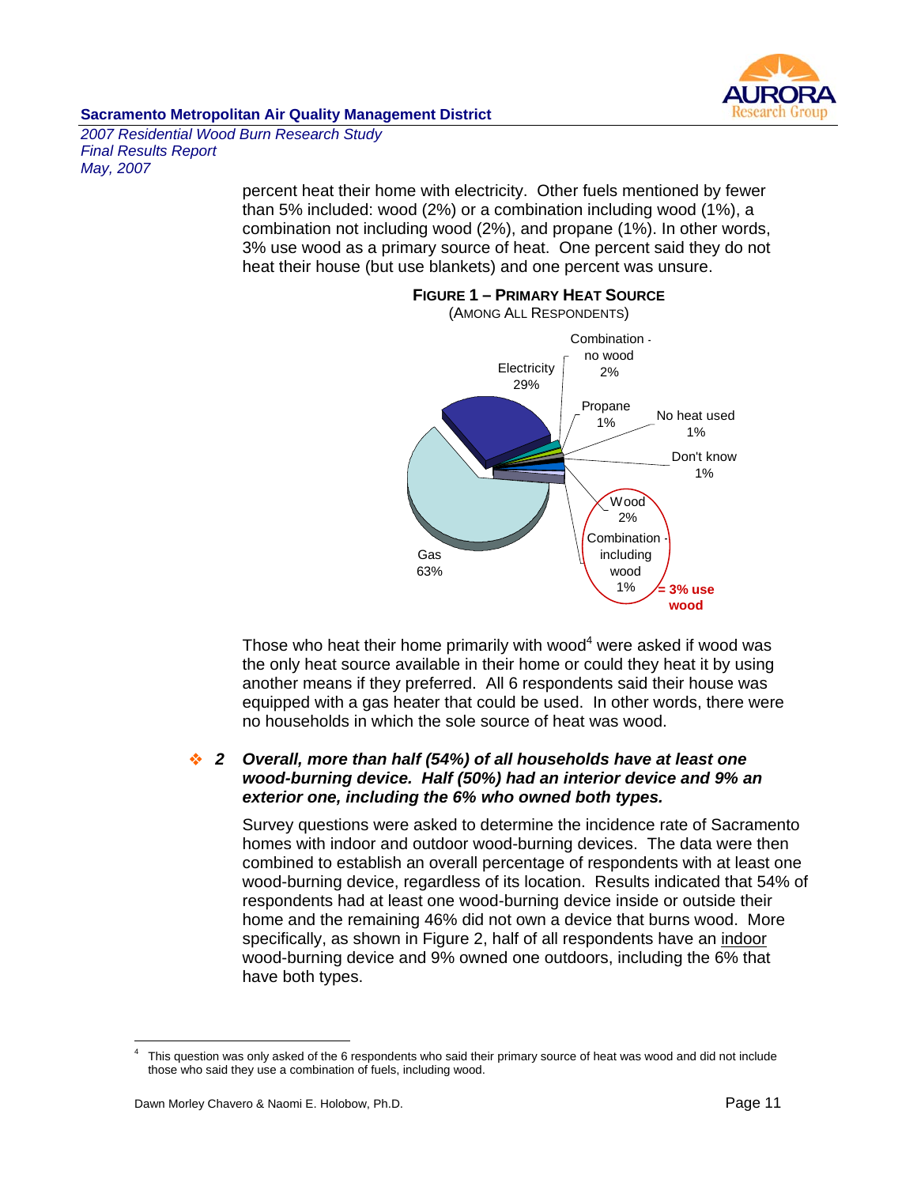percent heat their home with electricity. Other fuels mentioned by fewer than 5% included: wood (2%) or a combination including wood (1%), a combination not including wood (2%), and propane (1%). In other words, 3% use wood as a primary source of heat. One percent said they do not heat their house (but use blankets) and one percent was unsure.

**FIGURE 1 – PRIMARY HEAT SOURCE**
(AMONG ALL RESPONDENTS)

| Primary Heat Source | Percent |
|---|---|
| Gas | 63% |
| Electricity | 29% |
| Combination - no wood | 2% |
| Propane | 1% |
| No heat used | 1% |
| Don't know | 1% |
| Wood | 2% |
| Combination - including wood | 1% |

Wood 2% + Combination - including wood 1% = 3% use wood

Those who heat their home primarily with wood[4] were asked if wood was the only heat source available in their home or could they heat it by using another means if they preferred. All 6 respondents said their house was equipped with a gas heater that could be used. In other words, there were no households in which the sole source of heat was wood.

❖ **2** ***Overall, more than half (54%) of all households have at least one wood-burning device. Half (50%) had an interior device and 9% an exterior one, including the 6% who owned both types.***

Survey questions were asked to determine the incidence rate of Sacramento homes with indoor and outdoor wood-burning devices. The data were then combined to establish an overall percentage of respondents with at least one wood-burning device, regardless of its location. Results indicated that 54% of respondents had at least one wood-burning device inside or outside their home and the remaining 46% did not own a device that burns wood. More specifically, as shown in Figure 2, half of all respondents have an indoor wood-burning device and 9% owned one outdoors, including the 6% that have both types.

---

[4] This question was only asked of the 6 respondents who said their primary source of heat was wood and did not include those who said they use a combination of fuels, including wood.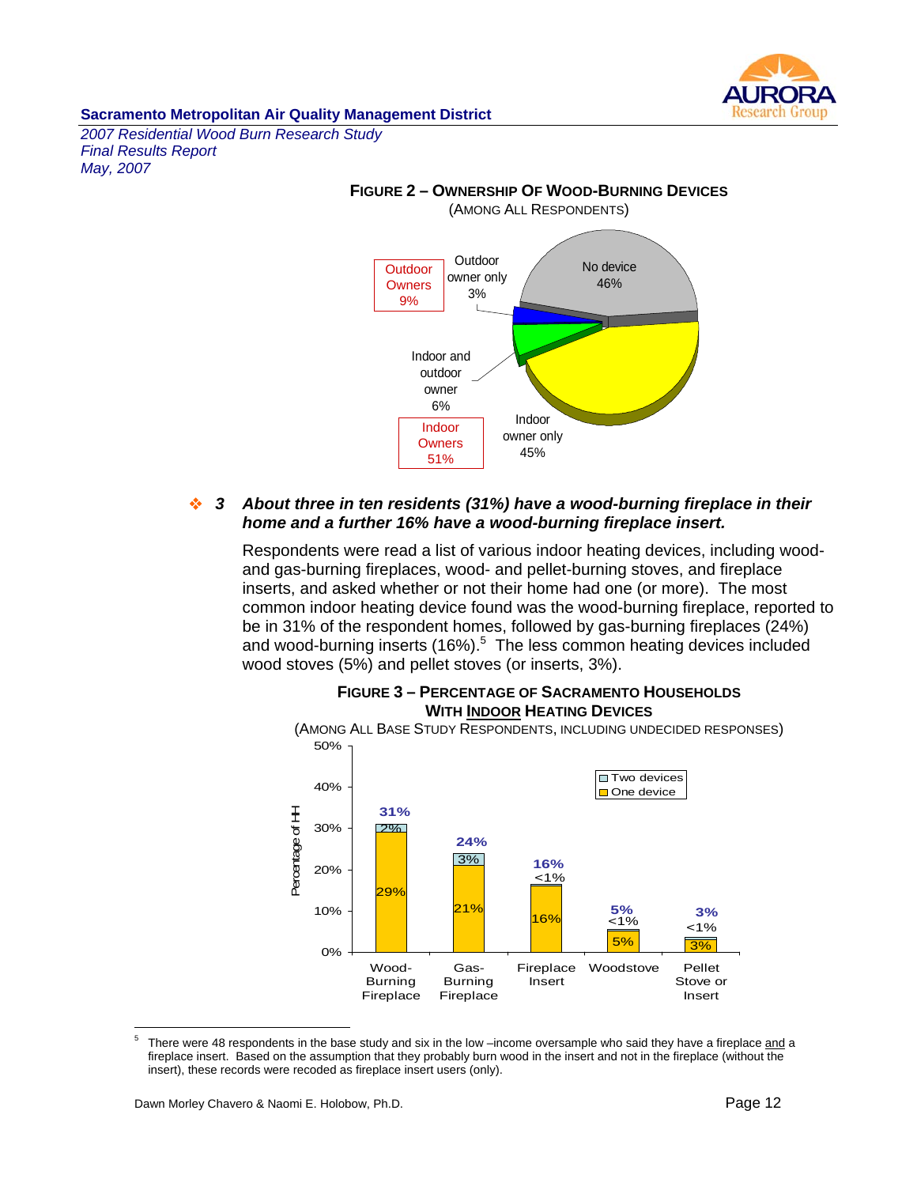**Figure 2 – Ownership Of Wood-Burning Devices**
(Among All Respondents)

| Category | Percentage |
| --- | --- |
| No device | 46% |
| Outdoor owner only | 3% |
| Indoor and outdoor owner | 6% |
| Indoor owner only | 45% |
| Outdoor Owners | 9% |
| Indoor Owners | 51% |

❖ **3** ***About three in ten residents (31%) have a wood-burning fireplace in their home and a further 16% have a wood-burning fireplace insert.***

Respondents were read a list of various indoor heating devices, including wood- and gas-burning fireplaces, wood- and pellet-burning stoves, and fireplace inserts, and asked whether or not their home had one (or more). The most common indoor heating device found was the wood-burning fireplace, reported to be in 31% of the respondent homes, followed by gas-burning fireplaces (24%) and wood-burning inserts (16%).[5] The less common heating devices included wood stoves (5%) and pellet stoves (or inserts, 3%).

**Figure 3 – Percentage of Sacramento Households With Indoor Heating Devices**
(Among All Base Study Respondents, Including Undecided Responses)

| Device | One device | Two devices | Total (Percentage of HH) |
| --- | --- | --- | --- |
| Wood-Burning Fireplace | 29% | 2% | 31% |
| Gas-Burning Fireplace | 21% | 3% | 24% |
| Fireplace Insert | 16% | <1% | 16% |
| Woodstove | 5% | <1% | 5% |
| Pellet Stove or Insert | 3% | <1% | 3% |

---

[5] There were 48 respondents in the base study and six in the low –income oversample who said they have a fireplace and a fireplace insert. Based on the assumption that they probably burn wood in the insert and not in the fireplace (without the insert), these records were recoded as fireplace insert users (only).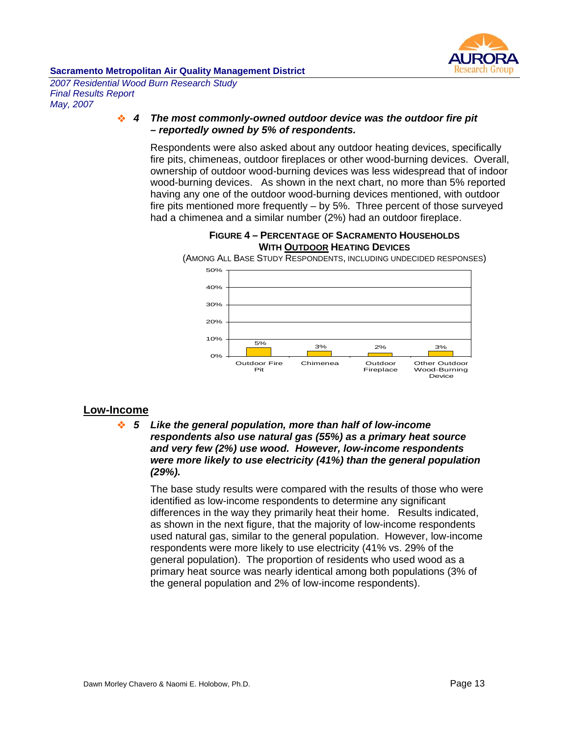❖ ***4 The most commonly-owned outdoor device was the outdoor fire pit – reportedly owned by 5% of respondents.***

Respondents were also asked about any outdoor heating devices, specifically fire pits, chimeneas, outdoor fireplaces or other wood-burning devices. Overall, ownership of outdoor wood-burning devices was less widespread that of indoor wood-burning devices. As shown in the next chart, no more than 5% reported having any one of the outdoor wood-burning devices mentioned, with outdoor fire pits mentioned more frequently – by 5%. Three percent of those surveyed had a chimenea and a similar number (2%) had an outdoor fireplace.

**FIGURE 4 – PERCENTAGE OF SACRAMENTO HOUSEHOLDS WITH OUTDOOR HEATING DEVICES**

(AMONG ALL BASE STUDY RESPONDENTS, INCLUDING UNDECIDED RESPONSES)

| Device | Percentage |
| --- | --- |
| Outdoor Fire Pit | 5% |
| Chimenea | 3% |
| Outdoor Fireplace | 2% |
| Other Outdoor Wood-Burning Device | 3% |

## Low-Income

❖ ***5 Like the general population, more than half of low-income respondents also use natural gas (55%) as a primary heat source and very few (2%) use wood. However, low-income respondents were more likely to use electricity (41%) than the general population (29%).***

The base study results were compared with the results of those who were identified as low-income respondents to determine any significant differences in the way they primarily heat their home. Results indicated, as shown in the next figure, that the majority of low-income respondents used natural gas, similar to the general population. However, low-income respondents were more likely to use electricity (41% vs. 29% of the general population). The proportion of residents who used wood as a primary heat source was nearly identical among both populations (3% of the general population and 2% of low-income respondents).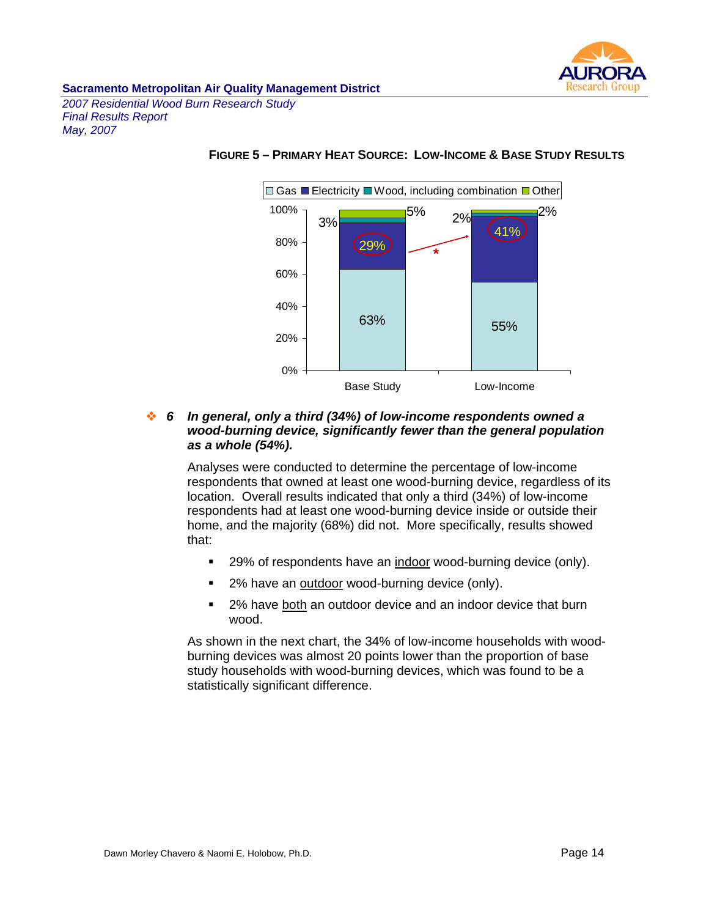**FIGURE 5 – PRIMARY HEAT SOURCE: LOW-INCOME & BASE STUDY RESULTS**

| | Gas | Electricity | Wood, including combination | Other |
|---|---|---|---|---|
| Base Study | 63% | 29% | 3% | 5% |
| Low-Income | 55% | 41% | 2% | 2% |

❖ **6** ***In general, only a third (34%) of low-income respondents owned a wood-burning device, significantly fewer than the general population as a whole (54%).***

Analyses were conducted to determine the percentage of low-income respondents that owned at least one wood-burning device, regardless of its location. Overall results indicated that only a third (34%) of low-income respondents had at least one wood-burning device inside or outside their home, and the majority (68%) did not. More specifically, results showed that:

- 29% of respondents have an indoor wood-burning device (only).
- 2% have an outdoor wood-burning device (only).
- 2% have both an outdoor device and an indoor device that burn wood.

As shown in the next chart, the 34% of low-income households with wood-burning devices was almost 20 points lower than the proportion of base study households with wood-burning devices, which was found to be a statistically significant difference.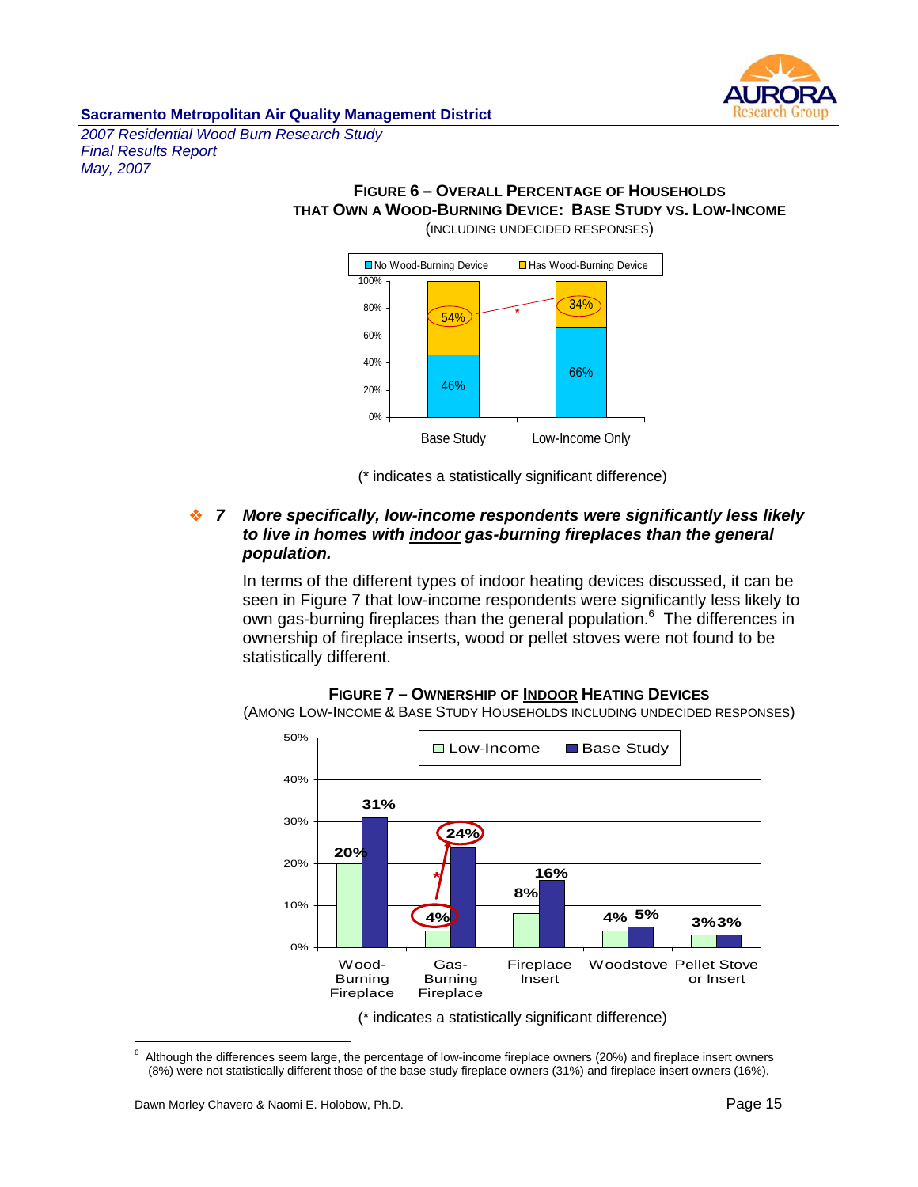**FIGURE 6 – OVERALL PERCENTAGE OF HOUSEHOLDS THAT OWN A WOOD-BURNING DEVICE: BASE STUDY VS. LOW-INCOME**
(INCLUDING UNDECIDED RESPONSES)

| | Base Study | Low-Income Only |
|---|---|---|
| No Wood-Burning Device | 46% | 66% |
| Has Wood-Burning Device | 54% | 34% * |

(* indicates a statistically significant difference)

❖ 7 ***More specifically, low-income respondents were significantly less likely to live in homes with <u>indoor</u> gas-burning fireplaces than the general population.***

In terms of the different types of indoor heating devices discussed, it can be seen in Figure 7 that low-income respondents were significantly less likely to own gas-burning fireplaces than the general population.[6] The differences in ownership of fireplace inserts, wood or pellet stoves were not found to be statistically different.

**FIGURE 7 – OWNERSHIP OF <u>INDOOR</u> HEATING DEVICES**
(AMONG LOW-INCOME & BASE STUDY HOUSEHOLDS INCLUDING UNDECIDED RESPONSES)

| | Low-Income | Base Study |
|---|---|---|
| Wood-Burning Fireplace | 20% | 31% |
| Gas-Burning Fireplace | 4% | 24% * |
| Fireplace Insert | 8% | 16% |
| Woodstove | 4% | 5% |
| Pellet Stove or Insert | 3% | 3% |

(* indicates a statistically significant difference)

---

[6] Although the differences seem large, the percentage of low-income fireplace owners (20%) and fireplace insert owners (8%) were not statistically different those of the base study fireplace owners (31%) and fireplace insert owners (16%).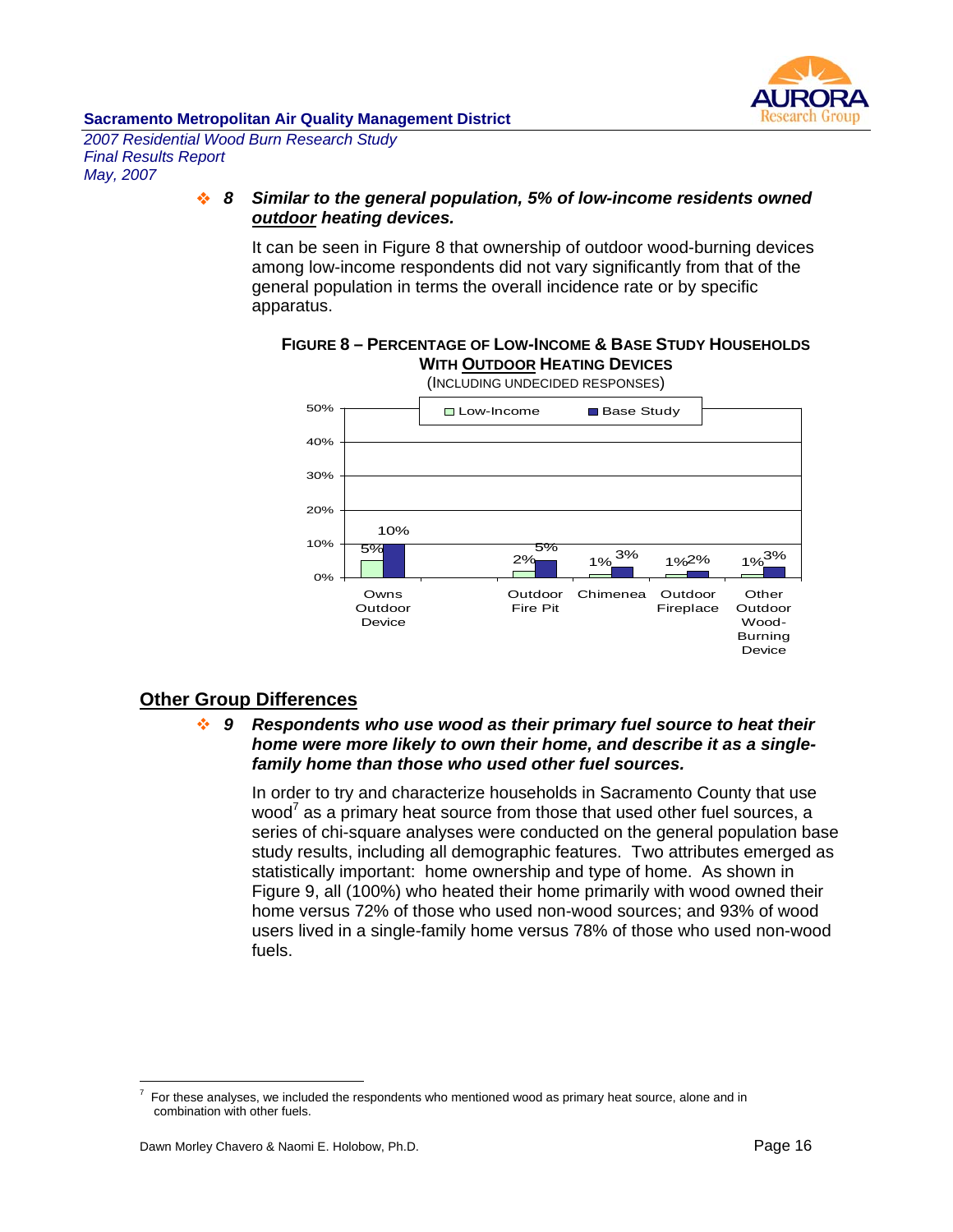❖ **8** ***Similar to the general population, 5% of low-income residents owned <u>outdoor</u> heating devices.***

It can be seen in Figure 8 that ownership of outdoor wood-burning devices among low-income respondents did not vary significantly from that of the general population in terms the overall incidence rate or by specific apparatus.

**FIGURE 8 – PERCENTAGE OF LOW-INCOME & BASE STUDY HOUSEHOLDS WITH <u>OUTDOOR</u> HEATING DEVICES**
(INCLUDING UNDECIDED RESPONSES)

| | Low-Income | Base Study |
|---|---|---|
| Owns Outdoor Device | 5% | 10% |
| Outdoor Fire Pit | 2% | 5% |
| Chimenea | 1% | 3% |
| Outdoor Fireplace | 1% | 2% |
| Other Outdoor Wood-Burning Device | 1% | 3% |

## Other Group Differences

❖ **9** ***Respondents who use wood as their primary fuel source to heat their home were more likely to own their home, and describe it as a single-family home than those who used other fuel sources.***

In order to try and characterize households in Sacramento County that use wood[7] as a primary heat source from those that used other fuel sources, a series of chi-square analyses were conducted on the general population base study results, including all demographic features. Two attributes emerged as statistically important: home ownership and type of home. As shown in Figure 9, all (100%) who heated their home primarily with wood owned their home versus 72% of those who used non-wood sources; and 93% of wood users lived in a single-family home versus 78% of those who used non-wood fuels.

[7] For these analyses, we included the respondents who mentioned wood as primary heat source, alone and in combination with other fuels.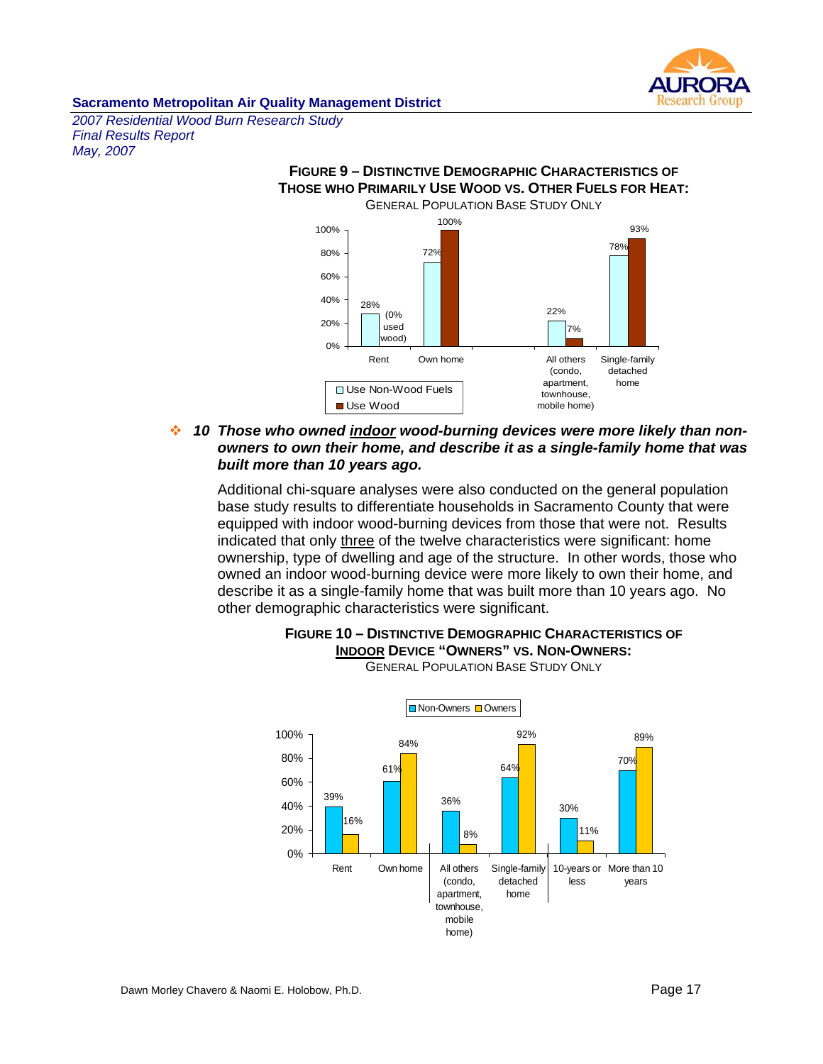**FIGURE 9 – DISTINCTIVE DEMOGRAPHIC CHARACTERISTICS OF THOSE WHO PRIMARILY USE WOOD VS. OTHER FUELS FOR HEAT:**
GENERAL POPULATION BASE STUDY ONLY

| | Use Non-Wood Fuels | Use Wood |
|---|---|---|
| Rent | 28% | (0% used wood) |
| Own home | 72% | 100% |
| All others (condo, apartment, townhouse, mobile home) | 22% | 7% |
| Single-family detached home | 78% | 93% |

- ***10 Those who owned <u>indoor</u> wood-burning devices were more likely than non-owners to own their home, and describe it as a single-family home that was built more than 10 years ago.***

Additional chi-square analyses were also conducted on the general population base study results to differentiate households in Sacramento County that were equipped with indoor wood-burning devices from those that were not. Results indicated that only <u>three</u> of the twelve characteristics were significant: home ownership, type of dwelling and age of the structure. In other words, those who owned an indoor wood-burning device were more likely to own their home, and describe it as a single-family home that was built more than 10 years ago. No other demographic characteristics were significant.

**FIGURE 10 – DISTINCTIVE DEMOGRAPHIC CHARACTERISTICS OF <u>INDOOR</u> DEVICE "OWNERS" VS. NON-OWNERS:**
GENERAL POPULATION BASE STUDY ONLY

| | Non-Owners | Owners |
|---|---|---|
| Rent | 39% | 16% |
| Own home | 61% | 84% |
| All others (condo, apartment, townhouse, mobile home) | 36% | 8% |
| Single-family detached home | 64% | 92% |
| 10-years or less | 30% | 11% |
| More than 10 years | 70% | 89% |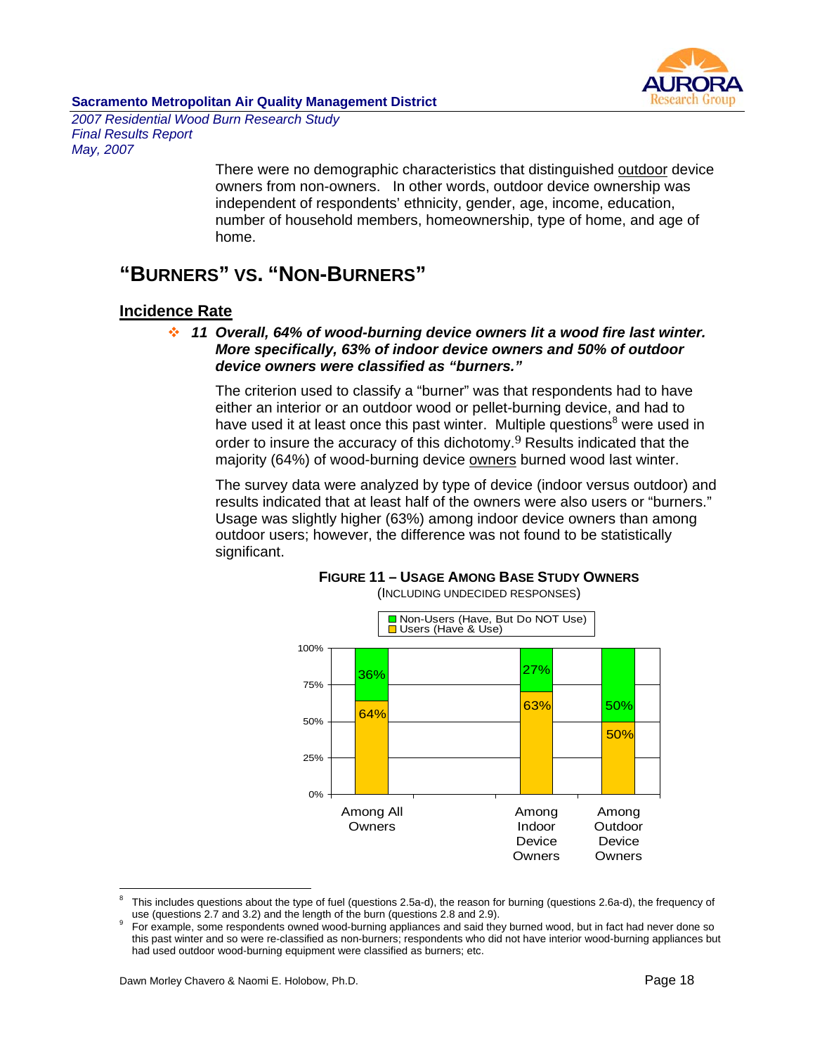There were no demographic characteristics that distinguished outdoor device owners from non-owners. In other words, outdoor device ownership was independent of respondents' ethnicity, gender, age, income, education, number of household members, homeownership, type of home, and age of home.

## "Burners" vs. "Non-Burners"

### Incidence Rate

❖ ***11 Overall, 64% of wood-burning device owners lit a wood fire last winter. More specifically, 63% of indoor device owners and 50% of outdoor device owners were classified as "burners."***

The criterion used to classify a "burner" was that respondents had to have either an interior or an outdoor wood or pellet-burning device, and had to have used it at least once this past winter. Multiple questions[8] were used in order to insure the accuracy of this dichotomy.[9] Results indicated that the majority (64%) of wood-burning device owners burned wood last winter.

The survey data were analyzed by type of device (indoor versus outdoor) and results indicated that at least half of the owners were also users or "burners." Usage was slightly higher (63%) among indoor device owners than among outdoor users; however, the difference was not found to be statistically significant.

**Figure 11 – Usage Among Base Study Owners**
(Including undecided responses)

| | Among All Owners | Among Indoor Device Owners | Among Outdoor Device Owners |
|---|---|---|---|
| Non-Users (Have, But Do NOT Use) | 36% | 27% | 50% |
| Users (Have & Use) | 64% | 63% | 50% |

---

[8] This includes questions about the type of fuel (questions 2.5a-d), the reason for burning (questions 2.6a-d), the frequency of use (questions 2.7 and 3.2) and the length of the burn (questions 2.8 and 2.9).

[9] For example, some respondents owned wood-burning appliances and said they burned wood, but in fact had never done so this past winter and so were re-classified as non-burners; respondents who did not have interior wood-burning appliances but had used outdoor wood-burning equipment were classified as burners; etc.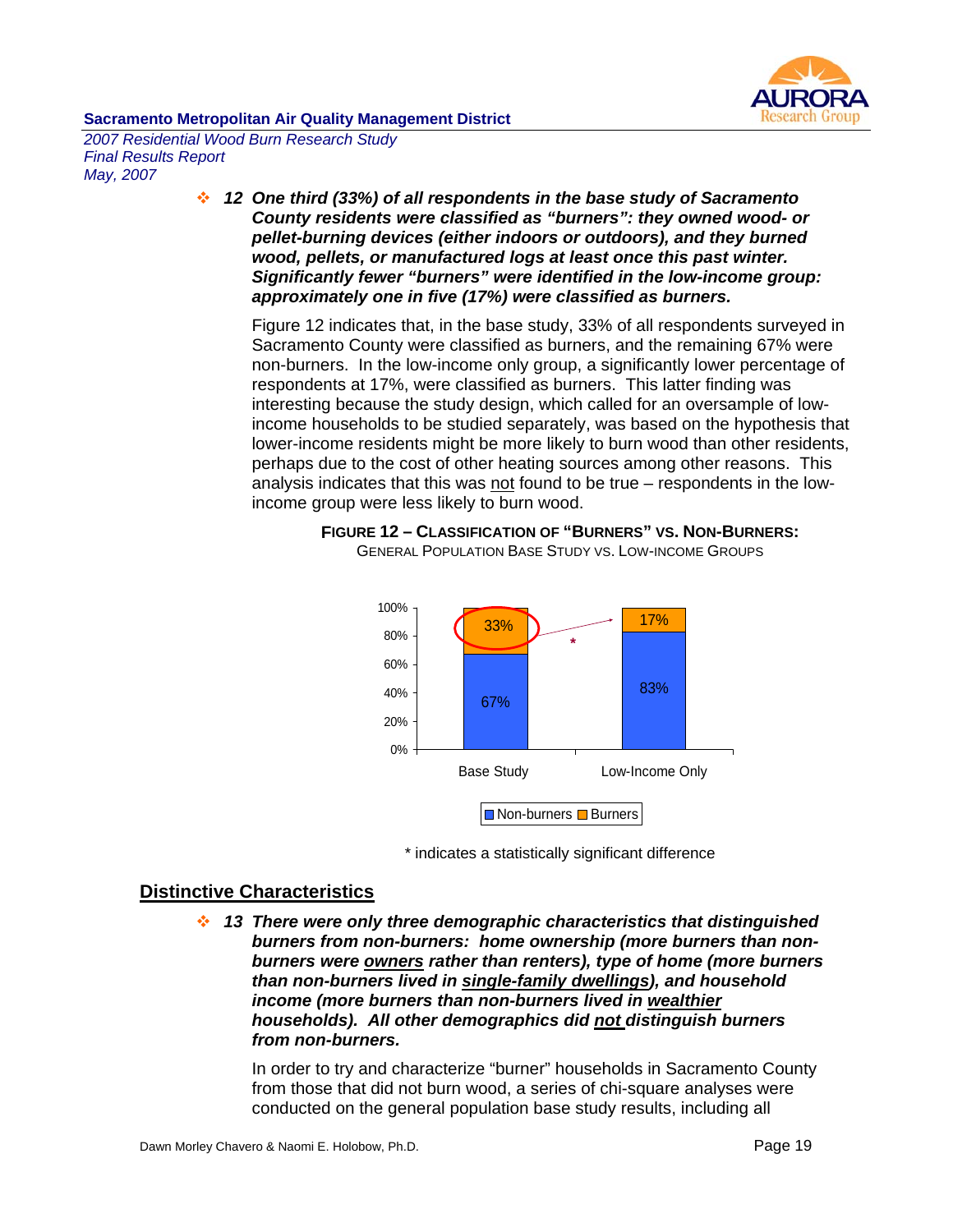❖ ***12 One third (33%) of all respondents in the base study of Sacramento County residents were classified as "burners": they owned wood- or pellet-burning devices (either indoors or outdoors), and they burned wood, pellets, or manufactured logs at least once this past winter. Significantly fewer "burners" were identified in the low-income group: approximately one in five (17%) were classified as burners.***

Figure 12 indicates that, in the base study, 33% of all respondents surveyed in Sacramento County were classified as burners, and the remaining 67% were non-burners. In the low-income only group, a significantly lower percentage of respondents at 17%, were classified as burners. This latter finding was interesting because the study design, which called for an oversample of low-income households to be studied separately, was based on the hypothesis that lower-income residents might be more likely to burn wood than other residents, perhaps due to the cost of other heating sources among other reasons. This analysis indicates that this was not found to be true – respondents in the low-income group were less likely to burn wood.

**FIGURE 12 – CLASSIFICATION OF "BURNERS" VS. NON-BURNERS:**
GENERAL POPULATION BASE STUDY VS. LOW-INCOME GROUPS

| | Base Study | Low-Income Only |
|---|---|---|
| Burners | 33% | 17% * |
| Non-burners | 67% | 83% |

\* indicates a statistically significant difference

## Distinctive Characteristics

❖ ***13 There were only three demographic characteristics that distinguished burners from non-burners: home ownership (more burners than non-burners were <u>owners</u> rather than renters), type of home (more burners than non-burners lived in <u>single-family dwellings</u>), and household income (more burners than non-burners lived in <u>wealthier</u> households). All other demographics did <u>not</u> distinguish burners from non-burners.***

In order to try and characterize "burner" households in Sacramento County from those that did not burn wood, a series of chi-square analyses were conducted on the general population base study results, including all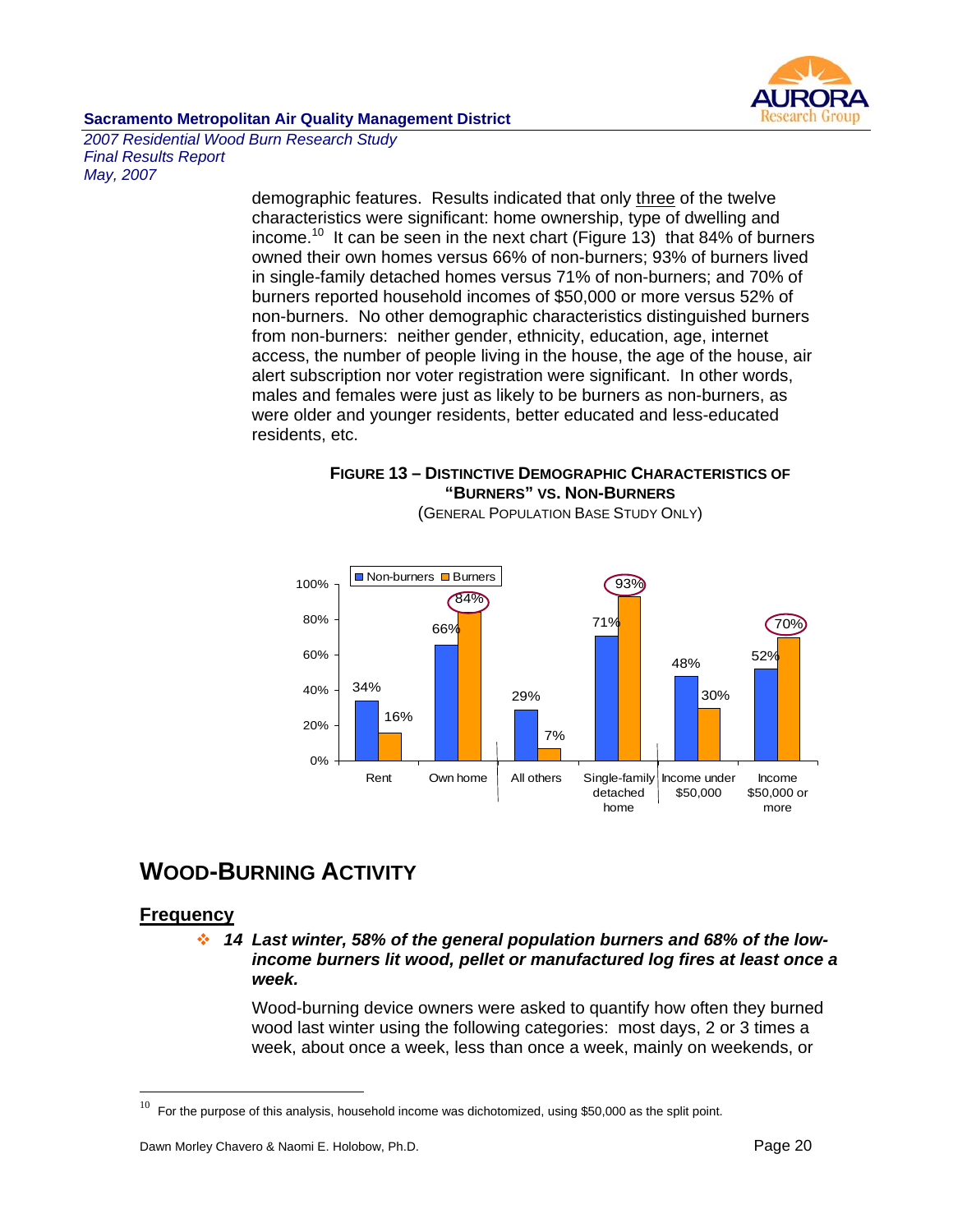demographic features. Results indicated that only three of the twelve characteristics were significant: home ownership, type of dwelling and income.[10] It can be seen in the next chart (Figure 13) that 84% of burners owned their own homes versus 66% of non-burners; 93% of burners lived in single-family detached homes versus 71% of non-burners; and 70% of burners reported household incomes of $50,000 or more versus 52% of non-burners. No other demographic characteristics distinguished burners from non-burners: neither gender, ethnicity, education, age, internet access, the number of people living in the house, the age of the house, air alert subscription nor voter registration were significant. In other words, males and females were just as likely to be burners as non-burners, as were older and younger residents, better educated and less-educated residents, etc.

**FIGURE 13 – DISTINCTIVE DEMOGRAPHIC CHARACTERISTICS OF "BURNERS" VS. NON-BURNERS**
(GENERAL POPULATION BASE STUDY ONLY)

| | Non-burners | Burners |
|---|---|---|
| Rent | 34% | 16% |
| Own home | 66% | 84% |
| All others | 29% | 7% |
| Single-family detached home | 71% | 93% |
| Income under $50,000 | 48% | 30% |
| Income $50,000 or more | 52% | 70% |

## WOOD-BURNING ACTIVITY

### Frequency

❖ ***14 Last winter, 58% of the general population burners and 68% of the low-income burners lit wood, pellet or manufactured log fires at least once a week.***

Wood-burning device owners were asked to quantify how often they burned wood last winter using the following categories: most days, 2 or 3 times a week, about once a week, less than once a week, mainly on weekends, or

[10] For the purpose of this analysis, household income was dichotomized, using $50,000 as the split point.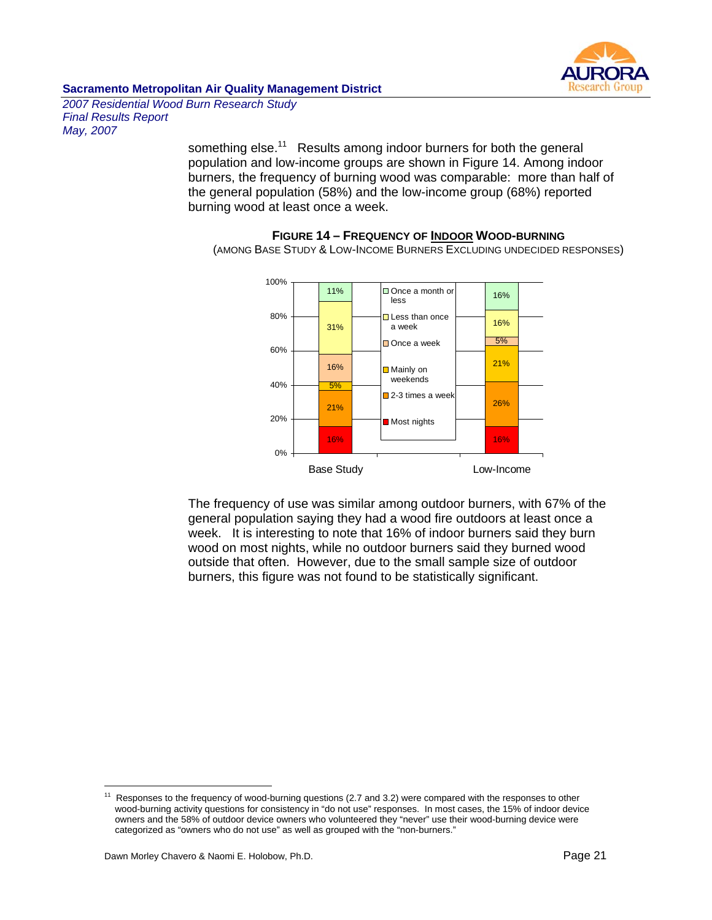something else.[11] Results among indoor burners for both the general population and low-income groups are shown in Figure 14. Among indoor burners, the frequency of burning wood was comparable: more than half of the general population (58%) and the low-income group (68%) reported burning wood at least once a week.

**FIGURE 14 – FREQUENCY OF INDOOR WOOD-BURNING**

(AMONG BASE STUDY & LOW-INCOME BURNERS EXCLUDING UNDECIDED RESPONSES)

| | Base Study | Low-Income |
|---|---|---|
| Once a month or less | 11% | 16% |
| Less than once a week | 31% | 16% |
| Once a week | 16% | 5% |
| Mainly on weekends | 5% | 21% |
| 2-3 times a week | 21% | 26% |
| Most nights | 16% | 16% |

The frequency of use was similar among outdoor burners, with 67% of the general population saying they had a wood fire outdoors at least once a week. It is interesting to note that 16% of indoor burners said they burn wood on most nights, while no outdoor burners said they burned wood outside that often. However, due to the small sample size of outdoor burners, this figure was not found to be statistically significant.

---

[11] Responses to the frequency of wood-burning questions (2.7 and 3.2) were compared with the responses to other wood-burning activity questions for consistency in "do not use" responses. In most cases, the 15% of indoor device owners and the 58% of outdoor device owners who volunteered they "never" use their wood-burning device were categorized as "owners who do not use" as well as grouped with the "non-burners."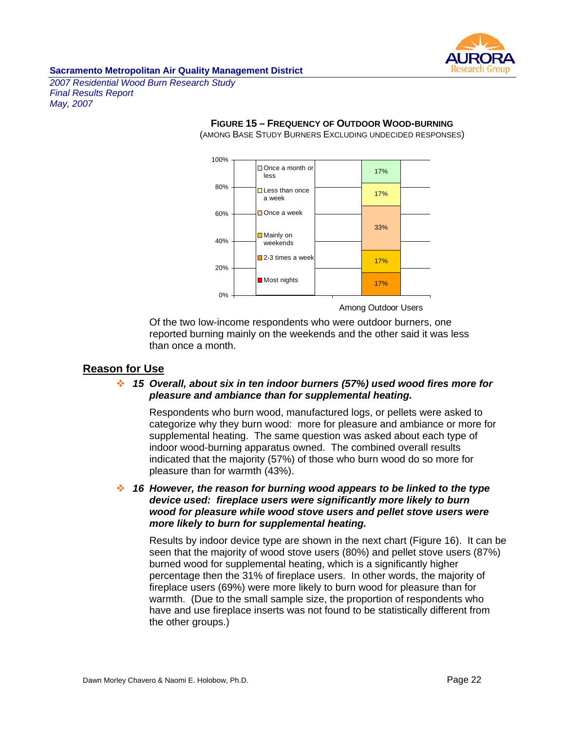**Figure 15 – Frequency of Outdoor Wood-Burning**
(Among Base Study Burners Excluding Undecided Responses)

| Frequency | Among Outdoor Users |
|---|---|
| Once a month or less | 17% |
| Less than once a week | 17% |
| Once a week | 33% |
| Mainly on weekends | 17% |
| 2-3 times a week | |
| Most nights | 17% |

Of the two low-income respondents who were outdoor burners, one reported burning mainly on the weekends and the other said it was less than once a month.

## Reason for Use

- ***15 Overall, about six in ten indoor burners (57%) used wood fires more for pleasure and ambiance than for supplemental heating.***

  Respondents who burn wood, manufactured logs, or pellets were asked to categorize why they burn wood: more for pleasure and ambiance or more for supplemental heating. The same question was asked about each type of indoor wood-burning apparatus owned. The combined overall results indicated that the majority (57%) of those who burn wood do so more for pleasure than for warmth (43%).

- ***16 However, the reason for burning wood appears to be linked to the type device used: fireplace users were significantly more likely to burn wood for pleasure while wood stove users and pellet stove users were more likely to burn for supplemental heating.***

  Results by indoor device type are shown in the next chart (Figure 16). It can be seen that the majority of wood stove users (80%) and pellet stove users (87%) burned wood for supplemental heating, which is a significantly higher percentage then the 31% of fireplace users. In other words, the majority of fireplace users (69%) were more likely to burn wood for pleasure than for warmth. (Due to the small sample size, the proportion of respondents who have and use fireplace inserts was not found to be statistically different from the other groups.)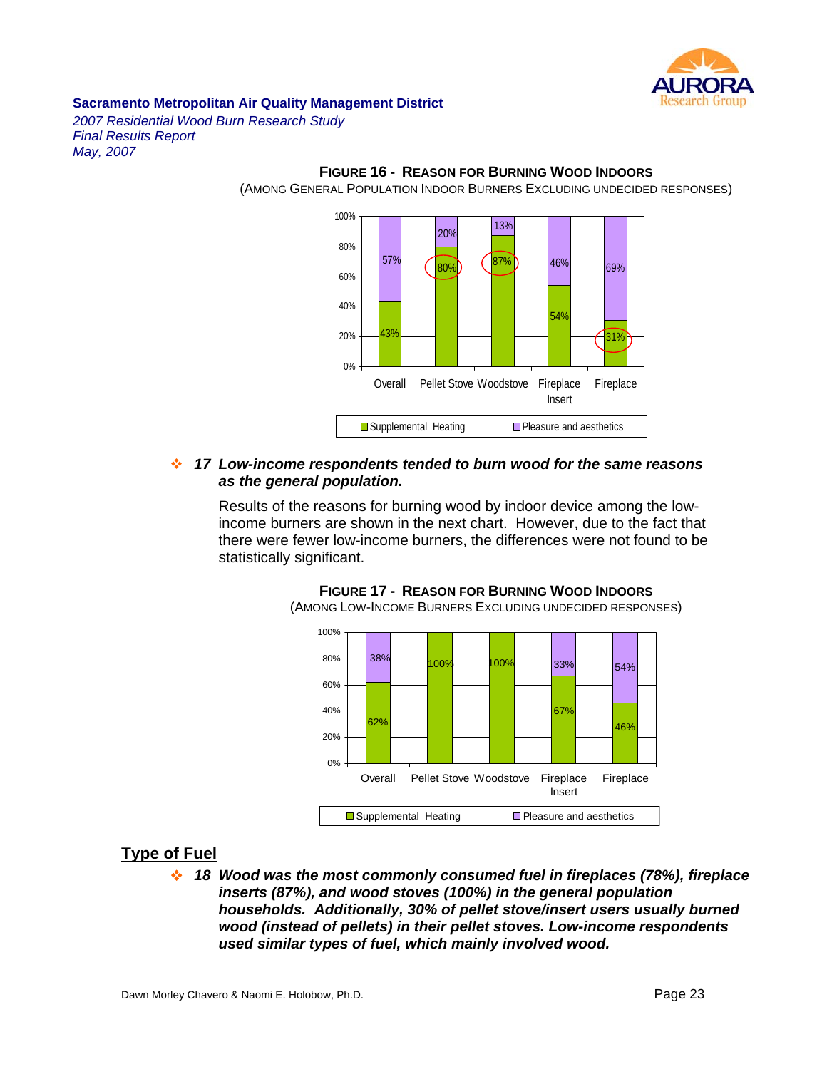**FIGURE 16 - REASON FOR BURNING WOOD INDOORS**
(AMONG GENERAL POPULATION INDOOR BURNERS EXCLUDING UNDECIDED RESPONSES)

| | Overall | Pellet Stove | Woodstove | Fireplace Insert | Fireplace |
|---|---|---|---|---|---|
| Supplemental Heating | 43% | 80% | 87% | 54% | 31% |
| Pleasure and aesthetics | 57% | 20% | 13% | 46% | 69% |

❖ ***17 Low-income respondents tended to burn wood for the same reasons as the general population.***

Results of the reasons for burning wood by indoor device among the low-income burners are shown in the next chart. However, due to the fact that there were fewer low-income burners, the differences were not found to be statistically significant.

**FIGURE 17 - REASON FOR BURNING WOOD INDOORS**
(AMONG LOW-INCOME BURNERS EXCLUDING UNDECIDED RESPONSES)

| | Overall | Pellet Stove | Woodstove | Fireplace Insert | Fireplace |
|---|---|---|---|---|---|
| Supplemental Heating | 62% | 100% | 100% | 67% | 46% |
| Pleasure and aesthetics | 38% | | | 33% | 54% |

## Type of Fuel

❖ ***18 Wood was the most commonly consumed fuel in fireplaces (78%), fireplace inserts (87%), and wood stoves (100%) in the general population households. Additionally, 30% of pellet stove/insert users usually burned wood (instead of pellets) in their pellet stoves. Low-income respondents used similar types of fuel, which mainly involved wood.***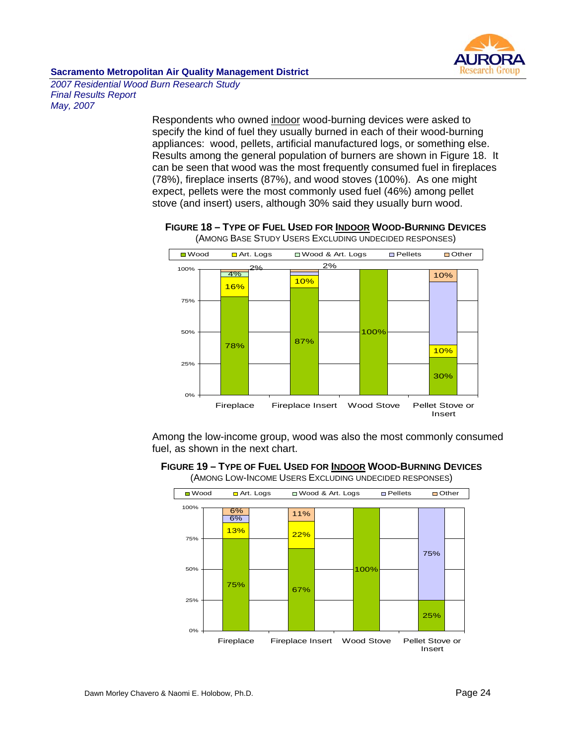Respondents who owned indoor wood-burning devices were asked to specify the kind of fuel they usually burned in each of their wood-burning appliances: wood, pellets, artificial manufactured logs, or something else. Results among the general population of burners are shown in Figure 18. It can be seen that wood was the most frequently consumed fuel in fireplaces (78%), fireplace inserts (87%), and wood stoves (100%). As one might expect, pellets were the most commonly used fuel (46%) among pellet stove (and insert) users, although 30% said they usually burn wood.

**FIGURE 18 – TYPE OF FUEL USED FOR INDOOR WOOD-BURNING DEVICES**
(AMONG BASE STUDY USERS EXCLUDING UNDECIDED RESPONSES)

| | Wood | Art. Logs | Wood & Art. Logs | Pellets | Other |
|---|---|---|---|---|---|
| Fireplace | 78% | 16% | 4% | | 2% |
| Fireplace Insert | 87% | 10% | | 2% | |
| Wood Stove | 100% | | | | |
| Pellet Stove or Insert | 30% | 10% | | | 10% |

Among the low-income group, wood was also the most commonly consumed fuel, as shown in the next chart.

**FIGURE 19 – TYPE OF FUEL USED FOR INDOOR WOOD-BURNING DEVICES**
(AMONG LOW-INCOME USERS EXCLUDING UNDECIDED RESPONSES)

| | Wood | Art. Logs | Wood & Art. Logs | Pellets | Other |
|---|---|---|---|---|---|
| Fireplace | 75% | 13% | | 6% | 6% |
| Fireplace Insert | 67% | 22% | | | 11% |
| Wood Stove | 100% | | | | |
| Pellet Stove or Insert | 25% | | | 75% | |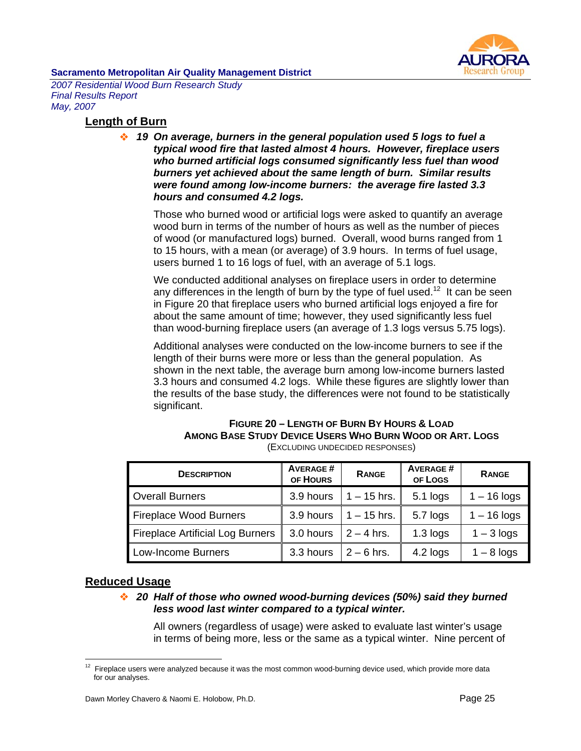## Length of Burn

❖ ***19 On average, burners in the general population used 5 logs to fuel a typical wood fire that lasted almost 4 hours. However, fireplace users who burned artificial logs consumed significantly less fuel than wood burners yet achieved about the same length of burn. Similar results were found among low-income burners: the average fire lasted 3.3 hours and consumed 4.2 logs.***

Those who burned wood or artificial logs were asked to quantify an average wood burn in terms of the number of hours as well as the number of pieces of wood (or manufactured logs) burned. Overall, wood burns ranged from 1 to 15 hours, with a mean (or average) of 3.9 hours. In terms of fuel usage, users burned 1 to 16 logs of fuel, with an average of 5.1 logs.

We conducted additional analyses on fireplace users in order to determine any differences in the length of burn by the type of fuel used.[12] It can be seen in Figure 20 that fireplace users who burned artificial logs enjoyed a fire for about the same amount of time; however, they used significantly less fuel than wood-burning fireplace users (an average of 1.3 logs versus 5.75 logs).

Additional analyses were conducted on the low-income burners to see if the length of their burns were more or less than the general population. As shown in the next table, the average burn among low-income burners lasted 3.3 hours and consumed 4.2 logs. While these figures are slightly lower than the results of the base study, the differences were not found to be statistically significant.

**FIGURE 20 – LENGTH OF BURN BY HOURS & LOAD AMONG BASE STUDY DEVICE USERS WHO BURN WOOD OR ART. LOGS**
(EXCLUDING UNDECIDED RESPONSES)

| DESCRIPTION | AVERAGE # OF HOURS | RANGE | AVERAGE # OF LOGS | RANGE |
|---|---|---|---|---|
| Overall Burners | 3.9 hours | 1 – 15 hrs. | 5.1 logs | 1 – 16 logs |
| Fireplace Wood Burners | 3.9 hours | 1 – 15 hrs. | 5.7 logs | 1 – 16 logs |
| Fireplace Artificial Log Burners | 3.0 hours | 2 – 4 hrs. | 1.3 logs | 1 – 3 logs |
| Low-Income Burners | 3.3 hours | 2 – 6 hrs. | 4.2 logs | 1 – 8 logs |

## Reduced Usage

❖ ***20 Half of those who owned wood-burning devices (50%) said they burned less wood last winter compared to a typical winter.***

All owners (regardless of usage) were asked to evaluate last winter's usage in terms of being more, less or the same as a typical winter. Nine percent of

[12] Fireplace users were analyzed because it was the most common wood-burning device used, which provide more data for our analyses.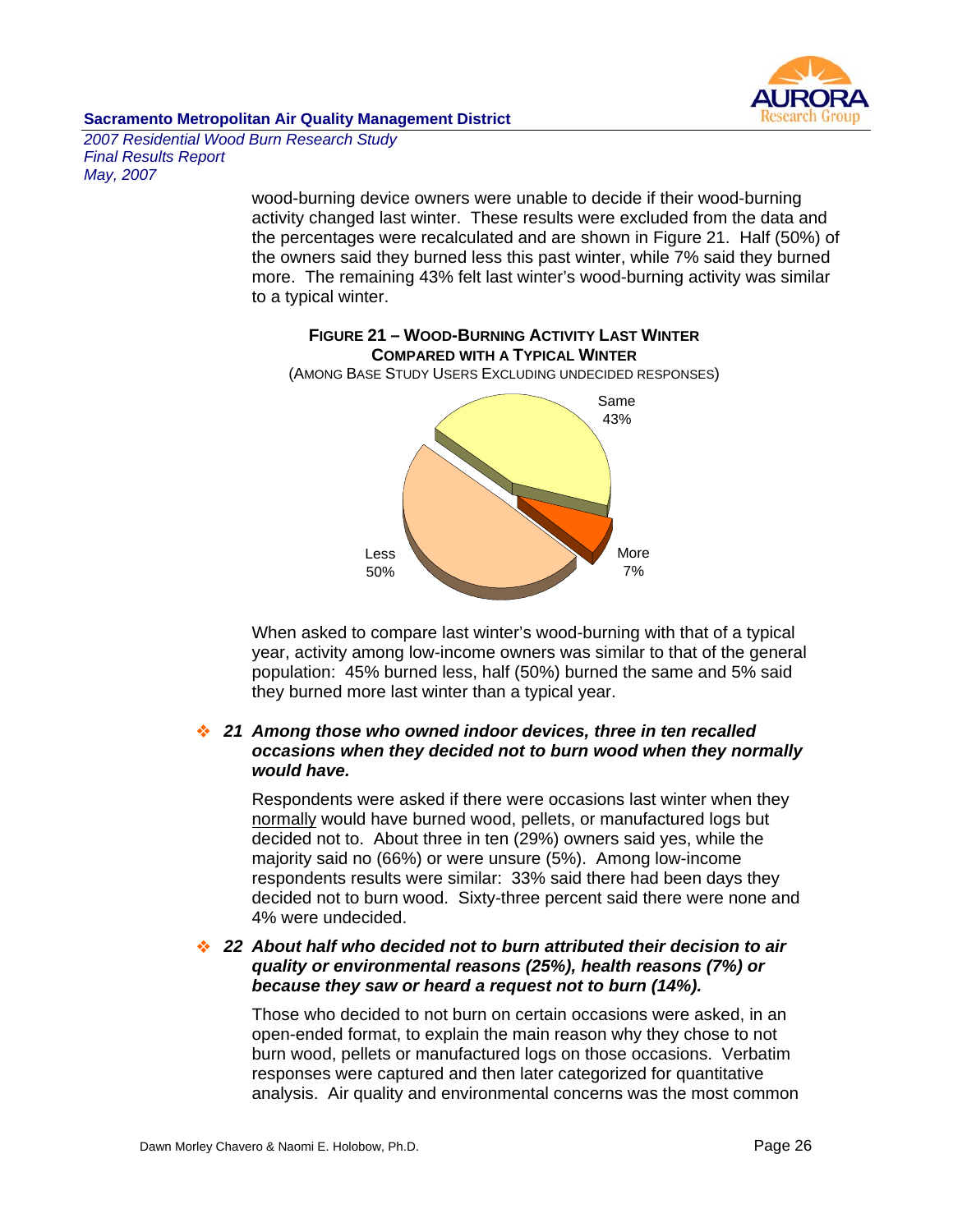wood-burning device owners were unable to decide if their wood-burning activity changed last winter. These results were excluded from the data and the percentages were recalculated and are shown in Figure 21. Half (50%) of the owners said they burned less this past winter, while 7% said they burned more. The remaining 43% felt last winter's wood-burning activity was similar to a typical winter.

**FIGURE 21 – WOOD-BURNING ACTIVITY LAST WINTER COMPARED WITH A TYPICAL WINTER**
(AMONG BASE STUDY USERS EXCLUDING UNDECIDED RESPONSES)

Same 43%
More 7%
Less 50%

When asked to compare last winter's wood-burning with that of a typical year, activity among low-income owners was similar to that of the general population: 45% burned less, half (50%) burned the same and 5% said they burned more last winter than a typical year.

### ❖ *21 Among those who owned indoor devices, three in ten recalled occasions when they decided not to burn wood when they normally would have.*

Respondents were asked if there were occasions last winter when they normally would have burned wood, pellets, or manufactured logs but decided not to. About three in ten (29%) owners said yes, while the majority said no (66%) or were unsure (5%). Among low-income respondents results were similar: 33% said there had been days they decided not to burn wood. Sixty-three percent said there were none and 4% were undecided.

### ❖ *22 About half who decided not to burn attributed their decision to air quality or environmental reasons (25%), health reasons (7%) or because they saw or heard a request not to burn (14%).*

Those who decided to not burn on certain occasions were asked, in an open-ended format, to explain the main reason why they chose to not burn wood, pellets or manufactured logs on those occasions. Verbatim responses were captured and then later categorized for quantitative analysis. Air quality and environmental concerns was the most common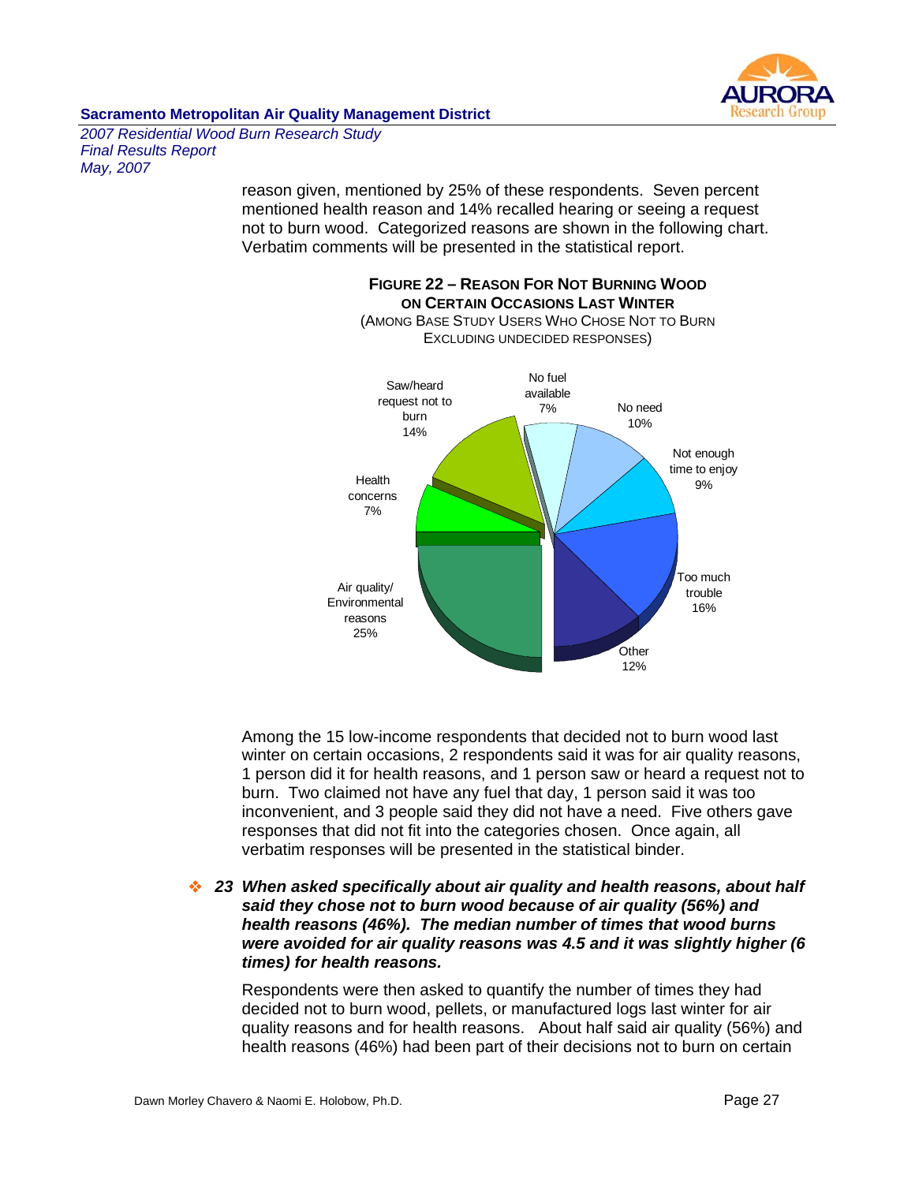reason given, mentioned by 25% of these respondents. Seven percent mentioned health reason and 14% recalled hearing or seeing a request not to burn wood. Categorized reasons are shown in the following chart. Verbatim comments will be presented in the statistical report.

**FIGURE 22 – REASON FOR NOT BURNING WOOD ON CERTAIN OCCASIONS LAST WINTER**
(AMONG BASE STUDY USERS WHO CHOSE NOT TO BURN EXCLUDING UNDECIDED RESPONSES)

| Reason | Percent |
|---|---|
| Air quality/ Environmental reasons | 25% |
| Too much trouble | 16% |
| Saw/heard request not to burn | 14% |
| Other | 12% |
| No need | 10% |
| Not enough time to enjoy | 9% |
| No fuel available | 7% |
| Health concerns | 7% |

Among the 15 low-income respondents that decided not to burn wood last winter on certain occasions, 2 respondents said it was for air quality reasons, 1 person did it for health reasons, and 1 person saw or heard a request not to burn. Two claimed not have any fuel that day, 1 person said it was too inconvenient, and 3 people said they did not have a need. Five others gave responses that did not fit into the categories chosen. Once again, all verbatim responses will be presented in the statistical binder.

❖ ***23 When asked specifically about air quality and health reasons, about half said they chose not to burn wood because of air quality (56%) and health reasons (46%). The median number of times that wood burns were avoided for air quality reasons was 4.5 and it was slightly higher (6 times) for health reasons.***

Respondents were then asked to quantify the number of times they had decided not to burn wood, pellets, or manufactured logs last winter for air quality reasons and for health reasons. About half said air quality (56%) and health reasons (46%) had been part of their decisions not to burn on certain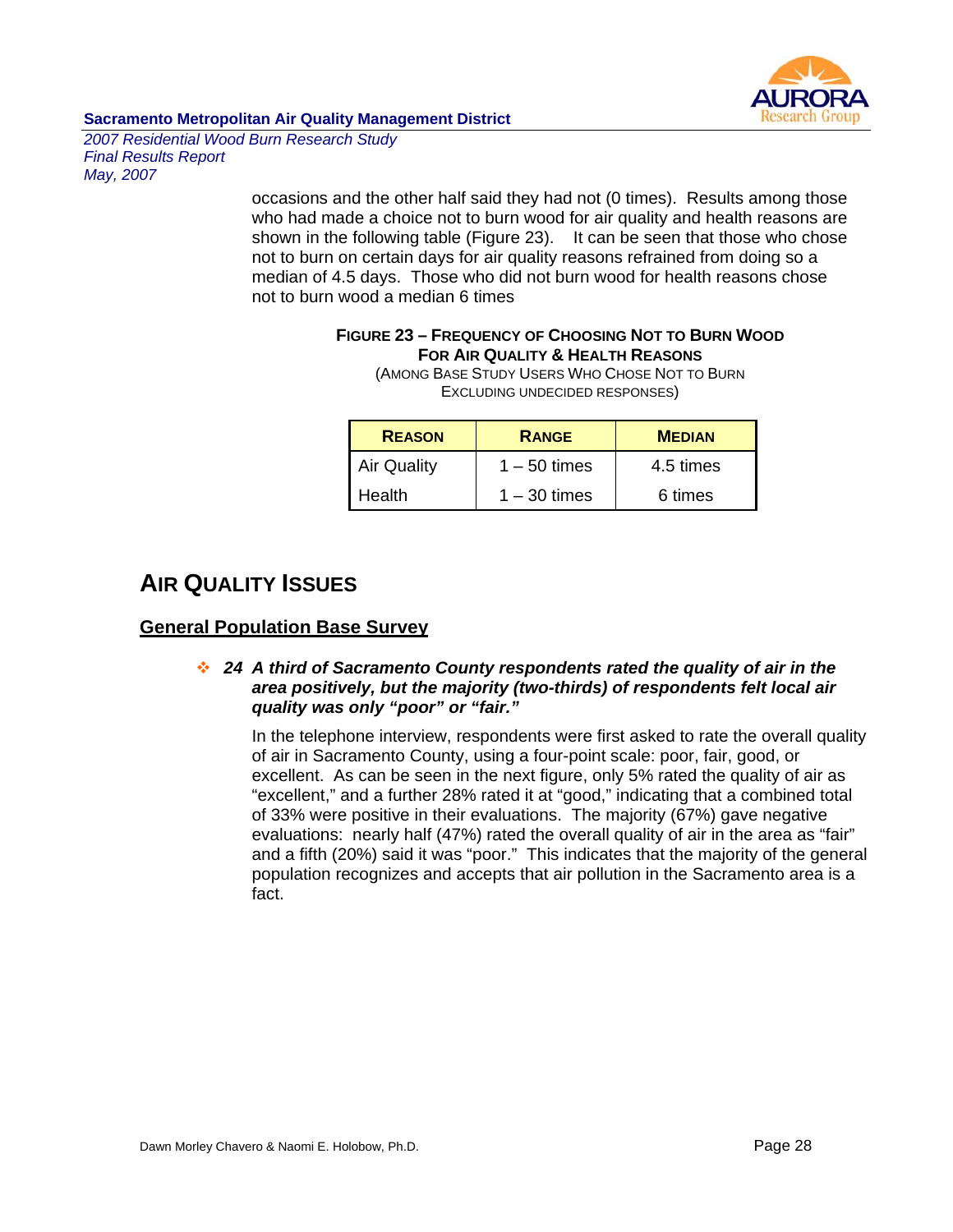occasions and the other half said they had not (0 times). Results among those who had made a choice not to burn wood for air quality and health reasons are shown in the following table (Figure 23). It can be seen that those who chose not to burn on certain days for air quality reasons refrained from doing so a median of 4.5 days. Those who did not burn wood for health reasons chose not to burn wood a median 6 times

**FIGURE 23 – FREQUENCY OF CHOOSING NOT TO BURN WOOD FOR AIR QUALITY & HEALTH REASONS**
(AMONG BASE STUDY USERS WHO CHOSE NOT TO BURN EXCLUDING UNDECIDED RESPONSES)

| REASON | RANGE | MEDIAN |
|---|---|---|
| Air Quality | 1 – 50 times | 4.5 times |
| Health | 1 – 30 times | 6 times |

# AIR QUALITY ISSUES

## General Population Base Survey

- ***24 A third of Sacramento County respondents rated the quality of air in the area positively, but the majority (two-thirds) of respondents felt local air quality was only "poor" or "fair."***

In the telephone interview, respondents were first asked to rate the overall quality of air in Sacramento County, using a four-point scale: poor, fair, good, or excellent. As can be seen in the next figure, only 5% rated the quality of air as "excellent," and a further 28% rated it at "good," indicating that a combined total of 33% were positive in their evaluations. The majority (67%) gave negative evaluations: nearly half (47%) rated the overall quality of air in the area as "fair" and a fifth (20%) said it was "poor." This indicates that the majority of the general population recognizes and accepts that air pollution in the Sacramento area is a fact.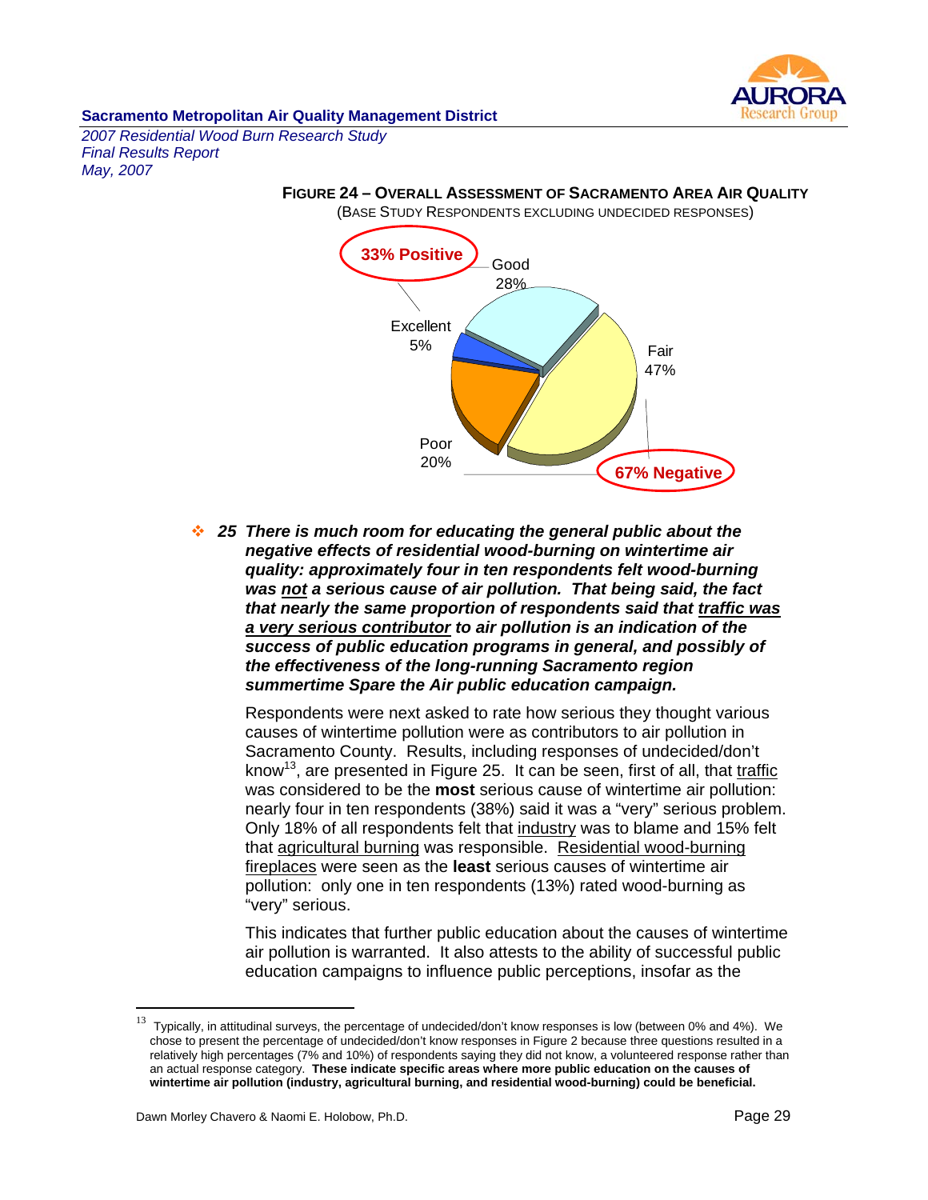**FIGURE 24 – OVERALL ASSESSMENT OF SACRAMENTO AREA AIR QUALITY**

(BASE STUDY RESPONDENTS EXCLUDING UNDECIDED RESPONSES)

33% Positive

Good 28%

Excellent 5%

Fair 47%

Poor 20%

67% Negative

- ***25 There is much room for educating the general public about the negative effects of residential wood-burning on wintertime air quality: approximately four in ten respondents felt wood-burning was <u>not</u> a serious cause of air pollution. That being said, the fact that nearly the same proportion of respondents said that <u>traffic was a very serious contributor</u> to air pollution is an indication of the success of public education programs in general, and possibly of the effectiveness of the long-running Sacramento region summertime Spare the Air public education campaign.***

  Respondents were next asked to rate how serious they thought various causes of wintertime pollution were as contributors to air pollution in Sacramento County. Results, including responses of undecided/don't know[13], are presented in Figure 25. It can be seen, first of all, that <u>traffic</u> was considered to be the **most** serious cause of wintertime air pollution: nearly four in ten respondents (38%) said it was a "very" serious problem. Only 18% of all respondents felt that <u>industry</u> was to blame and 15% felt that <u>agricultural burning</u> was responsible. <u>Residential wood-burning fireplaces</u> were seen as the **least** serious causes of wintertime air pollution: only one in ten respondents (13%) rated wood-burning as "very" serious.

  This indicates that further public education about the causes of wintertime air pollution is warranted. It also attests to the ability of successful public education campaigns to influence public perceptions, insofar as the

---

[13] Typically, in attitudinal surveys, the percentage of undecided/don't know responses is low (between 0% and 4%). We chose to present the percentage of undecided/don't know responses in Figure 2 because three questions resulted in a relatively high percentages (7% and 10%) of respondents saying they did not know, a volunteered response rather than an actual response category. **These indicate specific areas where more public education on the causes of wintertime air pollution (industry, agricultural burning, and residential wood-burning) could be beneficial.**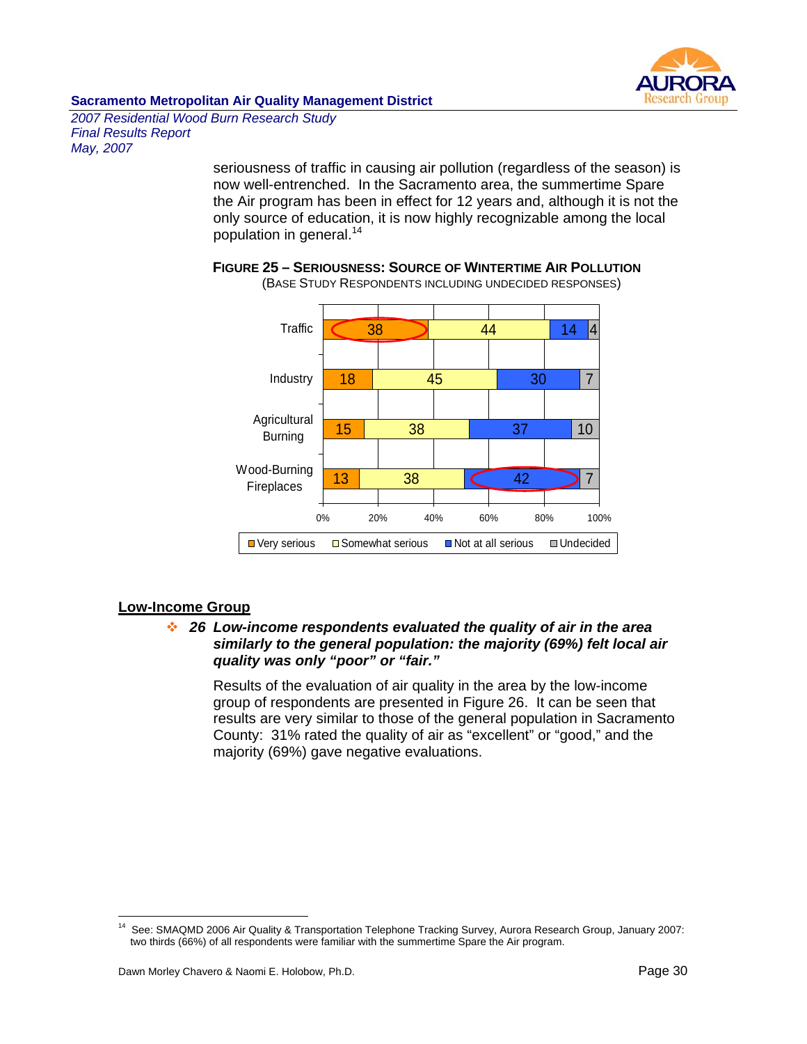seriousness of traffic in causing air pollution (regardless of the season) is now well-entrenched. In the Sacramento area, the summertime Spare the Air program has been in effect for 12 years and, although it is not the only source of education, it is now highly recognizable among the local population in general.[14]

**FIGURE 25 – SERIOUSNESS: SOURCE OF WINTERTIME AIR POLLUTION**

(BASE STUDY RESPONDENTS INCLUDING UNDECIDED RESPONSES)

| | Very serious | Somewhat serious | Not at all serious | Undecided |
|---|---|---|---|---|
| Traffic | 38 | 44 | 14 | 4 |
| Industry | 18 | 45 | 30 | 7 |
| Agricultural Burning | 15 | 38 | 37 | 10 |
| Wood-Burning Fireplaces | 13 | 38 | 42 | 7 |

## Low-Income Group

❖ ***26 Low-income respondents evaluated the quality of air in the area similarly to the general population: the majority (69%) felt local air quality was only "poor" or "fair."***

Results of the evaluation of air quality in the area by the low-income group of respondents are presented in Figure 26. It can be seen that results are very similar to those of the general population in Sacramento County: 31% rated the quality of air as "excellent" or "good," and the majority (69%) gave negative evaluations.

---

[14] See: SMAQMD 2006 Air Quality & Transportation Telephone Tracking Survey, Aurora Research Group, January 2007: two thirds (66%) of all respondents were familiar with the summertime Spare the Air program.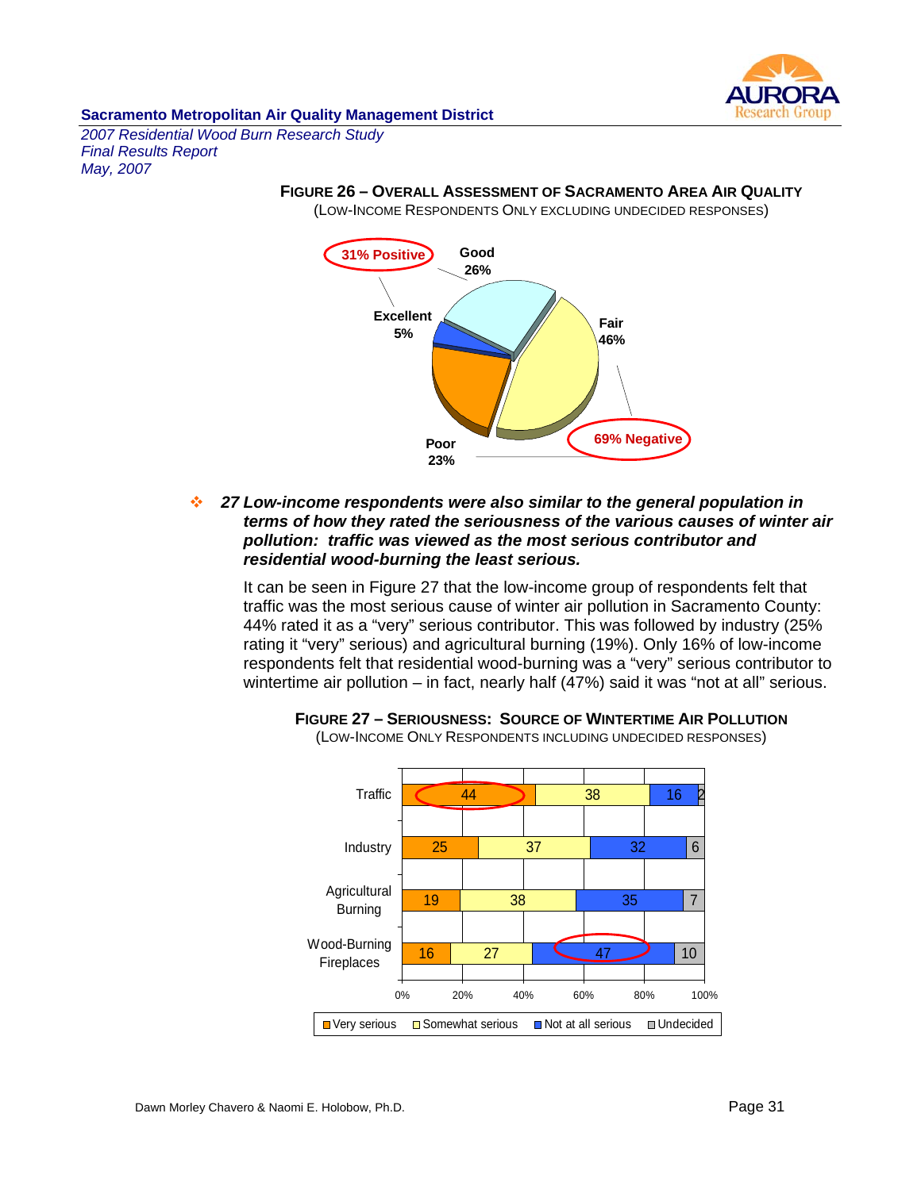**FIGURE 26 – OVERALL ASSESSMENT OF SACRAMENTO AREA AIR QUALITY**
(LOW-INCOME RESPONDENTS ONLY EXCLUDING UNDECIDED RESPONSES)

| Rating | Percent |
|---|---|
| Excellent | 5% |
| Good | 26% |
| Fair | 46% |
| Poor | 23% |

31% Positive / 69% Negative

❖ ***27 Low-income respondents were also similar to the general population in terms of how they rated the seriousness of the various causes of winter air pollution: traffic was viewed as the most serious contributor and residential wood-burning the least serious.***

It can be seen in Figure 27 that the low-income group of respondents felt that traffic was the most serious cause of winter air pollution in Sacramento County: 44% rated it as a "very" serious contributor. This was followed by industry (25% rating it "very" serious) and agricultural burning (19%). Only 16% of low-income respondents felt that residential wood-burning was a "very" serious contributor to wintertime air pollution – in fact, nearly half (47%) said it was "not at all" serious.

**FIGURE 27 – SERIOUSNESS: SOURCE OF WINTERTIME AIR POLLUTION**
(LOW-INCOME ONLY RESPONDENTS INCLUDING UNDECIDED RESPONSES)

| Source | Very serious | Somewhat serious | Not at all serious | Undecided |
|---|---|---|---|---|
| Traffic | 44 | 38 | 16 | 2 |
| Industry | 25 | 37 | 32 | 6 |
| Agricultural Burning | 19 | 38 | 35 | 7 |
| Wood-Burning Fireplaces | 16 | 27 | 47 | 10 |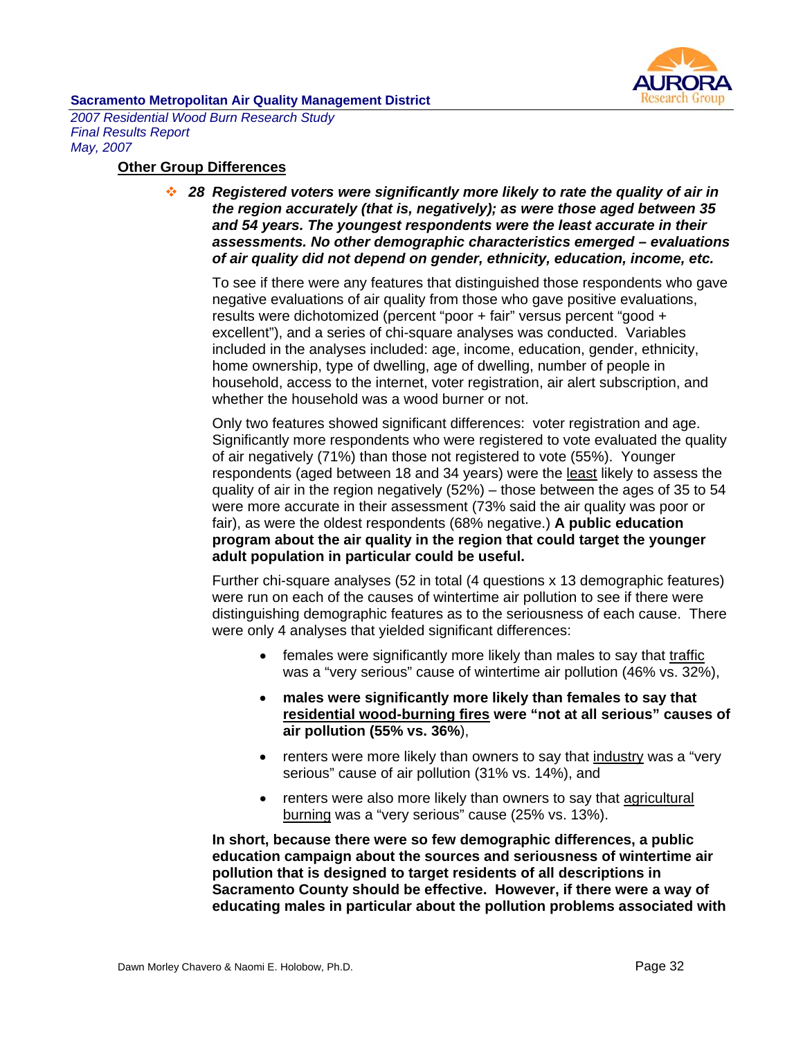## Other Group Differences

- ***28 Registered voters were significantly more likely to rate the quality of air in the region accurately (that is, negatively); as were those aged between 35 and 54 years. The youngest respondents were the least accurate in their assessments. No other demographic characteristics emerged – evaluations of air quality did not depend on gender, ethnicity, education, income, etc.***

To see if there were any features that distinguished those respondents who gave negative evaluations of air quality from those who gave positive evaluations, results were dichotomized (percent "poor + fair" versus percent "good + excellent"), and a series of chi-square analyses was conducted. Variables included in the analyses included: age, income, education, gender, ethnicity, home ownership, type of dwelling, age of dwelling, number of people in household, access to the internet, voter registration, air alert subscription, and whether the household was a wood burner or not.

Only two features showed significant differences: voter registration and age. Significantly more respondents who were registered to vote evaluated the quality of air negatively (71%) than those not registered to vote (55%). Younger respondents (aged between 18 and 34 years) were the least likely to assess the quality of air in the region negatively (52%) – those between the ages of 35 to 54 were more accurate in their assessment (73% said the air quality was poor or fair), as were the oldest respondents (68% negative.) **A public education program about the air quality in the region that could target the younger adult population in particular could be useful.**

Further chi-square analyses (52 in total (4 questions x 13 demographic features) were run on each of the causes of wintertime air pollution to see if there were distinguishing demographic features as to the seriousness of each cause. There were only 4 analyses that yielded significant differences:

- females were significantly more likely than males to say that traffic was a "very serious" cause of wintertime air pollution (46% vs. 32%),
- **males were significantly more likely than females to say that residential wood-burning fires were "not at all serious" causes of air pollution (55% vs. 36%**),
- renters were more likely than owners to say that industry was a "very serious" cause of air pollution (31% vs. 14%), and
- renters were also more likely than owners to say that agricultural burning was a "very serious" cause (25% vs. 13%).

**In short, because there were so few demographic differences, a public education campaign about the sources and seriousness of wintertime air pollution that is designed to target residents of all descriptions in Sacramento County should be effective. However, if there were a way of educating males in particular about the pollution problems associated with**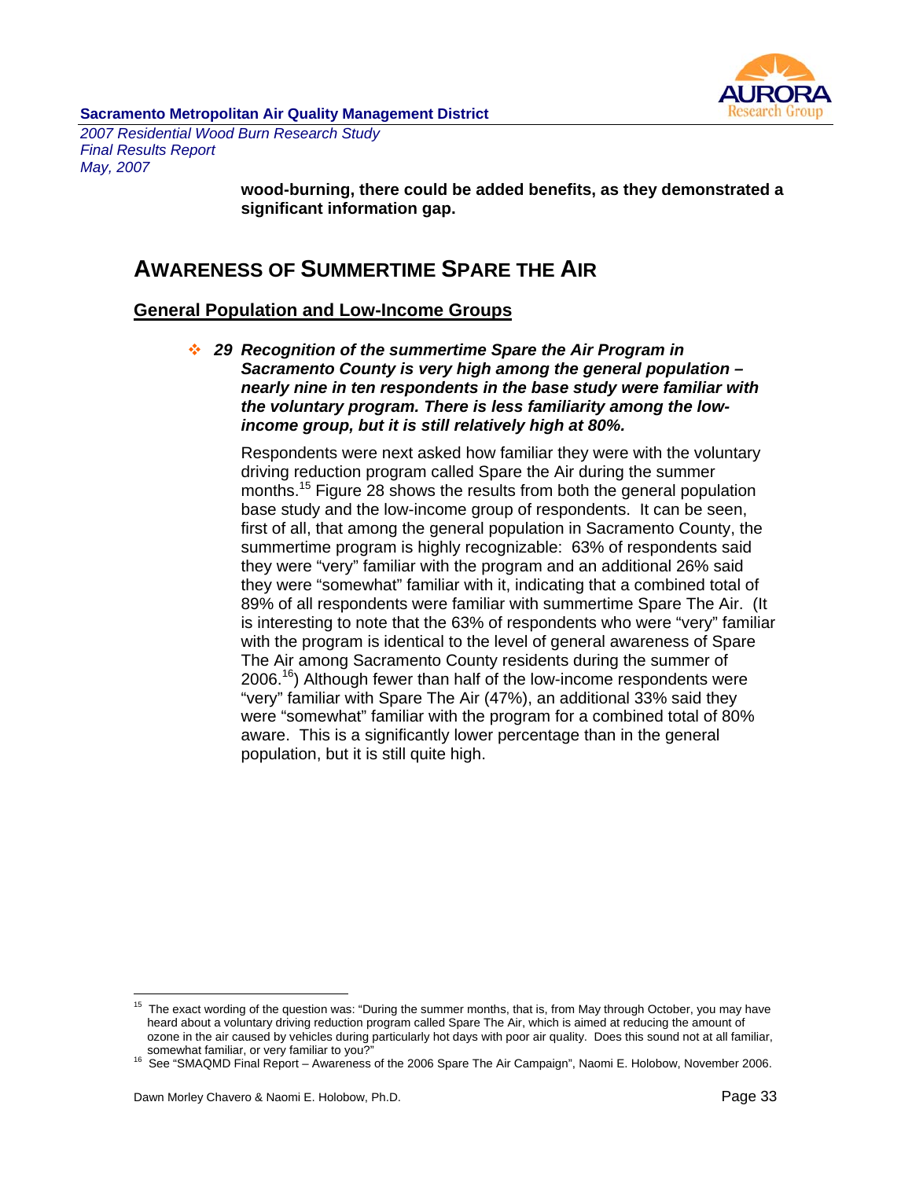**wood-burning, there could be added benefits, as they demonstrated a significant information gap.**

## AWARENESS OF SUMMERTIME SPARE THE AIR

### General Population and Low-Income Groups

- ***29 Recognition of the summertime Spare the Air Program in Sacramento County is very high among the general population – nearly nine in ten respondents in the base study were familiar with the voluntary program. There is less familiarity among the low-income group, but it is still relatively high at 80%.***

Respondents were next asked how familiar they were with the voluntary driving reduction program called Spare the Air during the summer months.[15] Figure 28 shows the results from both the general population base study and the low-income group of respondents. It can be seen, first of all, that among the general population in Sacramento County, the summertime program is highly recognizable: 63% of respondents said they were "very" familiar with the program and an additional 26% said they were "somewhat" familiar with it, indicating that a combined total of 89% of all respondents were familiar with summertime Spare The Air. (It is interesting to note that the 63% of respondents who were "very" familiar with the program is identical to the level of general awareness of Spare The Air among Sacramento County residents during the summer of 2006.[16]) Although fewer than half of the low-income respondents were "very" familiar with Spare The Air (47%), an additional 33% said they were "somewhat" familiar with the program for a combined total of 80% aware. This is a significantly lower percentage than in the general population, but it is still quite high.

---

[15] The exact wording of the question was: "During the summer months, that is, from May through October, you may have heard about a voluntary driving reduction program called Spare The Air, which is aimed at reducing the amount of ozone in the air caused by vehicles during particularly hot days with poor air quality. Does this sound not at all familiar, somewhat familiar, or very familiar to you?"

[16] See "SMAQMD Final Report – Awareness of the 2006 Spare The Air Campaign", Naomi E. Holobow, November 2006.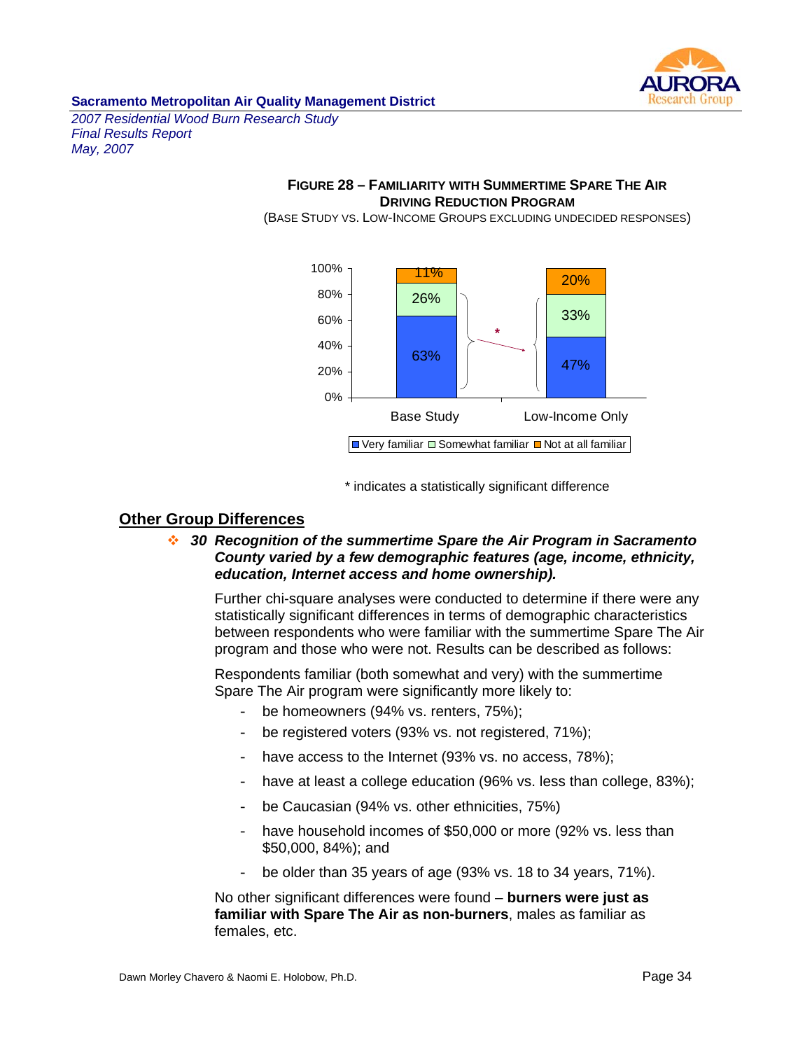**FIGURE 28 – FAMILIARITY WITH SUMMERTIME SPARE THE AIR DRIVING REDUCTION PROGRAM**

(BASE STUDY VS. LOW-INCOME GROUPS EXCLUDING UNDECIDED RESPONSES)

| | Base Study | Low-Income Only |
|---|---|---|
| Very familiar | 63% | 47% |
| Somewhat familiar | 26% | 33% |
| Not at all familiar | 11% | 20% |

\* indicates a statistically significant difference

## Other Group Differences

- ***30 Recognition of the summertime Spare the Air Program in Sacramento County varied by a few demographic features (age, income, ethnicity, education, Internet access and home ownership).***

Further chi-square analyses were conducted to determine if there were any statistically significant differences in terms of demographic characteristics between respondents who were familiar with the summertime Spare The Air program and those who were not. Results can be described as follows:

Respondents familiar (both somewhat and very) with the summertime Spare The Air program were significantly more likely to:

- be homeowners (94% vs. renters, 75%);
- be registered voters (93% vs. not registered, 71%);
- have access to the Internet (93% vs. no access, 78%);
- have at least a college education (96% vs. less than college, 83%);
- be Caucasian (94% vs. other ethnicities, 75%)
- have household incomes of $50,000 or more (92% vs. less than $50,000, 84%); and
- be older than 35 years of age (93% vs. 18 to 34 years, 71%).

No other significant differences were found – **burners were just as familiar with Spare The Air as non-burners**, males as familiar as females, etc.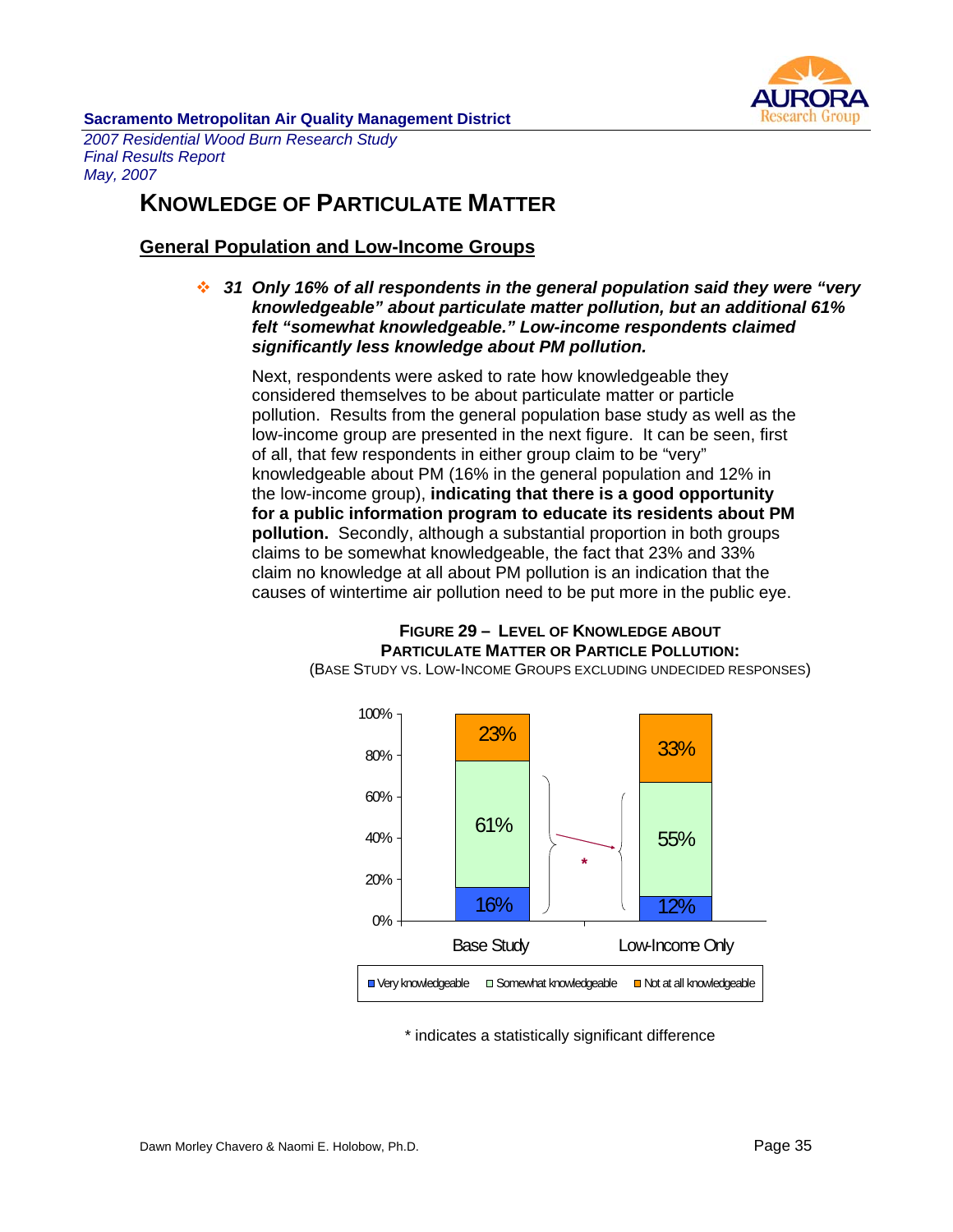## KNOWLEDGE OF PARTICULATE MATTER

### General Population and Low-Income Groups

- ***31 Only 16% of all respondents in the general population said they were "very knowledgeable" about particulate matter pollution, but an additional 61% felt "somewhat knowledgeable." Low-income respondents claimed significantly less knowledge about PM pollution.***

Next, respondents were asked to rate how knowledgeable they considered themselves to be about particulate matter or particle pollution. Results from the general population base study as well as the low-income group are presented in the next figure. It can be seen, first of all, that few respondents in either group claim to be "very" knowledgeable about PM (16% in the general population and 12% in the low-income group), **indicating that there is a good opportunity for a public information program to educate its residents about PM pollution.** Secondly, although a substantial proportion in both groups claims to be somewhat knowledgeable, the fact that 23% and 33% claim no knowledge at all about PM pollution is an indication that the causes of wintertime air pollution need to be put more in the public eye.

**FIGURE 29 – LEVEL OF KNOWLEDGE ABOUT PARTICULATE MATTER OR PARTICLE POLLUTION:**
(BASE STUDY VS. LOW-INCOME GROUPS EXCLUDING UNDECIDED RESPONSES)

| | Base Study | Low-Income Only |
|---|---|---|
| Very knowledgeable | 16% | 12% |
| Somewhat knowledgeable | 61% | 55% |
| Not at all knowledgeable | 23% | 33% |

\* indicates a statistically significant difference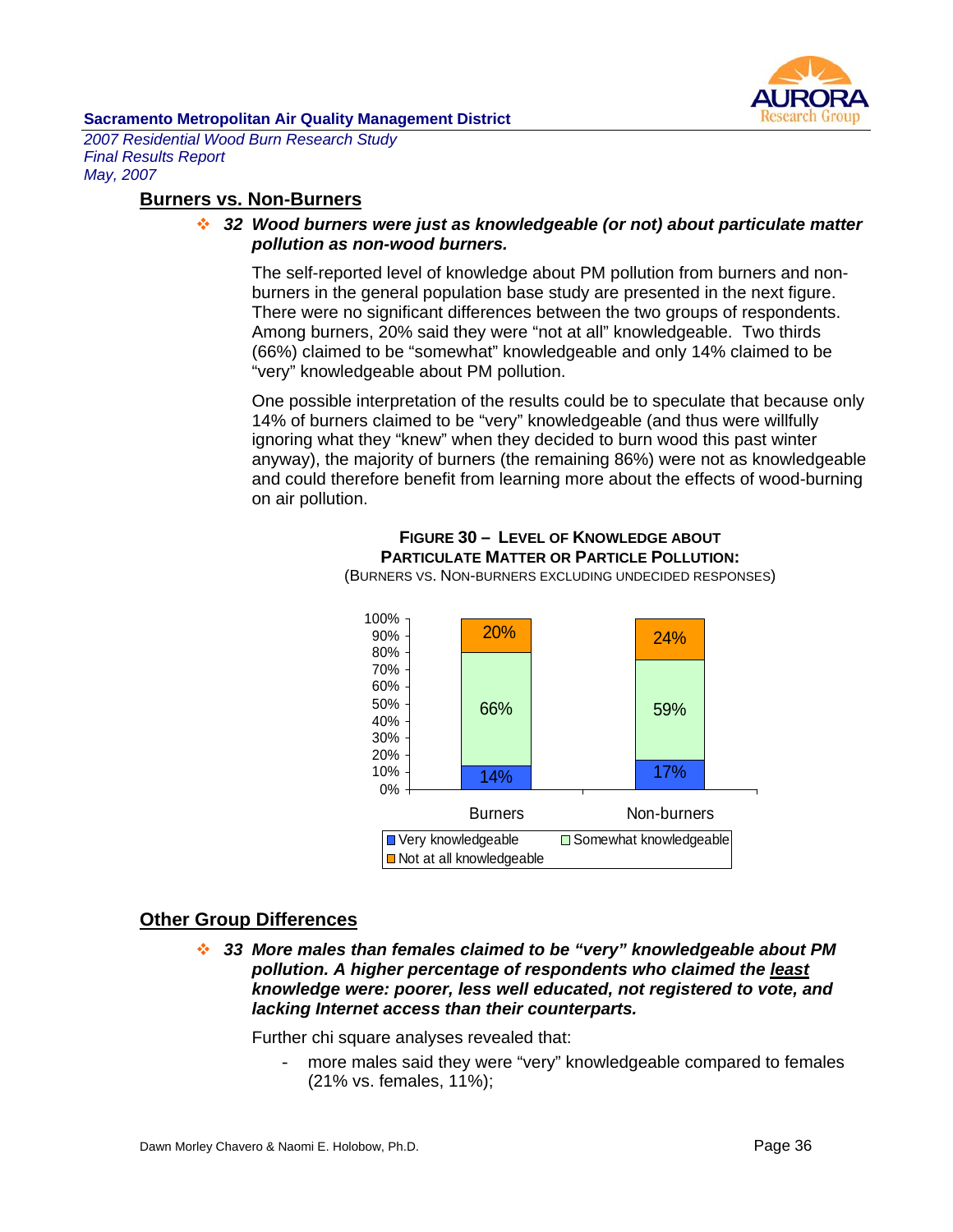## Burners vs. Non-Burners

❖ ***32 Wood burners were just as knowledgeable (or not) about particulate matter pollution as non-wood burners.***

The self-reported level of knowledge about PM pollution from burners and non-burners in the general population base study are presented in the next figure. There were no significant differences between the two groups of respondents. Among burners, 20% said they were "not at all" knowledgeable. Two thirds (66%) claimed to be "somewhat" knowledgeable and only 14% claimed to be "very" knowledgeable about PM pollution.

One possible interpretation of the results could be to speculate that because only 14% of burners claimed to be "very" knowledgeable (and thus were willfully ignoring what they "knew" when they decided to burn wood this past winter anyway), the majority of burners (the remaining 86%) were not as knowledgeable and could therefore benefit from learning more about the effects of wood-burning on air pollution.

**FIGURE 30 – LEVEL OF KNOWLEDGE ABOUT PARTICULATE MATTER OR PARTICLE POLLUTION:**
(BURNERS VS. NON-BURNERS EXCLUDING UNDECIDED RESPONSES)

| | Burners | Non-burners |
|---|---|---|
| Very knowledgeable | 14% | 17% |
| Somewhat knowledgeable | 66% | 59% |
| Not at all knowledgeable | 20% | 24% |

## Other Group Differences

❖ ***33 More males than females claimed to be "very" knowledgeable about PM pollution. A higher percentage of respondents who claimed the <u>least</u> knowledge were: poorer, less well educated, not registered to vote, and lacking Internet access than their counterparts.***

Further chi square analyses revealed that:

- more males said they were "very" knowledgeable compared to females (21% vs. females, 11%);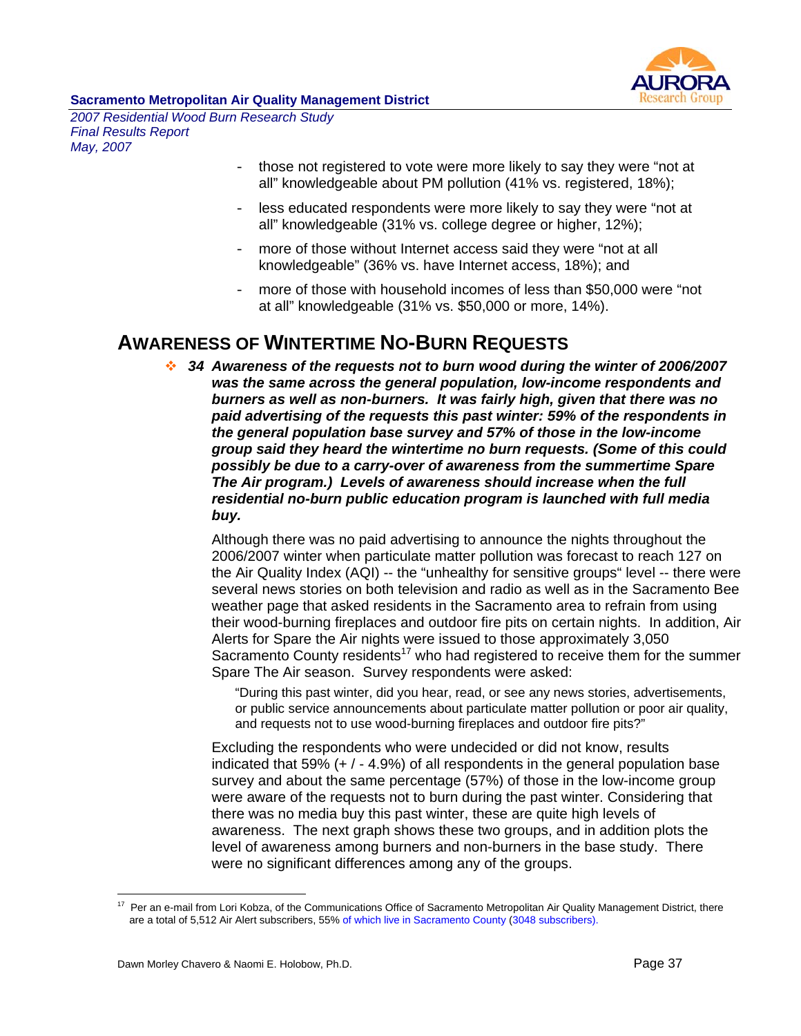- those not registered to vote were more likely to say they were "not at all" knowledgeable about PM pollution (41% vs. registered, 18%);
- less educated respondents were more likely to say they were "not at all" knowledgeable (31% vs. college degree or higher, 12%);
- more of those without Internet access said they were "not at all knowledgeable" (36% vs. have Internet access, 18%); and
- more of those with household incomes of less than $50,000 were "not at all" knowledgeable (31% vs. $50,000 or more, 14%).

## AWARENESS OF WINTERTIME NO-BURN REQUESTS

❖ ***34 Awareness of the requests not to burn wood during the winter of 2006/2007 was the same across the general population, low-income respondents and burners as well as non-burners. It was fairly high, given that there was no paid advertising of the requests this past winter: 59% of the respondents in the general population base survey and 57% of those in the low-income group said they heard the wintertime no burn requests. (Some of this could possibly be due to a carry-over of awareness from the summertime Spare The Air program.) Levels of awareness should increase when the full residential no-burn public education program is launched with full media buy.***

Although there was no paid advertising to announce the nights throughout the 2006/2007 winter when particulate matter pollution was forecast to reach 127 on the Air Quality Index (AQI) -- the "unhealthy for sensitive groups" level -- there were several news stories on both television and radio as well as in the Sacramento Bee weather page that asked residents in the Sacramento area to refrain from using their wood-burning fireplaces and outdoor fire pits on certain nights. In addition, Air Alerts for Spare the Air nights were issued to those approximately 3,050 Sacramento County residents[17] who had registered to receive them for the summer Spare The Air season. Survey respondents were asked:

> "During this past winter, did you hear, read, or see any news stories, advertisements, or public service announcements about particulate matter pollution or poor air quality, and requests not to use wood-burning fireplaces and outdoor fire pits?"

Excluding the respondents who were undecided or did not know, results indicated that 59% (+ / - 4.9%) of all respondents in the general population base survey and about the same percentage (57%) of those in the low-income group were aware of the requests not to burn during the past winter. Considering that there was no media buy this past winter, these are quite high levels of awareness. The next graph shows these two groups, and in addition plots the level of awareness among burners and non-burners in the base study. There were no significant differences among any of the groups.

---

[17] Per an e-mail from Lori Kobza, of the Communications Office of Sacramento Metropolitan Air Quality Management District, there are a total of 5,512 Air Alert subscribers, 55% of which live in Sacramento County (3048 subscribers).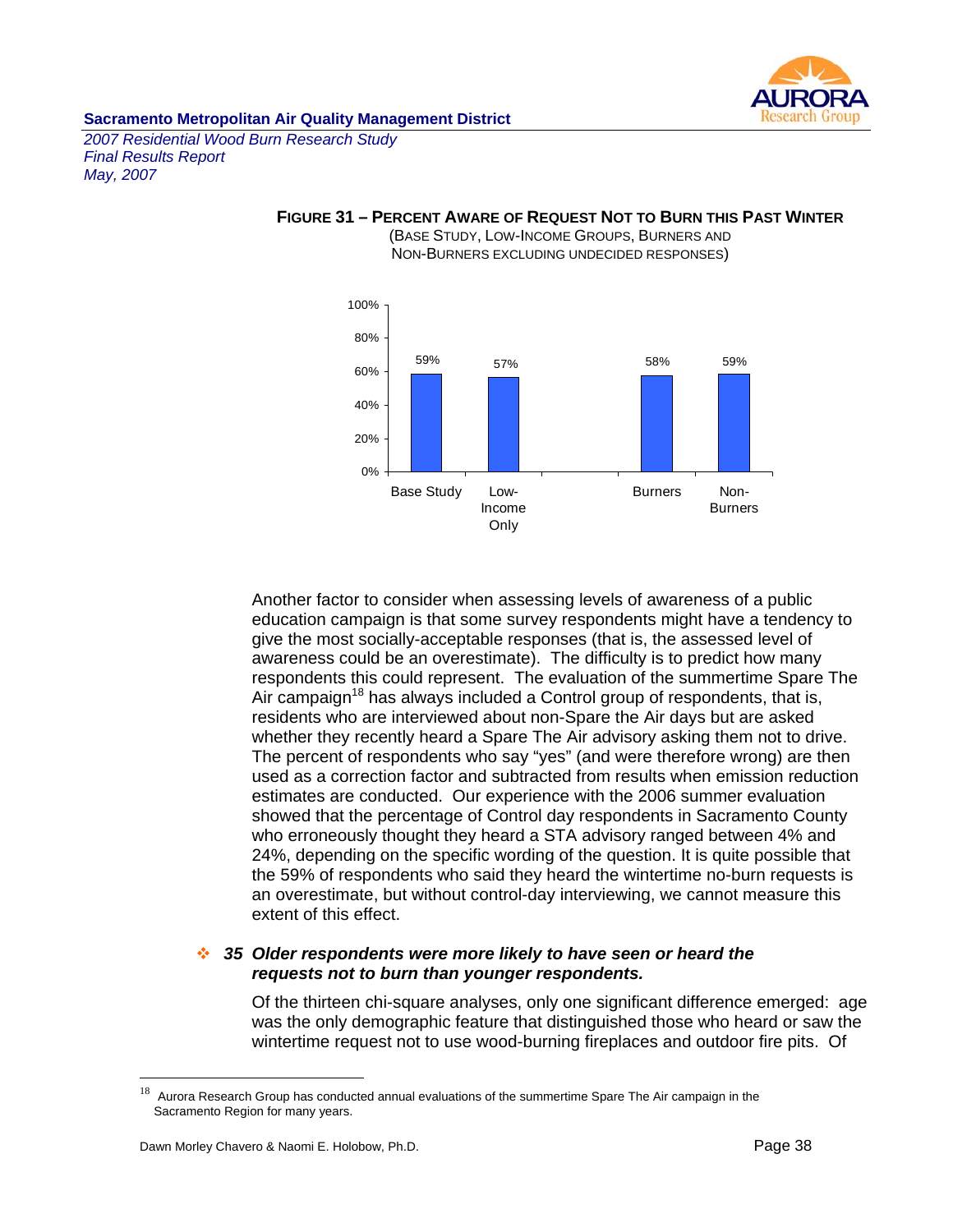**Figure 31 – Percent Aware of Request Not to Burn this Past Winter**
(Base Study, Low-Income Groups, Burners and Non-Burners excluding undecided responses)

| | Base Study | Low-Income Only | Burners | Non-Burners |
|---|---|---|---|---|
| Percent Aware | 59% | 57% | 58% | 59% |

Another factor to consider when assessing levels of awareness of a public education campaign is that some survey respondents might have a tendency to give the most socially-acceptable responses (that is, the assessed level of awareness could be an overestimate). The difficulty is to predict how many respondents this could represent. The evaluation of the summertime Spare The Air campaign[18] has always included a Control group of respondents, that is, residents who are interviewed about non-Spare the Air days but are asked whether they recently heard a Spare The Air advisory asking them not to drive. The percent of respondents who say "yes" (and were therefore wrong) are then used as a correction factor and subtracted from results when emission reduction estimates are conducted. Our experience with the 2006 summer evaluation showed that the percentage of Control day respondents in Sacramento County who erroneously thought they heard a STA advisory ranged between 4% and 24%, depending on the specific wording of the question. It is quite possible that the 59% of respondents who said they heard the wintertime no-burn requests is an overestimate, but without control-day interviewing, we cannot measure this extent of this effect.

### 35 *Older respondents were more likely to have seen or heard the requests not to burn than younger respondents.*

Of the thirteen chi-square analyses, only one significant difference emerged: age was the only demographic feature that distinguished those who heard or saw the wintertime request not to use wood-burning fireplaces and outdoor fire pits. Of

[18] Aurora Research Group has conducted annual evaluations of the summertime Spare The Air campaign in the Sacramento Region for many years.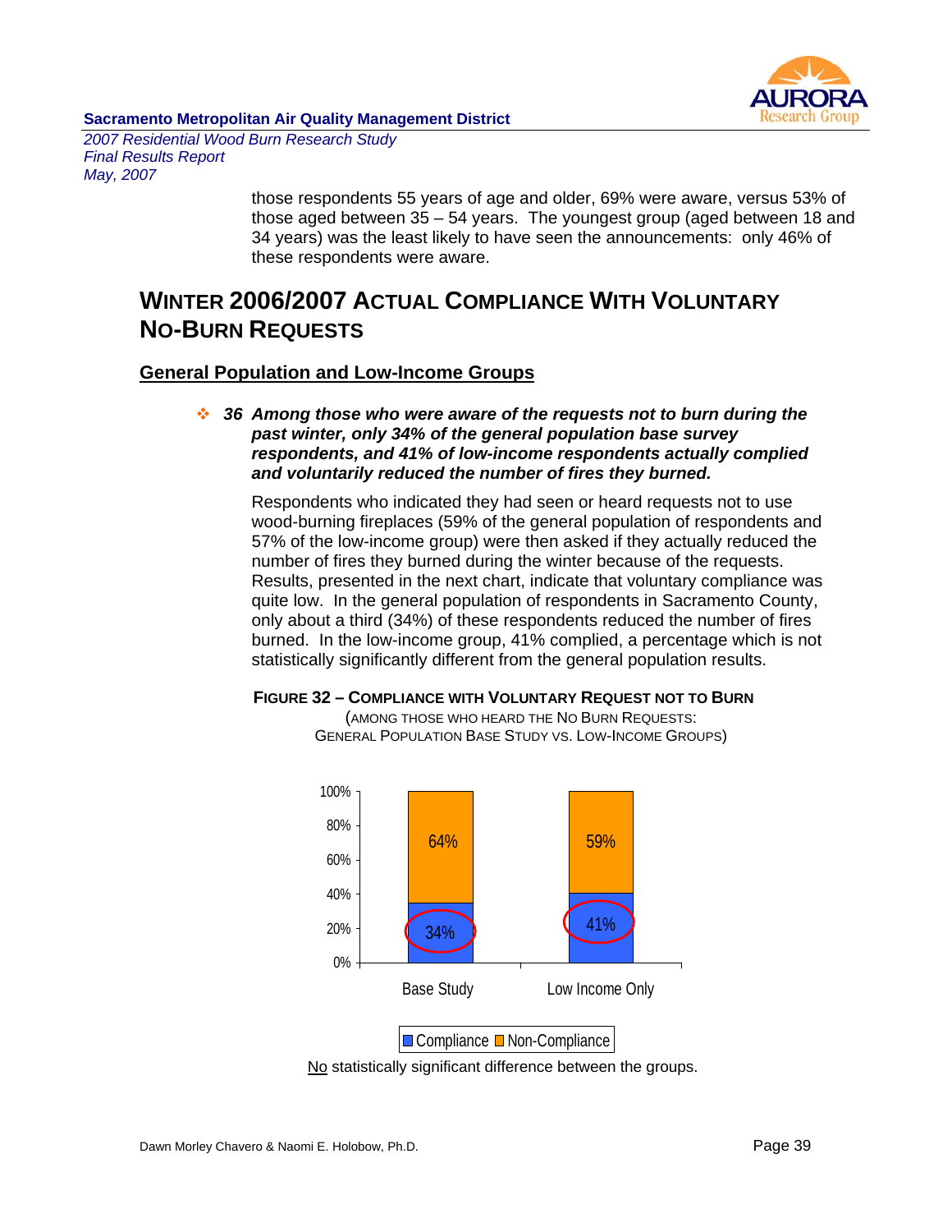those respondents 55 years of age and older, 69% were aware, versus 53% of those aged between 35 – 54 years. The youngest group (aged between 18 and 34 years) was the least likely to have seen the announcements: only 46% of these respondents were aware.

## WINTER 2006/2007 ACTUAL COMPLIANCE WITH VOLUNTARY NO-BURN REQUESTS

### General Population and Low-Income Groups

- ***36 Among those who were aware of the requests not to burn during the past winter, only 34% of the general population base survey respondents, and 41% of low-income respondents actually complied and voluntarily reduced the number of fires they burned.***

Respondents who indicated they had seen or heard requests not to use wood-burning fireplaces (59% of the general population of respondents and 57% of the low-income group) were then asked if they actually reduced the number of fires they burned during the winter because of the requests. Results, presented in the next chart, indicate that voluntary compliance was quite low. In the general population of respondents in Sacramento County, only about a third (34%) of these respondents reduced the number of fires burned. In the low-income group, 41% complied, a percentage which is not statistically significantly different from the general population results.

**FIGURE 32 – COMPLIANCE WITH VOLUNTARY REQUEST NOT TO BURN**

(AMONG THOSE WHO HEARD THE NO BURN REQUESTS: GENERAL POPULATION BASE STUDY VS. LOW-INCOME GROUPS)

| | Compliance | Non-Compliance |
|---|---|---|
| Base Study | 34% | 64% |
| Low Income Only | 41% | 59% |

No statistically significant difference between the groups.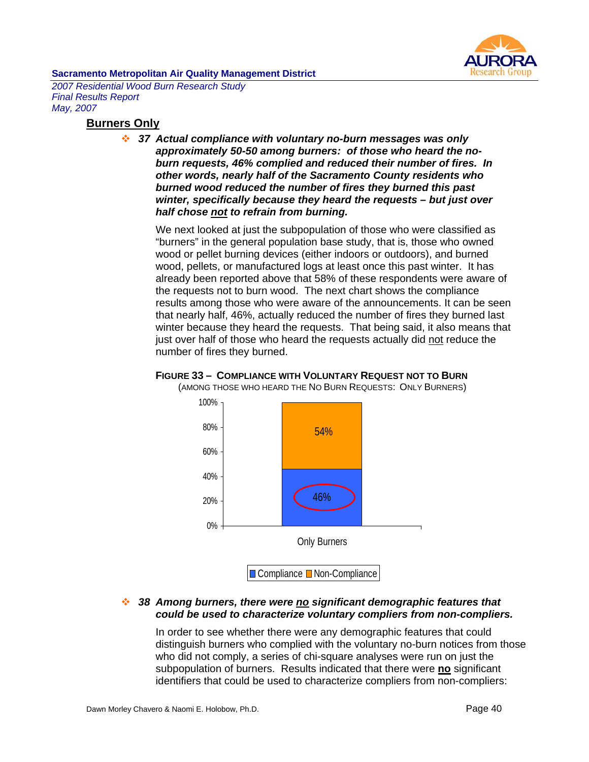## Burners Only

- ***37 Actual compliance with voluntary no-burn messages was only approximately 50-50 among burners: of those who heard the no-burn requests, 46% complied and reduced their number of fires. In other words, nearly half of the Sacramento County residents who burned wood reduced the number of fires they burned this past winter, specifically because they heard the requests – but just over half chose <u>not</u> to refrain from burning.***

  We next looked at just the subpopulation of those who were classified as "burners" in the general population base study, that is, those who owned wood or pellet burning devices (either indoors or outdoors), and burned wood, pellets, or manufactured logs at least once this past winter. It has already been reported above that 58% of these respondents were aware of the requests not to burn wood. The next chart shows the compliance results among those who were aware of the announcements. It can be seen that nearly half, 46%, actually reduced the number of fires they burned last winter because they heard the requests. That being said, it also means that just over half of those who heard the requests actually did <u>not</u> reduce the number of fires they burned.

**FIGURE 33 – COMPLIANCE WITH VOLUNTARY REQUEST NOT TO BURN**
(AMONG THOSE WHO HEARD THE NO BURN REQUESTS: ONLY BURNERS)

| | Compliance | Non-Compliance |
|---|---|---|
| Only Burners | 46% | 54% |

- ***38 Among burners, there were <u>no</u> significant demographic features that could be used to characterize voluntary compliers from non-compliers.***

  In order to see whether there were any demographic features that could distinguish burners who complied with the voluntary no-burn notices from those who did not comply, a series of chi-square analyses were run on just the subpopulation of burners. Results indicated that there were **<u>no</u>** significant identifiers that could be used to characterize compliers from non-compliers: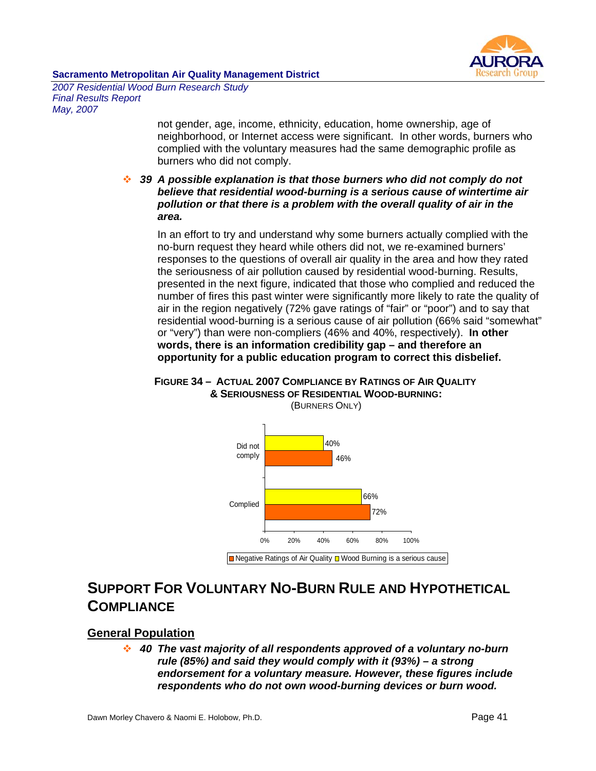not gender, age, income, ethnicity, education, home ownership, age of neighborhood, or Internet access were significant. In other words, burners who complied with the voluntary measures had the same demographic profile as burners who did not comply.

❖ ***39 A possible explanation is that those burners who did not comply do not believe that residential wood-burning is a serious cause of wintertime air pollution or that there is a problem with the overall quality of air in the area.***

In an effort to try and understand why some burners actually complied with the no-burn request they heard while others did not, we re-examined burners' responses to the questions of overall air quality in the area and how they rated the seriousness of air pollution caused by residential wood-burning. Results, presented in the next figure, indicated that those who complied and reduced the number of fires this past winter were significantly more likely to rate the quality of air in the region negatively (72% gave ratings of "fair" or "poor") and to say that residential wood-burning is a serious cause of air pollution (66% said "somewhat" or "very") than were non-compliers (46% and 40%, respectively). **In other words, there is an information credibility gap – and therefore an opportunity for a public education program to correct this disbelief.**

**FIGURE 34 – ACTUAL 2007 COMPLIANCE BY RATINGS OF AIR QUALITY & SERIOUSNESS OF RESIDENTIAL WOOD-BURNING:**
(BURNERS ONLY)

| | Negative Ratings of Air Quality | Wood Burning is a serious cause |
|---|---|---|
| Did not comply | 46% | 40% |
| Complied | 72% | 66% |

## SUPPORT FOR VOLUNTARY NO-BURN RULE AND HYPOTHETICAL COMPLIANCE

### General Population

❖ ***40 The vast majority of all respondents approved of a voluntary no-burn rule (85%) and said they would comply with it (93%) – a strong endorsement for a voluntary measure. However, these figures include respondents who do not own wood-burning devices or burn wood.***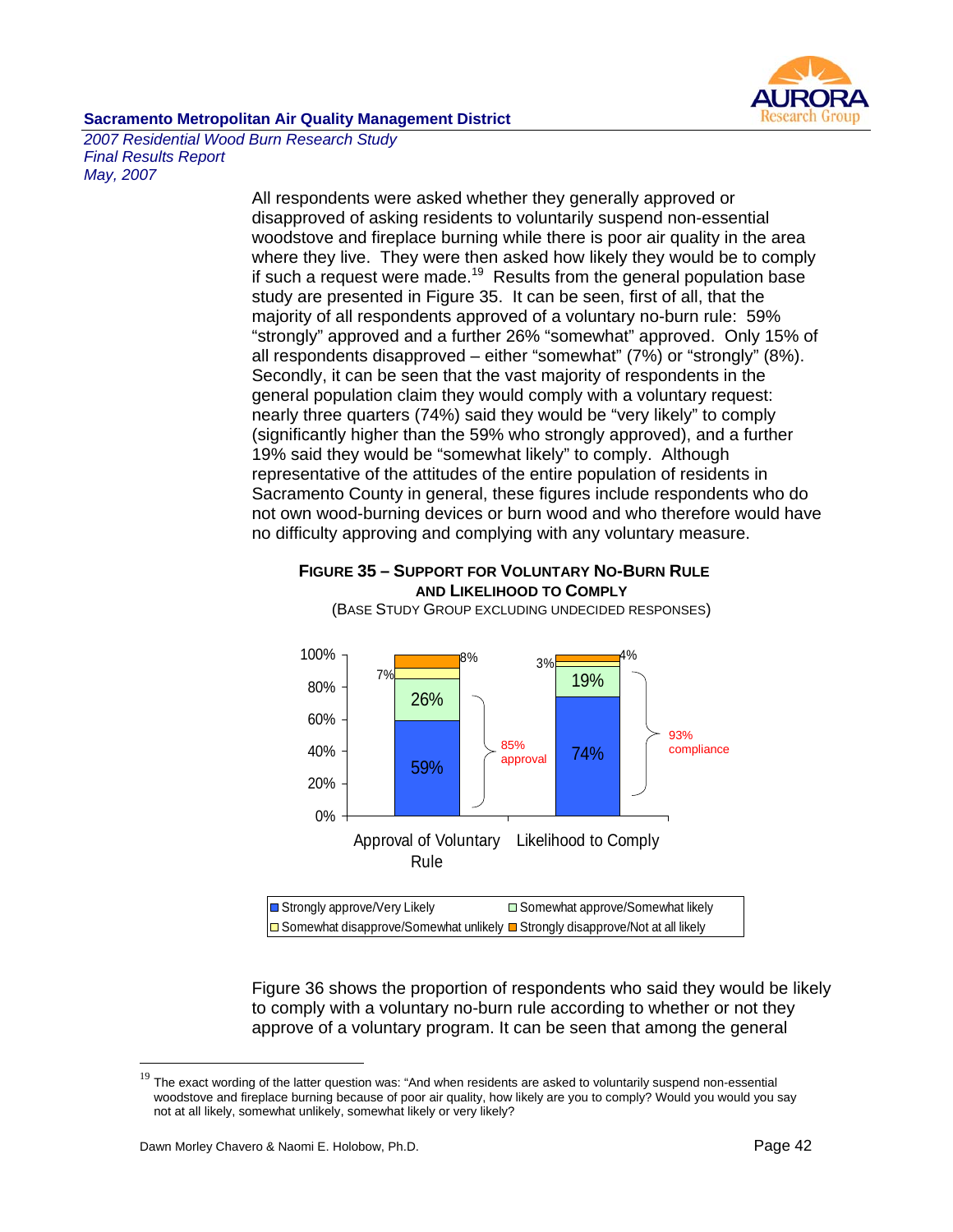All respondents were asked whether they generally approved or disapproved of asking residents to voluntarily suspend non-essential woodstove and fireplace burning while there is poor air quality in the area where they live. They were then asked how likely they would be to comply if such a request were made.[19] Results from the general population base study are presented in Figure 35. It can be seen, first of all, that the majority of all respondents approved of a voluntary no-burn rule: 59% "strongly" approved and a further 26% "somewhat" approved. Only 15% of all respondents disapproved – either "somewhat" (7%) or "strongly" (8%). Secondly, it can be seen that the vast majority of respondents in the general population claim they would comply with a voluntary request: nearly three quarters (74%) said they would be "very likely" to comply (significantly higher than the 59% who strongly approved), and a further 19% said they would be "somewhat likely" to comply. Although representative of the attitudes of the entire population of residents in Sacramento County in general, these figures include respondents who do not own wood-burning devices or burn wood and who therefore would have no difficulty approving and complying with any voluntary measure.

**FIGURE 35 – SUPPORT FOR VOLUNTARY NO-BURN RULE AND LIKELIHOOD TO COMPLY**
(BASE STUDY GROUP EXCLUDING UNDECIDED RESPONSES)

| | Approval of Voluntary Rule | Likelihood to Comply |
|---|---|---|
| Strongly approve/Very Likely | 59% | 74% |
| Somewhat approve/Somewhat likely | 26% | 19% |
| Somewhat disapprove/Somewhat unlikely | 7% | 3% |
| Strongly disapprove/Not at all likely | 8% | 4% |
| | 85% approval | 93% compliance |

Figure 36 shows the proportion of respondents who said they would be likely to comply with a voluntary no-burn rule according to whether or not they approve of a voluntary program. It can be seen that among the general

---

[19] The exact wording of the latter question was: "And when residents are asked to voluntarily suspend non-essential woodstove and fireplace burning because of poor air quality, how likely are you to comply? Would you would you say not at all likely, somewhat unlikely, somewhat likely or very likely?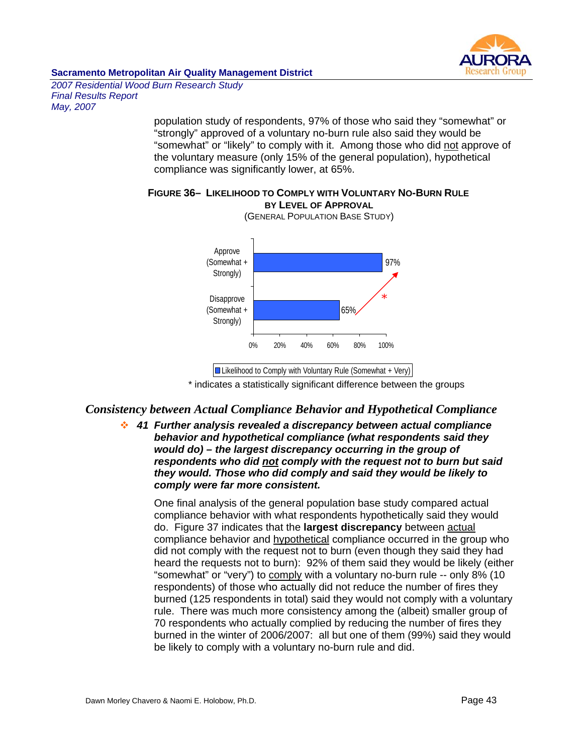population study of respondents, 97% of those who said they "somewhat" or "strongly" approved of a voluntary no-burn rule also said they would be "somewhat" or "likely" to comply with it. Among those who did not approve of the voluntary measure (only 15% of the general population), hypothetical compliance was significantly lower, at 65%.

**FIGURE 36– LIKELIHOOD TO COMPLY WITH VOLUNTARY NO-BURN RULE BY LEVEL OF APPROVAL**
(GENERAL POPULATION BASE STUDY)

| | Likelihood to Comply with Voluntary Rule (Somewhat + Very) |
|---|---|
| Approve (Somewhat + Strongly) | 97% |
| Disapprove (Somewhat + Strongly) | 65% |

\* indicates a statistically significant difference between the groups

## *Consistency between Actual Compliance Behavior and Hypothetical Compliance*

- ***41 Further analysis revealed a discrepancy between actual compliance behavior and hypothetical compliance (what respondents said they would do) – the largest discrepancy occurring in the group of respondents who did not comply with the request not to burn but said they would. Those who did comply and said they would be likely to comply were far more consistent.***

One final analysis of the general population base study compared actual compliance behavior with what respondents hypothetically said they would do. Figure 37 indicates that the **largest discrepancy** between actual compliance behavior and hypothetical compliance occurred in the group who did not comply with the request not to burn (even though they said they had heard the requests not to burn): 92% of them said they would be likely (either "somewhat" or "very") to comply with a voluntary no-burn rule -- only 8% (10 respondents) of those who actually did not reduce the number of fires they burned (125 respondents in total) said they would not comply with a voluntary rule. There was much more consistency among the (albeit) smaller group of 70 respondents who actually complied by reducing the number of fires they burned in the winter of 2006/2007: all but one of them (99%) said they would be likely to comply with a voluntary no-burn rule and did.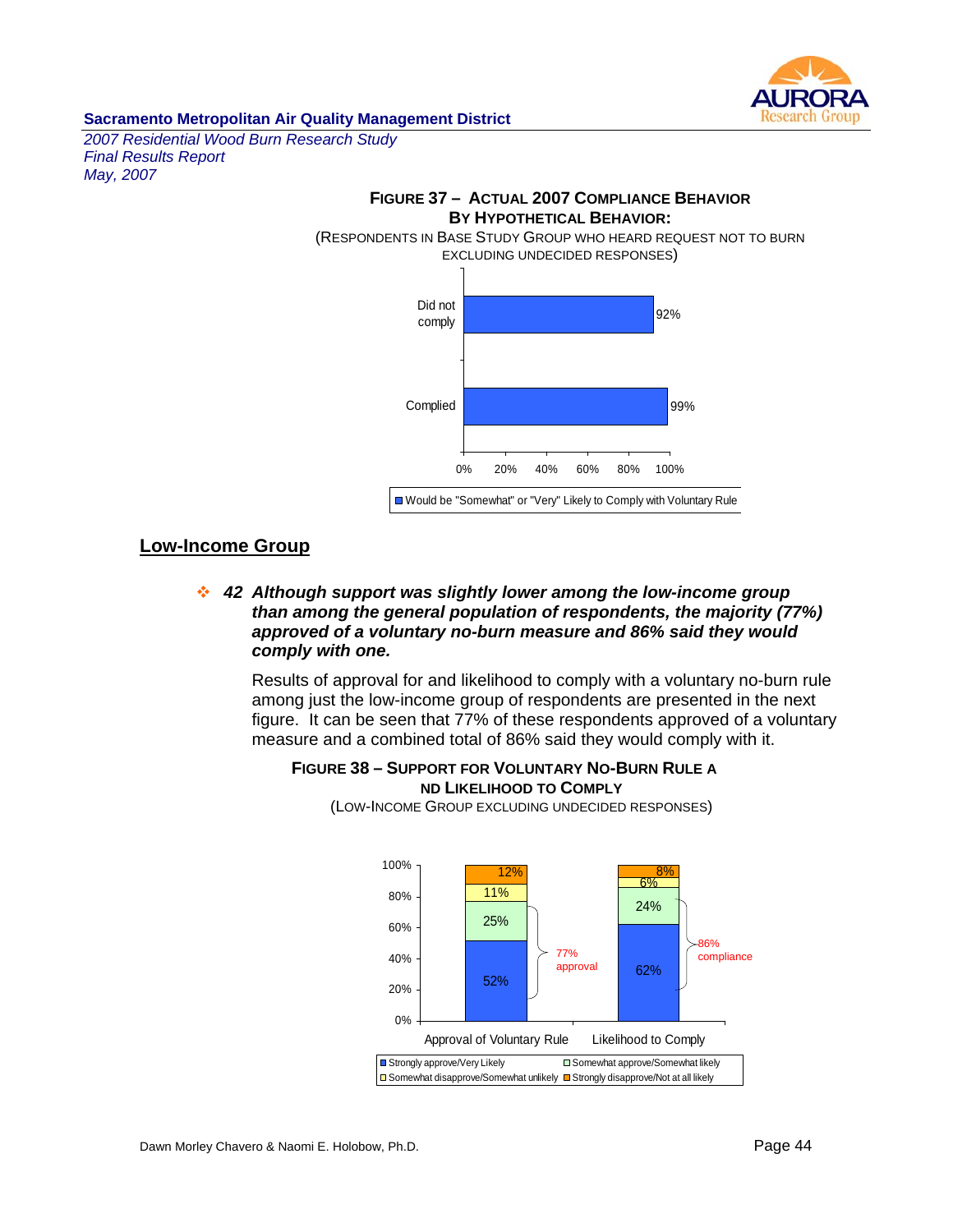**FIGURE 37 – ACTUAL 2007 COMPLIANCE BEHAVIOR BY HYPOTHETICAL BEHAVIOR:**
(RESPONDENTS IN BASE STUDY GROUP WHO HEARD REQUEST NOT TO BURN EXCLUDING UNDECIDED RESPONSES)

| | Would be "Somewhat" or "Very" Likely to Comply with Voluntary Rule |
|---|---|
| Did not comply | 92% |
| Complied | 99% |

## Low-Income Group

❖ **42** ***Although support was slightly lower among the low-income group than among the general population of respondents, the majority (77%) approved of a voluntary no-burn measure and 86% said they would comply with one.***

Results of approval for and likelihood to comply with a voluntary no-burn rule among just the low-income group of respondents are presented in the next figure. It can be seen that 77% of these respondents approved of a voluntary measure and a combined total of 86% said they would comply with it.

**FIGURE 38 – SUPPORT FOR VOLUNTARY NO-BURN RULE AND LIKELIHOOD TO COMPLY**
(LOW-INCOME GROUP EXCLUDING UNDECIDED RESPONSES)

| | Approval of Voluntary Rule | Likelihood to Comply |
|---|---|---|
| Strongly approve/Very Likely | 52% | 62% |
| Somewhat approve/Somewhat likely | 25% | 24% |
| Somewhat disapprove/Somewhat unlikely | 11% | 6% |
| Strongly disapprove/Not at all likely | 12% | 8% |
| Total | 77% approval | 86% compliance |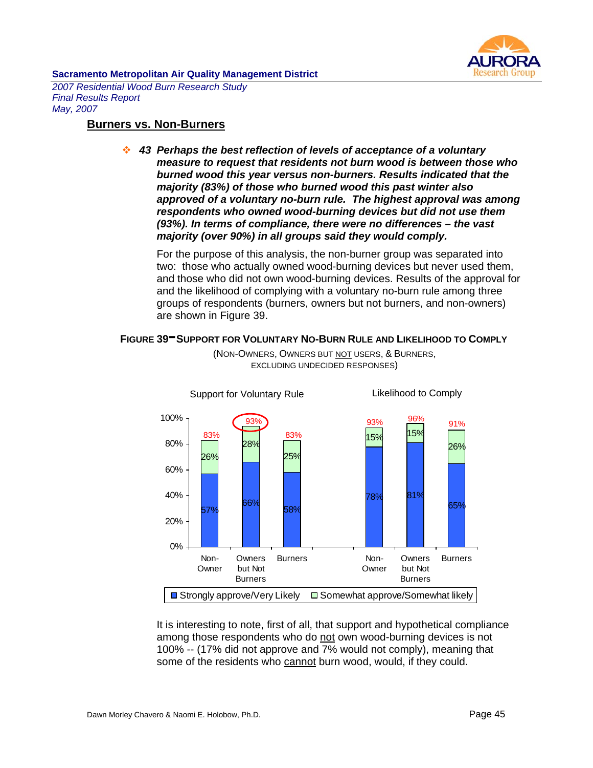## Burners vs. Non-Burners

❖ ***43 Perhaps the best reflection of levels of acceptance of a voluntary measure to request that residents not burn wood is between those who burned wood this year versus non-burners. Results indicated that the majority (83%) of those who burned wood this past winter also approved of a voluntary no-burn rule. The highest approval was among respondents who owned wood-burning devices but did not use them (93%). In terms of compliance, there were no differences – the vast majority (over 90%) in all groups said they would comply.***

For the purpose of this analysis, the non-burner group was separated into two: those who actually owned wood-burning devices but never used them, and those who did not own wood-burning devices. Results of the approval for and the likelihood of complying with a voluntary no-burn rule among three groups of respondents (burners, owners but not burners, and non-owners) are shown in Figure 39.

**FIGURE 39 – SUPPORT FOR VOLUNTARY NO-BURN RULE AND LIKELIHOOD TO COMPLY**

(NON-OWNERS, OWNERS BUT NOT USERS, & BURNERS, EXCLUDING UNDECIDED RESPONSES)

| | Support for Voluntary Rule | | | Likelihood to Comply | | |
|---|---|---|---|---|---|---|
| | Non-Owner | Owners but Not Burners | Burners | Non-Owner | Owners but Not Burners | Burners |
| Strongly approve/Very Likely | 57% | 66% | 58% | 78% | 81% | 65% |
| Somewhat approve/Somewhat likely | 26% | 28% | 25% | 15% | 15% | 26% |
| Total | 83% | 93% | 83% | 93% | 96% | 91% |

It is interesting to note, first of all, that support and hypothetical compliance among those respondents who do not own wood-burning devices is not 100% -- (17% did not approve and 7% would not comply), meaning that some of the residents who cannot burn wood, would, if they could.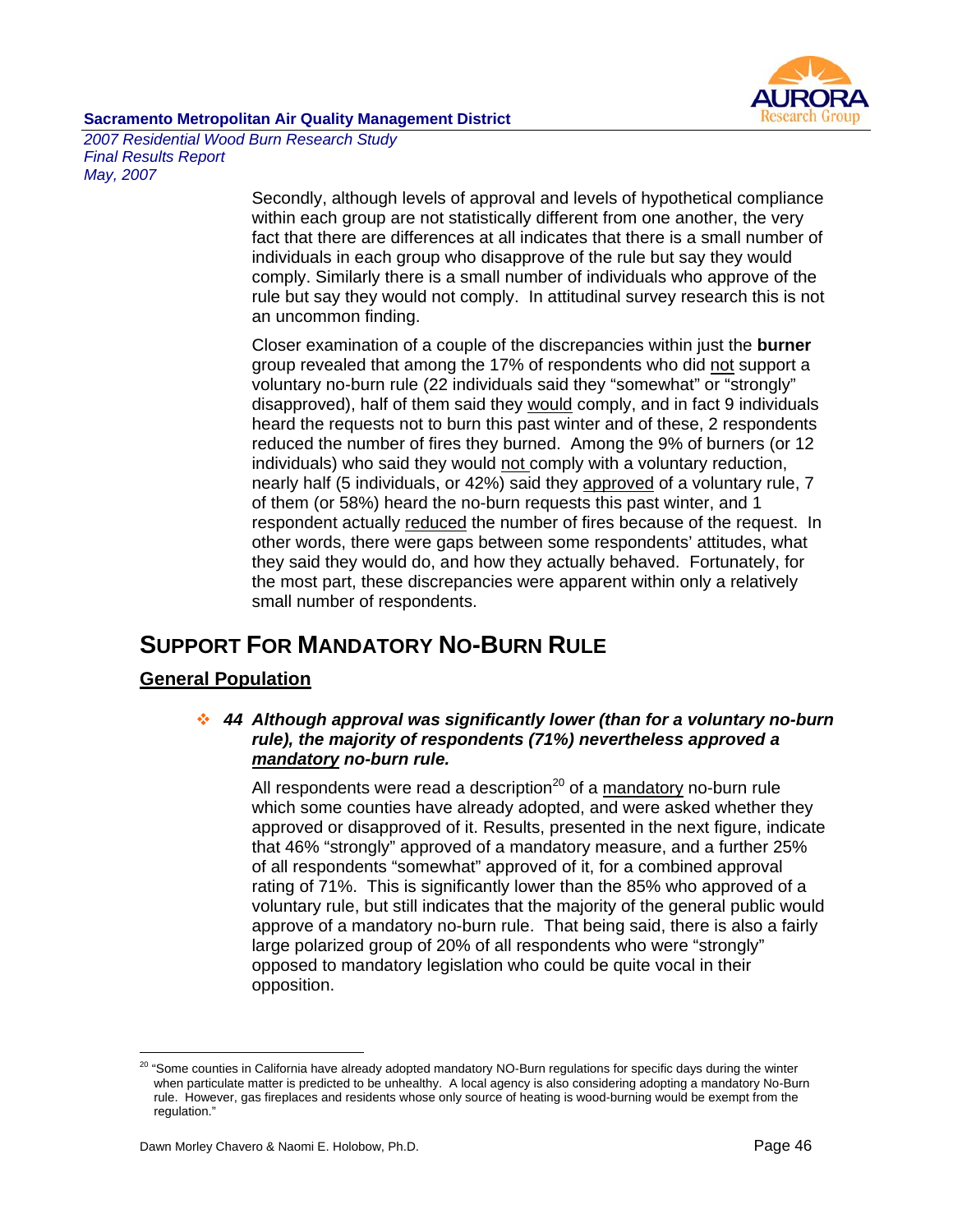Secondly, although levels of approval and levels of hypothetical compliance within each group are not statistically different from one another, the very fact that there are differences at all indicates that there is a small number of individuals in each group who disapprove of the rule but say they would comply. Similarly there is a small number of individuals who approve of the rule but say they would not comply. In attitudinal survey research this is not an uncommon finding.

Closer examination of a couple of the discrepancies within just the **burner** group revealed that among the 17% of respondents who did not support a voluntary no-burn rule (22 individuals said they "somewhat" or "strongly" disapproved), half of them said they would comply, and in fact 9 individuals heard the requests not to burn this past winter and of these, 2 respondents reduced the number of fires they burned. Among the 9% of burners (or 12 individuals) who said they would not comply with a voluntary reduction, nearly half (5 individuals, or 42%) said they approved of a voluntary rule, 7 of them (or 58%) heard the no-burn requests this past winter, and 1 respondent actually reduced the number of fires because of the request. In other words, there were gaps between some respondents' attitudes, what they said they would do, and how they actually behaved. Fortunately, for the most part, these discrepancies were apparent within only a relatively small number of respondents.

## SUPPORT FOR MANDATORY NO-BURN RULE

### General Population

- ***44 Although approval was significantly lower (than for a voluntary no-burn rule), the majority of respondents (71%) nevertheless approved a mandatory no-burn rule.***

All respondents were read a description[20] of a mandatory no-burn rule which some counties have already adopted, and were asked whether they approved or disapproved of it. Results, presented in the next figure, indicate that 46% "strongly" approved of a mandatory measure, and a further 25% of all respondents "somewhat" approved of it, for a combined approval rating of 71%. This is significantly lower than the 85% who approved of a voluntary rule, but still indicates that the majority of the general public would approve of a mandatory no-burn rule. That being said, there is also a fairly large polarized group of 20% of all respondents who were "strongly" opposed to mandatory legislation who could be quite vocal in their opposition.

[20] "Some counties in California have already adopted mandatory NO-Burn regulations for specific days during the winter when particulate matter is predicted to be unhealthy. A local agency is also considering adopting a mandatory No-Burn rule. However, gas fireplaces and residents whose only source of heating is wood-burning would be exempt from the regulation."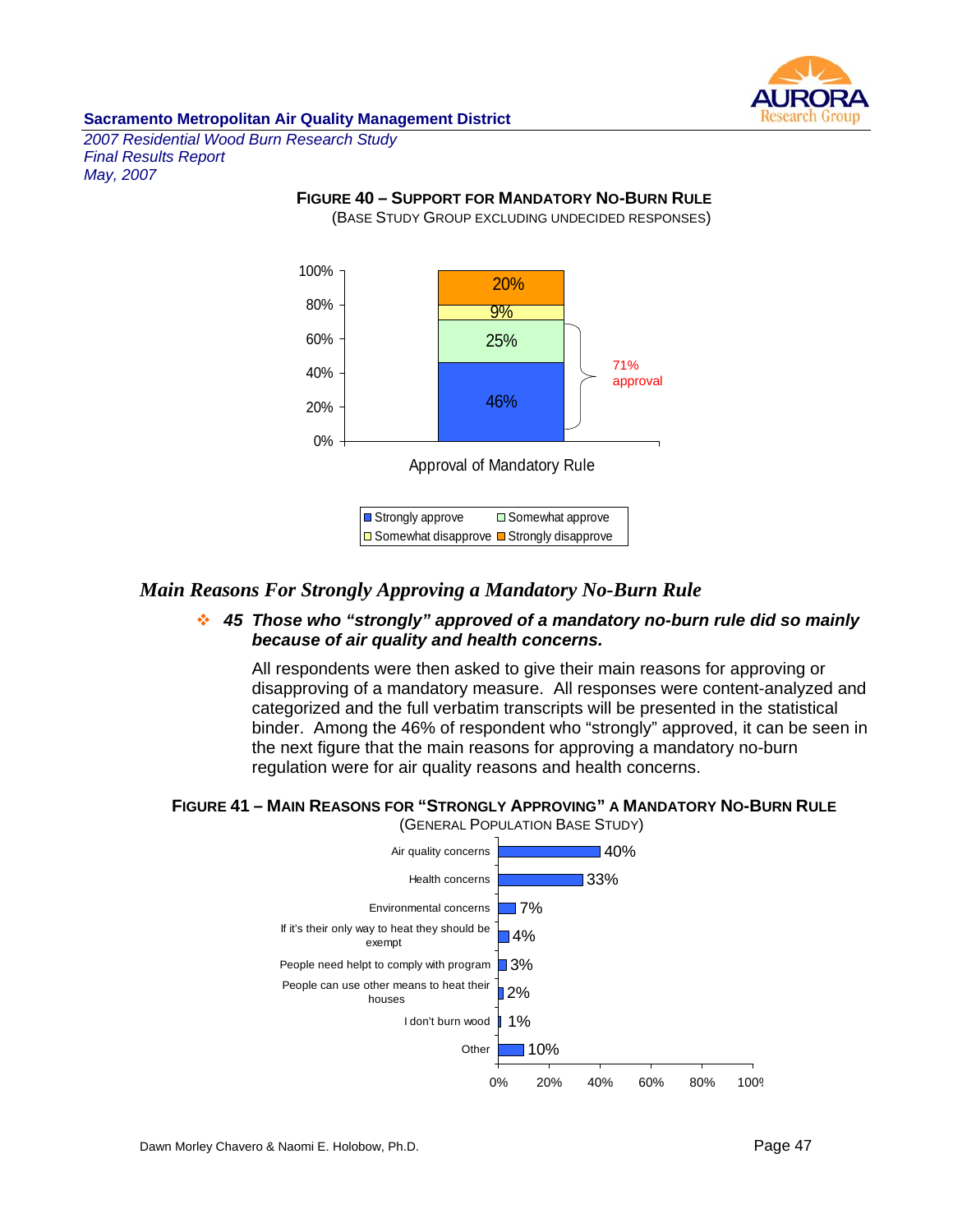**FIGURE 40 – SUPPORT FOR MANDATORY NO-BURN RULE**
(BASE STUDY GROUP EXCLUDING UNDECIDED RESPONSES)

| Approval of Mandatory Rule | Percent |
|---|---|
| Strongly approve | 46% |
| Somewhat approve | 25% |
| Somewhat disapprove | 9% |
| Strongly disapprove | 20% |

71% approval

## *Main Reasons For Strongly Approving a Mandatory No-Burn Rule*

❖ ***45 Those who "strongly" approved of a mandatory no-burn rule did so mainly because of air quality and health concerns.***

All respondents were then asked to give their main reasons for approving or disapproving of a mandatory measure. All responses were content-analyzed and categorized and the full verbatim transcripts will be presented in the statistical binder. Among the 46% of respondent who "strongly" approved, it can be seen in the next figure that the main reasons for approving a mandatory no-burn regulation were for air quality reasons and health concerns.

**FIGURE 41 – MAIN REASONS FOR "STRONGLY APPROVING" A MANDATORY NO-BURN RULE**
(GENERAL POPULATION BASE STUDY)

| Reason | Percent |
|---|---|
| Air quality concerns | 40% |
| Health concerns | 33% |
| Environmental concerns | 7% |
| If it's their only way to heat they should be exempt | 4% |
| People need helpt to comply with program | 3% |
| People can use other means to heat their houses | 2% |
| I don't burn wood | 1% |
| Other | 10% |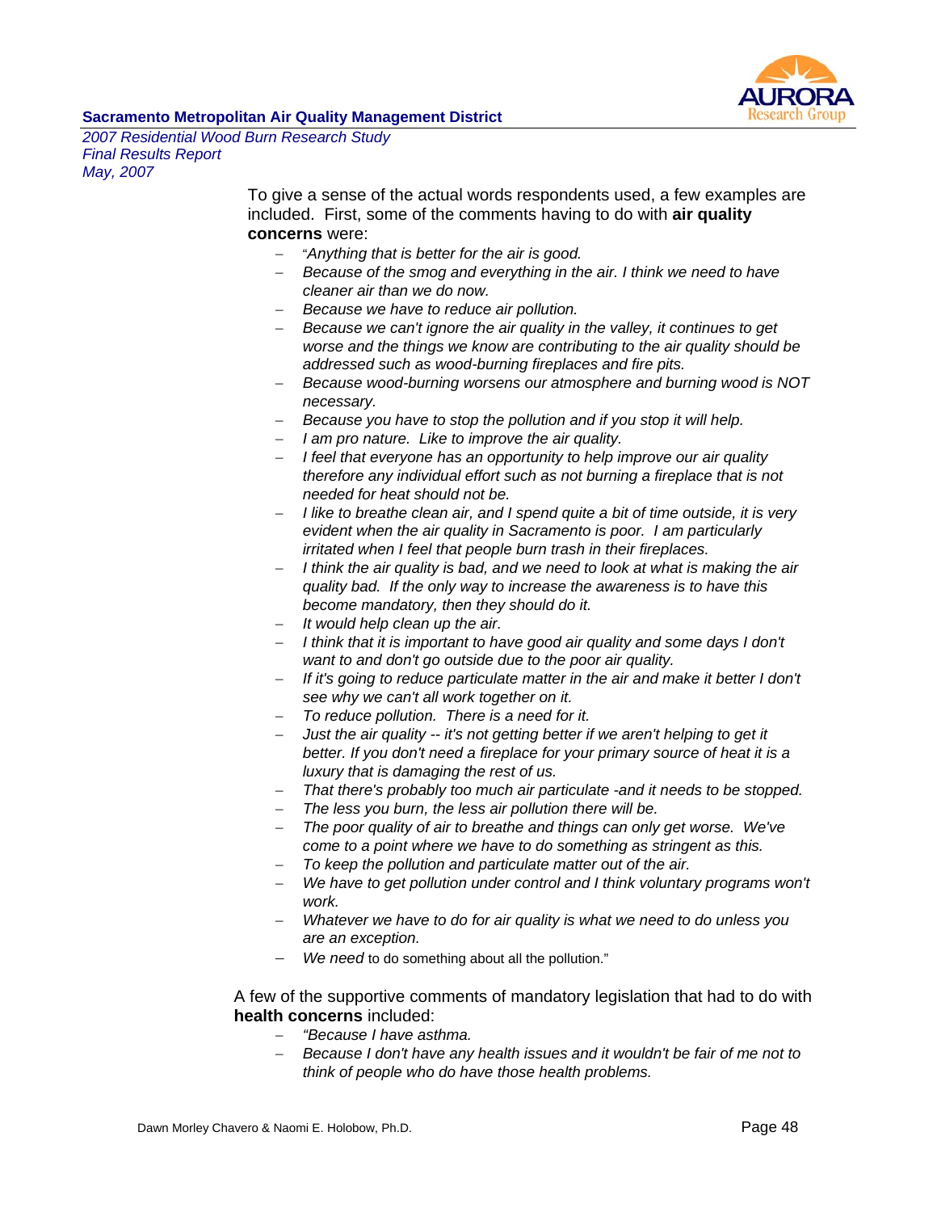To give a sense of the actual words respondents used, a few examples are included. First, some of the comments having to do with **air quality concerns** were:

- "*Anything that is better for the air is good.*
- *Because of the smog and everything in the air. I think we need to have cleaner air than we do now.*
- *Because we have to reduce air pollution.*
- *Because we can't ignore the air quality in the valley, it continues to get worse and the things we know are contributing to the air quality should be addressed such as wood-burning fireplaces and fire pits.*
- *Because wood-burning worsens our atmosphere and burning wood is NOT necessary.*
- *Because you have to stop the pollution and if you stop it will help.*
- *I am pro nature. Like to improve the air quality.*
- *I feel that everyone has an opportunity to help improve our air quality therefore any individual effort such as not burning a fireplace that is not needed for heat should not be.*
- *I like to breathe clean air, and I spend quite a bit of time outside, it is very evident when the air quality in Sacramento is poor. I am particularly irritated when I feel that people burn trash in their fireplaces.*
- *I think the air quality is bad, and we need to look at what is making the air quality bad. If the only way to increase the awareness is to have this become mandatory, then they should do it.*
- *It would help clean up the air.*
- *I think that it is important to have good air quality and some days I don't want to and don't go outside due to the poor air quality.*
- *If it's going to reduce particulate matter in the air and make it better I don't see why we can't all work together on it.*
- *To reduce pollution. There is a need for it.*
- *Just the air quality -- it's not getting better if we aren't helping to get it better. If you don't need a fireplace for your primary source of heat it is a luxury that is damaging the rest of us.*
- *That there's probably too much air particulate -and it needs to be stopped.*
- *The less you burn, the less air pollution there will be.*
- *The poor quality of air to breathe and things can only get worse. We've come to a point where we have to do something as stringent as this.*
- *To keep the pollution and particulate matter out of the air.*
- *We have to get pollution under control and I think voluntary programs won't work.*
- *Whatever we have to do for air quality is what we need to do unless you are an exception.*
- *We need* to do something about all the pollution."

A few of the supportive comments of mandatory legislation that had to do with **health concerns** included:

- *"Because I have asthma.*
- *Because I don't have any health issues and it wouldn't be fair of me not to think of people who do have those health problems.*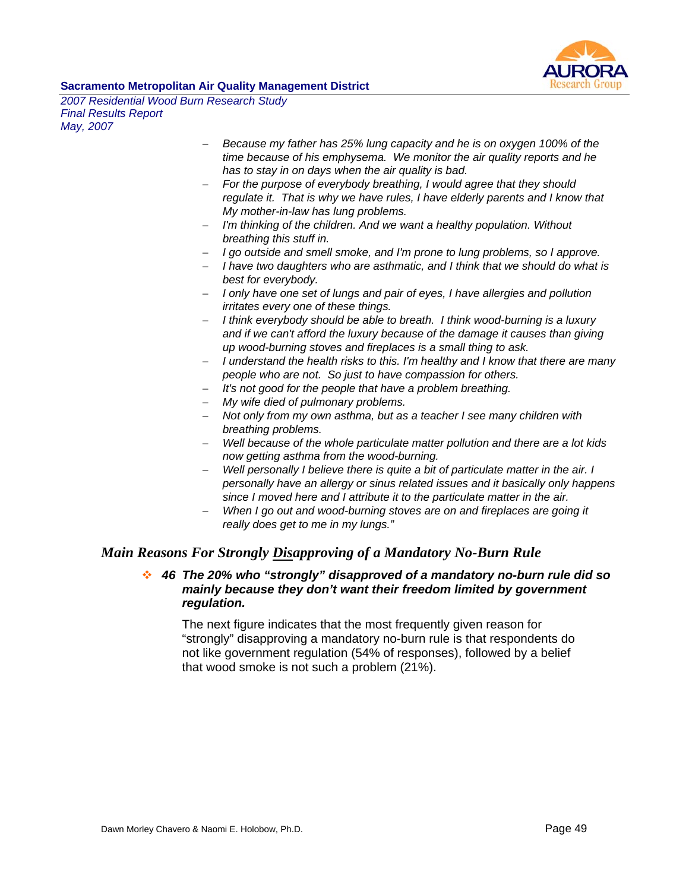- *Because my father has 25% lung capacity and he is on oxygen 100% of the time because of his emphysema. We monitor the air quality reports and he has to stay in on days when the air quality is bad.*
- *For the purpose of everybody breathing, I would agree that they should regulate it. That is why we have rules, I have elderly parents and I know that My mother-in-law has lung problems.*
- *I'm thinking of the children. And we want a healthy population. Without breathing this stuff in.*
- *I go outside and smell smoke, and I'm prone to lung problems, so I approve.*
- *I have two daughters who are asthmatic, and I think that we should do what is best for everybody.*
- *I only have one set of lungs and pair of eyes, I have allergies and pollution irritates every one of these things.*
- *I think everybody should be able to breath. I think wood-burning is a luxury and if we can't afford the luxury because of the damage it causes than giving up wood-burning stoves and fireplaces is a small thing to ask.*
- *I understand the health risks to this. I'm healthy and I know that there are many people who are not. So just to have compassion for others.*
- *It's not good for the people that have a problem breathing.*
- *My wife died of pulmonary problems.*
- *Not only from my own asthma, but as a teacher I see many children with breathing problems.*
- *Well because of the whole particulate matter pollution and there are a lot kids now getting asthma from the wood-burning.*
- *Well personally I believe there is quite a bit of particulate matter in the air. I personally have an allergy or sinus related issues and it basically only happens since I moved here and I attribute it to the particulate matter in the air.*
- *When I go out and wood-burning stoves are on and fireplaces are going it really does get to me in my lungs."*

## *Main Reasons For Strongly Disapproving of a Mandatory No-Burn Rule*

- ***46 The 20% who "strongly" disapproved of a mandatory no-burn rule did so mainly because they don't want their freedom limited by government regulation.***

  The next figure indicates that the most frequently given reason for "strongly" disapproving a mandatory no-burn rule is that respondents do not like government regulation (54% of responses), followed by a belief that wood smoke is not such a problem (21%).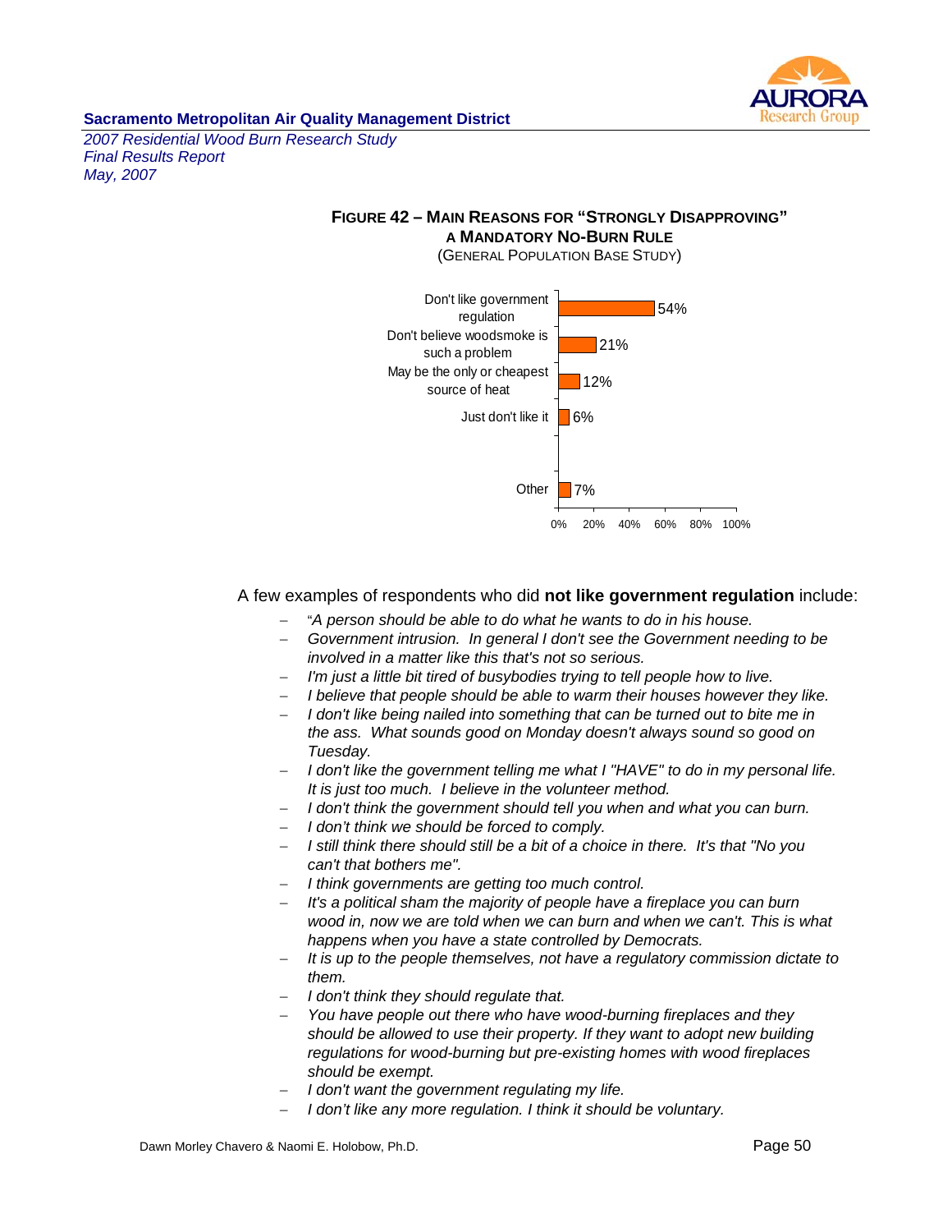**FIGURE 42 – MAIN REASONS FOR "STRONGLY DISAPPROVING" A MANDATORY NO-BURN RULE**
(GENERAL POPULATION BASE STUDY)

| Reason | Percent |
|---|---|
| Don't like government regulation | 54% |
| Don't believe woodsmoke is such a problem | 21% |
| May be the only or cheapest source of heat | 12% |
| Just don't like it | 6% |
| Other | 7% |

A few examples of respondents who did **not like government regulation** include:

- *"A person should be able to do what he wants to do in his house.*
- *Government intrusion. In general I don't see the Government needing to be involved in a matter like this that's not so serious.*
- *I'm just a little bit tired of busybodies trying to tell people how to live.*
- *I believe that people should be able to warm their houses however they like.*
- *I don't like being nailed into something that can be turned out to bite me in the ass. What sounds good on Monday doesn't always sound so good on Tuesday.*
- *I don't like the government telling me what I "HAVE" to do in my personal life. It is just too much. I believe in the volunteer method.*
- *I don't think the government should tell you when and what you can burn.*
- *I don't think we should be forced to comply.*
- *I still think there should still be a bit of a choice in there. It's that "No you can't that bothers me".*
- *I think governments are getting too much control.*
- *It's a political sham the majority of people have a fireplace you can burn wood in, now we are told when we can burn and when we can't. This is what happens when you have a state controlled by Democrats.*
- *It is up to the people themselves, not have a regulatory commission dictate to them.*
- *I don't think they should regulate that.*
- *You have people out there who have wood-burning fireplaces and they should be allowed to use their property. If they want to adopt new building regulations for wood-burning but pre-existing homes with wood fireplaces should be exempt.*
- *I don't want the government regulating my life.*
- *I don't like any more regulation. I think it should be voluntary.*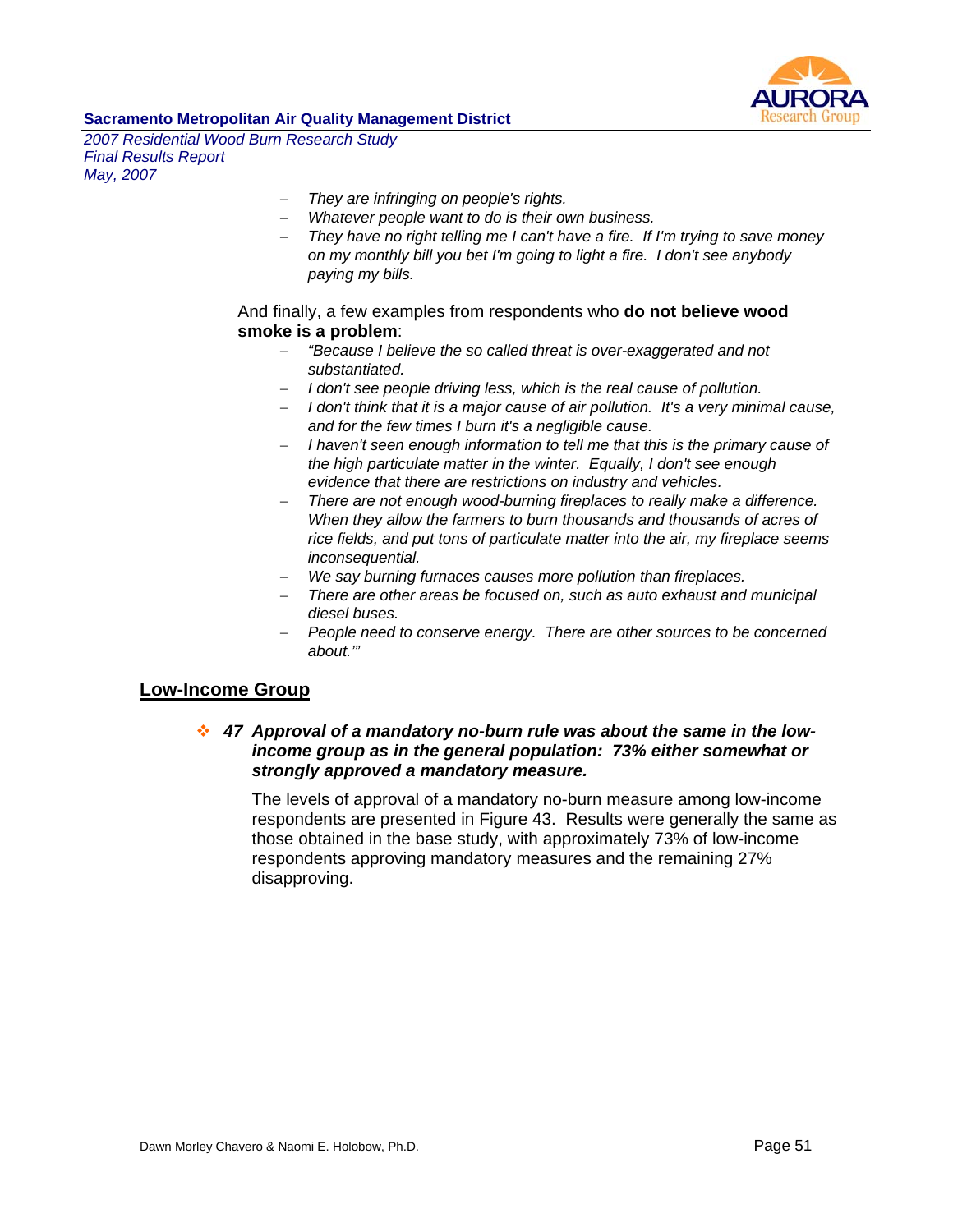- *They are infringing on people's rights.*
- *Whatever people want to do is their own business.*
- *They have no right telling me I can't have a fire. If I'm trying to save money on my monthly bill you bet I'm going to light a fire. I don't see anybody paying my bills.*

And finally, a few examples from respondents who **do not believe wood smoke is a problem**:

- *"Because I believe the so called threat is over-exaggerated and not substantiated.*
- *I don't see people driving less, which is the real cause of pollution.*
- *I don't think that it is a major cause of air pollution. It's a very minimal cause, and for the few times I burn it's a negligible cause.*
- *I haven't seen enough information to tell me that this is the primary cause of the high particulate matter in the winter. Equally, I don't see enough evidence that there are restrictions on industry and vehicles.*
- *There are not enough wood-burning fireplaces to really make a difference. When they allow the farmers to burn thousands and thousands of acres of rice fields, and put tons of particulate matter into the air, my fireplace seems inconsequential.*
- *We say burning furnaces causes more pollution than fireplaces.*
- *There are other areas be focused on, such as auto exhaust and municipal diesel buses.*
- *People need to conserve energy. There are other sources to be concerned about.'"*

## Low-Income Group

❖ ***47 Approval of a mandatory no-burn rule was about the same in the low-income group as in the general population: 73% either somewhat or strongly approved a mandatory measure.***

The levels of approval of a mandatory no-burn measure among low-income respondents are presented in Figure 43. Results were generally the same as those obtained in the base study, with approximately 73% of low-income respondents approving mandatory measures and the remaining 27% disapproving.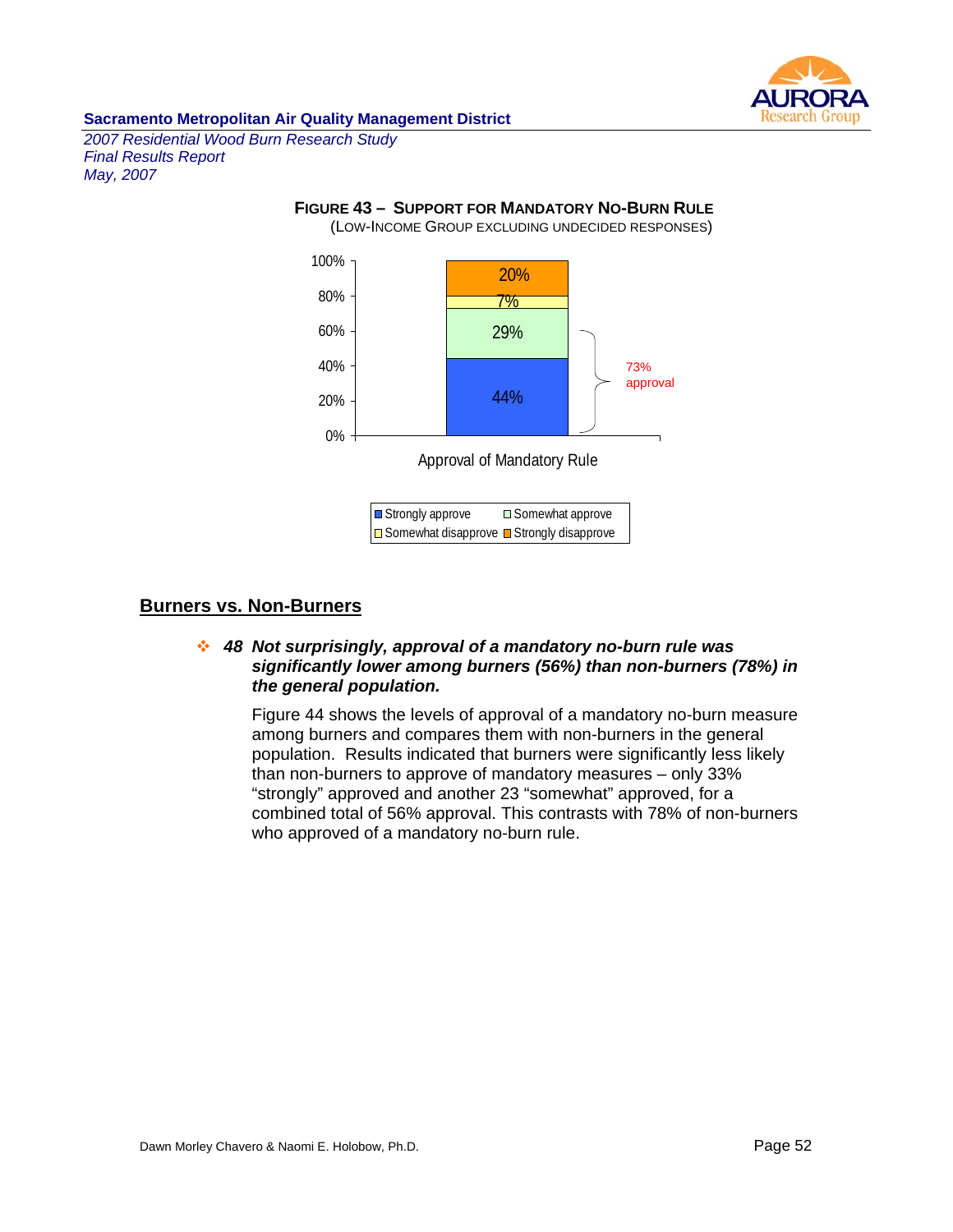**FIGURE 43 – SUPPORT FOR MANDATORY NO-BURN RULE**
(LOW-INCOME GROUP EXCLUDING UNDECIDED RESPONSES)

| Approval of Mandatory Rule | Percent |
|---|---|
| Strongly approve | 44% |
| Somewhat approve | 29% |
| Somewhat disapprove | 7% |
| Strongly disapprove | 20% |

73% approval

## Burners vs. Non-Burners

❖ ***48 Not surprisingly, approval of a mandatory no-burn rule was significantly lower among burners (56%) than non-burners (78%) in the general population.***

Figure 44 shows the levels of approval of a mandatory no-burn measure among burners and compares them with non-burners in the general population. Results indicated that burners were significantly less likely than non-burners to approve of mandatory measures – only 33% "strongly" approved and another 23 "somewhat" approved, for a combined total of 56% approval. This contrasts with 78% of non-burners who approved of a mandatory no-burn rule.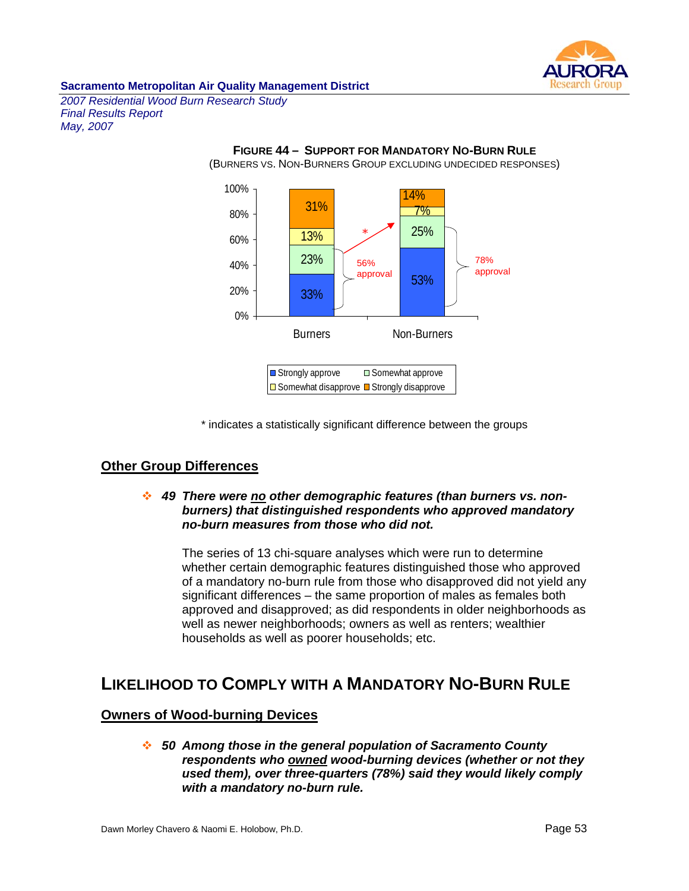**FIGURE 44 – SUPPORT FOR MANDATORY NO-BURN RULE**

(BURNERS VS. NON-BURNERS GROUP EXCLUDING UNDECIDED RESPONSES)

| | Burners | Non-Burners |
|---|---|---|
| Strongly approve | 33% | 53% |
| Somewhat approve | 23% | 25% |
| Somewhat disapprove | 13% | 7% |
| Strongly disapprove | 31% | 14% |
| Approval | 56% approval | 78% approval* |

\* indicates a statistically significant difference between the groups

## Other Group Differences

- ***49 There were <u>no</u> other demographic features (than burners vs. non-burners) that distinguished respondents who approved mandatory no-burn measures from those who did not.***

  The series of 13 chi-square analyses which were run to determine whether certain demographic features distinguished those who approved of a mandatory no-burn rule from those who disapproved did not yield any significant differences – the same proportion of males as females both approved and disapproved; as did respondents in older neighborhoods as well as newer neighborhoods; owners as well as renters; wealthier households as well as poorer households; etc.

# LIKELIHOOD TO COMPLY WITH A MANDATORY NO-BURN RULE

## Owners of Wood-burning Devices

- ***50 Among those in the general population of Sacramento County respondents who <u>owned</u> wood-burning devices (whether or not they used them), over three-quarters (78%) said they would likely comply with a mandatory no-burn rule.***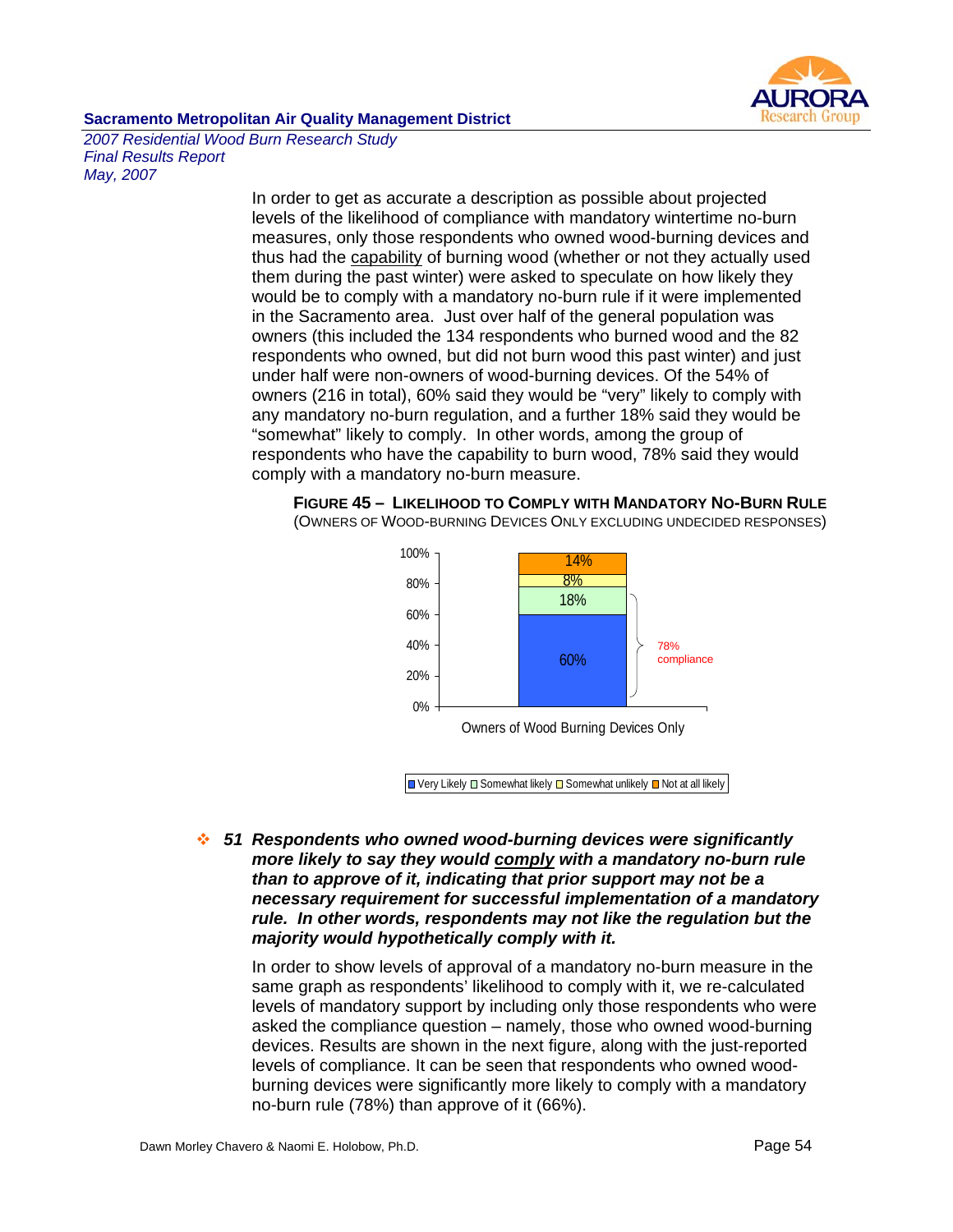In order to get as accurate a description as possible about projected levels of the likelihood of compliance with mandatory wintertime no-burn measures, only those respondents who owned wood-burning devices and thus had the capability of burning wood (whether or not they actually used them during the past winter) were asked to speculate on how likely they would be to comply with a mandatory no-burn rule if it were implemented in the Sacramento area. Just over half of the general population was owners (this included the 134 respondents who burned wood and the 82 respondents who owned, but did not burn wood this past winter) and just under half were non-owners of wood-burning devices. Of the 54% of owners (216 in total), 60% said they would be "very" likely to comply with any mandatory no-burn regulation, and a further 18% said they would be "somewhat" likely to comply. In other words, among the group of respondents who have the capability to burn wood, 78% said they would comply with a mandatory no-burn measure.

**FIGURE 45 – LIKELIHOOD TO COMPLY WITH MANDATORY NO-BURN RULE**
(OWNERS OF WOOD-BURNING DEVICES ONLY EXCLUDING UNDECIDED RESPONSES)

| Owners of Wood Burning Devices Only | |
|---|---|
| Very Likely | 60% |
| Somewhat likely | 18% |
| Somewhat unlikely | 8% |
| Not at all likely | 14% |

78% compliance

- ***51 Respondents who owned wood-burning devices were significantly more likely to say they would comply with a mandatory no-burn rule than to approve of it, indicating that prior support may not be a necessary requirement for successful implementation of a mandatory rule. In other words, respondents may not like the regulation but the majority would hypothetically comply with it.***

In order to show levels of approval of a mandatory no-burn measure in the same graph as respondents' likelihood to comply with it, we re-calculated levels of mandatory support by including only those respondents who were asked the compliance question – namely, those who owned wood-burning devices. Results are shown in the next figure, along with the just-reported levels of compliance. It can be seen that respondents who owned wood-burning devices were significantly more likely to comply with a mandatory no-burn rule (78%) than approve of it (66%).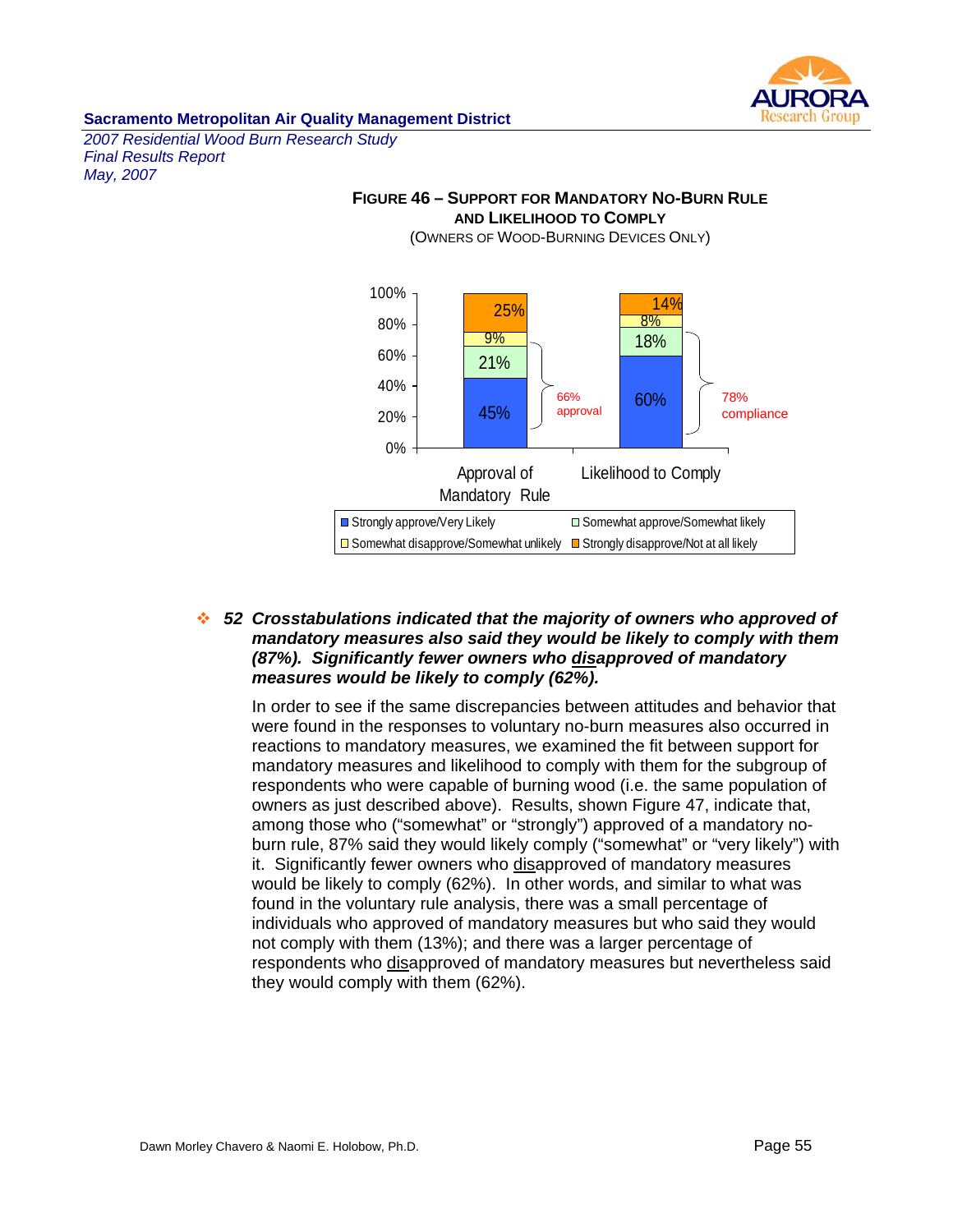**FIGURE 46 – SUPPORT FOR MANDATORY NO-BURN RULE AND LIKELIHOOD TO COMPLY**
(OWNERS OF WOOD-BURNING DEVICES ONLY)

| | Approval of Mandatory Rule | Likelihood to Comply |
|---|---|---|
| Strongly approve/Very Likely | 45% | 60% |
| Somewhat approve/Somewhat likely | 21% | 18% |
| Somewhat disapprove/Somewhat unlikely | 9% | 8% |
| Strongly disapprove/Not at all likely | 25% | 14% |
| | 66% approval | 78% compliance |

- ***52 Crosstabulations indicated that the majority of owners who approved of mandatory measures also said they would be likely to comply with them (87%). Significantly fewer owners who <u>dis</u>approved of mandatory measures would be likely to comply (62%).***

  In order to see if the same discrepancies between attitudes and behavior that were found in the responses to voluntary no-burn measures also occurred in reactions to mandatory measures, we examined the fit between support for mandatory measures and likelihood to comply with them for the subgroup of respondents who were capable of burning wood (i.e. the same population of owners as just described above). Results, shown Figure 47, indicate that, among those who ("somewhat" or "strongly") approved of a mandatory no-burn rule, 87% said they would likely comply ("somewhat" or "very likely") with it. Significantly fewer owners who <u>dis</u>approved of mandatory measures would be likely to comply (62%). In other words, and similar to what was found in the voluntary rule analysis, there was a small percentage of individuals who approved of mandatory measures but who said they would not comply with them (13%); and there was a larger percentage of respondents who <u>dis</u>approved of mandatory measures but nevertheless said they would comply with them (62%).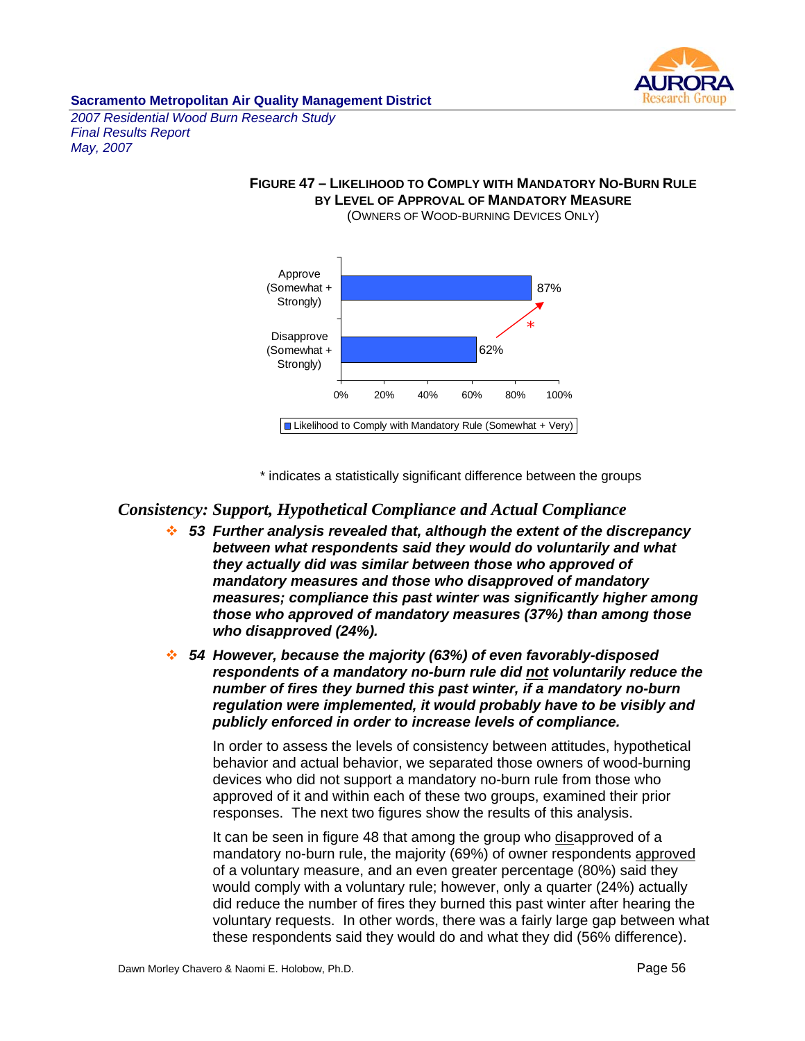**Figure 47 – Likelihood to Comply with Mandatory No-Burn Rule by Level of Approval of Mandatory Measure**
(Owners of Wood-Burning Devices Only)

| | Likelihood to Comply with Mandatory Rule (Somewhat + Very) |
|---|---|
| Approve (Somewhat + Strongly) | 87% |
| Disapprove (Somewhat + Strongly) | 62% * |

\* indicates a statistically significant difference between the groups

## *Consistency: Support, Hypothetical Compliance and Actual Compliance*

- ***53 Further analysis revealed that, although the extent of the discrepancy between what respondents said they would do voluntarily and what they actually did was similar between those who approved of mandatory measures and those who disapproved of mandatory measures; compliance this past winter was significantly higher among those who approved of mandatory measures (37%) than among those who disapproved (24%).***

- ***54 However, because the majority (63%) of even favorably-disposed respondents of a mandatory no-burn rule did not voluntarily reduce the number of fires they burned this past winter, if a mandatory no-burn regulation were implemented, it would probably have to be visibly and publicly enforced in order to increase levels of compliance.***

In order to assess the levels of consistency between attitudes, hypothetical behavior and actual behavior, we separated those owners of wood-burning devices who did not support a mandatory no-burn rule from those who approved of it and within each of these two groups, examined their prior responses. The next two figures show the results of this analysis.

It can be seen in figure 48 that among the group who disapproved of a mandatory no-burn rule, the majority (69%) of owner respondents approved of a voluntary measure, and an even greater percentage (80%) said they would comply with a voluntary rule; however, only a quarter (24%) actually did reduce the number of fires they burned this past winter after hearing the voluntary requests. In other words, there was a fairly large gap between what these respondents said they would do and what they did (56% difference).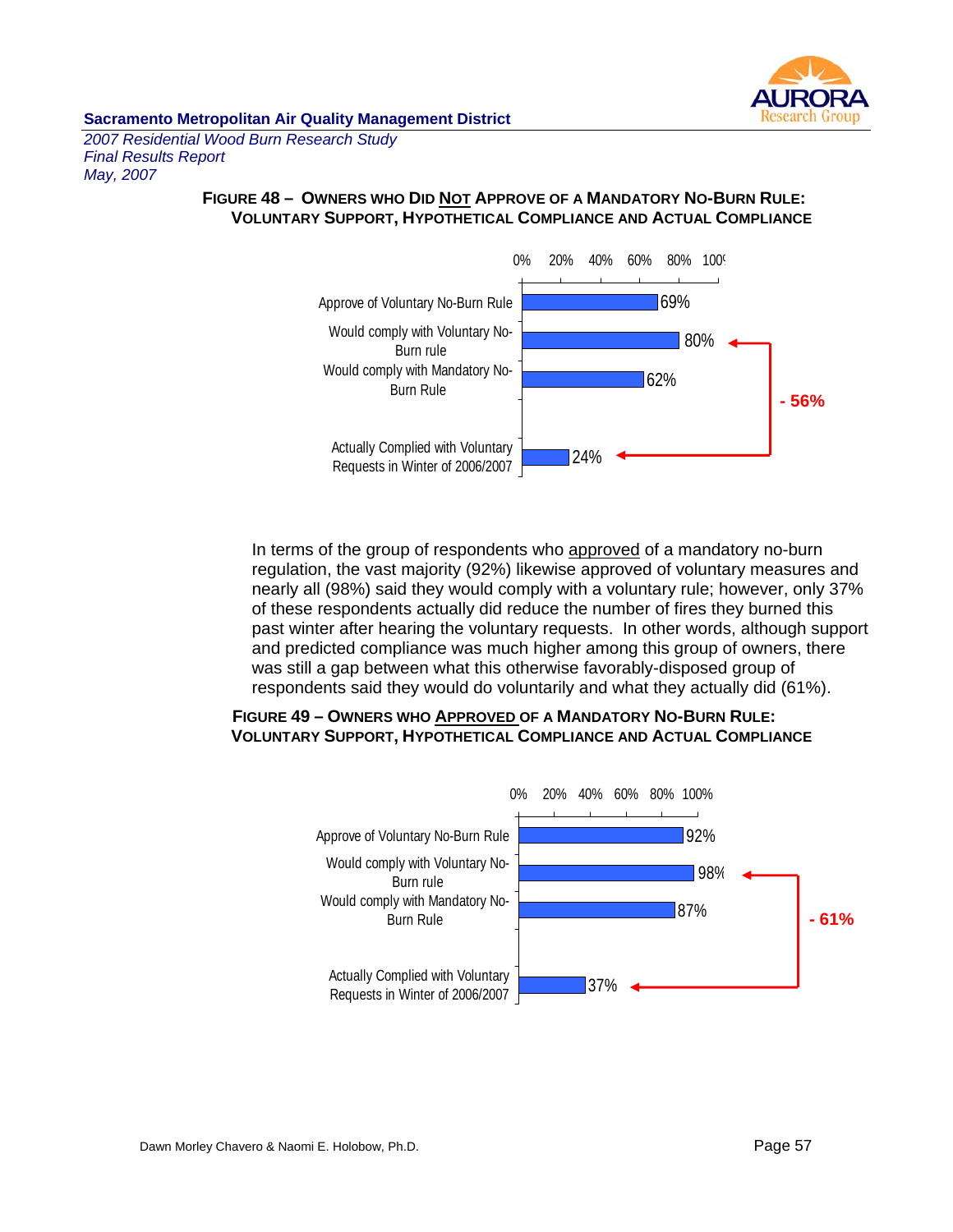**FIGURE 48 – OWNERS WHO DID NOT APPROVE OF A MANDATORY NO-BURN RULE: VOLUNTARY SUPPORT, HYPOTHETICAL COMPLIANCE AND ACTUAL COMPLIANCE**

| | Percent |
|---|---|
| Approve of Voluntary No-Burn Rule | 69% |
| Would comply with Voluntary No-Burn rule | 80% |
| Would comply with Mandatory No-Burn Rule | 62% |
| Actually Complied with Voluntary Requests in Winter of 2006/2007 | 24% |

Gap between "Would comply with Voluntary No-Burn rule" and "Actually Complied": **- 56%**

In terms of the group of respondents who approved of a mandatory no-burn regulation, the vast majority (92%) likewise approved of voluntary measures and nearly all (98%) said they would comply with a voluntary rule; however, only 37% of these respondents actually did reduce the number of fires they burned this past winter after hearing the voluntary requests. In other words, although support and predicted compliance was much higher among this group of owners, there was still a gap between what this otherwise favorably-disposed group of respondents said they would do voluntarily and what they actually did (61%).

**FIGURE 49 – OWNERS WHO APPROVED OF A MANDATORY NO-BURN RULE: VOLUNTARY SUPPORT, HYPOTHETICAL COMPLIANCE AND ACTUAL COMPLIANCE**

| | Percent |
|---|---|
| Approve of Voluntary No-Burn Rule | 92% |
| Would comply with Voluntary No-Burn rule | 98% |
| Would comply with Mandatory No-Burn Rule | 87% |
| Actually Complied with Voluntary Requests in Winter of 2006/2007 | 37% |

Gap between "Would comply with Voluntary No-Burn rule" and "Actually Complied": **- 61%**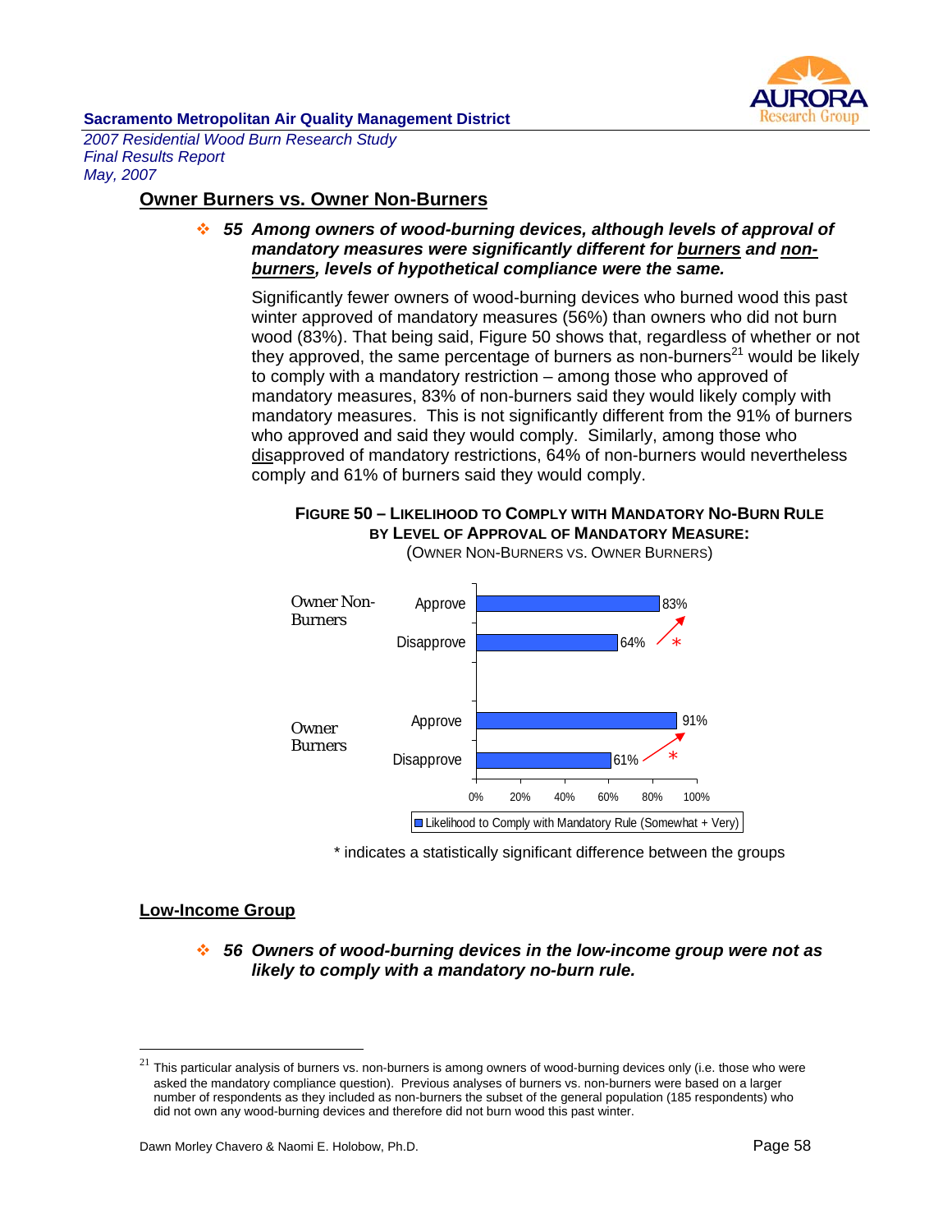## Owner Burners vs. Owner Non-Burners

❖ ***55 Among owners of wood-burning devices, although levels of approval of mandatory measures were significantly different for burners and non-burners, levels of hypothetical compliance were the same.***

Significantly fewer owners of wood-burning devices who burned wood this past winter approved of mandatory measures (56%) than owners who did not burn wood (83%). That being said, Figure 50 shows that, regardless of whether or not they approved, the same percentage of burners as non-burners[21] would be likely to comply with a mandatory restriction – among those who approved of mandatory measures, 83% of non-burners said they would likely comply with mandatory measures. This is not significantly different from the 91% of burners who approved and said they would comply. Similarly, among those who disapproved of mandatory restrictions, 64% of non-burners would nevertheless comply and 61% of burners said they would comply.

**FIGURE 50 – LIKELIHOOD TO COMPLY WITH MANDATORY NO-BURN RULE BY LEVEL OF APPROVAL OF MANDATORY MEASURE:**
(OWNER NON-BURNERS VS. OWNER BURNERS)

| Group | Approval | Likelihood to Comply with Mandatory Rule (Somewhat + Very) |
|---|---|---|
| Owner Non-Burners | Approve | 83% |
| | Disapprove | 64% * |
| Owner Burners | Approve | 91% |
| | Disapprove | 61% * |

\* indicates a statistically significant difference between the groups

## Low-Income Group

❖ ***56 Owners of wood-burning devices in the low-income group were not as likely to comply with a mandatory no-burn rule.***

[21] This particular analysis of burners vs. non-burners is among owners of wood-burning devices only (i.e. those who were asked the mandatory compliance question). Previous analyses of burners vs. non-burners were based on a larger number of respondents as they included as non-burners the subset of the general population (185 respondents) who did not own any wood-burning devices and therefore did not burn wood this past winter.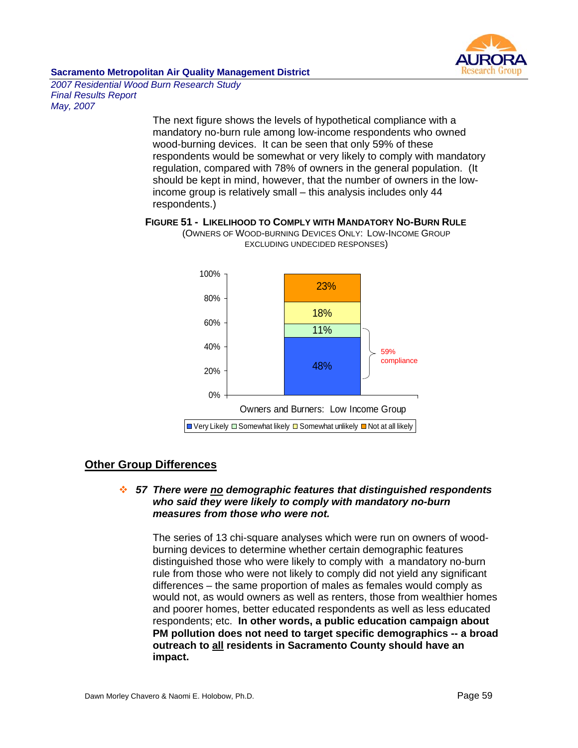The next figure shows the levels of hypothetical compliance with a mandatory no-burn rule among low-income respondents who owned wood-burning devices. It can be seen that only 59% of these respondents would be somewhat or very likely to comply with mandatory regulation, compared with 78% of owners in the general population. (It should be kept in mind, however, that the number of owners in the low-income group is relatively small – this analysis includes only 44 respondents.)

**FIGURE 51 - LIKELIHOOD TO COMPLY WITH MANDATORY NO-BURN RULE**
(OWNERS OF WOOD-BURNING DEVICES ONLY: LOW-INCOME GROUP EXCLUDING UNDECIDED RESPONSES)

| Owners and Burners: Low Income Group | |
|---|---|
| Very Likely | 48% |
| Somewhat likely | 11% |
| Somewhat unlikely | 18% |
| Not at all likely | 23% |

59% compliance

## Other Group Differences

❖ ***57 There were no demographic features that distinguished respondents who said they were likely to comply with mandatory no-burn measures from those who were not.***

The series of 13 chi-square analyses which were run on owners of wood-burning devices to determine whether certain demographic features distinguished those who were likely to comply with a mandatory no-burn rule from those who were not likely to comply did not yield any significant differences – the same proportion of males as females would comply as would not, as would owners as well as renters, those from wealthier homes and poorer homes, better educated respondents as well as less educated respondents; etc. **In other words, a public education campaign about PM pollution does not need to target specific demographics -- a broad outreach to all residents in Sacramento County should have an impact.**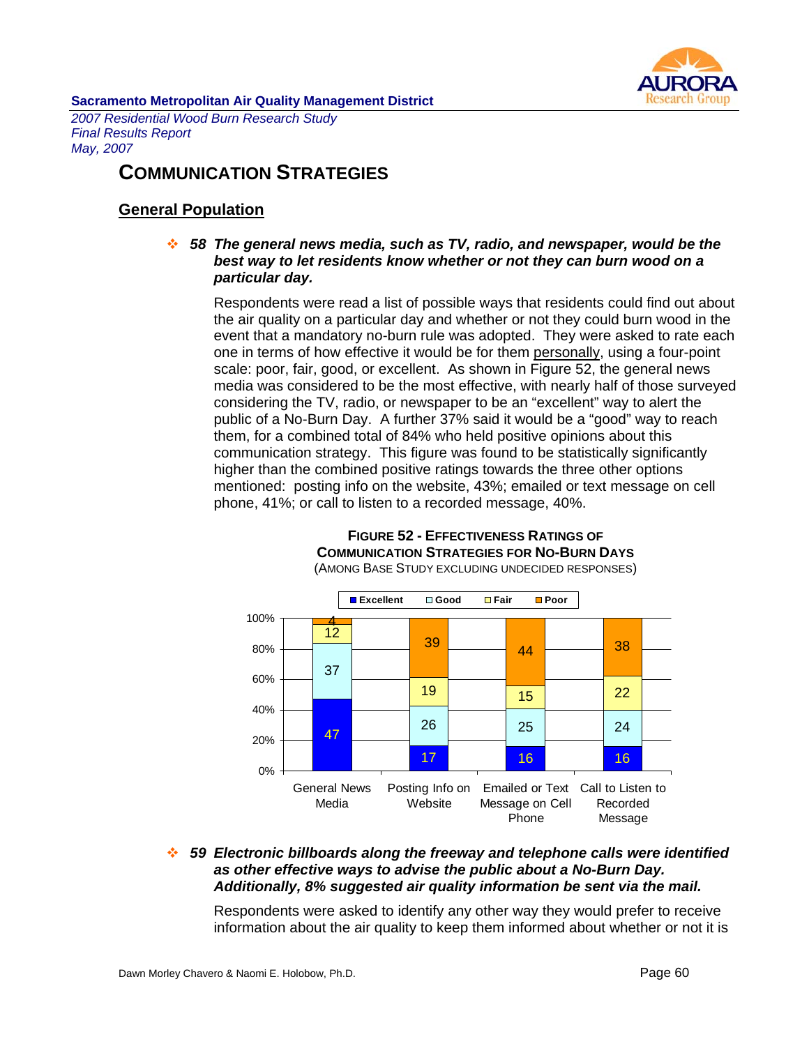# COMMUNICATION STRATEGIES

## General Population

❖ ***58 The general news media, such as TV, radio, and newspaper, would be the best way to let residents know whether or not they can burn wood on a particular day.***

Respondents were read a list of possible ways that residents could find out about the air quality on a particular day and whether or not they could burn wood in the event that a mandatory no-burn rule was adopted. They were asked to rate each one in terms of how effective it would be for them personally, using a four-point scale: poor, fair, good, or excellent. As shown in Figure 52, the general news media was considered to be the most effective, with nearly half of those surveyed considering the TV, radio, or newspaper to be an "excellent" way to alert the public of a No-Burn Day. A further 37% said it would be a "good" way to reach them, for a combined total of 84% who held positive opinions about this communication strategy. This figure was found to be statistically significantly higher than the combined positive ratings towards the three other options mentioned: posting info on the website, 43%; emailed or text message on cell phone, 41%; or call to listen to a recorded message, 40%.

**FIGURE 52 - EFFECTIVENESS RATINGS OF COMMUNICATION STRATEGIES FOR NO-BURN DAYS**
(AMONG BASE STUDY EXCLUDING UNDECIDED RESPONSES)

| | Excellent | Good | Fair | Poor |
|---|---|---|---|---|
| General News Media | 47 | 37 | 12 | 4 |
| Posting Info on Website | 17 | 26 | 19 | 39 |
| Emailed or Text Message on Cell Phone | 16 | 25 | 15 | 44 |
| Call to Listen to Recorded Message | 16 | 24 | 22 | 38 |

❖ ***59 Electronic billboards along the freeway and telephone calls were identified as other effective ways to advise the public about a No-Burn Day. Additionally, 8% suggested air quality information be sent via the mail.***

Respondents were asked to identify any other way they would prefer to receive information about the air quality to keep them informed about whether or not it is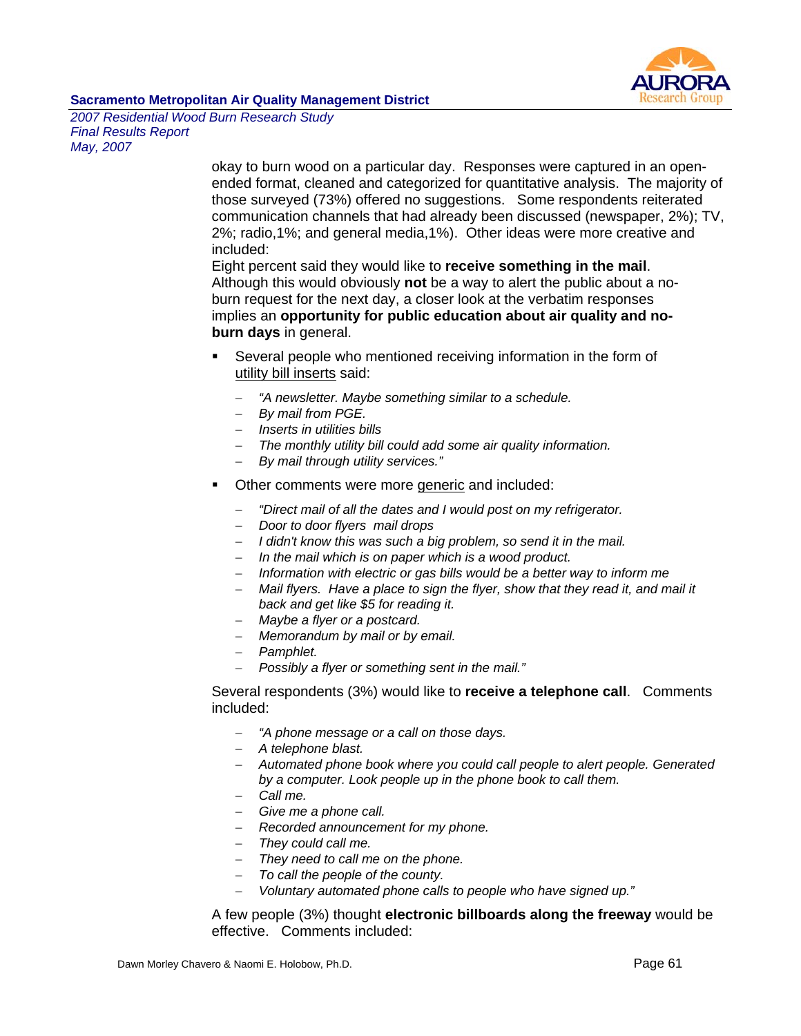okay to burn wood on a particular day. Responses were captured in an open-ended format, cleaned and categorized for quantitative analysis. The majority of those surveyed (73%) offered no suggestions. Some respondents reiterated communication channels that had already been discussed (newspaper, 2%); TV, 2%; radio,1%; and general media,1%). Other ideas were more creative and included:

Eight percent said they would like to **receive something in the mail**. Although this would obviously **not** be a way to alert the public about a no-burn request for the next day, a closer look at the verbatim responses implies an **opportunity for public education about air quality and no-burn days** in general.

- Several people who mentioned receiving information in the form of utility bill inserts said:
  - *"A newsletter. Maybe something similar to a schedule.*
  - *By mail from PGE.*
  - *Inserts in utilities bills*
  - *The monthly utility bill could add some air quality information.*
  - *By mail through utility services."*
- Other comments were more generic and included:
  - *"Direct mail of all the dates and I would post on my refrigerator.*
  - *Door to door flyers mail drops*
  - *I didn't know this was such a big problem, so send it in the mail.*
  - *In the mail which is on paper which is a wood product.*
  - *Information with electric or gas bills would be a better way to inform me*
  - *Mail flyers. Have a place to sign the flyer, show that they read it, and mail it back and get like $5 for reading it.*
  - *Maybe a flyer or a postcard.*
  - *Memorandum by mail or by email.*
  - *Pamphlet.*
  - *Possibly a flyer or something sent in the mail."*

Several respondents (3%) would like to **receive a telephone call**. Comments included:

- *"A phone message or a call on those days.*
- *A telephone blast.*
- *Automated phone book where you could call people to alert people. Generated by a computer. Look people up in the phone book to call them.*
- *Call me.*
- *Give me a phone call.*
- *Recorded announcement for my phone.*
- *They could call me.*
- *They need to call me on the phone.*
- *To call the people of the county.*
- *Voluntary automated phone calls to people who have signed up."*

A few people (3%) thought **electronic billboards along the freeway** would be effective. Comments included: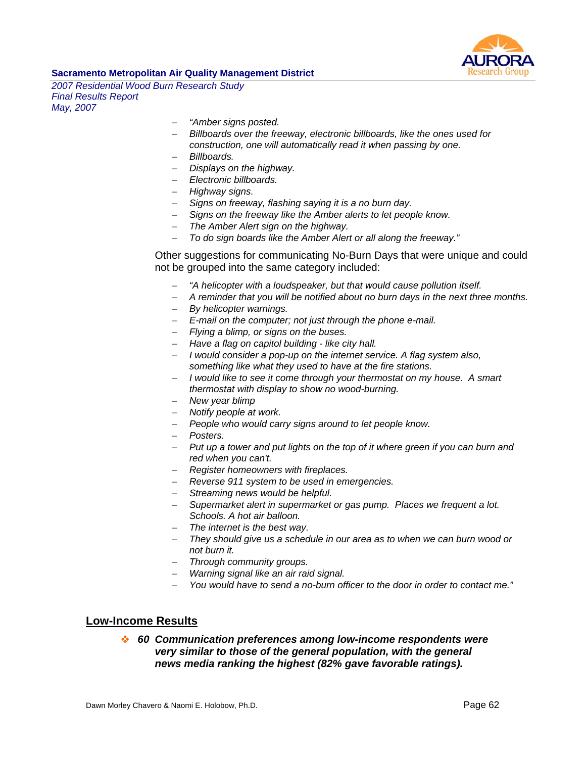- *"Amber signs posted.*
- *Billboards over the freeway, electronic billboards, like the ones used for construction, one will automatically read it when passing by one.*
- *Billboards.*
- *Displays on the highway.*
- *Electronic billboards.*
- *Highway signs.*
- *Signs on freeway, flashing saying it is a no burn day.*
- *Signs on the freeway like the Amber alerts to let people know.*
- *The Amber Alert sign on the highway.*
- *To do sign boards like the Amber Alert or all along the freeway."*

Other suggestions for communicating No-Burn Days that were unique and could not be grouped into the same category included:

- *"A helicopter with a loudspeaker, but that would cause pollution itself.*
- *A reminder that you will be notified about no burn days in the next three months.*
- *By helicopter warnings.*
- *E-mail on the computer; not just through the phone e-mail.*
- *Flying a blimp, or signs on the buses.*
- *Have a flag on capitol building - like city hall.*
- *I would consider a pop-up on the internet service. A flag system also, something like what they used to have at the fire stations.*
- *I would like to see it come through your thermostat on my house. A smart thermostat with display to show no wood-burning.*
- *New year blimp*
- *Notify people at work.*
- *People who would carry signs around to let people know.*
- *Posters.*
- *Put up a tower and put lights on the top of it where green if you can burn and red when you can't.*
- *Register homeowners with fireplaces.*
- *Reverse 911 system to be used in emergencies.*
- *Streaming news would be helpful.*
- *Supermarket alert in supermarket or gas pump. Places we frequent a lot. Schools. A hot air balloon.*
- *The internet is the best way.*
- *They should give us a schedule in our area as to when we can burn wood or not burn it.*
- *Through community groups.*
- *Warning signal like an air raid signal.*
- *You would have to send a no-burn officer to the door in order to contact me."*

## Low-Income Results

❖ ***60 Communication preferences among low-income respondents were very similar to those of the general population, with the general news media ranking the highest (82% gave favorable ratings).***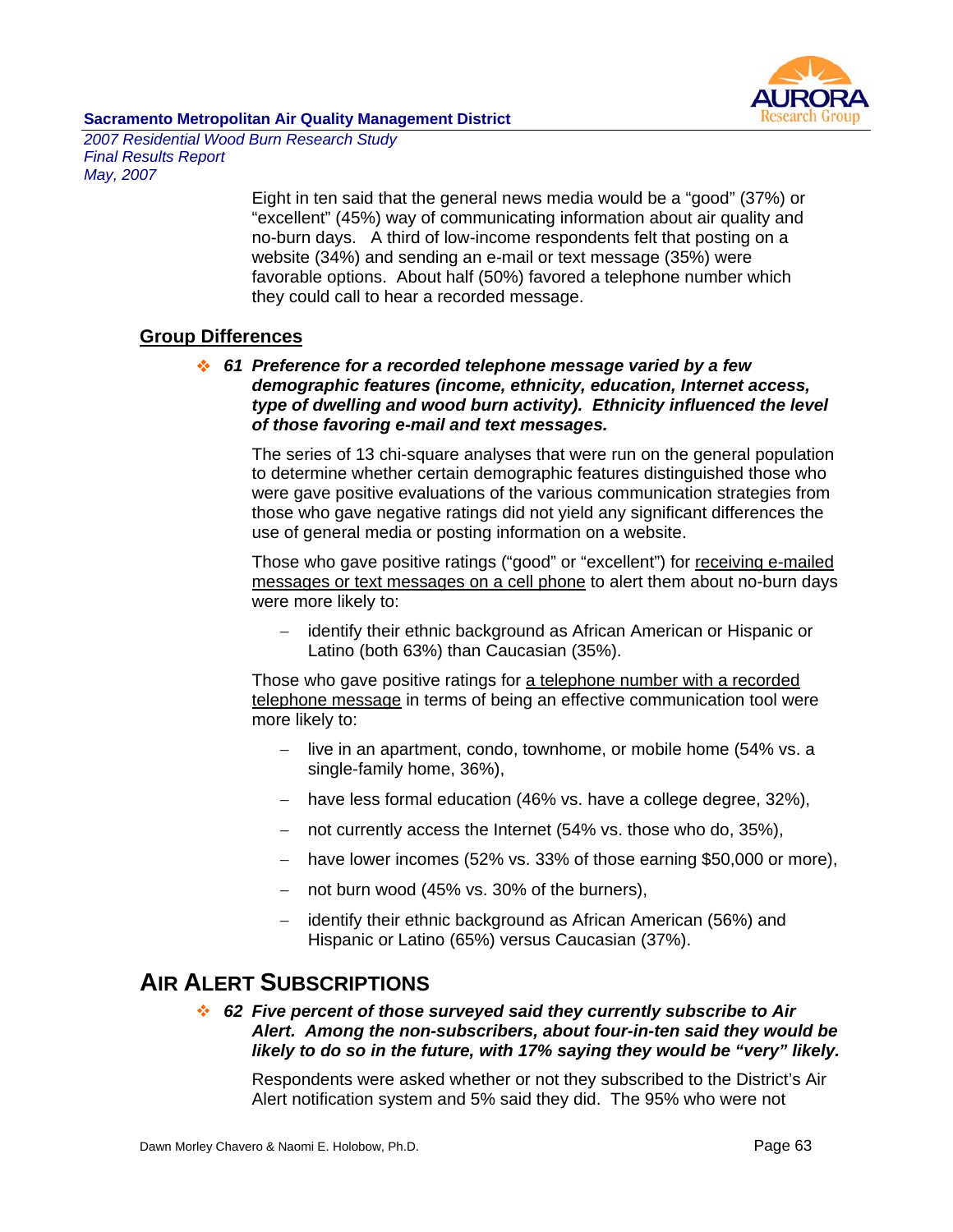Eight in ten said that the general news media would be a "good" (37%) or "excellent" (45%) way of communicating information about air quality and no-burn days. A third of low-income respondents felt that posting on a website (34%) and sending an e-mail or text message (35%) were favorable options. About half (50%) favored a telephone number which they could call to hear a recorded message.

## Group Differences

- ***61 Preference for a recorded telephone message varied by a few demographic features (income, ethnicity, education, Internet access, type of dwelling and wood burn activity). Ethnicity influenced the level of those favoring e-mail and text messages.***

The series of 13 chi-square analyses that were run on the general population to determine whether certain demographic features distinguished those who were gave positive evaluations of the various communication strategies from those who gave negative ratings did not yield any significant differences the use of general media or posting information on a website.

Those who gave positive ratings ("good" or "excellent") for <u>receiving e-mailed messages or text messages on a cell phone</u> to alert them about no-burn days were more likely to:

- identify their ethnic background as African American or Hispanic or Latino (both 63%) than Caucasian (35%).

Those who gave positive ratings for <u>a telephone number with a recorded telephone message</u> in terms of being an effective communication tool were more likely to:

- live in an apartment, condo, townhome, or mobile home (54% vs. a single-family home, 36%),
- have less formal education (46% vs. have a college degree, 32%),
- not currently access the Internet (54% vs. those who do, 35%),
- have lower incomes (52% vs. 33% of those earning $50,000 or more),
- not burn wood (45% vs. 30% of the burners),
- identify their ethnic background as African American (56%) and Hispanic or Latino (65%) versus Caucasian (37%).

# AIR ALERT SUBSCRIPTIONS

- ***62 Five percent of those surveyed said they currently subscribe to Air Alert. Among the non-subscribers, about four-in-ten said they would be likely to do so in the future, with 17% saying they would be "very" likely.***

Respondents were asked whether or not they subscribed to the District's Air Alert notification system and 5% said they did. The 95% who were not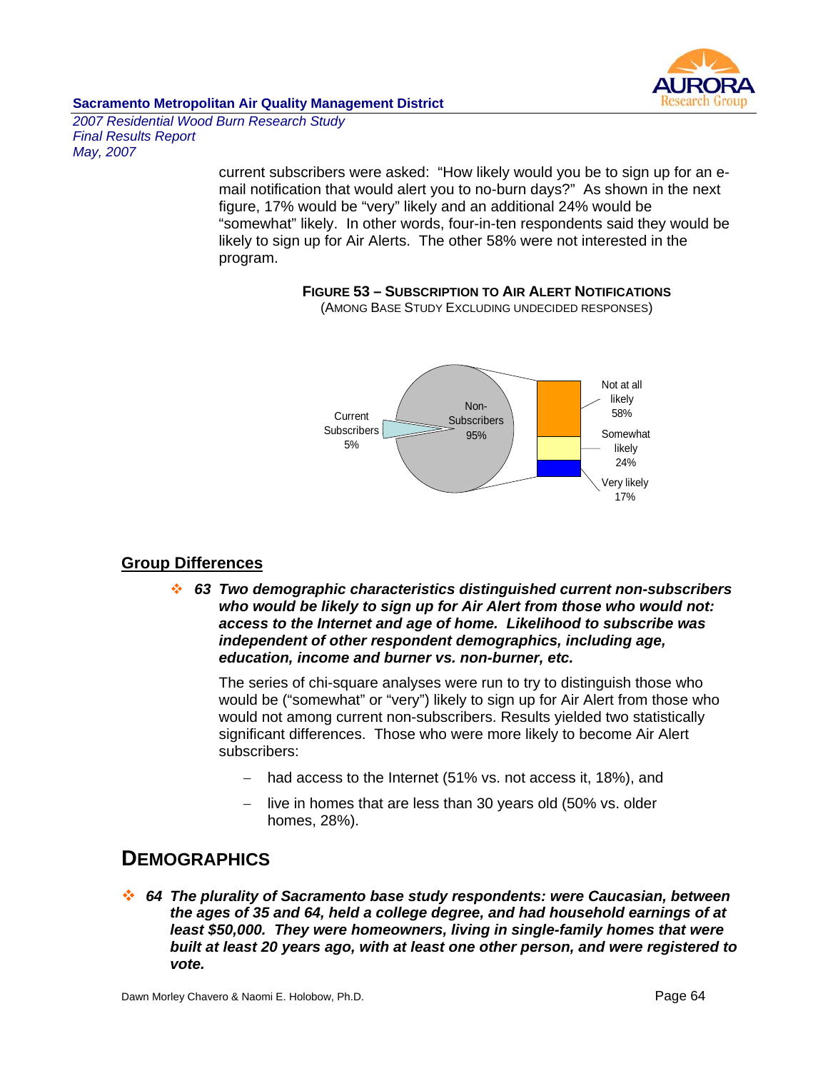current subscribers were asked: "How likely would you be to sign up for an e-mail notification that would alert you to no-burn days?" As shown in the next figure, 17% would be "very" likely and an additional 24% would be "somewhat" likely. In other words, four-in-ten respondents said they would be likely to sign up for Air Alerts. The other 58% were not interested in the program.

**FIGURE 53 – SUBSCRIPTION TO AIR ALERT NOTIFICATIONS**
(AMONG BASE STUDY EXCLUDING UNDECIDED RESPONSES)

Current Subscribers 5%

Non-Subscribers 95%

Not at all likely 58%

Somewhat likely 24%

Very likely 17%

## Group Differences

- ***63 Two demographic characteristics distinguished current non-subscribers who would be likely to sign up for Air Alert from those who would not: access to the Internet and age of home. Likelihood to subscribe was independent of other respondent demographics, including age, education, income and burner vs. non-burner, etc.***

  The series of chi-square analyses were run to try to distinguish those who would be ("somewhat" or "very") likely to sign up for Air Alert from those who would not among current non-subscribers. Results yielded two statistically significant differences. Those who were more likely to become Air Alert subscribers:

  - had access to the Internet (51% vs. not access it, 18%), and
  - live in homes that are less than 30 years old (50% vs. older homes, 28%).

# DEMOGRAPHICS

- ***64 The plurality of Sacramento base study respondents: were Caucasian, between the ages of 35 and 64, held a college degree, and had household earnings of at least $50,000. They were homeowners, living in single-family homes that were built at least 20 years ago, with at least one other person, and were registered to vote.***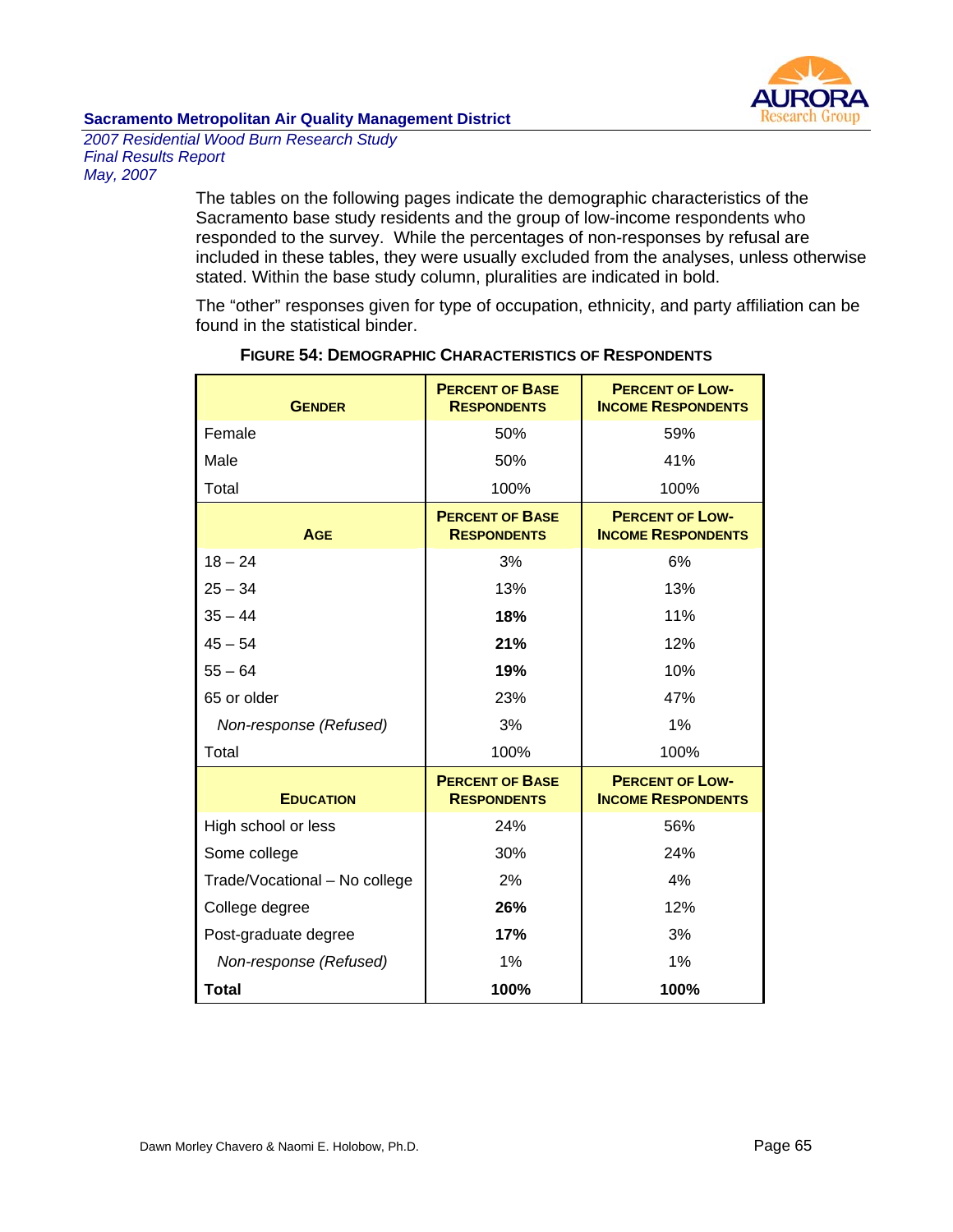The tables on the following pages indicate the demographic characteristics of the Sacramento base study residents and the group of low-income respondents who responded to the survey. While the percentages of non-responses by refusal are included in these tables, they were usually excluded from the analyses, unless otherwise stated. Within the base study column, pluralities are indicated in bold.

The "other" responses given for type of occupation, ethnicity, and party affiliation can be found in the statistical binder.

**FIGURE 54: DEMOGRAPHIC CHARACTERISTICS OF RESPONDENTS**

| GENDER | PERCENT OF BASE RESPONDENTS | PERCENT OF LOW-INCOME RESPONDENTS |
|---|---|---|
| Female | 50% | 59% |
| Male | 50% | 41% |
| Total | 100% | 100% |
| **AGE** | **PERCENT OF BASE RESPONDENTS** | **PERCENT OF LOW-INCOME RESPONDENTS** |
| 18 – 24 | 3% | 6% |
| 25 – 34 | 13% | 13% |
| 35 – 44 | **18%** | 11% |
| 45 – 54 | **21%** | 12% |
| 55 – 64 | **19%** | 10% |
| 65 or older | 23% | 47% |
| *Non-response (Refused)* | 3% | 1% |
| Total | 100% | 100% |
| **EDUCATION** | **PERCENT OF BASE RESPONDENTS** | **PERCENT OF LOW-INCOME RESPONDENTS** |
| High school or less | 24% | 56% |
| Some college | 30% | 24% |
| Trade/Vocational – No college | 2% | 4% |
| College degree | **26%** | 12% |
| Post-graduate degree | **17%** | 3% |
| *Non-response (Refused)* | 1% | 1% |
| **Total** | **100%** | **100%** |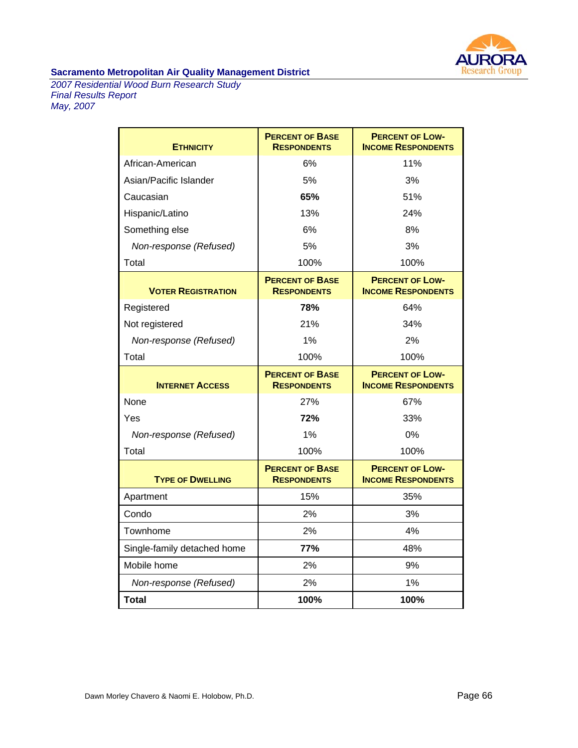| Ethnicity | Percent of Base Respondents | Percent of Low-Income Respondents |
|---|---|---|
| African-American | 6% | 11% |
| Asian/Pacific Islander | 5% | 3% |
| Caucasian | **65%** | 51% |
| Hispanic/Latino | 13% | 24% |
| Something else | 6% | 8% |
| *Non-response (Refused)* | 5% | 3% |
| Total | 100% | 100% |

| Voter Registration | Percent of Base Respondents | Percent of Low-Income Respondents |
|---|---|---|
| Registered | **78%** | 64% |
| Not registered | 21% | 34% |
| *Non-response (Refused)* | 1% | 2% |
| Total | 100% | 100% |

| Internet Access | Percent of Base Respondents | Percent of Low-Income Respondents |
|---|---|---|
| None | 27% | 67% |
| Yes | **72%** | 33% |
| *Non-response (Refused)* | 1% | 0% |
| Total | 100% | 100% |

| Type of Dwelling | Percent of Base Respondents | Percent of Low-Income Respondents |
|---|---|---|
| Apartment | 15% | 35% |
| Condo | 2% | 3% |
| Townhome | 2% | 4% |
| Single-family detached home | **77%** | 48% |
| Mobile home | 2% | 9% |
| *Non-response (Refused)* | 2% | 1% |
| **Total** | **100%** | **100%** |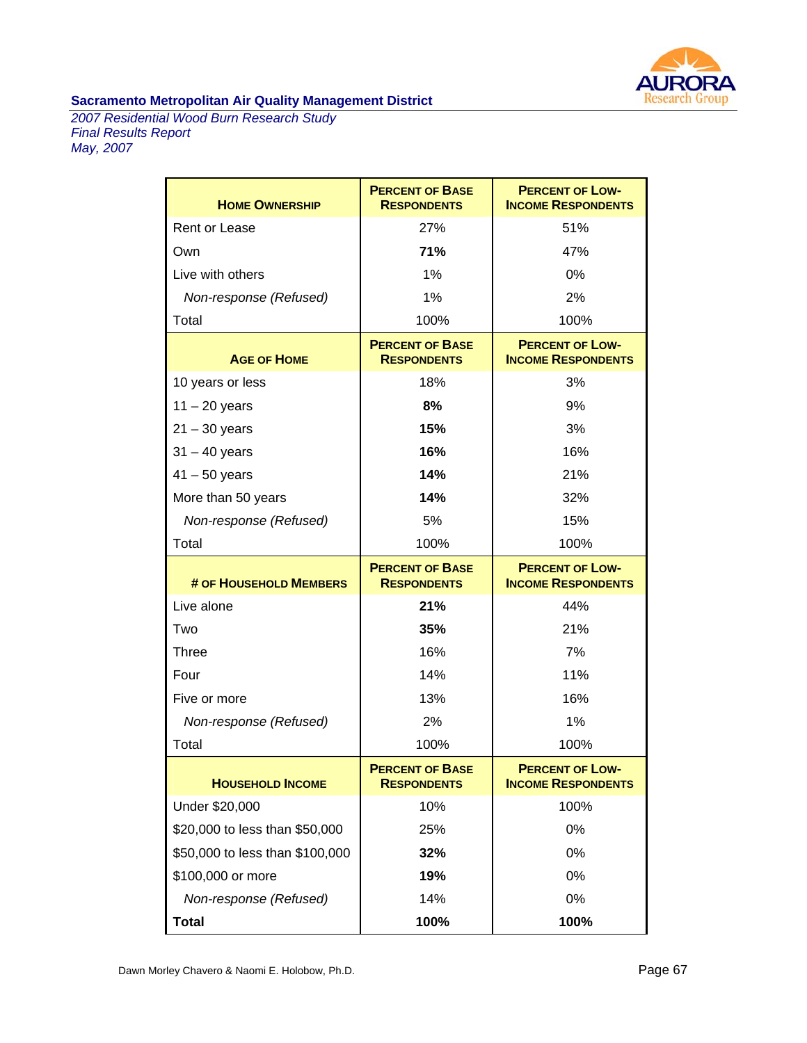| **Home Ownership** | **Percent of Base Respondents** | **Percent of Low-Income Respondents** |
|---|---|---|
| Rent or Lease | 27% | 51% |
| Own | **71%** | 47% |
| Live with others | 1% | 0% |
| *Non-response (Refused)* | 1% | 2% |
| Total | 100% | 100% |
| **Age of Home** | **Percent of Base Respondents** | **Percent of Low-Income Respondents** |
| 10 years or less | 18% | 3% |
| 11 – 20 years | **8%** | 9% |
| 21 – 30 years | **15%** | 3% |
| 31 – 40 years | **16%** | 16% |
| 41 – 50 years | **14%** | 21% |
| More than 50 years | **14%** | 32% |
| *Non-response (Refused)* | 5% | 15% |
| Total | 100% | 100% |
| **# of Household Members** | **Percent of Base Respondents** | **Percent of Low-Income Respondents** |
| Live alone | **21%** | 44% |
| Two | **35%** | 21% |
| Three | 16% | 7% |
| Four | 14% | 11% |
| Five or more | 13% | 16% |
| *Non-response (Refused)* | 2% | 1% |
| Total | 100% | 100% |
| **Household Income** | **Percent of Base Respondents** | **Percent of Low-Income Respondents** |
| Under $20,000 | 10% | 100% |
| $20,000 to less than $50,000 | 25% | 0% |
| $50,000 to less than $100,000 | **32%** | 0% |
| $100,000 or more | **19%** | 0% |
| *Non-response (Refused)* | 14% | 0% |
| **Total** | **100%** | **100%** |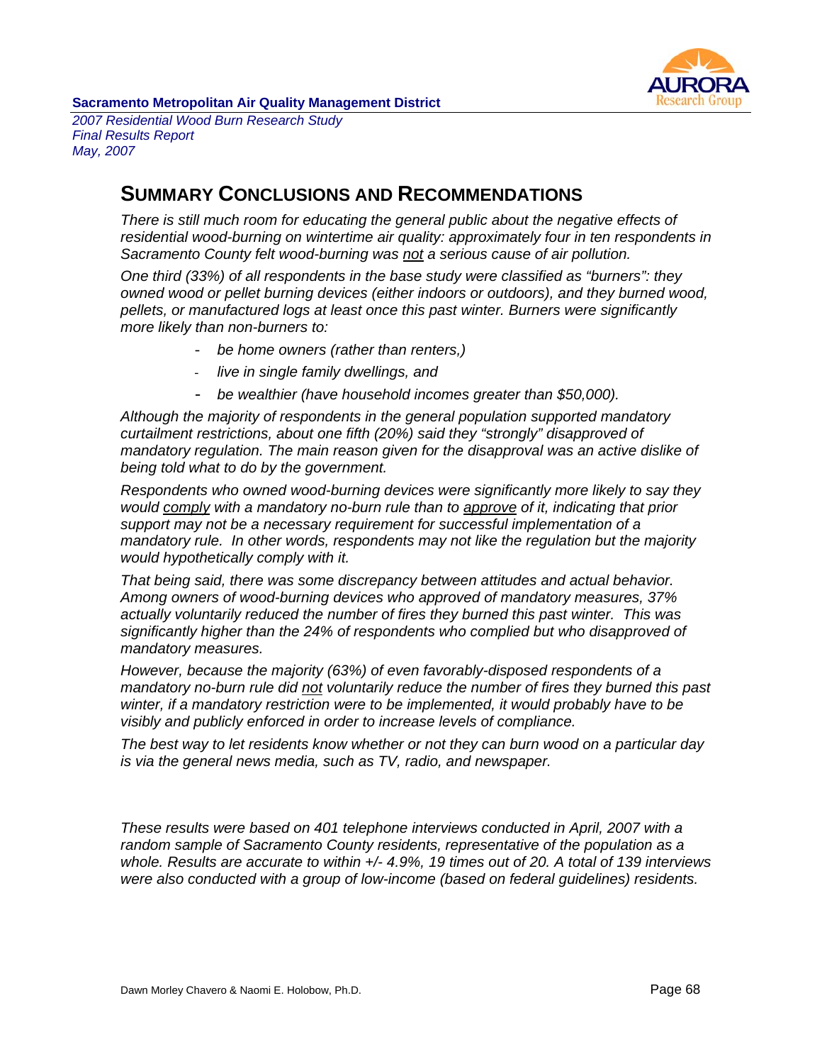## SUMMARY CONCLUSIONS AND RECOMMENDATIONS

*There is still much room for educating the general public about the negative effects of residential wood-burning on wintertime air quality: approximately four in ten respondents in Sacramento County felt wood-burning was not a serious cause of air pollution.*

*One third (33%) of all respondents in the base study were classified as "burners": they owned wood or pellet burning devices (either indoors or outdoors), and they burned wood, pellets, or manufactured logs at least once this past winter. Burners were significantly more likely than non-burners to:*

- *be home owners (rather than renters,)*
- *live in single family dwellings, and*
- *be wealthier (have household incomes greater than $50,000).*

*Although the majority of respondents in the general population supported mandatory curtailment restrictions, about one fifth (20%) said they "strongly" disapproved of mandatory regulation. The main reason given for the disapproval was an active dislike of being told what to do by the government.*

*Respondents who owned wood-burning devices were significantly more likely to say they would comply with a mandatory no-burn rule than to approve of it, indicating that prior support may not be a necessary requirement for successful implementation of a mandatory rule. In other words, respondents may not like the regulation but the majority would hypothetically comply with it.*

*That being said, there was some discrepancy between attitudes and actual behavior. Among owners of wood-burning devices who approved of mandatory measures, 37% actually voluntarily reduced the number of fires they burned this past winter. This was significantly higher than the 24% of respondents who complied but who disapproved of mandatory measures.*

*However, because the majority (63%) of even favorably-disposed respondents of a mandatory no-burn rule did not voluntarily reduce the number of fires they burned this past winter, if a mandatory restriction were to be implemented, it would probably have to be visibly and publicly enforced in order to increase levels of compliance.*

*The best way to let residents know whether or not they can burn wood on a particular day is via the general news media, such as TV, radio, and newspaper.*

*These results were based on 401 telephone interviews conducted in April, 2007 with a random sample of Sacramento County residents, representative of the population as a whole. Results are accurate to within +/- 4.9%, 19 times out of 20. A total of 139 interviews were also conducted with a group of low-income (based on federal guidelines) residents.*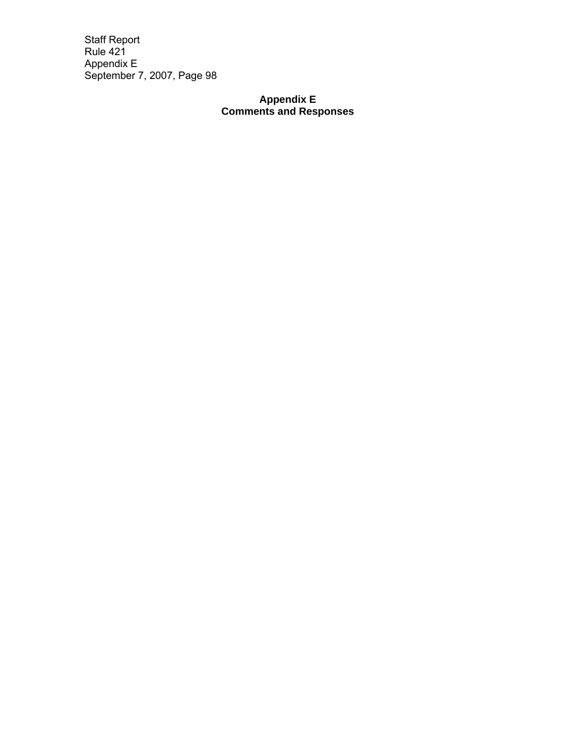# Appendix E
## Comments and Responses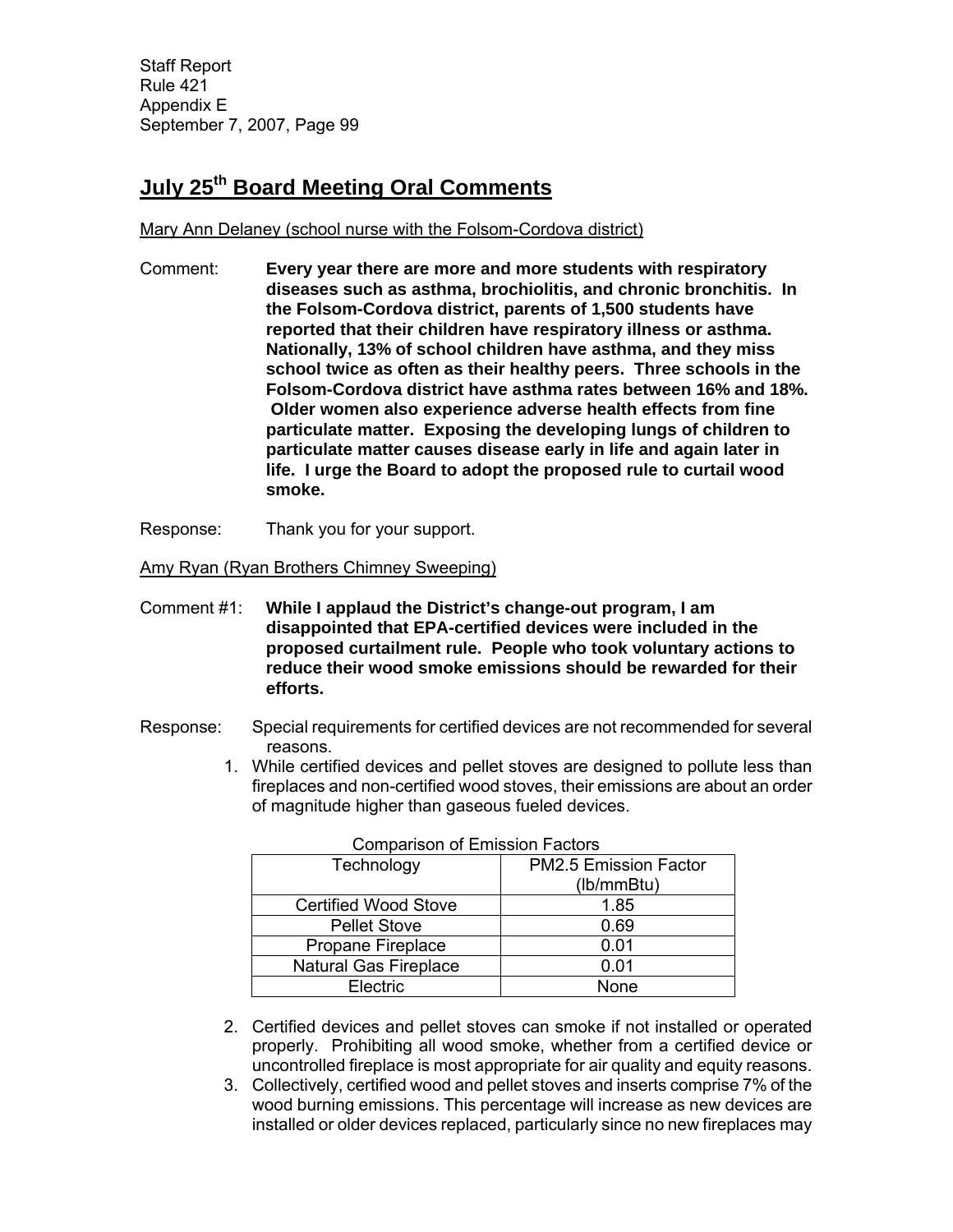## July 25th Board Meeting Oral Comments

Mary Ann Delaney (school nurse with the Folsom-Cordova district)

Comment: **Every year there are more and more students with respiratory diseases such as asthma, brochiolitis, and chronic bronchitis. In the Folsom-Cordova district, parents of 1,500 students have reported that their children have respiratory illness or asthma. Nationally, 13% of school children have asthma, and they miss school twice as often as their healthy peers. Three schools in the Folsom-Cordova district have asthma rates between 16% and 18%. Older women also experience adverse health effects from fine particulate matter. Exposing the developing lungs of children to particulate matter causes disease early in life and again later in life. I urge the Board to adopt the proposed rule to curtail wood smoke.**

Response: Thank you for your support.

Amy Ryan (Ryan Brothers Chimney Sweeping)

Comment #1: **While I applaud the District's change-out program, I am disappointed that EPA-certified devices were included in the proposed curtailment rule. People who took voluntary actions to reduce their wood smoke emissions should be rewarded for their efforts.**

Response: Special requirements for certified devices are not recommended for several reasons.

1. While certified devices and pellet stoves are designed to pollute less than fireplaces and non-certified wood stoves, their emissions are about an order of magnitude higher than gaseous fueled devices.

Comparison of Emission Factors

| Technology | PM2.5 Emission Factor (lb/mmBtu) |
|---|---|
| Certified Wood Stove | 1.85 |
| Pellet Stove | 0.69 |
| Propane Fireplace | 0.01 |
| Natural Gas Fireplace | 0.01 |
| Electric | None |

2. Certified devices and pellet stoves can smoke if not installed or operated properly. Prohibiting all wood smoke, whether from a certified device or uncontrolled fireplace is most appropriate for air quality and equity reasons.
3. Collectively, certified wood and pellet stoves and inserts comprise 7% of the wood burning emissions. This percentage will increase as new devices are installed or older devices replaced, particularly since no new fireplaces may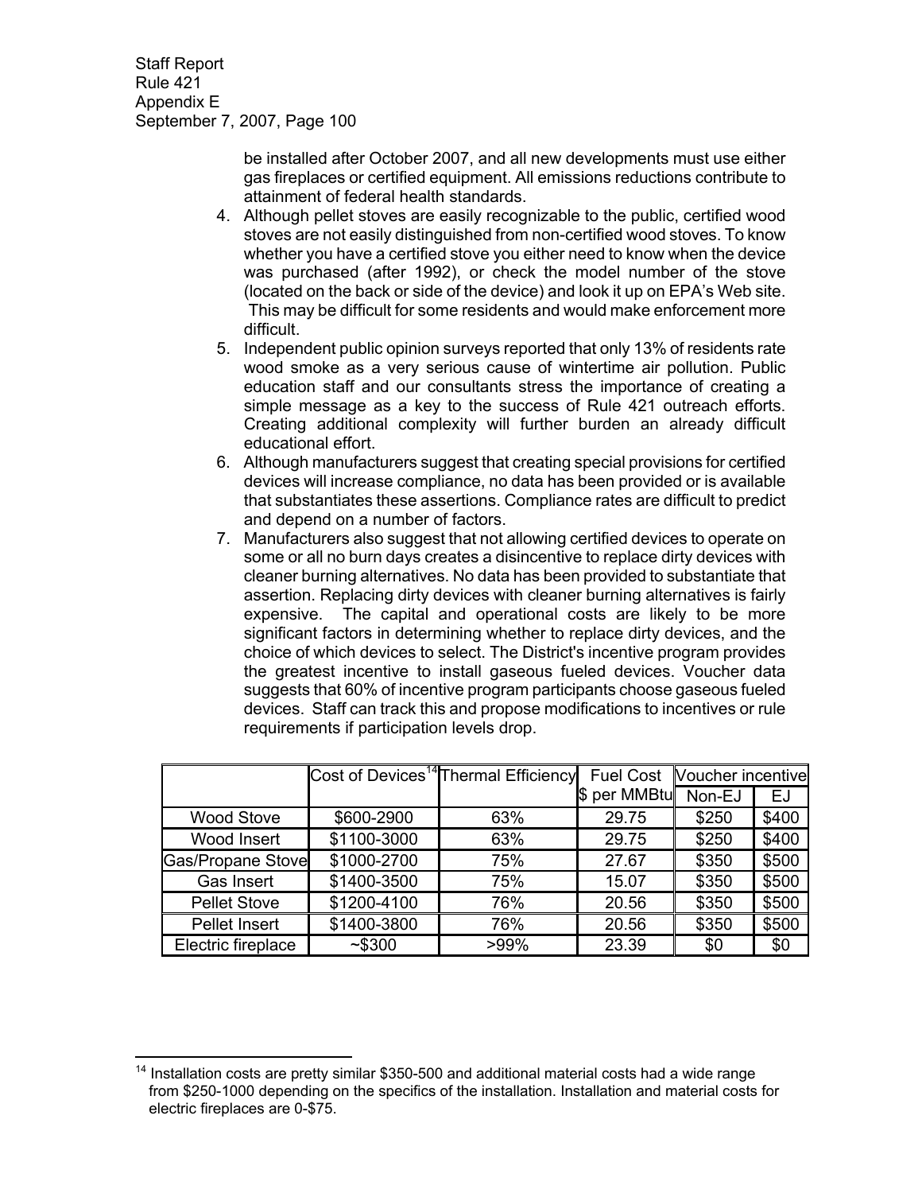be installed after October 2007, and all new developments must use either gas fireplaces or certified equipment. All emissions reductions contribute to attainment of federal health standards.

4. Although pellet stoves are easily recognizable to the public, certified wood stoves are not easily distinguished from non-certified wood stoves. To know whether you have a certified stove you either need to know when the device was purchased (after 1992), or check the model number of the stove (located on the back or side of the device) and look it up on EPA's Web site. This may be difficult for some residents and would make enforcement more difficult.
5. Independent public opinion surveys reported that only 13% of residents rate wood smoke as a very serious cause of wintertime air pollution. Public education staff and our consultants stress the importance of creating a simple message as a key to the success of Rule 421 outreach efforts. Creating additional complexity will further burden an already difficult educational effort.
6. Although manufacturers suggest that creating special provisions for certified devices will increase compliance, no data has been provided or is available that substantiates these assertions. Compliance rates are difficult to predict and depend on a number of factors.
7. Manufacturers also suggest that not allowing certified devices to operate on some or all no burn days creates a disincentive to replace dirty devices with cleaner burning alternatives. No data has been provided to substantiate that assertion. Replacing dirty devices with cleaner burning alternatives is fairly expensive. The capital and operational costs are likely to be more significant factors in determining whether to replace dirty devices, and the choice of which devices to select. The District's incentive program provides the greatest incentive to install gaseous fueled devices. Voucher data suggests that 60% of incentive program participants choose gaseous fueled devices. Staff can track this and propose modifications to incentives or rule requirements if participation levels drop.

| | Cost of Devices[14] | Thermal Efficiency | Fuel Cost | Voucher incentive | |
|---|---|---|---|---|---|
| | | | $ per MMBtu | Non-EJ | EJ |
| Wood Stove | $600-2900 | 63% | 29.75 | $250 | $400 |
| Wood Insert | $1100-3000 | 63% | 29.75 | $250 | $400 |
| Gas/Propane Stove | $1000-2700 | 75% | 27.67 | $350 | $500 |
| Gas Insert | $1400-3500 | 75% | 15.07 | $350 | $500 |
| Pellet Stove | $1200-4100 | 76% | 20.56 | $350 | $500 |
| Pellet Insert | $1400-3800 | 76% | 20.56 | $350 | $500 |
| Electric fireplace | ~$300 | >99% | 23.39 | $0 | $0 |

[14] Installation costs are pretty similar $350-500 and additional material costs had a wide range from $250-1000 depending on the specifics of the installation. Installation and material costs for electric fireplaces are 0-$75.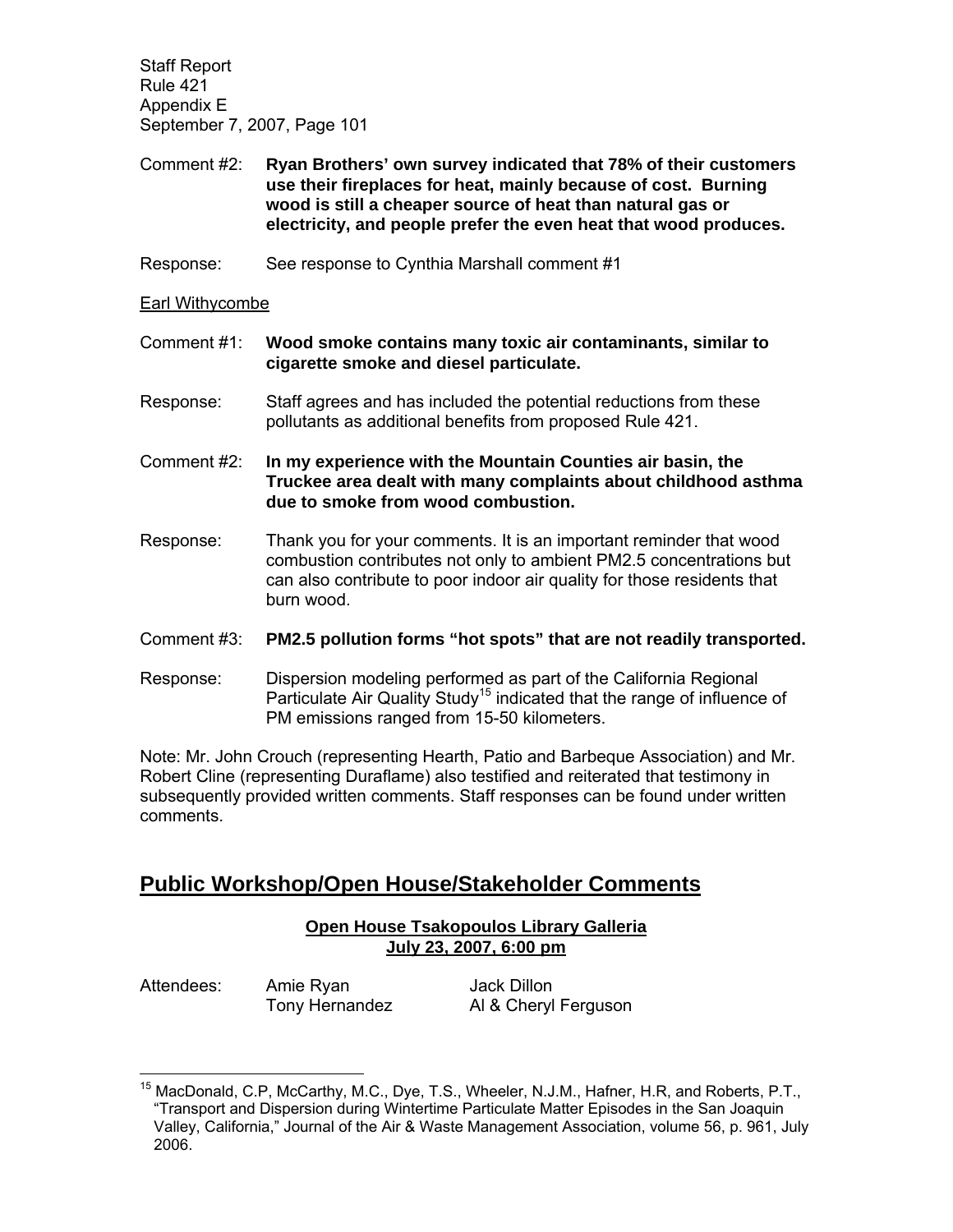Comment #2: **Ryan Brothers' own survey indicated that 78% of their customers use their fireplaces for heat, mainly because of cost. Burning wood is still a cheaper source of heat than natural gas or electricity, and people prefer the even heat that wood produces.**

Response: See response to Cynthia Marshall comment #1

Earl Withycombe

Comment #1: **Wood smoke contains many toxic air contaminants, similar to cigarette smoke and diesel particulate.**

Response: Staff agrees and has included the potential reductions from these pollutants as additional benefits from proposed Rule 421.

Comment #2: **In my experience with the Mountain Counties air basin, the Truckee area dealt with many complaints about childhood asthma due to smoke from wood combustion.**

Response: Thank you for your comments. It is an important reminder that wood combustion contributes not only to ambient PM2.5 concentrations but can also contribute to poor indoor air quality for those residents that burn wood.

Comment #3: **PM2.5 pollution forms "hot spots" that are not readily transported.**

Response: Dispersion modeling performed as part of the California Regional Particulate Air Quality Study[15] indicated that the range of influence of PM emissions ranged from 15-50 kilometers.

Note: Mr. John Crouch (representing Hearth, Patio and Barbeque Association) and Mr. Robert Cline (representing Duraflame) also testified and reiterated that testimony in subsequently provided written comments. Staff responses can be found under written comments.

## Public Workshop/Open House/Stakeholder Comments

### Open House Tsakopoulos Library Galleria
### July 23, 2007, 6:00 pm

Attendees: Amie Ryan, Jack Dillon, Tony Hernandez, Al & Cheryl Ferguson

---

[15] MacDonald, C.P, McCarthy, M.C., Dye, T.S., Wheeler, N.J.M., Hafner, H.R, and Roberts, P.T., "Transport and Dispersion during Wintertime Particulate Matter Episodes in the San Joaquin Valley, California," Journal of the Air & Waste Management Association, volume 56, p. 961, July 2006.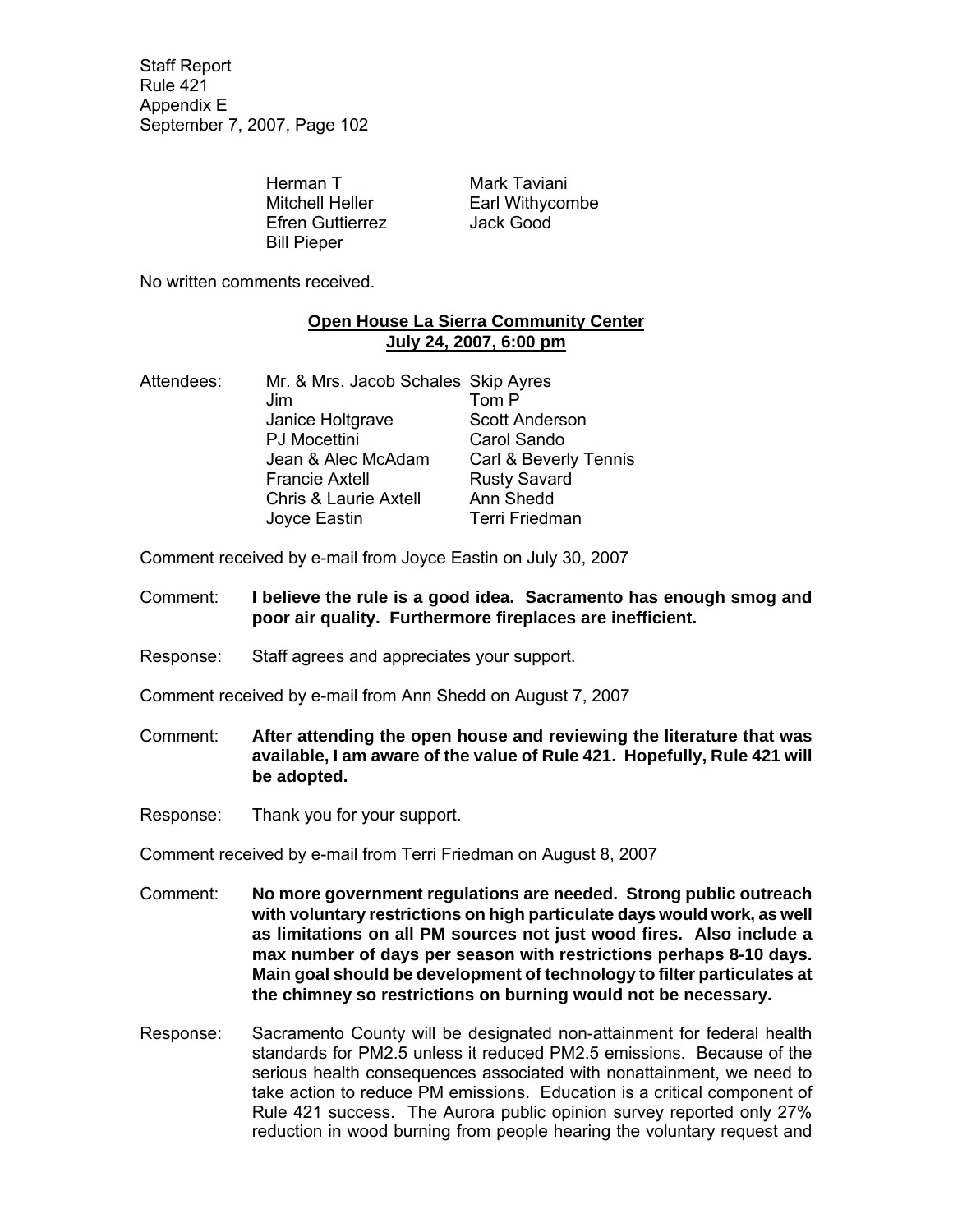| Herman T | Mark Taviani |
|---|---|
| Mitchell Heller | Earl Withycombe |
| Efren Guttierrez | Jack Good |
| Bill Pieper | |

No written comments received.

**Open House La Sierra Community Center**
**July 24, 2007, 6:00 pm**

| Attendees: | | |
|---|---|---|
| | Mr. & Mrs. Jacob Schales | Skip Ayres |
| | Jim | Tom P |
| | Janice Holtgrave | Scott Anderson |
| | PJ Mocettini | Carol Sando |
| | Jean & Alec McAdam | Carl & Beverly Tennis |
| | Francie Axtell | Rusty Savard |
| | Chris & Laurie Axtell | Ann Shedd |
| | Joyce Eastin | Terri Friedman |

Comment received by e-mail from Joyce Eastin on July 30, 2007

Comment: **I believe the rule is a good idea. Sacramento has enough smog and poor air quality. Furthermore fireplaces are inefficient.**

Response: Staff agrees and appreciates your support.

Comment received by e-mail from Ann Shedd on August 7, 2007

Comment: **After attending the open house and reviewing the literature that was available, I am aware of the value of Rule 421. Hopefully, Rule 421 will be adopted.**

Response: Thank you for your support.

Comment received by e-mail from Terri Friedman on August 8, 2007

Comment: **No more government regulations are needed. Strong public outreach with voluntary restrictions on high particulate days would work, as well as limitations on all PM sources not just wood fires. Also include a max number of days per season with restrictions perhaps 8-10 days. Main goal should be development of technology to filter particulates at the chimney so restrictions on burning would not be necessary.**

Response: Sacramento County will be designated non-attainment for federal health standards for PM2.5 unless it reduced PM2.5 emissions. Because of the serious health consequences associated with nonattainment, we need to take action to reduce PM emissions. Education is a critical component of Rule 421 success. The Aurora public opinion survey reported only 27% reduction in wood burning from people hearing the voluntary request and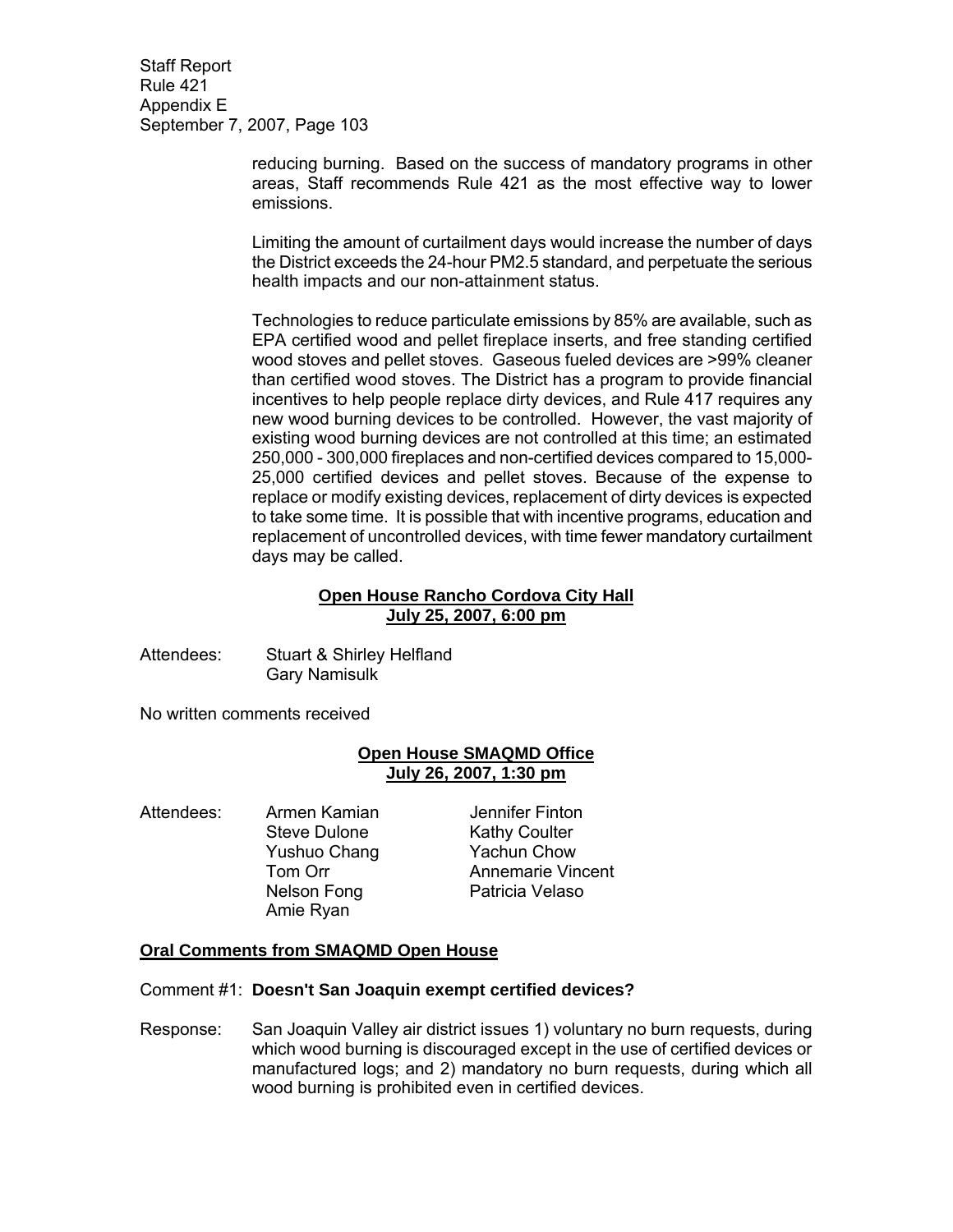reducing burning. Based on the success of mandatory programs in other areas, Staff recommends Rule 421 as the most effective way to lower emissions.

Limiting the amount of curtailment days would increase the number of days the District exceeds the 24-hour PM2.5 standard, and perpetuate the serious health impacts and our non-attainment status.

Technologies to reduce particulate emissions by 85% are available, such as EPA certified wood and pellet fireplace inserts, and free standing certified wood stoves and pellet stoves. Gaseous fueled devices are >99% cleaner than certified wood stoves. The District has a program to provide financial incentives to help people replace dirty devices, and Rule 417 requires any new wood burning devices to be controlled. However, the vast majority of existing wood burning devices are not controlled at this time; an estimated 250,000 - 300,000 fireplaces and non-certified devices compared to 15,000-25,000 certified devices and pellet stoves. Because of the expense to replace or modify existing devices, replacement of dirty devices is expected to take some time. It is possible that with incentive programs, education and replacement of uncontrolled devices, with time fewer mandatory curtailment days may be called.

**Open House Rancho Cordova City Hall**
**July 25, 2007, 6:00 pm**

Attendees: Stuart & Shirley Helfland
Gary Namisulk

No written comments received

**Open House SMAQMD Office**
**July 26, 2007, 1:30 pm**

Attendees:

| | |
|---|---|
| Armen Kamian | Jennifer Finton |
| Steve Dulone | Kathy Coulter |
| Yushuo Chang | Yachun Chow |
| Tom Orr | Annemarie Vincent |
| Nelson Fong | Patricia Velaso |
| Amie Ryan | |

**Oral Comments from SMAQMD Open House**

Comment #1: **Doesn't San Joaquin exempt certified devices?**

Response: San Joaquin Valley air district issues 1) voluntary no burn requests, during which wood burning is discouraged except in the use of certified devices or manufactured logs; and 2) mandatory no burn requests, during which all wood burning is prohibited even in certified devices.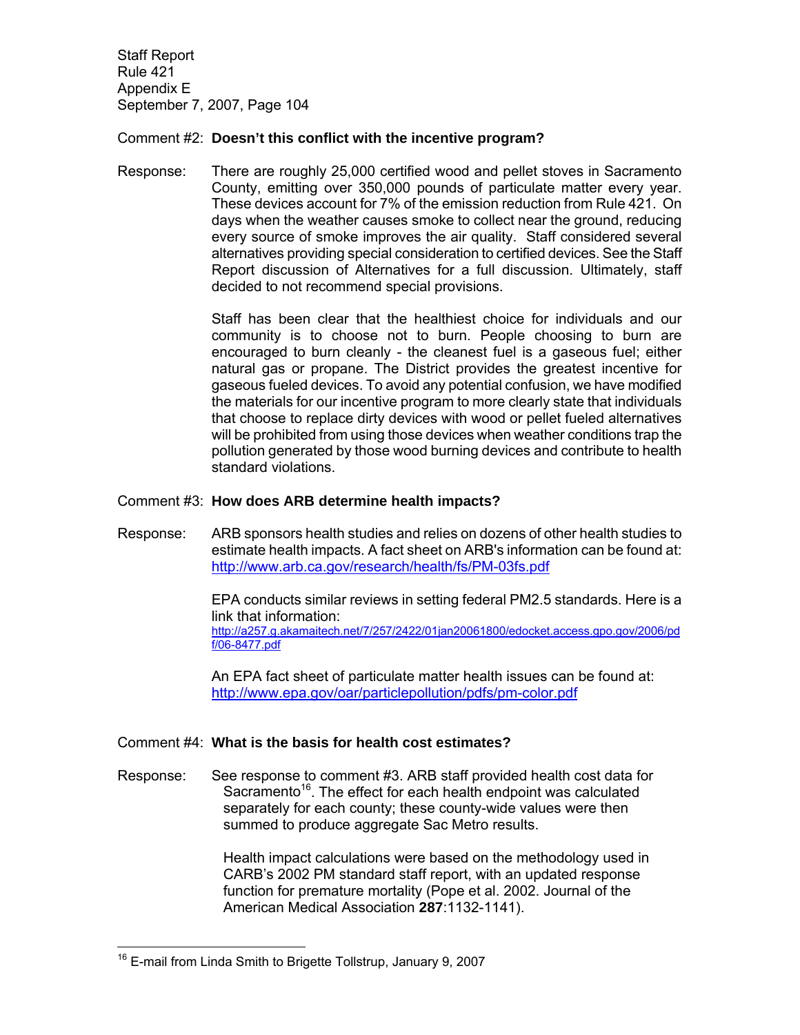Comment #2: **Doesn't this conflict with the incentive program?**

Response: There are roughly 25,000 certified wood and pellet stoves in Sacramento County, emitting over 350,000 pounds of particulate matter every year. These devices account for 7% of the emission reduction from Rule 421. On days when the weather causes smoke to collect near the ground, reducing every source of smoke improves the air quality. Staff considered several alternatives providing special consideration to certified devices. See the Staff Report discussion of Alternatives for a full discussion. Ultimately, staff decided to not recommend special provisions.

Staff has been clear that the healthiest choice for individuals and our community is to choose not to burn. People choosing to burn are encouraged to burn cleanly - the cleanest fuel is a gaseous fuel; either natural gas or propane. The District provides the greatest incentive for gaseous fueled devices. To avoid any potential confusion, we have modified the materials for our incentive program to more clearly state that individuals that choose to replace dirty devices with wood or pellet fueled alternatives will be prohibited from using those devices when weather conditions trap the pollution generated by those wood burning devices and contribute to health standard violations.

Comment #3: **How does ARB determine health impacts?**

Response: ARB sponsors health studies and relies on dozens of other health studies to estimate health impacts. A fact sheet on ARB's information can be found at: http://www.arb.ca.gov/research/health/fs/PM-03fs.pdf

EPA conducts similar reviews in setting federal PM2.5 standards. Here is a link that information:
http://a257.g.akamaitech.net/7/257/2422/01jan20061800/edocket.access.gpo.gov/2006/pdf/06-8477.pdf

An EPA fact sheet of particulate matter health issues can be found at: http://www.epa.gov/oar/particlepollution/pdfs/pm-color.pdf

Comment #4: **What is the basis for health cost estimates?**

Response: See response to comment #3. ARB staff provided health cost data for Sacramento[16]. The effect for each health endpoint was calculated separately for each county; these county-wide values were then summed to produce aggregate Sac Metro results.

Health impact calculations were based on the methodology used in CARB's 2002 PM standard staff report, with an updated response function for premature mortality (Pope et al. 2002. Journal of the American Medical Association **287**:1132-1141).

---

[16] E-mail from Linda Smith to Brigette Tollstrup, January 9, 2007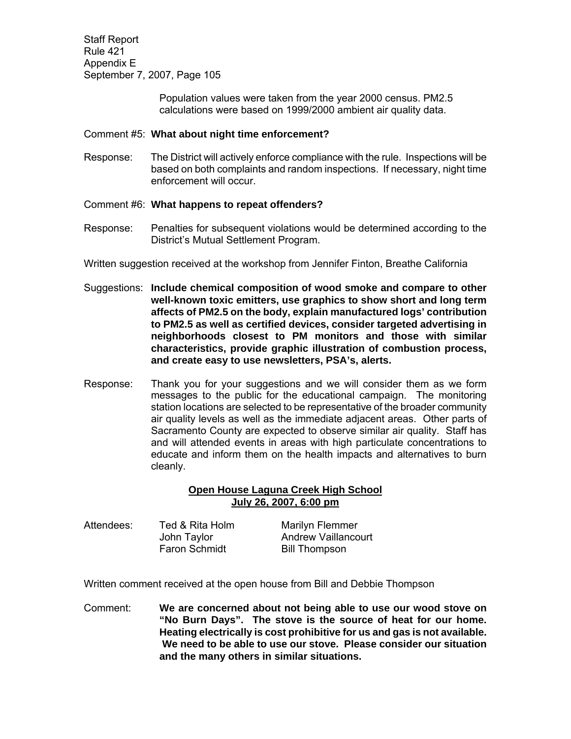Population values were taken from the year 2000 census. PM2.5 calculations were based on 1999/2000 ambient air quality data.

Comment #5: **What about night time enforcement?**

Response: The District will actively enforce compliance with the rule. Inspections will be based on both complaints and random inspections. If necessary, night time enforcement will occur.

Comment #6: **What happens to repeat offenders?**

Response: Penalties for subsequent violations would be determined according to the District's Mutual Settlement Program.

Written suggestion received at the workshop from Jennifer Finton, Breathe California

Suggestions: **Include chemical composition of wood smoke and compare to other well-known toxic emitters, use graphics to show short and long term affects of PM2.5 on the body, explain manufactured logs' contribution to PM2.5 as well as certified devices, consider targeted advertising in neighborhoods closest to PM monitors and those with similar characteristics, provide graphic illustration of combustion process, and create easy to use newsletters, PSA's, alerts.**

Response: Thank you for your suggestions and we will consider them as we form messages to the public for the educational campaign. The monitoring station locations are selected to be representative of the broader community air quality levels as well as the immediate adjacent areas. Other parts of Sacramento County are expected to observe similar air quality. Staff has and will attended events in areas with high particulate concentrations to educate and inform them on the health impacts and alternatives to burn cleanly.

**Open House Laguna Creek High School**
**July 26, 2007, 6:00 pm**

Attendees:

| | |
|---|---|
| Ted & Rita Holm | Marilyn Flemmer |
| John Taylor | Andrew Vaillancourt |
| Faron Schmidt | Bill Thompson |

Written comment received at the open house from Bill and Debbie Thompson

Comment: **We are concerned about not being able to use our wood stove on "No Burn Days". The stove is the source of heat for our home. Heating electrically is cost prohibitive for us and gas is not available. We need to be able to use our stove. Please consider our situation and the many others in similar situations.**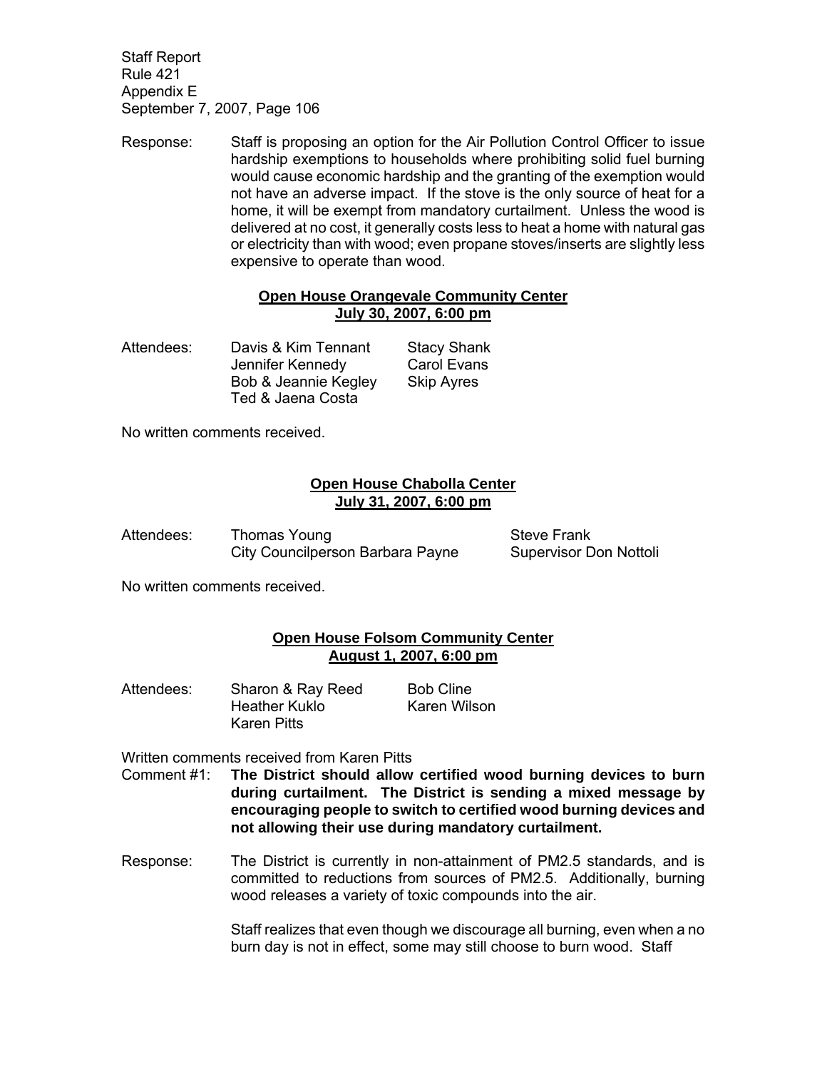Response: Staff is proposing an option for the Air Pollution Control Officer to issue hardship exemptions to households where prohibiting solid fuel burning would cause economic hardship and the granting of the exemption would not have an adverse impact. If the stove is the only source of heat for a home, it will be exempt from mandatory curtailment. Unless the wood is delivered at no cost, it generally costs less to heat a home with natural gas or electricity than with wood; even propane stoves/inserts are slightly less expensive to operate than wood.

**Open House Orangevale Community Center**
**July 30, 2007, 6:00 pm**

Attendees:
- Davis & Kim Tennant
- Jennifer Kennedy
- Bob & Jeannie Kegley
- Ted & Jaena Costa
- Stacy Shank
- Carol Evans
- Skip Ayres

No written comments received.

**Open House Chabolla Center**
**July 31, 2007, 6:00 pm**

Attendees:
- Thomas Young
- City Councilperson Barbara Payne
- Steve Frank
- Supervisor Don Nottoli

No written comments received.

**Open House Folsom Community Center**
**August 1, 2007, 6:00 pm**

Attendees:
- Sharon & Ray Reed
- Heather Kuklo
- Karen Pitts
- Bob Cline
- Karen Wilson

Written comments received from Karen Pitts

Comment #1: **The District should allow certified wood burning devices to burn during curtailment. The District is sending a mixed message by encouraging people to switch to certified wood burning devices and not allowing their use during mandatory curtailment.**

Response: The District is currently in non-attainment of PM2.5 standards, and is committed to reductions from sources of PM2.5. Additionally, burning wood releases a variety of toxic compounds into the air.

Staff realizes that even though we discourage all burning, even when a no burn day is not in effect, some may still choose to burn wood. Staff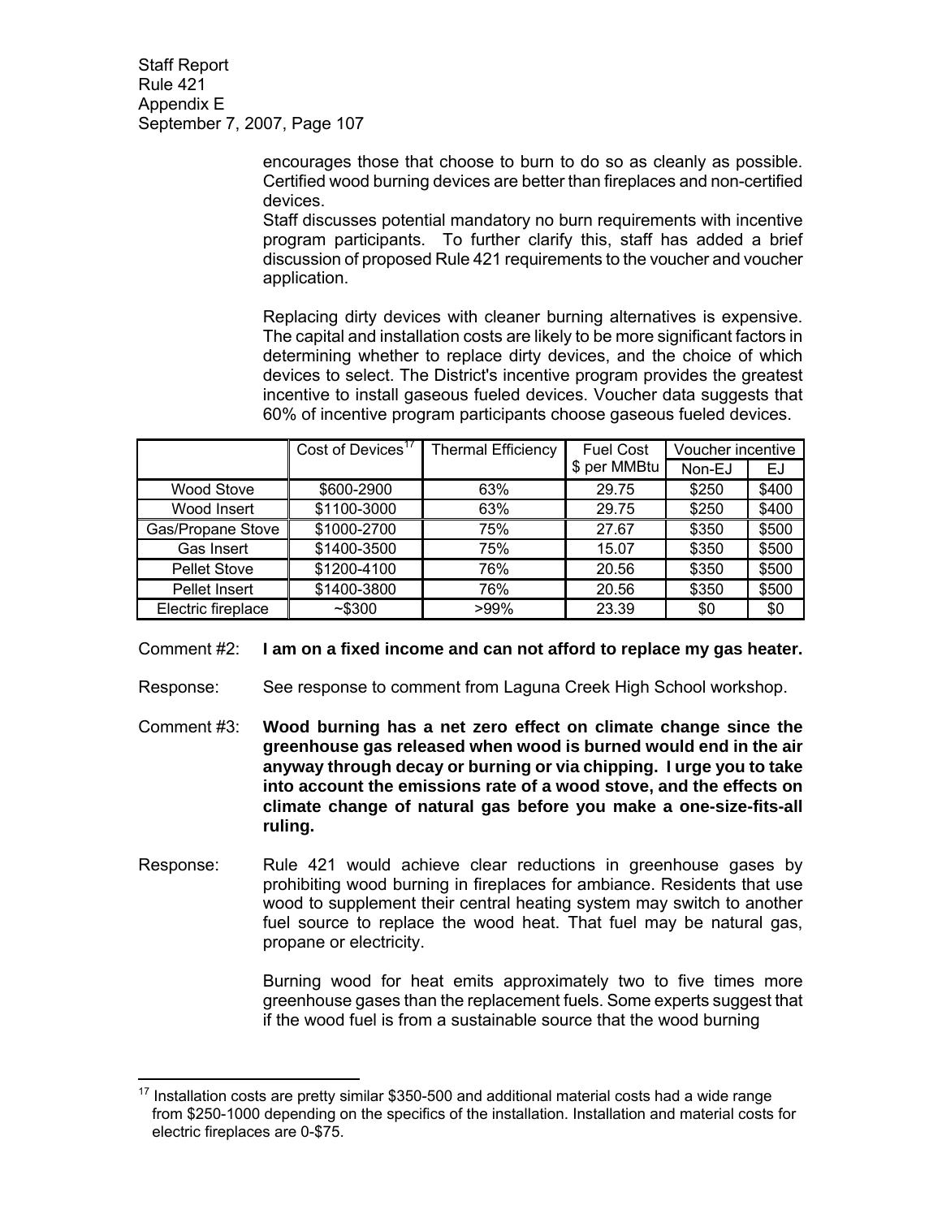encourages those that choose to burn to do so as cleanly as possible. Certified wood burning devices are better than fireplaces and non-certified devices.

Staff discusses potential mandatory no burn requirements with incentive program participants. To further clarify this, staff has added a brief discussion of proposed Rule 421 requirements to the voucher and voucher application.

Replacing dirty devices with cleaner burning alternatives is expensive. The capital and installation costs are likely to be more significant factors in determining whether to replace dirty devices, and the choice of which devices to select. The District's incentive program provides the greatest incentive to install gaseous fueled devices. Voucher data suggests that 60% of incentive program participants choose gaseous fueled devices.

| | Cost of Devices[17] | Thermal Efficiency | Fuel Cost $ per MMBtu | Voucher incentive | |
|---|---|---|---|---|---|
| | | | | Non-EJ | EJ |
| Wood Stove | $600-2900 | 63% | 29.75 | $250 | $400 |
| Wood Insert | $1100-3000 | 63% | 29.75 | $250 | $400 |
| Gas/Propane Stove | $1000-2700 | 75% | 27.67 | $350 | $500 |
| Gas Insert | $1400-3500 | 75% | 15.07 | $350 | $500 |
| Pellet Stove | $1200-4100 | 76% | 20.56 | $350 | $500 |
| Pellet Insert | $1400-3800 | 76% | 20.56 | $350 | $500 |
| Electric fireplace | ~$300 | >99% | 23.39 | $0 | $0 |

Comment #2: **I am on a fixed income and can not afford to replace my gas heater.**

Response: See response to comment from Laguna Creek High School workshop.

Comment #3: **Wood burning has a net zero effect on climate change since the greenhouse gas released when wood is burned would end in the air anyway through decay or burning or via chipping. I urge you to take into account the emissions rate of a wood stove, and the effects on climate change of natural gas before you make a one-size-fits-all ruling.**

Response: Rule 421 would achieve clear reductions in greenhouse gases by prohibiting wood burning in fireplaces for ambiance. Residents that use wood to supplement their central heating system may switch to another fuel source to replace the wood heat. That fuel may be natural gas, propane or electricity.

Burning wood for heat emits approximately two to five times more greenhouse gases than the replacement fuels. Some experts suggest that if the wood fuel is from a sustainable source that the wood burning

[17] Installation costs are pretty similar $350-500 and additional material costs had a wide range from $250-1000 depending on the specifics of the installation. Installation and material costs for electric fireplaces are 0-$75.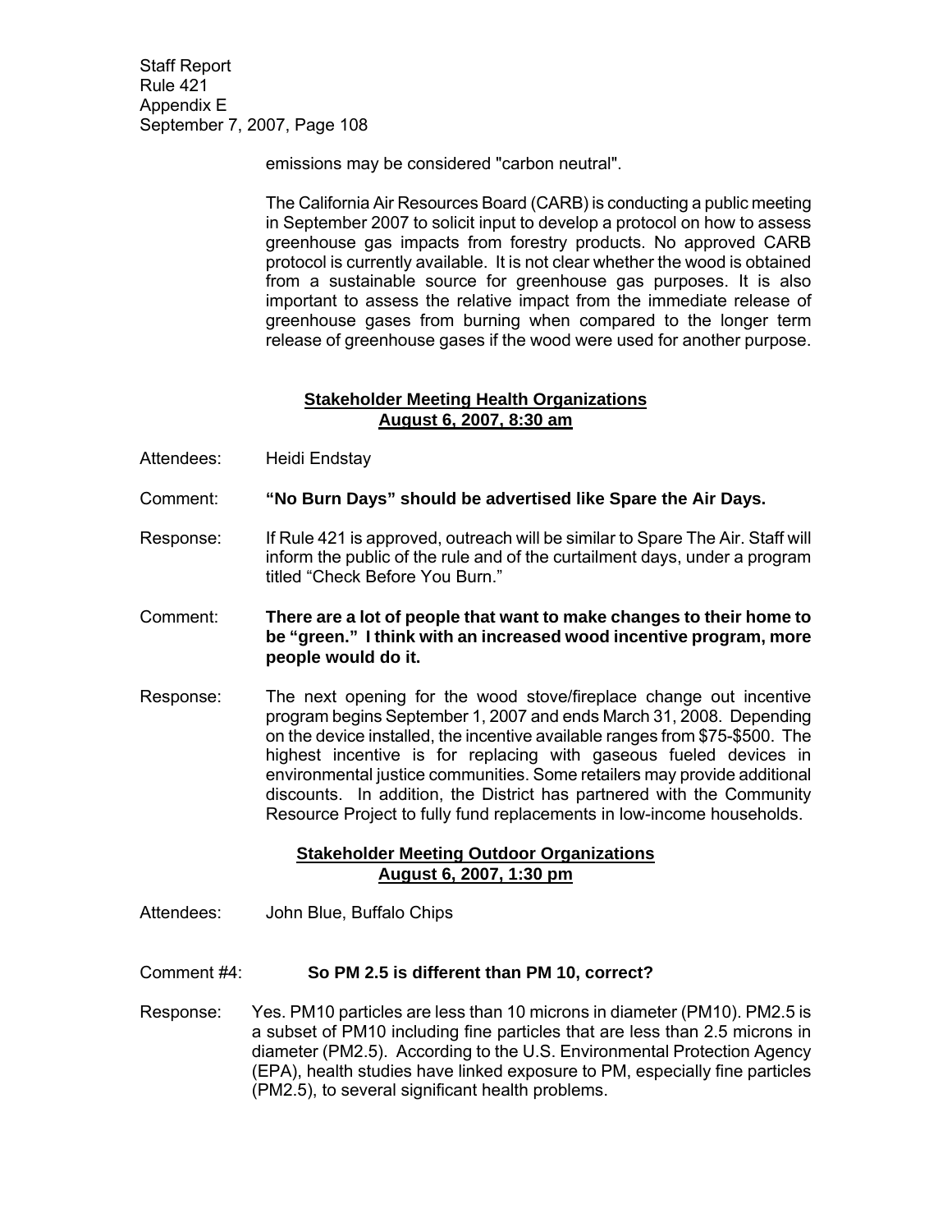emissions may be considered "carbon neutral".

The California Air Resources Board (CARB) is conducting a public meeting in September 2007 to solicit input to develop a protocol on how to assess greenhouse gas impacts from forestry products. No approved CARB protocol is currently available. It is not clear whether the wood is obtained from a sustainable source for greenhouse gas purposes. It is also important to assess the relative impact from the immediate release of greenhouse gases from burning when compared to the longer term release of greenhouse gases if the wood were used for another purpose.

## Stakeholder Meeting Health Organizations
## August 6, 2007, 8:30 am

Attendees: Heidi Endstay

Comment: **"No Burn Days" should be advertised like Spare the Air Days.**

Response: If Rule 421 is approved, outreach will be similar to Spare The Air. Staff will inform the public of the rule and of the curtailment days, under a program titled "Check Before You Burn."

Comment: **There are a lot of people that want to make changes to their home to be "green." I think with an increased wood incentive program, more people would do it.**

Response: The next opening for the wood stove/fireplace change out incentive program begins September 1, 2007 and ends March 31, 2008. Depending on the device installed, the incentive available ranges from $75-$500. The highest incentive is for replacing with gaseous fueled devices in environmental justice communities. Some retailers may provide additional discounts. In addition, the District has partnered with the Community Resource Project to fully fund replacements in low-income households.

## Stakeholder Meeting Outdoor Organizations
## August 6, 2007, 1:30 pm

Attendees: John Blue, Buffalo Chips

Comment #4: **So PM 2.5 is different than PM 10, correct?**

Response: Yes. PM10 particles are less than 10 microns in diameter (PM10). PM2.5 is a subset of PM10 including fine particles that are less than 2.5 microns in diameter (PM2.5). According to the U.S. Environmental Protection Agency (EPA), health studies have linked exposure to PM, especially fine particles (PM2.5), to several significant health problems.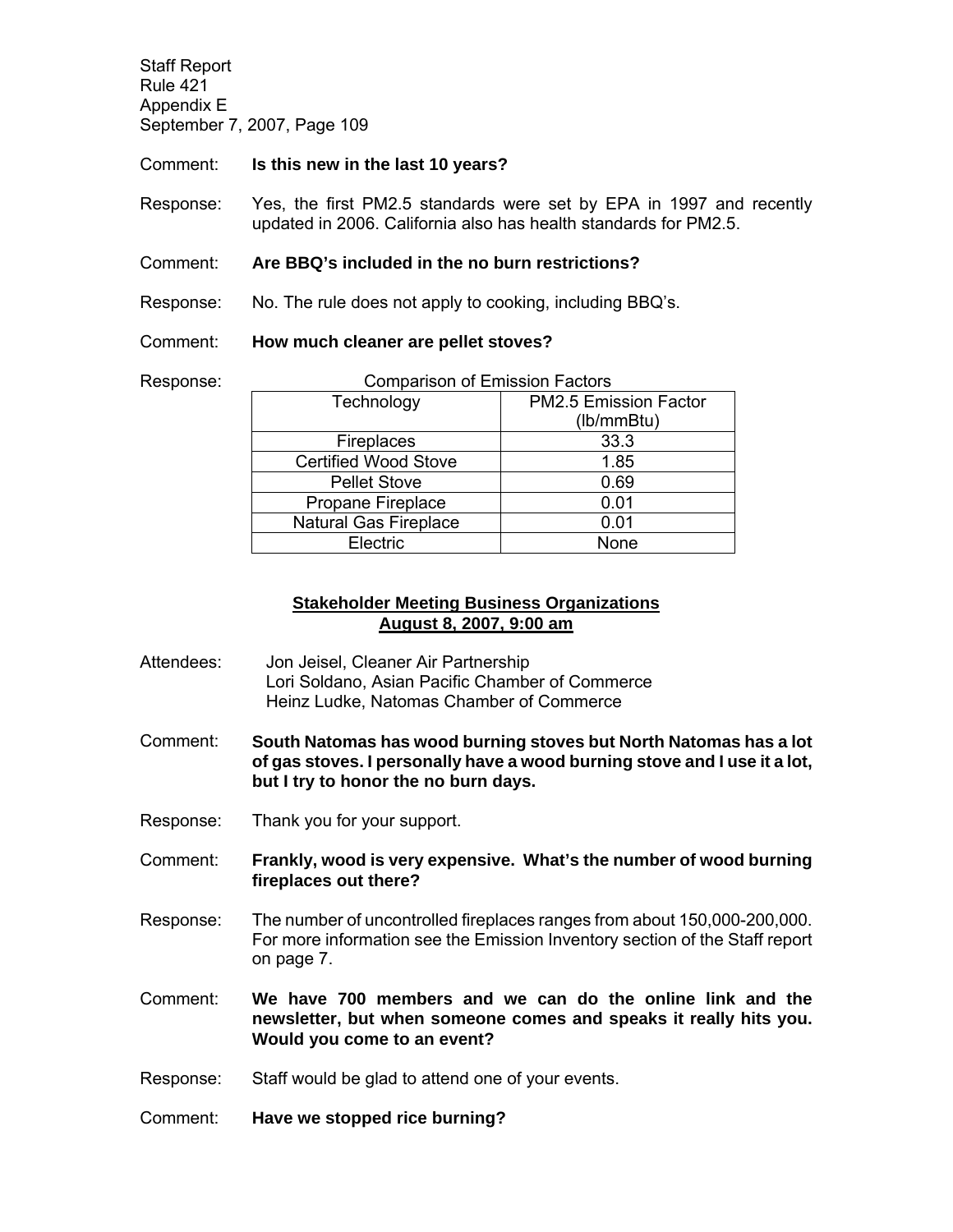Comment: **Is this new in the last 10 years?**

Response: Yes, the first PM2.5 standards were set by EPA in 1997 and recently updated in 2006. California also has health standards for PM2.5.

Comment: **Are BBQ's included in the no burn restrictions?**

Response: No. The rule does not apply to cooking, including BBQ's.

Comment: **How much cleaner are pellet stoves?**

Response:

Comparison of Emission Factors

| Technology | PM2.5 Emission Factor (lb/mmBtu) |
|---|---|
| Fireplaces | 33.3 |
| Certified Wood Stove | 1.85 |
| Pellet Stove | 0.69 |
| Propane Fireplace | 0.01 |
| Natural Gas Fireplace | 0.01 |
| Electric | None |

## Stakeholder Meeting Business Organizations
## August 8, 2007, 9:00 am

Attendees: Jon Jeisel, Cleaner Air Partnership
Lori Soldano, Asian Pacific Chamber of Commerce
Heinz Ludke, Natomas Chamber of Commerce

Comment: **South Natomas has wood burning stoves but North Natomas has a lot of gas stoves. I personally have a wood burning stove and I use it a lot, but I try to honor the no burn days.**

Response: Thank you for your support.

Comment: **Frankly, wood is very expensive. What's the number of wood burning fireplaces out there?**

Response: The number of uncontrolled fireplaces ranges from about 150,000-200,000. For more information see the Emission Inventory section of the Staff report on page 7.

Comment: **We have 700 members and we can do the online link and the newsletter, but when someone comes and speaks it really hits you. Would you come to an event?**

Response: Staff would be glad to attend one of your events.

Comment: **Have we stopped rice burning?**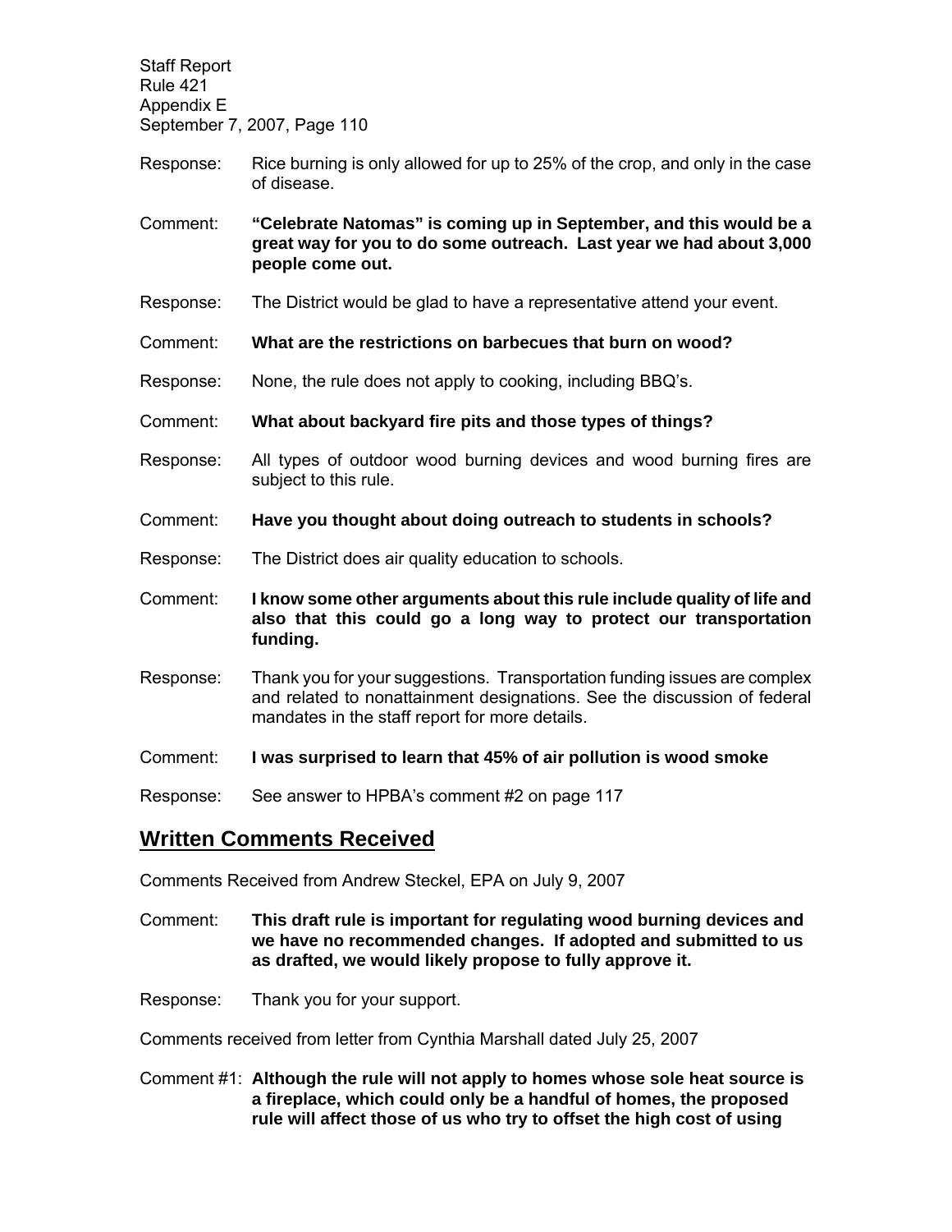Response: Rice burning is only allowed for up to 25% of the crop, and only in the case of disease.

Comment: **"Celebrate Natomas" is coming up in September, and this would be a great way for you to do some outreach. Last year we had about 3,000 people come out.**

Response: The District would be glad to have a representative attend your event.

Comment: **What are the restrictions on barbecues that burn on wood?**

Response: None, the rule does not apply to cooking, including BBQ's.

Comment: **What about backyard fire pits and those types of things?**

Response: All types of outdoor wood burning devices and wood burning fires are subject to this rule.

Comment: **Have you thought about doing outreach to students in schools?**

Response: The District does air quality education to schools.

Comment: **I know some other arguments about this rule include quality of life and also that this could go a long way to protect our transportation funding.**

Response: Thank you for your suggestions. Transportation funding issues are complex and related to nonattainment designations. See the discussion of federal mandates in the staff report for more details.

Comment: **I was surprised to learn that 45% of air pollution is wood smoke**

Response: See answer to HPBA's comment #2 on page 117

## Written Comments Received

Comments Received from Andrew Steckel, EPA on July 9, 2007

Comment: **This draft rule is important for regulating wood burning devices and we have no recommended changes. If adopted and submitted to us as drafted, we would likely propose to fully approve it.**

Response: Thank you for your support.

Comments received from letter from Cynthia Marshall dated July 25, 2007

Comment #1: **Although the rule will not apply to homes whose sole heat source is a fireplace, which could only be a handful of homes, the proposed rule will affect those of us who try to offset the high cost of using**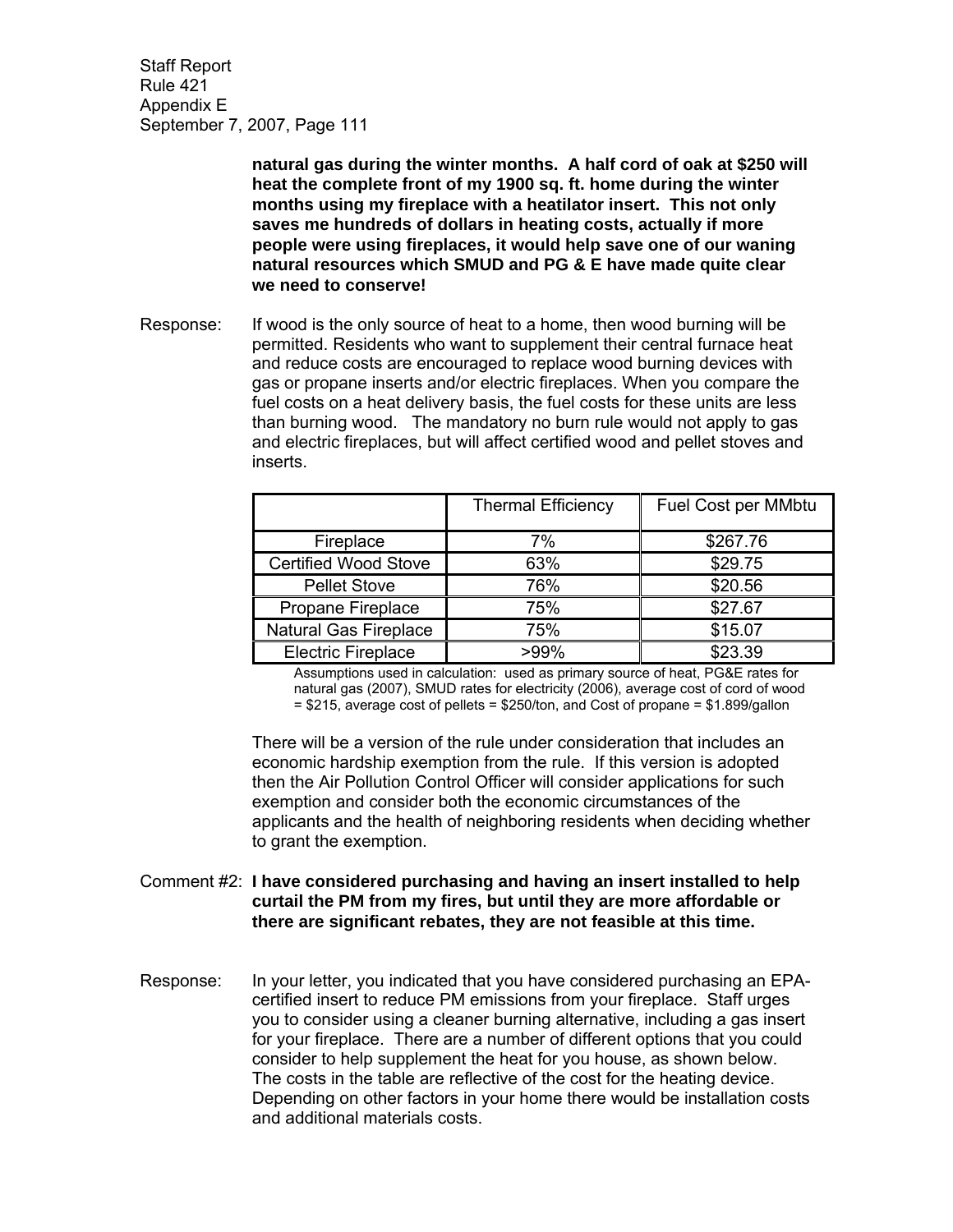**natural gas during the winter months. A half cord of oak at $250 will heat the complete front of my 1900 sq. ft. home during the winter months using my fireplace with a heatilator insert. This not only saves me hundreds of dollars in heating costs, actually if more people were using fireplaces, it would help save one of our waning natural resources which SMUD and PG & E have made quite clear we need to conserve!**

Response: If wood is the only source of heat to a home, then wood burning will be permitted. Residents who want to supplement their central furnace heat and reduce costs are encouraged to replace wood burning devices with gas or propane inserts and/or electric fireplaces. When you compare the fuel costs on a heat delivery basis, the fuel costs for these units are less than burning wood. The mandatory no burn rule would not apply to gas and electric fireplaces, but will affect certified wood and pellet stoves and inserts.

| | Thermal Efficiency | Fuel Cost per MMbtu |
|---|---|---|
| Fireplace | 7% | $267.76 |
| Certified Wood Stove | 63% | $29.75 |
| Pellet Stove | 76% | $20.56 |
| Propane Fireplace | 75% | $27.67 |
| Natural Gas Fireplace | 75% | $15.07 |
| Electric Fireplace | >99% | $23.39 |

Assumptions used in calculation: used as primary source of heat, PG&E rates for natural gas (2007), SMUD rates for electricity (2006), average cost of cord of wood = $215, average cost of pellets = $250/ton, and Cost of propane = $1.899/gallon

There will be a version of the rule under consideration that includes an economic hardship exemption from the rule. If this version is adopted then the Air Pollution Control Officer will consider applications for such exemption and consider both the economic circumstances of the applicants and the health of neighboring residents when deciding whether to grant the exemption.

Comment #2: **I have considered purchasing and having an insert installed to help curtail the PM from my fires, but until they are more affordable or there are significant rebates, they are not feasible at this time.**

Response: In your letter, you indicated that you have considered purchasing an EPA-certified insert to reduce PM emissions from your fireplace. Staff urges you to consider using a cleaner burning alternative, including a gas insert for your fireplace. There are a number of different options that you could consider to help supplement the heat for you house, as shown below. The costs in the table are reflective of the cost for the heating device. Depending on other factors in your home there would be installation costs and additional materials costs.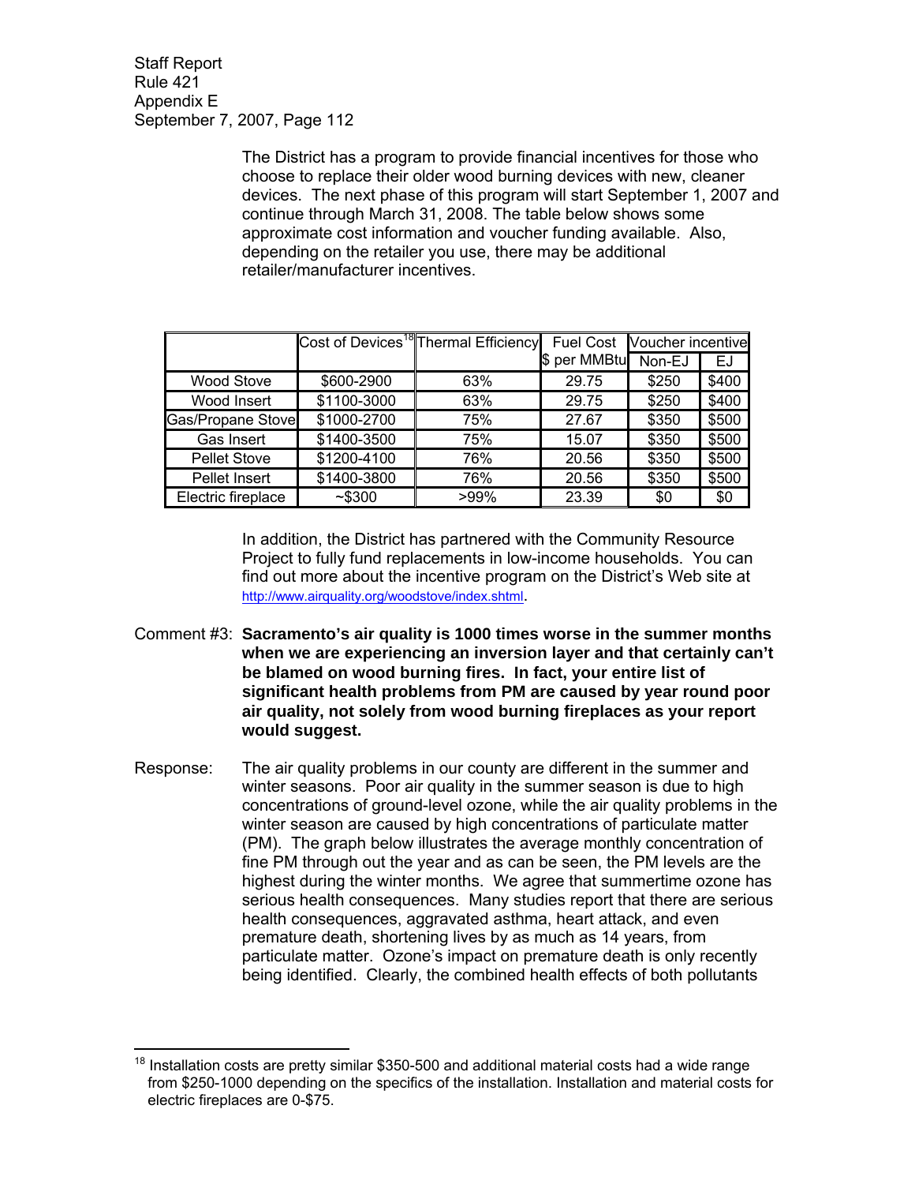The District has a program to provide financial incentives for those who choose to replace their older wood burning devices with new, cleaner devices. The next phase of this program will start September 1, 2007 and continue through March 31, 2008. The table below shows some approximate cost information and voucher funding available. Also, depending on the retailer you use, there may be additional retailer/manufacturer incentives.

| | Cost of Devices[18] | Thermal Efficiency | Fuel Cost | Voucher incentive | |
|---|---|---|---|---|---|
| | | | $ per MMBtu | Non-EJ | EJ |
| Wood Stove | $600-2900 | 63% | 29.75 | $250 | $400 |
| Wood Insert | $1100-3000 | 63% | 29.75 | $250 | $400 |
| Gas/Propane Stove | $1000-2700 | 75% | 27.67 | $350 | $500 |
| Gas Insert | $1400-3500 | 75% | 15.07 | $350 | $500 |
| Pellet Stove | $1200-4100 | 76% | 20.56 | $350 | $500 |
| Pellet Insert | $1400-3800 | 76% | 20.56 | $350 | $500 |
| Electric fireplace | ~$300 | >99% | 23.39 | $0 | $0 |

In addition, the District has partnered with the Community Resource Project to fully fund replacements in low-income households. You can find out more about the incentive program on the District's Web site at http://www.airquality.org/woodstove/index.shtml.

Comment #3: **Sacramento's air quality is 1000 times worse in the summer months when we are experiencing an inversion layer and that certainly can't be blamed on wood burning fires. In fact, your entire list of significant health problems from PM are caused by year round poor air quality, not solely from wood burning fireplaces as your report would suggest.**

Response: The air quality problems in our county are different in the summer and winter seasons. Poor air quality in the summer season is due to high concentrations of ground-level ozone, while the air quality problems in the winter season are caused by high concentrations of particulate matter (PM). The graph below illustrates the average monthly concentration of fine PM through out the year and as can be seen, the PM levels are the highest during the winter months. We agree that summertime ozone has serious health consequences. Many studies report that there are serious health consequences, aggravated asthma, heart attack, and even premature death, shortening lives by as much as 14 years, from particulate matter. Ozone's impact on premature death is only recently being identified. Clearly, the combined health effects of both pollutants

[18] Installation costs are pretty similar $350-500 and additional material costs had a wide range from $250-1000 depending on the specifics of the installation. Installation and material costs for electric fireplaces are 0-$75.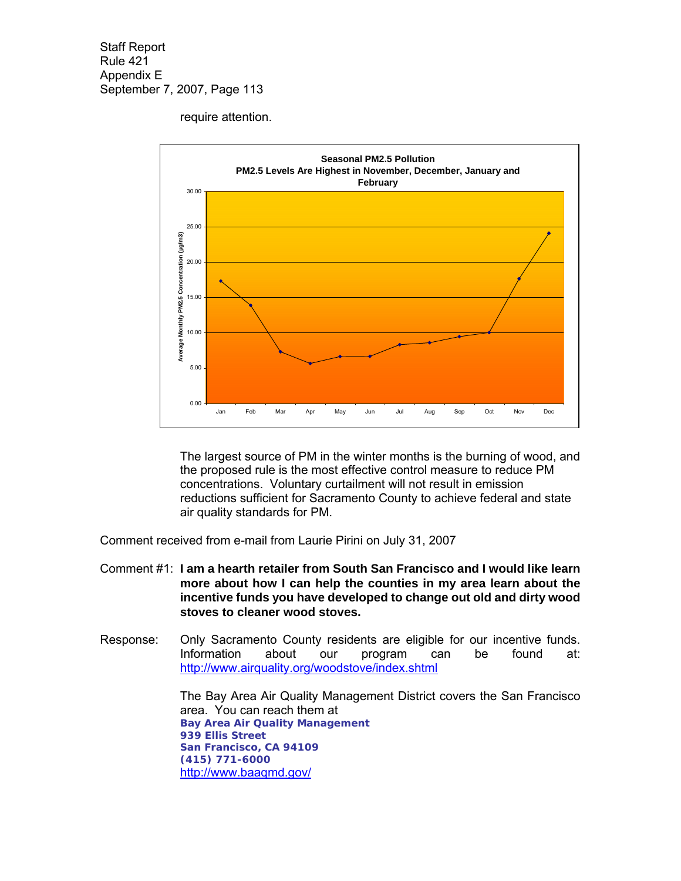require attention.

**Seasonal PM2.5 Pollution**
**PM2.5 Levels Are Highest in November, December, January and February**

The largest source of PM in the winter months is the burning of wood, and the proposed rule is the most effective control measure to reduce PM concentrations. Voluntary curtailment will not result in emission reductions sufficient for Sacramento County to achieve federal and state air quality standards for PM.

Comment received from e-mail from Laurie Pirini on July 31, 2007

Comment #1: **I am a hearth retailer from South San Francisco and I would like learn more about how I can help the counties in my area learn about the incentive funds you have developed to change out old and dirty wood stoves to cleaner wood stoves.**

Response: Only Sacramento County residents are eligible for our incentive funds. Information about our program can be found at: http://www.airquality.org/woodstove/index.shtml

The Bay Area Air Quality Management District covers the San Francisco area. You can reach them at
**Bay Area Air Quality Management**
**939 Ellis Street**
**San Francisco, CA 94109**
**(415) 771-6000**
http://www.baaqmd.gov/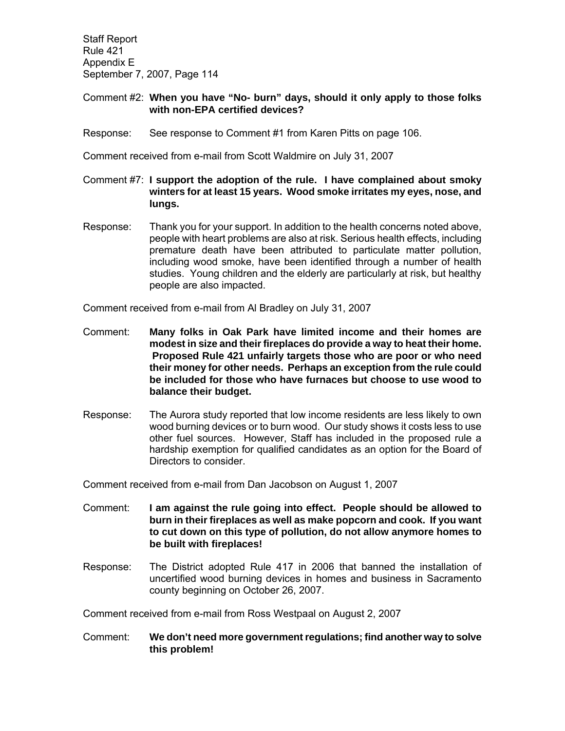Comment #2: **When you have "No- burn" days, should it only apply to those folks with non-EPA certified devices?**

Response: See response to Comment #1 from Karen Pitts on page 106.

Comment received from e-mail from Scott Waldmire on July 31, 2007

Comment #7: **I support the adoption of the rule. I have complained about smoky winters for at least 15 years. Wood smoke irritates my eyes, nose, and lungs.**

Response: Thank you for your support. In addition to the health concerns noted above, people with heart problems are also at risk. Serious health effects, including premature death have been attributed to particulate matter pollution, including wood smoke, have been identified through a number of health studies. Young children and the elderly are particularly at risk, but healthy people are also impacted.

Comment received from e-mail from Al Bradley on July 31, 2007

Comment: **Many folks in Oak Park have limited income and their homes are modest in size and their fireplaces do provide a way to heat their home. Proposed Rule 421 unfairly targets those who are poor or who need their money for other needs. Perhaps an exception from the rule could be included for those who have furnaces but choose to use wood to balance their budget.**

Response: The Aurora study reported that low income residents are less likely to own wood burning devices or to burn wood. Our study shows it costs less to use other fuel sources. However, Staff has included in the proposed rule a hardship exemption for qualified candidates as an option for the Board of Directors to consider.

Comment received from e-mail from Dan Jacobson on August 1, 2007

Comment: **I am against the rule going into effect. People should be allowed to burn in their fireplaces as well as make popcorn and cook. If you want to cut down on this type of pollution, do not allow anymore homes to be built with fireplaces!**

Response: The District adopted Rule 417 in 2006 that banned the installation of uncertified wood burning devices in homes and business in Sacramento county beginning on October 26, 2007.

Comment received from e-mail from Ross Westpaal on August 2, 2007

Comment: **We don't need more government regulations; find another way to solve this problem!**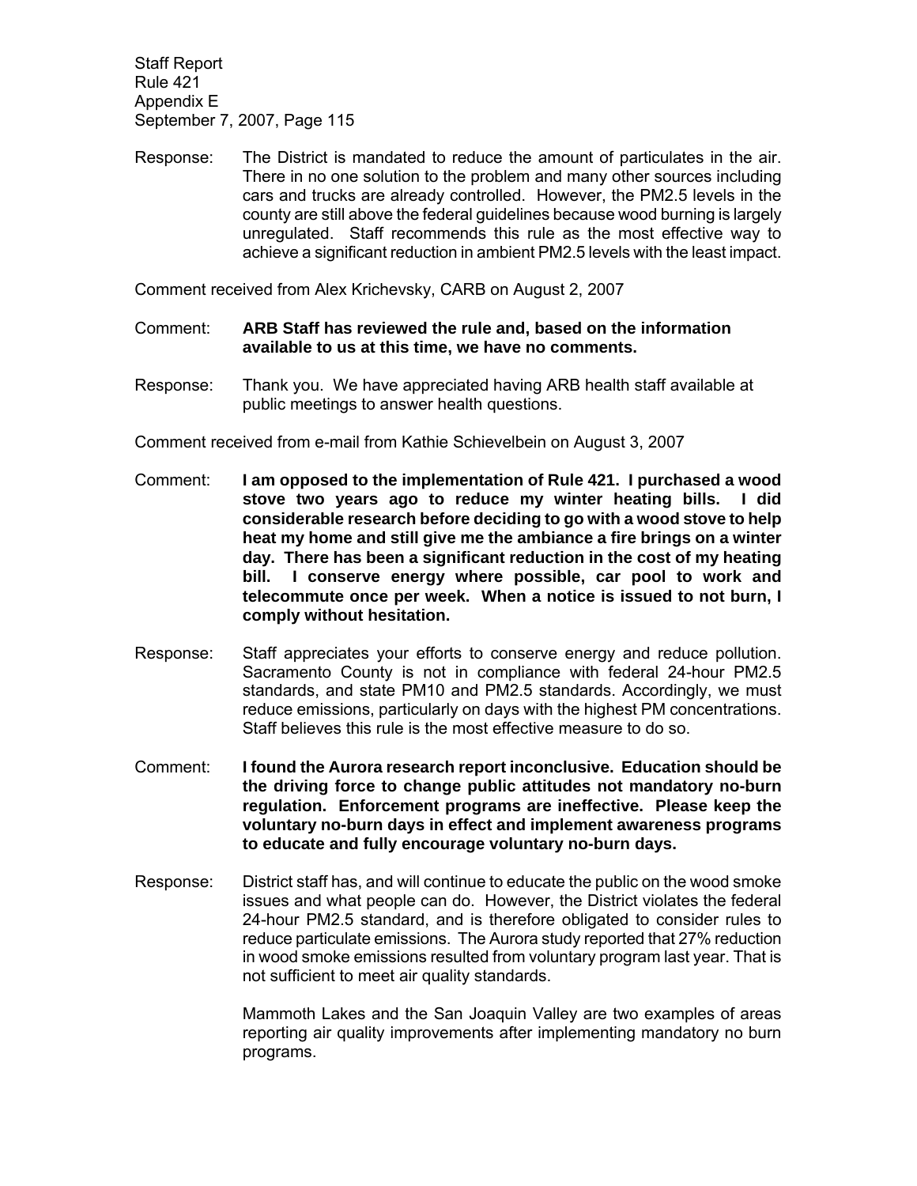Response: The District is mandated to reduce the amount of particulates in the air. There in no one solution to the problem and many other sources including cars and trucks are already controlled. However, the PM2.5 levels in the county are still above the federal guidelines because wood burning is largely unregulated. Staff recommends this rule as the most effective way to achieve a significant reduction in ambient PM2.5 levels with the least impact.

Comment received from Alex Krichevsky, CARB on August 2, 2007

Comment: **ARB Staff has reviewed the rule and, based on the information available to us at this time, we have no comments.**

Response: Thank you. We have appreciated having ARB health staff available at public meetings to answer health questions.

Comment received from e-mail from Kathie Schievelbein on August 3, 2007

Comment: **I am opposed to the implementation of Rule 421. I purchased a wood stove two years ago to reduce my winter heating bills. I did considerable research before deciding to go with a wood stove to help heat my home and still give me the ambiance a fire brings on a winter day. There has been a significant reduction in the cost of my heating bill. I conserve energy where possible, car pool to work and telecommute once per week. When a notice is issued to not burn, I comply without hesitation.**

Response: Staff appreciates your efforts to conserve energy and reduce pollution. Sacramento County is not in compliance with federal 24-hour PM2.5 standards, and state PM10 and PM2.5 standards. Accordingly, we must reduce emissions, particularly on days with the highest PM concentrations. Staff believes this rule is the most effective measure to do so.

Comment: **I found the Aurora research report inconclusive. Education should be the driving force to change public attitudes not mandatory no-burn regulation. Enforcement programs are ineffective. Please keep the voluntary no-burn days in effect and implement awareness programs to educate and fully encourage voluntary no-burn days.**

Response: District staff has, and will continue to educate the public on the wood smoke issues and what people can do. However, the District violates the federal 24-hour PM2.5 standard, and is therefore obligated to consider rules to reduce particulate emissions. The Aurora study reported that 27% reduction in wood smoke emissions resulted from voluntary program last year. That is not sufficient to meet air quality standards.

Mammoth Lakes and the San Joaquin Valley are two examples of areas reporting air quality improvements after implementing mandatory no burn programs.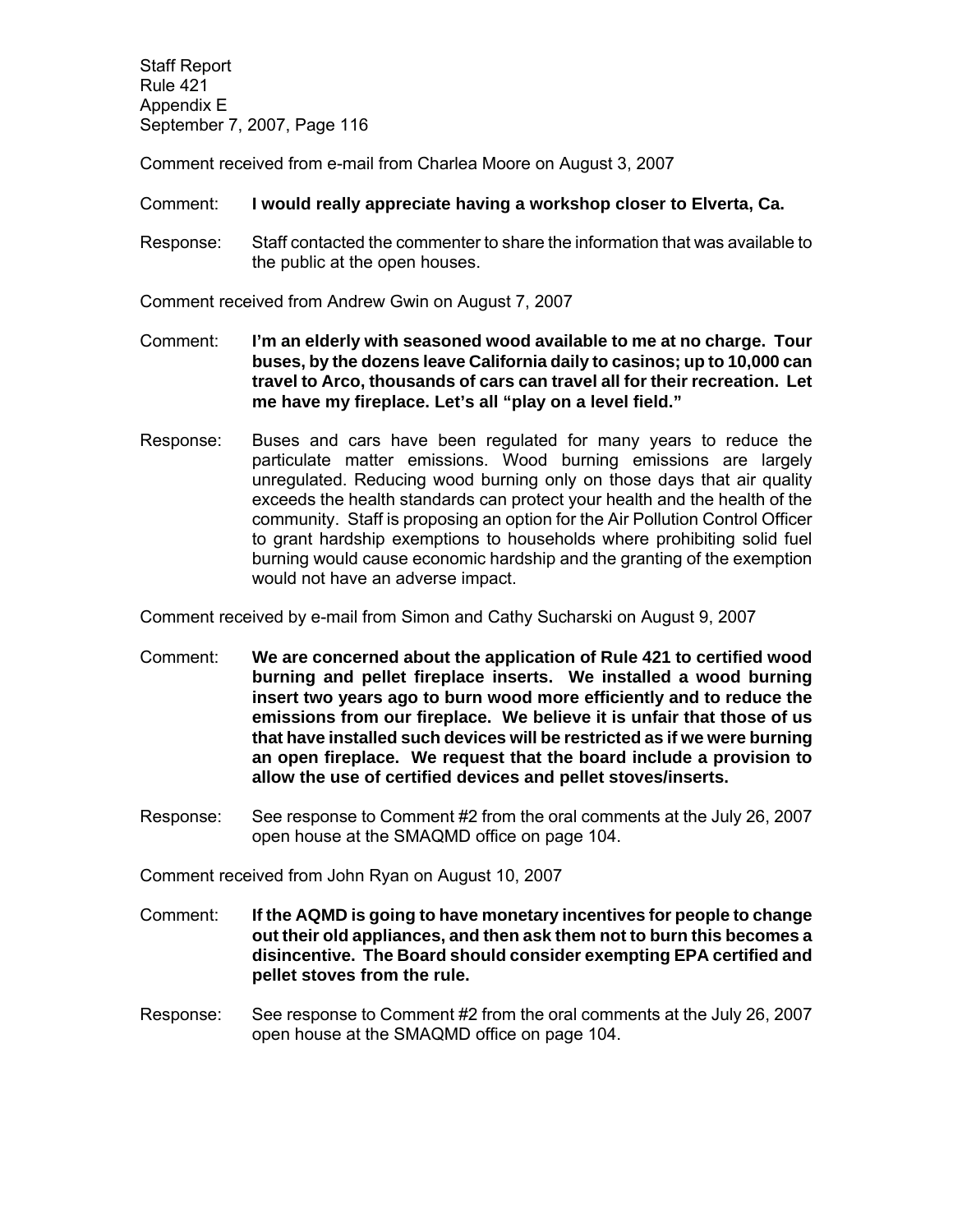Comment received from e-mail from Charlea Moore on August 3, 2007

Comment: **I would really appreciate having a workshop closer to Elverta, Ca.**

Response: Staff contacted the commenter to share the information that was available to the public at the open houses.

Comment received from Andrew Gwin on August 7, 2007

Comment: **I'm an elderly with seasoned wood available to me at no charge. Tour buses, by the dozens leave California daily to casinos; up to 10,000 can travel to Arco, thousands of cars can travel all for their recreation. Let me have my fireplace. Let's all "play on a level field."**

Response: Buses and cars have been regulated for many years to reduce the particulate matter emissions. Wood burning emissions are largely unregulated. Reducing wood burning only on those days that air quality exceeds the health standards can protect your health and the health of the community. Staff is proposing an option for the Air Pollution Control Officer to grant hardship exemptions to households where prohibiting solid fuel burning would cause economic hardship and the granting of the exemption would not have an adverse impact.

Comment received by e-mail from Simon and Cathy Sucharski on August 9, 2007

Comment: **We are concerned about the application of Rule 421 to certified wood burning and pellet fireplace inserts. We installed a wood burning insert two years ago to burn wood more efficiently and to reduce the emissions from our fireplace. We believe it is unfair that those of us that have installed such devices will be restricted as if we were burning an open fireplace. We request that the board include a provision to allow the use of certified devices and pellet stoves/inserts.**

Response: See response to Comment #2 from the oral comments at the July 26, 2007 open house at the SMAQMD office on page 104.

Comment received from John Ryan on August 10, 2007

Comment: **If the AQMD is going to have monetary incentives for people to change out their old appliances, and then ask them not to burn this becomes a disincentive. The Board should consider exempting EPA certified and pellet stoves from the rule.**

Response: See response to Comment #2 from the oral comments at the July 26, 2007 open house at the SMAQMD office on page 104.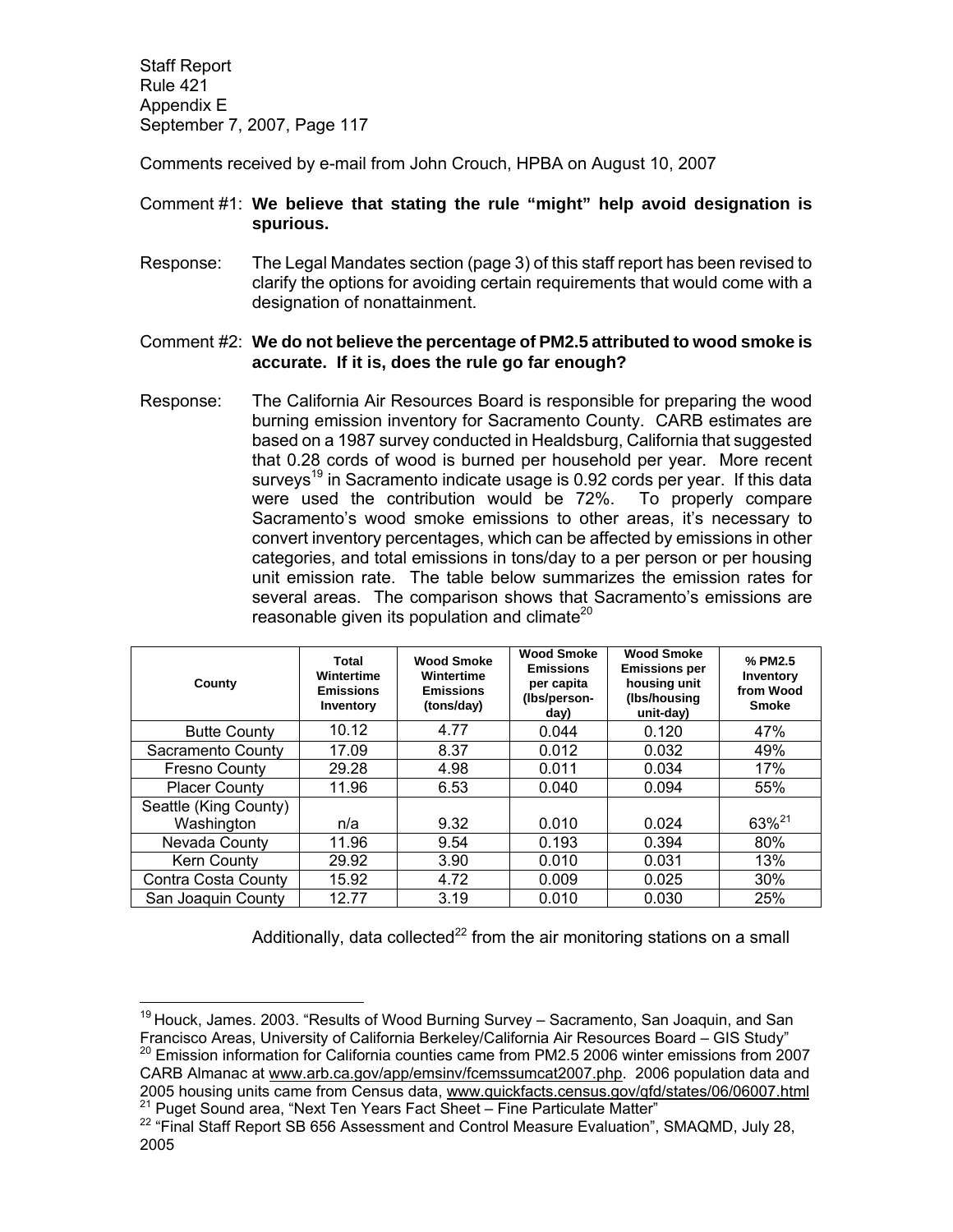Comments received by e-mail from John Crouch, HPBA on August 10, 2007

Comment #1: **We believe that stating the rule "might" help avoid designation is spurious.**

Response: The Legal Mandates section (page 3) of this staff report has been revised to clarify the options for avoiding certain requirements that would come with a designation of nonattainment.

Comment #2: **We do not believe the percentage of PM2.5 attributed to wood smoke is accurate. If it is, does the rule go far enough?**

Response: The California Air Resources Board is responsible for preparing the wood burning emission inventory for Sacramento County. CARB estimates are based on a 1987 survey conducted in Healdsburg, California that suggested that 0.28 cords of wood is burned per household per year. More recent surveys[19] in Sacramento indicate usage is 0.92 cords per year. If this data were used the contribution would be 72%. To properly compare Sacramento's wood smoke emissions to other areas, it's necessary to convert inventory percentages, which can be affected by emissions in other categories, and total emissions in tons/day to a per person or per housing unit emission rate. The table below summarizes the emission rates for several areas. The comparison shows that Sacramento's emissions are reasonable given its population and climate[20]

| County | Total Wintertime Emissions Inventory | Wood Smoke Wintertime Emissions (tons/day) | Wood Smoke Emissions per capita (lbs/person-day) | Wood Smoke Emissions per housing unit (lbs/housing unit-day) | % PM2.5 Inventory from Wood Smoke |
|---|---|---|---|---|---|
| Butte County | 10.12 | 4.77 | 0.044 | 0.120 | 47% |
| Sacramento County | 17.09 | 8.37 | 0.012 | 0.032 | 49% |
| Fresno County | 29.28 | 4.98 | 0.011 | 0.034 | 17% |
| Placer County | 11.96 | 6.53 | 0.040 | 0.094 | 55% |
| Seattle (King County) Washington | n/a | 9.32 | 0.010 | 0.024 | 63%[21] |
| Nevada County | 11.96 | 9.54 | 0.193 | 0.394 | 80% |
| Kern County | 29.92 | 3.90 | 0.010 | 0.031 | 13% |
| Contra Costa County | 15.92 | 4.72 | 0.009 | 0.025 | 30% |
| San Joaquin County | 12.77 | 3.19 | 0.010 | 0.030 | 25% |

Additionally, data collected[22] from the air monitoring stations on a small

---

[19] Houck, James. 2003. "Results of Wood Burning Survey – Sacramento, San Joaquin, and San Francisco Areas, University of California Berkeley/California Air Resources Board – GIS Study"

[20] Emission information for California counties came from PM2.5 2006 winter emissions from 2007 CARB Almanac at www.arb.ca.gov/app/emsinv/fcemssumcat2007.php. 2006 population data and 2005 housing units came from Census data, www.quickfacts.census.gov/qfd/states/06/06007.html

[21] Puget Sound area, "Next Ten Years Fact Sheet – Fine Particulate Matter"

[22] "Final Staff Report SB 656 Assessment and Control Measure Evaluation", SMAQMD, July 28, 2005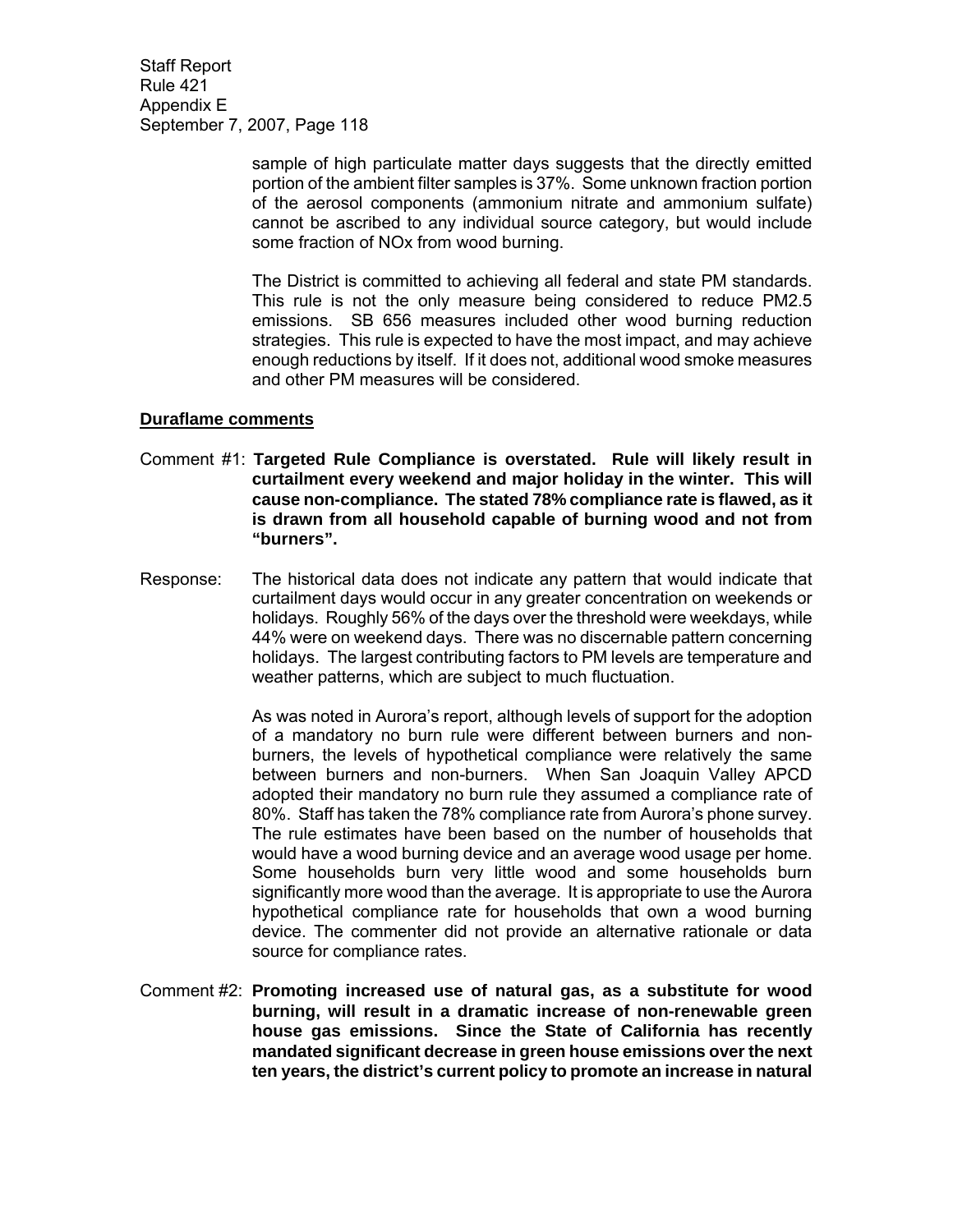sample of high particulate matter days suggests that the directly emitted portion of the ambient filter samples is 37%. Some unknown fraction portion of the aerosol components (ammonium nitrate and ammonium sulfate) cannot be ascribed to any individual source category, but would include some fraction of NOx from wood burning.

The District is committed to achieving all federal and state PM standards. This rule is not the only measure being considered to reduce PM2.5 emissions. SB 656 measures included other wood burning reduction strategies. This rule is expected to have the most impact, and may achieve enough reductions by itself. If it does not, additional wood smoke measures and other PM measures will be considered.

**Duraflame comments**

Comment #1: **Targeted Rule Compliance is overstated. Rule will likely result in curtailment every weekend and major holiday in the winter. This will cause non-compliance. The stated 78% compliance rate is flawed, as it is drawn from all household capable of burning wood and not from "burners".**

Response: The historical data does not indicate any pattern that would indicate that curtailment days would occur in any greater concentration on weekends or holidays. Roughly 56% of the days over the threshold were weekdays, while 44% were on weekend days. There was no discernable pattern concerning holidays. The largest contributing factors to PM levels are temperature and weather patterns, which are subject to much fluctuation.

As was noted in Aurora's report, although levels of support for the adoption of a mandatory no burn rule were different between burners and non-burners, the levels of hypothetical compliance were relatively the same between burners and non-burners. When San Joaquin Valley APCD adopted their mandatory no burn rule they assumed a compliance rate of 80%. Staff has taken the 78% compliance rate from Aurora's phone survey. The rule estimates have been based on the number of households that would have a wood burning device and an average wood usage per home. Some households burn very little wood and some households burn significantly more wood than the average. It is appropriate to use the Aurora hypothetical compliance rate for households that own a wood burning device. The commenter did not provide an alternative rationale or data source for compliance rates.

Comment #2: **Promoting increased use of natural gas, as a substitute for wood burning, will result in a dramatic increase of non-renewable green house gas emissions. Since the State of California has recently mandated significant decrease in green house emissions over the next ten years, the district's current policy to promote an increase in natural**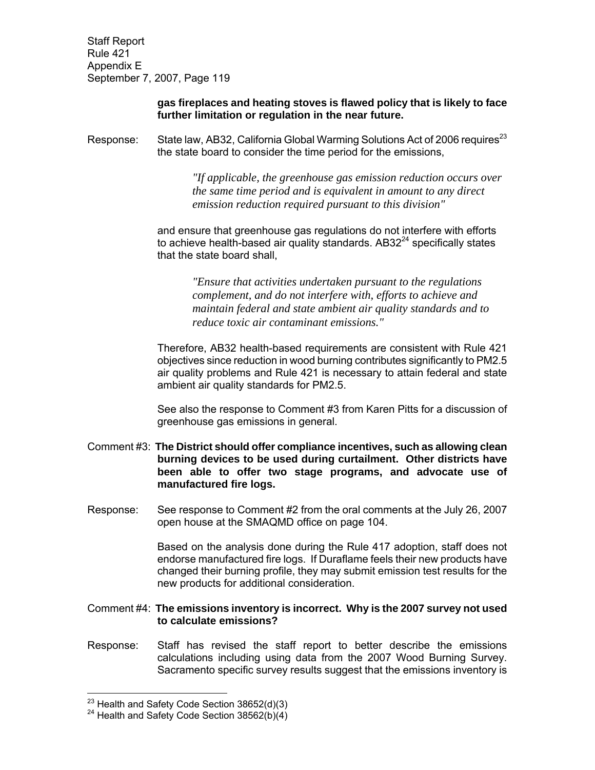**gas fireplaces and heating stoves is flawed policy that is likely to face further limitation or regulation in the near future.**

Response: State law, AB32, California Global Warming Solutions Act of 2006 requires[23] the state board to consider the time period for the emissions,

> *"If applicable, the greenhouse gas emission reduction occurs over the same time period and is equivalent in amount to any direct emission reduction required pursuant to this division"*

and ensure that greenhouse gas regulations do not interfere with efforts to achieve health-based air quality standards. AB32[24] specifically states that the state board shall,

> *"Ensure that activities undertaken pursuant to the regulations complement, and do not interfere with, efforts to achieve and maintain federal and state ambient air quality standards and to reduce toxic air contaminant emissions."*

Therefore, AB32 health-based requirements are consistent with Rule 421 objectives since reduction in wood burning contributes significantly to PM2.5 air quality problems and Rule 421 is necessary to attain federal and state ambient air quality standards for PM2.5.

See also the response to Comment #3 from Karen Pitts for a discussion of greenhouse gas emissions in general.

Comment #3: **The District should offer compliance incentives, such as allowing clean burning devices to be used during curtailment. Other districts have been able to offer two stage programs, and advocate use of manufactured fire logs.**

Response: See response to Comment #2 from the oral comments at the July 26, 2007 open house at the SMAQMD office on page 104.

Based on the analysis done during the Rule 417 adoption, staff does not endorse manufactured fire logs. If Duraflame feels their new products have changed their burning profile, they may submit emission test results for the new products for additional consideration.

Comment #4: **The emissions inventory is incorrect. Why is the 2007 survey not used to calculate emissions?**

Response: Staff has revised the staff report to better describe the emissions calculations including using data from the 2007 Wood Burning Survey. Sacramento specific survey results suggest that the emissions inventory is

---

[23] Health and Safety Code Section 38652(d)(3)

[24] Health and Safety Code Section 38562(b)(4)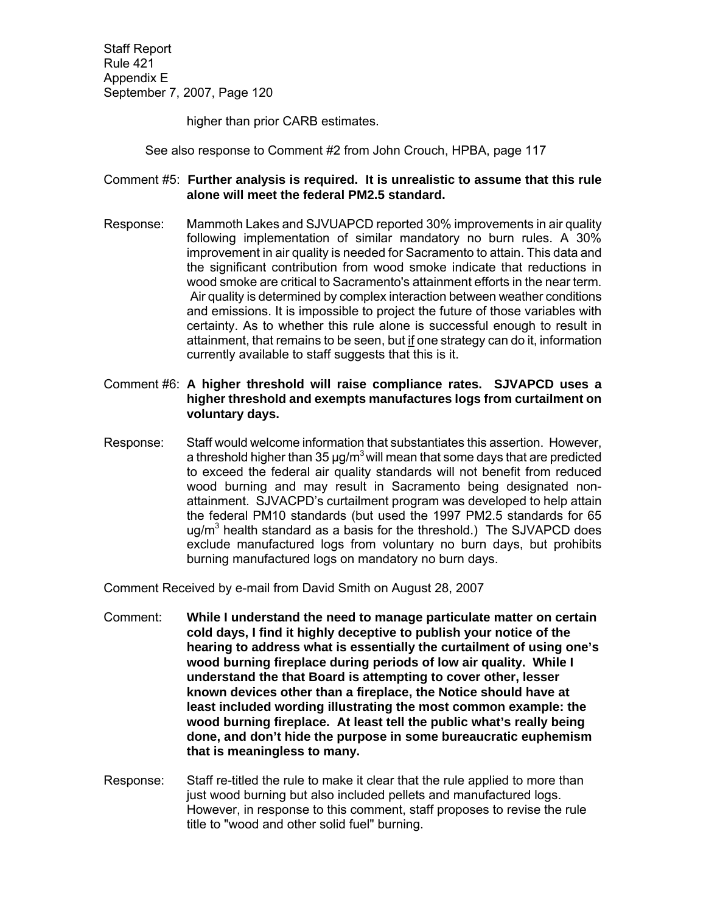higher than prior CARB estimates.

See also response to Comment #2 from John Crouch, HPBA, page 117

Comment #5: **Further analysis is required. It is unrealistic to assume that this rule alone will meet the federal PM2.5 standard.**

Response: Mammoth Lakes and SJVUAPCD reported 30% improvements in air quality following implementation of similar mandatory no burn rules. A 30% improvement in air quality is needed for Sacramento to attain. This data and the significant contribution from wood smoke indicate that reductions in wood smoke are critical to Sacramento's attainment efforts in the near term. Air quality is determined by complex interaction between weather conditions and emissions. It is impossible to project the future of those variables with certainty. As to whether this rule alone is successful enough to result in attainment, that remains to be seen, but if one strategy can do it, information currently available to staff suggests that this is it.

Comment #6: **A higher threshold will raise compliance rates. SJVAPCD uses a higher threshold and exempts manufactures logs from curtailment on voluntary days.**

Response: Staff would welcome information that substantiates this assertion. However, a threshold higher than 35 µg/m$^3$ will mean that some days that are predicted to exceed the federal air quality standards will not benefit from reduced wood burning and may result in Sacramento being designated non-attainment. SJVACPD's curtailment program was developed to help attain the federal PM10 standards (but used the 1997 PM2.5 standards for 65 ug/m$^3$ health standard as a basis for the threshold.) The SJVAPCD does exclude manufactured logs from voluntary no burn days, but prohibits burning manufactured logs on mandatory no burn days.

Comment Received by e-mail from David Smith on August 28, 2007

Comment: **While I understand the need to manage particulate matter on certain cold days, I find it highly deceptive to publish your notice of the hearing to address what is essentially the curtailment of using one's wood burning fireplace during periods of low air quality. While I understand the that Board is attempting to cover other, lesser known devices other than a fireplace, the Notice should have at least included wording illustrating the most common example: the wood burning fireplace. At least tell the public what's really being done, and don't hide the purpose in some bureaucratic euphemism that is meaningless to many.**

Response: Staff re-titled the rule to make it clear that the rule applied to more than just wood burning but also included pellets and manufactured logs. However, in response to this comment, staff proposes to revise the rule title to "wood and other solid fuel" burning.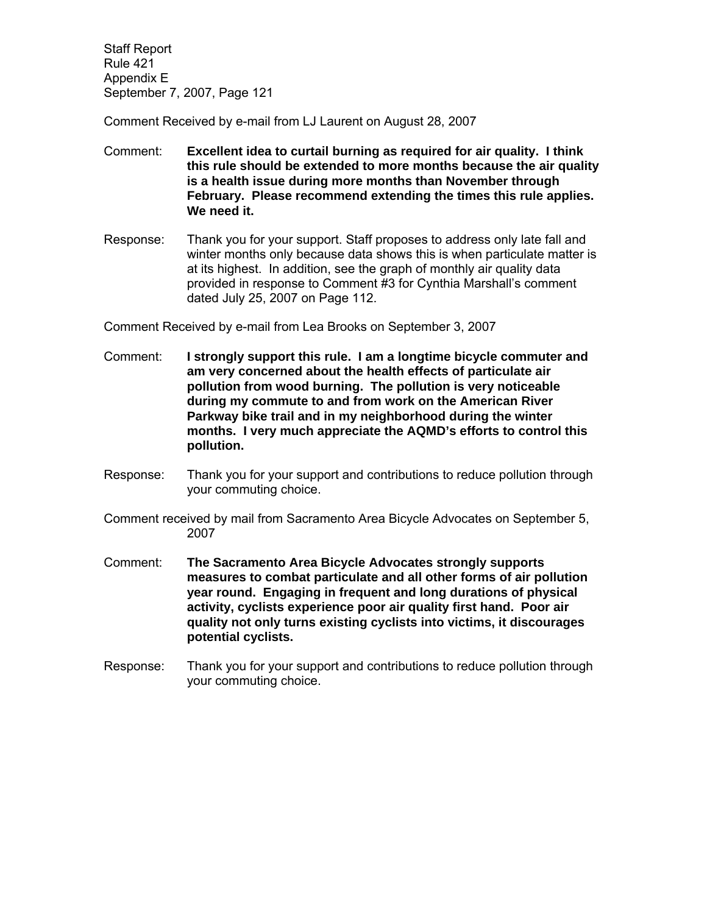Comment Received by e-mail from LJ Laurent on August 28, 2007

Comment: **Excellent idea to curtail burning as required for air quality. I think this rule should be extended to more months because the air quality is a health issue during more months than November through February. Please recommend extending the times this rule applies. We need it.**

Response: Thank you for your support. Staff proposes to address only late fall and winter months only because data shows this is when particulate matter is at its highest. In addition, see the graph of monthly air quality data provided in response to Comment #3 for Cynthia Marshall's comment dated July 25, 2007 on Page 112.

Comment Received by e-mail from Lea Brooks on September 3, 2007

Comment: **I strongly support this rule. I am a longtime bicycle commuter and am very concerned about the health effects of particulate air pollution from wood burning. The pollution is very noticeable during my commute to and from work on the American River Parkway bike trail and in my neighborhood during the winter months. I very much appreciate the AQMD's efforts to control this pollution.**

Response: Thank you for your support and contributions to reduce pollution through your commuting choice.

Comment received by mail from Sacramento Area Bicycle Advocates on September 5, 2007

Comment: **The Sacramento Area Bicycle Advocates strongly supports measures to combat particulate and all other forms of air pollution year round. Engaging in frequent and long durations of physical activity, cyclists experience poor air quality first hand. Poor air quality not only turns existing cyclists into victims, it discourages potential cyclists.**

Response: Thank you for your support and contributions to reduce pollution through your commuting choice.